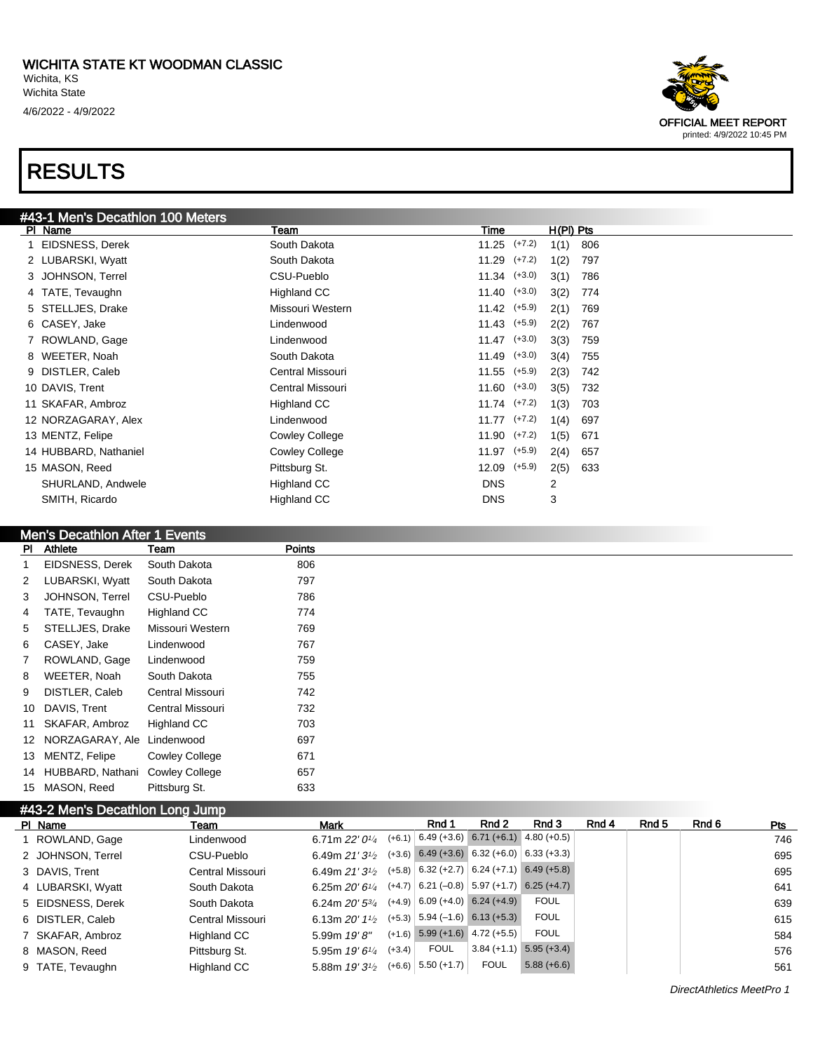# WICHITA STATE KT WOODMAN CLASSIC

Wichita, KS
Wichita State
4/6/2022 - 4/9/2022

OFFICIAL MEET REPORT
printed: 4/9/2022 10:45 PM

# RESULTS

## #43-1 Men's Decathlon 100 Meters

| Pl | Name | Team | Time | | H(Pl) | Pts |
|---|---|---|---|---|---|---|
| 1 | EIDSNESS, Derek | South Dakota | 11.25 | (+7.2) | 1(1) | 806 |
| 2 | LUBARSKI, Wyatt | South Dakota | 11.29 | (+7.2) | 1(2) | 797 |
| 3 | JOHNSON, Terrel | CSU-Pueblo | 11.34 | (+3.0) | 3(1) | 786 |
| 4 | TATE, Tevaughn | Highland CC | 11.40 | (+3.0) | 3(2) | 774 |
| 5 | STELLJES, Drake | Missouri Western | 11.42 | (+5.9) | 2(1) | 769 |
| 6 | CASEY, Jake | Lindenwood | 11.43 | (+5.9) | 2(2) | 767 |
| 7 | ROWLAND, Gage | Lindenwood | 11.47 | (+3.0) | 3(3) | 759 |
| 8 | WEETER, Noah | South Dakota | 11.49 | (+3.0) | 3(4) | 755 |
| 9 | DISTLER, Caleb | Central Missouri | 11.55 | (+5.9) | 2(3) | 742 |
| 10 | DAVIS, Trent | Central Missouri | 11.60 | (+3.0) | 3(5) | 732 |
| 11 | SKAFAR, Ambroz | Highland CC | 11.74 | (+7.2) | 1(3) | 703 |
| 12 | NORZAGARAY, Alex | Lindenwood | 11.77 | (+7.2) | 1(4) | 697 |
| 13 | MENTZ, Felipe | Cowley College | 11.90 | (+7.2) | 1(5) | 671 |
| 14 | HUBBARD, Nathaniel | Cowley College | 11.97 | (+5.9) | 2(4) | 657 |
| 15 | MASON, Reed | Pittsburg St. | 12.09 | (+5.9) | 2(5) | 633 |
| | SHURLAND, Andwele | Highland CC | DNS | | 2 | |
| | SMITH, Ricardo | Highland CC | DNS | | 3 | |

## Men's Decathlon After 1 Events

| Pl | Athlete | Team | Points |
|---|---|---|---|
| 1 | EIDSNESS, Derek | South Dakota | 806 |
| 2 | LUBARSKI, Wyatt | South Dakota | 797 |
| 3 | JOHNSON, Terrel | CSU-Pueblo | 786 |
| 4 | TATE, Tevaughn | Highland CC | 774 |
| 5 | STELLJES, Drake | Missouri Western | 769 |
| 6 | CASEY, Jake | Lindenwood | 767 |
| 7 | ROWLAND, Gage | Lindenwood | 759 |
| 8 | WEETER, Noah | South Dakota | 755 |
| 9 | DISTLER, Caleb | Central Missouri | 742 |
| 10 | DAVIS, Trent | Central Missouri | 732 |
| 11 | SKAFAR, Ambroz | Highland CC | 703 |
| 12 | NORZAGARAY, Ale | Lindenwood | 697 |
| 13 | MENTZ, Felipe | Cowley College | 671 |
| 14 | HUBBARD, Nathani | Cowley College | 657 |
| 15 | MASON, Reed | Pittsburg St. | 633 |

## #43-2 Men's Decathlon Long Jump

| Pl | Name | Team | Mark | | Rnd 1 | Rnd 2 | Rnd 3 | Rnd 4 | Rnd 5 | Rnd 6 | Pts |
|---|---|---|---|---|---|---|---|---|---|---|---|
| 1 | ROWLAND, Gage | Lindenwood | 6.71m *22' 0¼* | (+6.1) | 6.49 (+3.6) | 6.71 (+6.1) | 4.80 (+0.5) | | | | 746 |
| 2 | JOHNSON, Terrel | CSU-Pueblo | 6.49m *21' 3½* | (+3.6) | 6.49 (+3.6) | 6.32 (+6.0) | 6.33 (+3.3) | | | | 695 |
| 3 | DAVIS, Trent | Central Missouri | 6.49m *21' 3½* | (+5.8) | 6.32 (+2.7) | 6.24 (+7.1) | 6.49 (+5.8) | | | | 695 |
| 4 | LUBARSKI, Wyatt | South Dakota | 6.25m *20' 6¼* | (+4.7) | 6.21 (−0.8) | 5.97 (+1.7) | 6.25 (+4.7) | | | | 641 |
| 5 | EIDSNESS, Derek | South Dakota | 6.24m *20' 5¾* | (+4.9) | 6.09 (+4.0) | 6.24 (+4.9) | FOUL | | | | 639 |
| 6 | DISTLER, Caleb | Central Missouri | 6.13m *20' 1½* | (+5.3) | 5.94 (−1.6) | 6.13 (+5.3) | FOUL | | | | 615 |
| 7 | SKAFAR, Ambroz | Highland CC | 5.99m *19' 8"* | (+1.6) | 5.99 (+1.6) | 4.72 (+5.5) | FOUL | | | | 584 |
| 8 | MASON, Reed | Pittsburg St. | 5.95m *19' 6¼* | (+3.4) | FOUL | 3.84 (+1.1) | 5.95 (+3.4) | | | | 576 |
| 9 | TATE, Tevaughn | Highland CC | 5.88m *19' 3½* | (+6.6) | 5.50 (+1.7) | FOUL | 5.88 (+6.6) | | | | 561 |

DirectAthletics MeetPro 1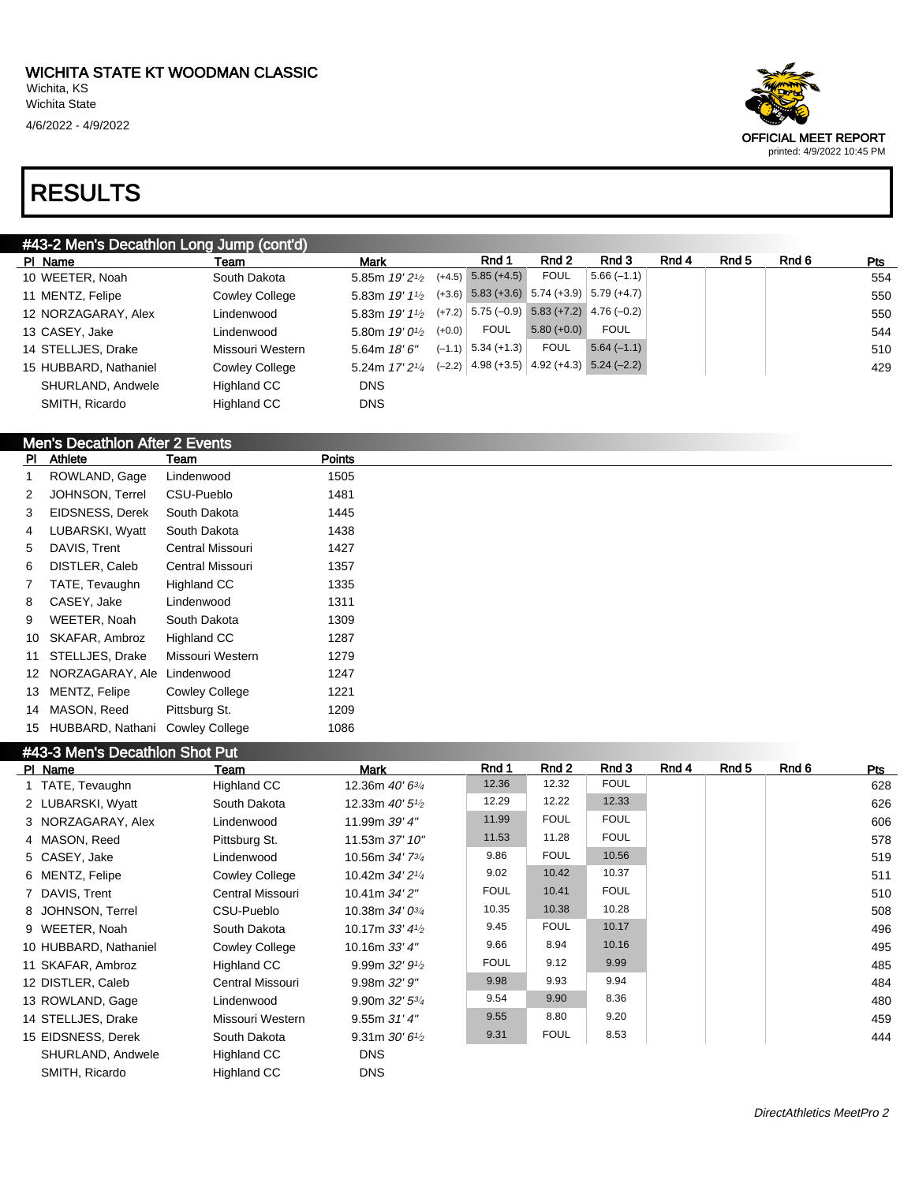# WICHITA STATE KT WOODMAN CLASSIC

Wichita, KS
Wichita State
4/6/2022 - 4/9/2022

OFFICIAL MEET REPORT
printed: 4/9/2022 10:45 PM

# RESULTS

## #43-2 Men's Decathlon Long Jump (cont'd)

| Pl | Name | Team | Mark | | Rnd 1 | Rnd 2 | Rnd 3 | Rnd 4 | Rnd 5 | Rnd 6 | Pts |
|---|---|---|---|---|---|---|---|---|---|---|---|
| 10 | WEETER, Noah | South Dakota | 5.85m *19' 2½* | (+4.5) | 5.85 (+4.5) | FOUL | 5.66 (–1.1) | | | | 554 |
| 11 | MENTZ, Felipe | Cowley College | 5.83m *19' 1½* | (+3.6) | 5.83 (+3.6) | 5.74 (+3.9) | 5.79 (+4.7) | | | | 550 |
| 12 | NORZAGARAY, Alex | Lindenwood | 5.83m *19' 1½* | (+7.2) | 5.75 (–0.9) | 5.83 (+7.2) | 4.76 (–0.2) | | | | 550 |
| 13 | CASEY, Jake | Lindenwood | 5.80m *19' 0½* | (+0.0) | FOUL | 5.80 (+0.0) | FOUL | | | | 544 |
| 14 | STELLJES, Drake | Missouri Western | 5.64m *18' 6"* | (–1.1) | 5.34 (+1.3) | FOUL | 5.64 (–1.1) | | | | 510 |
| 15 | HUBBARD, Nathaniel | Cowley College | 5.24m *17' 2¼* | (–2.2) | 4.98 (+3.5) | 4.92 (+4.3) | 5.24 (–2.2) | | | | 429 |
| | SHURLAND, Andwele | Highland CC | DNS | | | | | | | | |
| | SMITH, Ricardo | Highland CC | DNS | | | | | | | | |

## Men's Decathlon After 2 Events

| Pl | Athlete | Team | Points |
|---|---|---|---|
| 1 | ROWLAND, Gage | Lindenwood | 1505 |
| 2 | JOHNSON, Terrel | CSU-Pueblo | 1481 |
| 3 | EIDSNESS, Derek | South Dakota | 1445 |
| 4 | LUBARSKI, Wyatt | South Dakota | 1438 |
| 5 | DAVIS, Trent | Central Missouri | 1427 |
| 6 | DISTLER, Caleb | Central Missouri | 1357 |
| 7 | TATE, Tevaughn | Highland CC | 1335 |
| 8 | CASEY, Jake | Lindenwood | 1311 |
| 9 | WEETER, Noah | South Dakota | 1309 |
| 10 | SKAFAR, Ambroz | Highland CC | 1287 |
| 11 | STELLJES, Drake | Missouri Western | 1279 |
| 12 | NORZAGARAY, Ale | Lindenwood | 1247 |
| 13 | MENTZ, Felipe | Cowley College | 1221 |
| 14 | MASON, Reed | Pittsburg St. | 1209 |
| 15 | HUBBARD, Nathani | Cowley College | 1086 |

## #43-3 Men's Decathlon Shot Put

| Pl | Name | Team | Mark | Rnd 1 | Rnd 2 | Rnd 3 | Rnd 4 | Rnd 5 | Rnd 6 | Pts |
|---|---|---|---|---|---|---|---|---|---|---|
| 1 | TATE, Tevaughn | Highland CC | 12.36m *40' 6¾* | 12.36 | 12.32 | FOUL | | | | 628 |
| 2 | LUBARSKI, Wyatt | South Dakota | 12.33m *40' 5½* | 12.29 | 12.22 | 12.33 | | | | 626 |
| 3 | NORZAGARAY, Alex | Lindenwood | 11.99m *39' 4"* | 11.99 | FOUL | FOUL | | | | 606 |
| 4 | MASON, Reed | Pittsburg St. | 11.53m *37' 10"* | 11.53 | 11.28 | FOUL | | | | 578 |
| 5 | CASEY, Jake | Lindenwood | 10.56m *34' 7¾* | 9.86 | FOUL | 10.56 | | | | 519 |
| 6 | MENTZ, Felipe | Cowley College | 10.42m *34' 2¼* | 9.02 | 10.42 | 10.37 | | | | 511 |
| 7 | DAVIS, Trent | Central Missouri | 10.41m *34' 2"* | FOUL | 10.41 | FOUL | | | | 510 |
| 8 | JOHNSON, Terrel | CSU-Pueblo | 10.38m *34' 0¾* | 10.35 | 10.38 | 10.28 | | | | 508 |
| 9 | WEETER, Noah | South Dakota | 10.17m *33' 4½* | 9.45 | FOUL | 10.17 | | | | 496 |
| 10 | HUBBARD, Nathaniel | Cowley College | 10.16m *33' 4"* | 9.66 | 8.94 | 10.16 | | | | 495 |
| 11 | SKAFAR, Ambroz | Highland CC | 9.99m *32' 9½* | FOUL | 9.12 | 9.99 | | | | 485 |
| 12 | DISTLER, Caleb | Central Missouri | 9.98m *32' 9"* | 9.98 | 9.93 | 9.94 | | | | 484 |
| 13 | ROWLAND, Gage | Lindenwood | 9.90m *32' 5¾* | 9.54 | 9.90 | 8.36 | | | | 480 |
| 14 | STELLJES, Drake | Missouri Western | 9.55m *31' 4"* | 9.55 | 8.80 | 9.20 | | | | 459 |
| 15 | EIDSNESS, Derek | South Dakota | 9.31m *30' 6½* | 9.31 | FOUL | 8.53 | | | | 444 |
| | SHURLAND, Andwele | Highland CC | DNS | | | | | | | |
| | SMITH, Ricardo | Highland CC | DNS | | | | | | | |

*DirectAthletics MeetPro 2*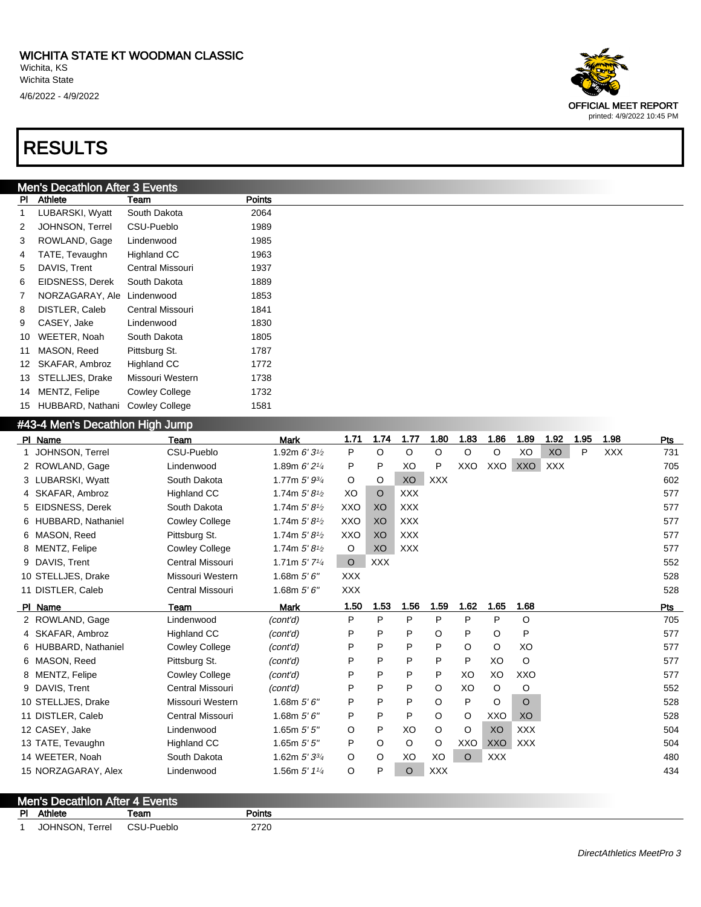# WICHITA STATE KT WOODMAN CLASSIC

Wichita, KS
Wichita State
4/6/2022 - 4/9/2022

OFFICIAL MEET REPORT
printed: 4/9/2022 10:45 PM

# RESULTS

## Men's Decathlon After 3 Events

| Pl | Athlete | Team | Points |
|---|---|---|---|
| 1 | LUBARSKI, Wyatt | South Dakota | 2064 |
| 2 | JOHNSON, Terrel | CSU-Pueblo | 1989 |
| 3 | ROWLAND, Gage | Lindenwood | 1985 |
| 4 | TATE, Tevaughn | Highland CC | 1963 |
| 5 | DAVIS, Trent | Central Missouri | 1937 |
| 6 | EIDSNESS, Derek | South Dakota | 1889 |
| 7 | NORZAGARAY, Ale | Lindenwood | 1853 |
| 8 | DISTLER, Caleb | Central Missouri | 1841 |
| 9 | CASEY, Jake | Lindenwood | 1830 |
| 10 | WEETER, Noah | South Dakota | 1805 |
| 11 | MASON, Reed | Pittsburg St. | 1787 |
| 12 | SKAFAR, Ambroz | Highland CC | 1772 |
| 13 | STELLJES, Drake | Missouri Western | 1738 |
| 14 | MENTZ, Felipe | Cowley College | 1732 |
| 15 | HUBBARD, Nathani | Cowley College | 1581 |

## #43-4 Men's Decathlon High Jump

| Pl | Name | Team | Mark | 1.71 | 1.74 | 1.77 | 1.80 | 1.83 | 1.86 | 1.89 | 1.92 | 1.95 | 1.98 | Pts |
|---|---|---|---|---|---|---|---|---|---|---|---|---|---|---|
| 1 | JOHNSON, Terrel | CSU-Pueblo | 1.92m *6' 3½* | P | O | O | O | O | O | XO | XO | P | XXX | 731 |
| 2 | ROWLAND, Gage | Lindenwood | 1.89m *6' 2¼* | P | P | XO | P | XXO | XXO | XXO | XXX | | | 705 |
| 3 | LUBARSKI, Wyatt | South Dakota | 1.77m *5' 9¾* | O | O | XO | XXX | | | | | | | 602 |
| 4 | SKAFAR, Ambroz | Highland CC | 1.74m *5' 8½* | XO | O | XXX | | | | | | | | 577 |
| 5 | EIDSNESS, Derek | South Dakota | 1.74m *5' 8½* | XXO | XO | XXX | | | | | | | | 577 |
| 6 | HUBBARD, Nathaniel | Cowley College | 1.74m *5' 8½* | XXO | XO | XXX | | | | | | | | 577 |
| 6 | MASON, Reed | Pittsburg St. | 1.74m *5' 8½* | XXO | XO | XXX | | | | | | | | 577 |
| 8 | MENTZ, Felipe | Cowley College | 1.74m *5' 8½* | O | XO | XXX | | | | | | | | 577 |
| 9 | DAVIS, Trent | Central Missouri | 1.71m *5' 7¼* | O | XXX | | | | | | | | | 552 |
| 10 | STELLJES, Drake | Missouri Western | 1.68m *5' 6"* | XXX | | | | | | | | | | 528 |
| 11 | DISTLER, Caleb | Central Missouri | 1.68m *5' 6"* | XXX | | | | | | | | | | 528 |

| Pl | Name | Team | Mark | 1.50 | 1.53 | 1.56 | 1.59 | 1.62 | 1.65 | 1.68 | Pts |
|---|---|---|---|---|---|---|---|---|---|---|---|
| 2 | ROWLAND, Gage | Lindenwood | *(cont'd)* | P | P | P | P | P | P | O | 705 |
| 4 | SKAFAR, Ambroz | Highland CC | *(cont'd)* | P | P | P | O | P | O | P | 577 |
| 6 | HUBBARD, Nathaniel | Cowley College | *(cont'd)* | P | P | P | P | O | O | XO | 577 |
| 6 | MASON, Reed | Pittsburg St. | *(cont'd)* | P | P | P | P | P | XO | O | 577 |
| 8 | MENTZ, Felipe | Cowley College | *(cont'd)* | P | P | P | P | XO | XO | XXO | 577 |
| 9 | DAVIS, Trent | Central Missouri | *(cont'd)* | P | P | P | O | XO | O | O | 552 |
| 10 | STELLJES, Drake | Missouri Western | 1.68m *5' 6"* | P | P | P | O | P | O | O | 528 |
| 11 | DISTLER, Caleb | Central Missouri | 1.68m *5' 6"* | P | P | P | O | O | XXO | XO | 528 |
| 12 | CASEY, Jake | Lindenwood | 1.65m *5' 5"* | O | P | XO | O | O | XO | XXX | 504 |
| 13 | TATE, Tevaughn | Highland CC | 1.65m *5' 5"* | P | O | O | O | XXO | XXO | XXX | 504 |
| 14 | WEETER, Noah | South Dakota | 1.62m *5' 3¾* | O | O | XO | XO | O | XXX | | 480 |
| 15 | NORZAGARAY, Alex | Lindenwood | 1.56m *5' 1¼* | O | P | O | XXX | | | | 434 |

## Men's Decathlon After 4 Events

| Pl | Athlete | Team | Points |
|---|---|---|---|
| 1 | JOHNSON, Terrel | CSU-Pueblo | 2720 |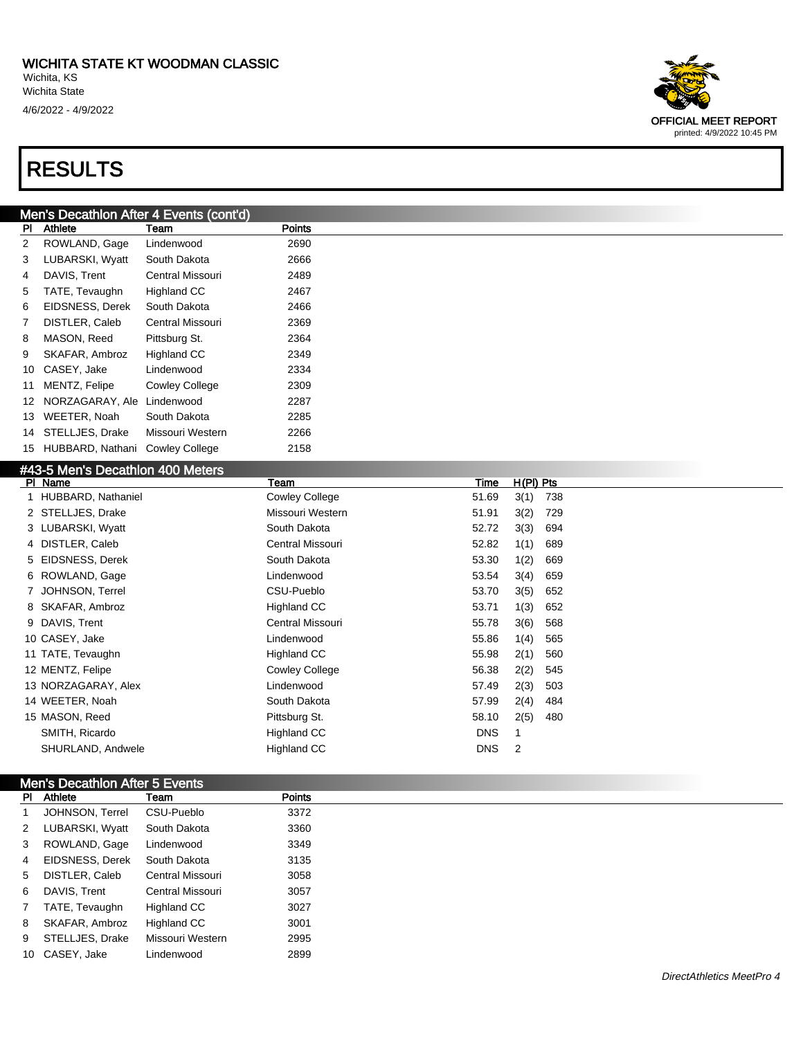# RESULTS

## Men's Decathlon After 4 Events (cont'd)

| Pl | Athlete | Team | Points |
|---|---|---|---|
| 2 | ROWLAND, Gage | Lindenwood | 2690 |
| 3 | LUBARSKI, Wyatt | South Dakota | 2666 |
| 4 | DAVIS, Trent | Central Missouri | 2489 |
| 5 | TATE, Tevaughn | Highland CC | 2467 |
| 6 | EIDSNESS, Derek | South Dakota | 2466 |
| 7 | DISTLER, Caleb | Central Missouri | 2369 |
| 8 | MASON, Reed | Pittsburg St. | 2364 |
| 9 | SKAFAR, Ambroz | Highland CC | 2349 |
| 10 | CASEY, Jake | Lindenwood | 2334 |
| 11 | MENTZ, Felipe | Cowley College | 2309 |
| 12 | NORZAGARAY, Ale | Lindenwood | 2287 |
| 13 | WEETER, Noah | South Dakota | 2285 |
| 14 | STELLJES, Drake | Missouri Western | 2266 |
| 15 | HUBBARD, Nathani | Cowley College | 2158 |

## #43-5 Men's Decathlon 400 Meters

| Pl | Name | Team | Time | H(Pl) | Pts |
|---|---|---|---|---|---|
| 1 | HUBBARD, Nathaniel | Cowley College | 51.69 | 3(1) | 738 |
| 2 | STELLJES, Drake | Missouri Western | 51.91 | 3(2) | 729 |
| 3 | LUBARSKI, Wyatt | South Dakota | 52.72 | 3(3) | 694 |
| 4 | DISTLER, Caleb | Central Missouri | 52.82 | 1(1) | 689 |
| 5 | EIDSNESS, Derek | South Dakota | 53.30 | 1(2) | 669 |
| 6 | ROWLAND, Gage | Lindenwood | 53.54 | 3(4) | 659 |
| 7 | JOHNSON, Terrel | CSU-Pueblo | 53.70 | 3(5) | 652 |
| 8 | SKAFAR, Ambroz | Highland CC | 53.71 | 1(3) | 652 |
| 9 | DAVIS, Trent | Central Missouri | 55.78 | 3(6) | 568 |
| 10 | CASEY, Jake | Lindenwood | 55.86 | 1(4) | 565 |
| 11 | TATE, Tevaughn | Highland CC | 55.98 | 2(1) | 560 |
| 12 | MENTZ, Felipe | Cowley College | 56.38 | 2(2) | 545 |
| 13 | NORZAGARAY, Alex | Lindenwood | 57.49 | 2(3) | 503 |
| 14 | WEETER, Noah | South Dakota | 57.99 | 2(4) | 484 |
| 15 | MASON, Reed | Pittsburg St. | 58.10 | 2(5) | 480 |
| | SMITH, Ricardo | Highland CC | DNS | 1 | |
| | SHURLAND, Andwele | Highland CC | DNS | 2 | |

## Men's Decathlon After 5 Events

| Pl | Athlete | Team | Points |
|---|---|---|---|
| 1 | JOHNSON, Terrel | CSU-Pueblo | 3372 |
| 2 | LUBARSKI, Wyatt | South Dakota | 3360 |
| 3 | ROWLAND, Gage | Lindenwood | 3349 |
| 4 | EIDSNESS, Derek | South Dakota | 3135 |
| 5 | DISTLER, Caleb | Central Missouri | 3058 |
| 6 | DAVIS, Trent | Central Missouri | 3057 |
| 7 | TATE, Tevaughn | Highland CC | 3027 |
| 8 | SKAFAR, Ambroz | Highland CC | 3001 |
| 9 | STELLJES, Drake | Missouri Western | 2995 |
| 10 | CASEY, Jake | Lindenwood | 2899 |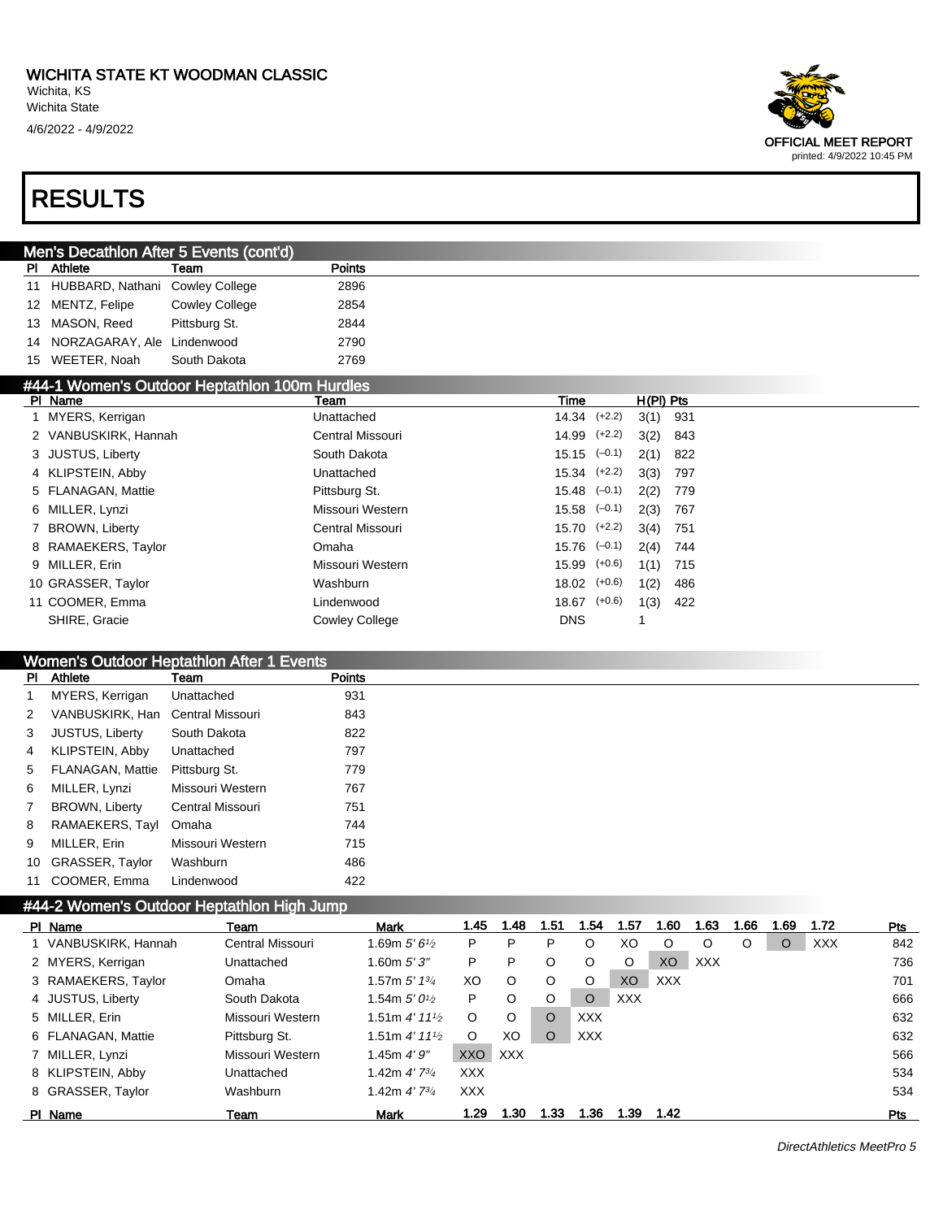# RESULTS

## Men's Decathlon After 5 Events (cont'd)

| Pl | Athlete | Team | Points |
|---|---|---|---|
| 11 | HUBBARD, Nathani | Cowley College | 2896 |
| 12 | MENTZ, Felipe | Cowley College | 2854 |
| 13 | MASON, Reed | Pittsburg St. | 2844 |
| 14 | NORZAGARAY, Ale | Lindenwood | 2790 |
| 15 | WEETER, Noah | South Dakota | 2769 |

## #44-1 Women's Outdoor Heptathlon 100m Hurdles

| Pl | Name | Team | Time | Wind | H(Pl) | Pts |
|---|---|---|---|---|---|---|
| 1 | MYERS, Kerrigan | Unattached | 14.34 | (+2.2) | 3(1) | 931 |
| 2 | VANBUSKIRK, Hannah | Central Missouri | 14.99 | (+2.2) | 3(2) | 843 |
| 3 | JUSTUS, Liberty | South Dakota | 15.15 | (–0.1) | 2(1) | 822 |
| 4 | KLIPSTEIN, Abby | Unattached | 15.34 | (+2.2) | 3(3) | 797 |
| 5 | FLANAGAN, Mattie | Pittsburg St. | 15.48 | (–0.1) | 2(2) | 779 |
| 6 | MILLER, Lynzi | Missouri Western | 15.58 | (–0.1) | 2(3) | 767 |
| 7 | BROWN, Liberty | Central Missouri | 15.70 | (+2.2) | 3(4) | 751 |
| 8 | RAMAEKERS, Taylor | Omaha | 15.76 | (–0.1) | 2(4) | 744 |
| 9 | MILLER, Erin | Missouri Western | 15.99 | (+0.6) | 1(1) | 715 |
| 10 | GRASSER, Taylor | Washburn | 18.02 | (+0.6) | 1(2) | 486 |
| 11 | COOMER, Emma | Lindenwood | 18.67 | (+0.6) | 1(3) | 422 |
| | SHIRE, Gracie | Cowley College | DNS | | 1 | |

## Women's Outdoor Heptathlon After 1 Events

| Pl | Athlete | Team | Points |
|---|---|---|---|
| 1 | MYERS, Kerrigan | Unattached | 931 |
| 2 | VANBUSKIRK, Han | Central Missouri | 843 |
| 3 | JUSTUS, Liberty | South Dakota | 822 |
| 4 | KLIPSTEIN, Abby | Unattached | 797 |
| 5 | FLANAGAN, Mattie | Pittsburg St. | 779 |
| 6 | MILLER, Lynzi | Missouri Western | 767 |
| 7 | BROWN, Liberty | Central Missouri | 751 |
| 8 | RAMAEKERS, Tayl | Omaha | 744 |
| 9 | MILLER, Erin | Missouri Western | 715 |
| 10 | GRASSER, Taylor | Washburn | 486 |
| 11 | COOMER, Emma | Lindenwood | 422 |

## #44-2 Women's Outdoor Heptathlon High Jump

| Pl | Name | Team | Mark | 1.45 | 1.48 | 1.51 | 1.54 | 1.57 | 1.60 | 1.63 | 1.66 | 1.69 | 1.72 | Pts |
|---|---|---|---|---|---|---|---|---|---|---|---|---|---|---|
| 1 | VANBUSKIRK, Hannah | Central Missouri | 1.69m *5' 6½* | P | P | P | O | XO | O | O | O | O | XXX | 842 |
| 2 | MYERS, Kerrigan | Unattached | 1.60m *5' 3"* | P | P | O | O | O | XO | XXX | | | | 736 |
| 3 | RAMAEKERS, Taylor | Omaha | 1.57m *5' 1¾* | XO | O | O | O | XO | XXX | | | | | 701 |
| 4 | JUSTUS, Liberty | South Dakota | 1.54m *5' 0½* | P | O | O | O | XXX | | | | | | 666 |
| 5 | MILLER, Erin | Missouri Western | 1.51m *4' 11½* | O | O | O | XXX | | | | | | | 632 |
| 6 | FLANAGAN, Mattie | Pittsburg St. | 1.51m *4' 11½* | O | XO | O | XXX | | | | | | | 632 |
| 7 | MILLER, Lynzi | Missouri Western | 1.45m *4' 9"* | XXO | XXX | | | | | | | | | 566 |
| 8 | KLIPSTEIN, Abby | Unattached | 1.42m *4' 7¾* | XXX | | | | | | | | | | 534 |
| 8 | GRASSER, Taylor | Washburn | 1.42m *4' 7¾* | XXX | | | | | | | | | | 534 |

| Pl | Name | Team | Mark | 1.29 | 1.30 | 1.33 | 1.36 | 1.39 | 1.42 | Pts |
|---|---|---|---|---|---|---|---|---|---|---|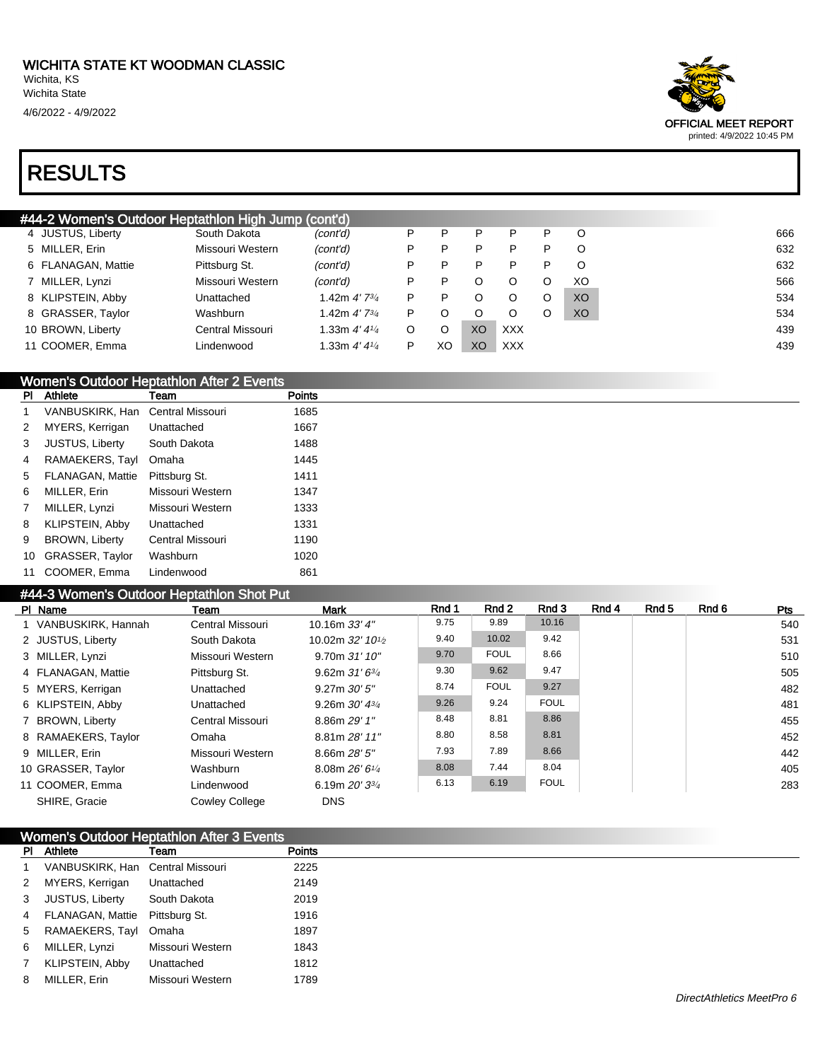# WICHITA STATE KT WOODMAN CLASSIC

Wichita, KS
Wichita State
4/6/2022 - 4/9/2022

OFFICIAL MEET REPORT
printed: 4/9/2022 10:45 PM

# RESULTS

## #44-2 Women's Outdoor Heptathlon High Jump (cont'd)

| Pl | Name | Team | Mark | | | | | | | Pts |
|---|---|---|---|---|---|---|---|---|---|---|
| 4 | JUSTUS, Liberty | South Dakota | *(cont'd)* | P | P | P | P | P | O | 666 |
| 5 | MILLER, Erin | Missouri Western | *(cont'd)* | P | P | P | P | P | O | 632 |
| 6 | FLANAGAN, Mattie | Pittsburg St. | *(cont'd)* | P | P | P | P | P | O | 632 |
| 7 | MILLER, Lynzi | Missouri Western | *(cont'd)* | P | P | O | O | O | XO | 566 |
| 8 | KLIPSTEIN, Abby | Unattached | 1.42m *4' 7¾* | P | P | O | O | O | XO | 534 |
| 8 | GRASSER, Taylor | Washburn | 1.42m *4' 7¾* | P | O | O | O | O | XO | 534 |
| 10 | BROWN, Liberty | Central Missouri | 1.33m *4' 4¼* | O | O | XO | XXX | | | 439 |
| 11 | COOMER, Emma | Lindenwood | 1.33m *4' 4¼* | P | XO | XO | XXX | | | 439 |

## Women's Outdoor Heptathlon After 2 Events

| Pl | Athlete | Team | Points |
|---|---|---|---|
| 1 | VANBUSKIRK, Han | Central Missouri | 1685 |
| 2 | MYERS, Kerrigan | Unattached | 1667 |
| 3 | JUSTUS, Liberty | South Dakota | 1488 |
| 4 | RAMAEKERS, Tayl | Omaha | 1445 |
| 5 | FLANAGAN, Mattie | Pittsburg St. | 1411 |
| 6 | MILLER, Erin | Missouri Western | 1347 |
| 7 | MILLER, Lynzi | Missouri Western | 1333 |
| 8 | KLIPSTEIN, Abby | Unattached | 1331 |
| 9 | BROWN, Liberty | Central Missouri | 1190 |
| 10 | GRASSER, Taylor | Washburn | 1020 |
| 11 | COOMER, Emma | Lindenwood | 861 |

## #44-3 Women's Outdoor Heptathlon Shot Put

| Pl | Name | Team | Mark | Rnd 1 | Rnd 2 | Rnd 3 | Rnd 4 | Rnd 5 | Rnd 6 | Pts |
|---|---|---|---|---|---|---|---|---|---|---|
| 1 | VANBUSKIRK, Hannah | Central Missouri | 10.16m *33' 4"* | 9.75 | 9.89 | 10.16 | | | | 540 |
| 2 | JUSTUS, Liberty | South Dakota | 10.02m *32' 10½* | 9.40 | 10.02 | 9.42 | | | | 531 |
| 3 | MILLER, Lynzi | Missouri Western | 9.70m *31' 10"* | 9.70 | FOUL | 8.66 | | | | 510 |
| 4 | FLANAGAN, Mattie | Pittsburg St. | 9.62m *31' 6¾* | 9.30 | 9.62 | 9.47 | | | | 505 |
| 5 | MYERS, Kerrigan | Unattached | 9.27m *30' 5"* | 8.74 | FOUL | 9.27 | | | | 482 |
| 6 | KLIPSTEIN, Abby | Unattached | 9.26m *30' 4¾* | 9.26 | 9.24 | FOUL | | | | 481 |
| 7 | BROWN, Liberty | Central Missouri | 8.86m *29' 1"* | 8.48 | 8.81 | 8.86 | | | | 455 |
| 8 | RAMAEKERS, Taylor | Omaha | 8.81m *28' 11"* | 8.80 | 8.58 | 8.81 | | | | 452 |
| 9 | MILLER, Erin | Missouri Western | 8.66m *28' 5"* | 7.93 | 7.89 | 8.66 | | | | 442 |
| 10 | GRASSER, Taylor | Washburn | 8.08m *26' 6¼* | 8.08 | 7.44 | 8.04 | | | | 405 |
| 11 | COOMER, Emma | Lindenwood | 6.19m *20' 3¾* | 6.13 | 6.19 | FOUL | | | | 283 |
| | SHIRE, Gracie | Cowley College | DNS | | | | | | | |

## Women's Outdoor Heptathlon After 3 Events

| Pl | Athlete | Team | Points |
|---|---|---|---|
| 1 | VANBUSKIRK, Han | Central Missouri | 2225 |
| 2 | MYERS, Kerrigan | Unattached | 2149 |
| 3 | JUSTUS, Liberty | South Dakota | 2019 |
| 4 | FLANAGAN, Mattie | Pittsburg St. | 1916 |
| 5 | RAMAEKERS, Tayl | Omaha | 1897 |
| 6 | MILLER, Lynzi | Missouri Western | 1843 |
| 7 | KLIPSTEIN, Abby | Unattached | 1812 |
| 8 | MILLER, Erin | Missouri Western | 1789 |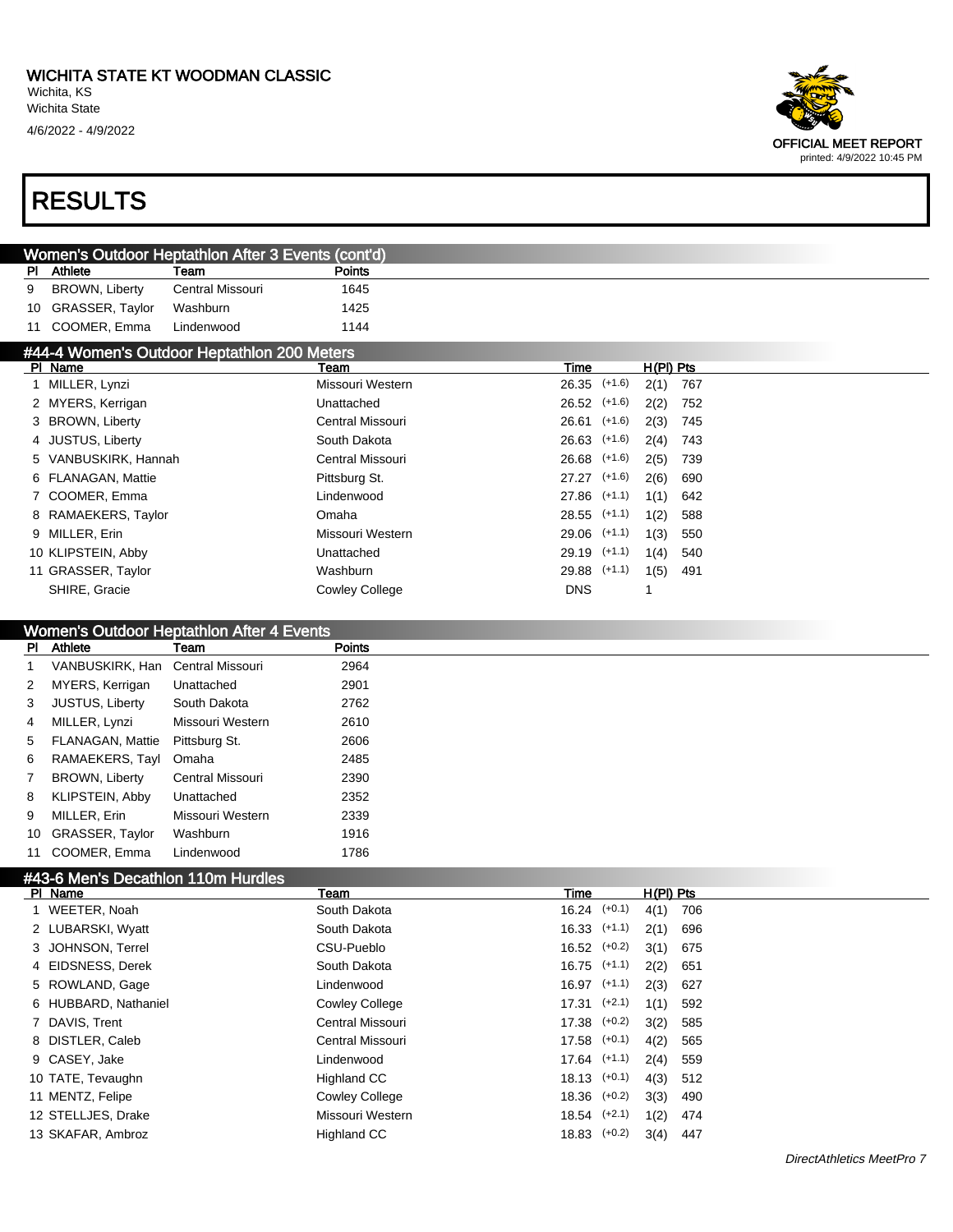# WICHITA STATE KT WOODMAN CLASSIC

Wichita, KS
Wichita State
4/6/2022 - 4/9/2022

OFFICIAL MEET REPORT
printed: 4/9/2022 10:45 PM

# RESULTS

## Women's Outdoor Heptathlon After 3 Events (cont'd)

| Pl | Athlete | Team | Points |
|---|---|---|---|
| 9 | BROWN, Liberty | Central Missouri | 1645 |
| 10 | GRASSER, Taylor | Washburn | 1425 |
| 11 | COOMER, Emma | Lindenwood | 1144 |

## #44-4 Women's Outdoor Heptathlon 200 Meters

| Pl | Name | Team | Time | Wind | H(Pl) | Pts |
|---|---|---|---|---|---|---|
| 1 | MILLER, Lynzi | Missouri Western | 26.35 | (+1.6) | 2(1) | 767 |
| 2 | MYERS, Kerrigan | Unattached | 26.52 | (+1.6) | 2(2) | 752 |
| 3 | BROWN, Liberty | Central Missouri | 26.61 | (+1.6) | 2(3) | 745 |
| 4 | JUSTUS, Liberty | South Dakota | 26.63 | (+1.6) | 2(4) | 743 |
| 5 | VANBUSKIRK, Hannah | Central Missouri | 26.68 | (+1.6) | 2(5) | 739 |
| 6 | FLANAGAN, Mattie | Pittsburg St. | 27.27 | (+1.6) | 2(6) | 690 |
| 7 | COOMER, Emma | Lindenwood | 27.86 | (+1.1) | 1(1) | 642 |
| 8 | RAMAEKERS, Taylor | Omaha | 28.55 | (+1.1) | 1(2) | 588 |
| 9 | MILLER, Erin | Missouri Western | 29.06 | (+1.1) | 1(3) | 550 |
| 10 | KLIPSTEIN, Abby | Unattached | 29.19 | (+1.1) | 1(4) | 540 |
| 11 | GRASSER, Taylor | Washburn | 29.88 | (+1.1) | 1(5) | 491 |
| | SHIRE, Gracie | Cowley College | DNS | | 1 | |

## Women's Outdoor Heptathlon After 4 Events

| Pl | Athlete | Team | Points |
|---|---|---|---|
| 1 | VANBUSKIRK, Han | Central Missouri | 2964 |
| 2 | MYERS, Kerrigan | Unattached | 2901 |
| 3 | JUSTUS, Liberty | South Dakota | 2762 |
| 4 | MILLER, Lynzi | Missouri Western | 2610 |
| 5 | FLANAGAN, Mattie | Pittsburg St. | 2606 |
| 6 | RAMAEKERS, Tayl | Omaha | 2485 |
| 7 | BROWN, Liberty | Central Missouri | 2390 |
| 8 | KLIPSTEIN, Abby | Unattached | 2352 |
| 9 | MILLER, Erin | Missouri Western | 2339 |
| 10 | GRASSER, Taylor | Washburn | 1916 |
| 11 | COOMER, Emma | Lindenwood | 1786 |

## #43-6 Men's Decathlon 110m Hurdles

| Pl | Name | Team | Time | Wind | H(Pl) | Pts |
|---|---|---|---|---|---|---|
| 1 | WEETER, Noah | South Dakota | 16.24 | (+0.1) | 4(1) | 706 |
| 2 | LUBARSKI, Wyatt | South Dakota | 16.33 | (+1.1) | 2(1) | 696 |
| 3 | JOHNSON, Terrel | CSU-Pueblo | 16.52 | (+0.2) | 3(1) | 675 |
| 4 | EIDSNESS, Derek | South Dakota | 16.75 | (+1.1) | 2(2) | 651 |
| 5 | ROWLAND, Gage | Lindenwood | 16.97 | (+1.1) | 2(3) | 627 |
| 6 | HUBBARD, Nathaniel | Cowley College | 17.31 | (+2.1) | 1(1) | 592 |
| 7 | DAVIS, Trent | Central Missouri | 17.38 | (+0.2) | 3(2) | 585 |
| 8 | DISTLER, Caleb | Central Missouri | 17.58 | (+0.1) | 4(2) | 565 |
| 9 | CASEY, Jake | Lindenwood | 17.64 | (+1.1) | 2(4) | 559 |
| 10 | TATE, Tevaughn | Highland CC | 18.13 | (+0.1) | 4(3) | 512 |
| 11 | MENTZ, Felipe | Cowley College | 18.36 | (+0.2) | 3(3) | 490 |
| 12 | STELLJES, Drake | Missouri Western | 18.54 | (+2.1) | 1(2) | 474 |
| 13 | SKAFAR, Ambroz | Highland CC | 18.83 | (+0.2) | 3(4) | 447 |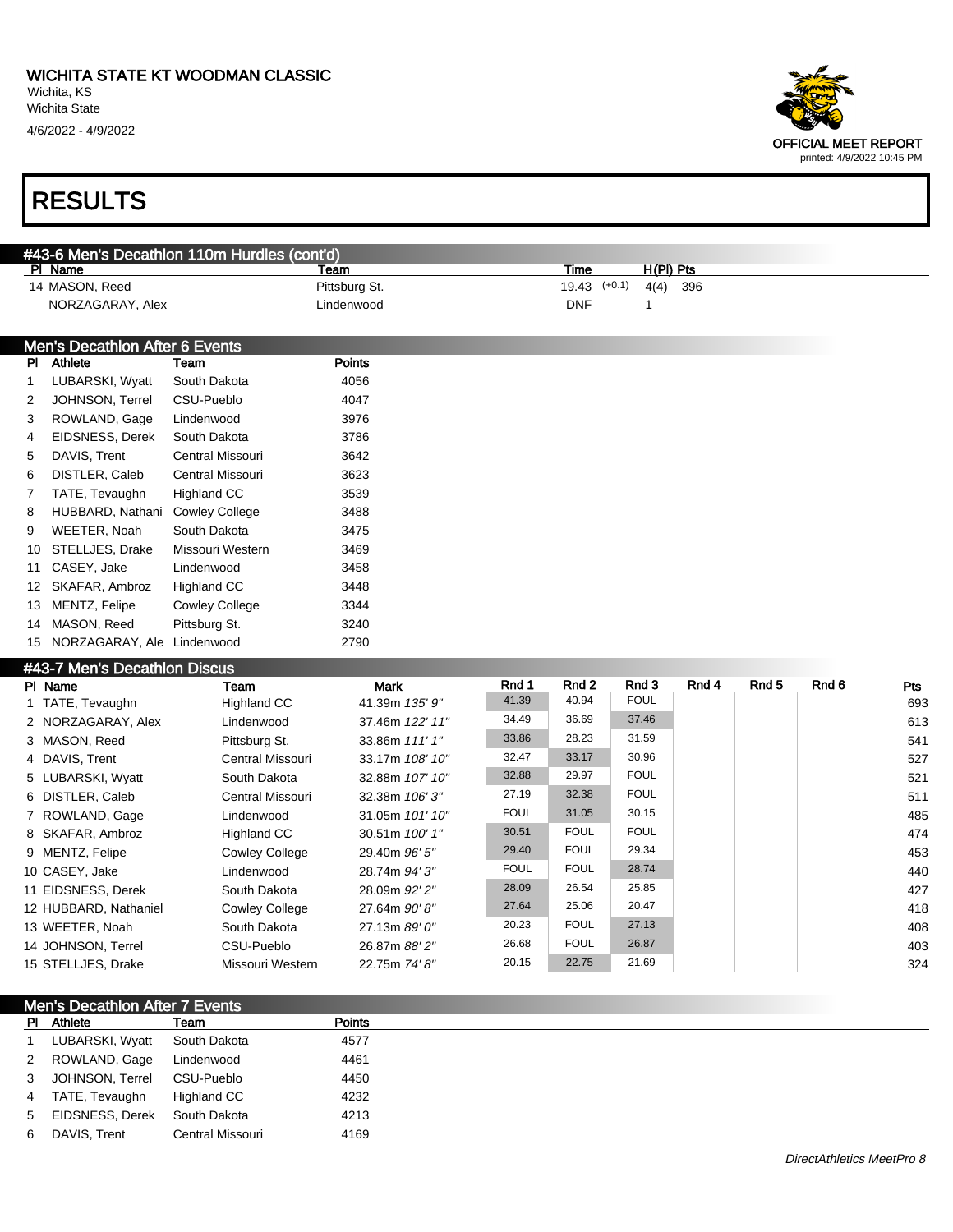# WICHITA STATE KT WOODMAN CLASSIC

Wichita, KS
Wichita State
4/6/2022 - 4/9/2022

OFFICIAL MEET REPORT
printed: 4/9/2022 10:45 PM

# RESULTS

## #43-6 Men's Decathlon 110m Hurdles (cont'd)

| Pl | Name | Team | Time | | H(Pl) | Pts |
|---|---|---|---|---|---|---|
| 14 | MASON, Reed | Pittsburg St. | 19.43 | (+0.1) | 4(4) | 396 |
| | NORZAGARAY, Alex | Lindenwood | DNF | | 1 | |

## Men's Decathlon After 6 Events

| Pl | Athlete | Team | Points |
|---|---|---|---|
| 1 | LUBARSKI, Wyatt | South Dakota | 4056 |
| 2 | JOHNSON, Terrel | CSU-Pueblo | 4047 |
| 3 | ROWLAND, Gage | Lindenwood | 3976 |
| 4 | EIDSNESS, Derek | South Dakota | 3786 |
| 5 | DAVIS, Trent | Central Missouri | 3642 |
| 6 | DISTLER, Caleb | Central Missouri | 3623 |
| 7 | TATE, Tevaughn | Highland CC | 3539 |
| 8 | HUBBARD, Nathani | Cowley College | 3488 |
| 9 | WEETER, Noah | South Dakota | 3475 |
| 10 | STELLJES, Drake | Missouri Western | 3469 |
| 11 | CASEY, Jake | Lindenwood | 3458 |
| 12 | SKAFAR, Ambroz | Highland CC | 3448 |
| 13 | MENTZ, Felipe | Cowley College | 3344 |
| 14 | MASON, Reed | Pittsburg St. | 3240 |
| 15 | NORZAGARAY, Ale | Lindenwood | 2790 |

## #43-7 Men's Decathlon Discus

| Pl | Name | Team | Mark | Rnd 1 | Rnd 2 | Rnd 3 | Rnd 4 | Rnd 5 | Rnd 6 | Pts |
|---|---|---|---|---|---|---|---|---|---|---|
| 1 | TATE, Tevaughn | Highland CC | 41.39m *135' 9"* | 41.39 | 40.94 | FOUL | | | | 693 |
| 2 | NORZAGARAY, Alex | Lindenwood | 37.46m *122' 11"* | 34.49 | 36.69 | 37.46 | | | | 613 |
| 3 | MASON, Reed | Pittsburg St. | 33.86m *111' 1"* | 33.86 | 28.23 | 31.59 | | | | 541 |
| 4 | DAVIS, Trent | Central Missouri | 33.17m *108' 10"* | 32.47 | 33.17 | 30.96 | | | | 527 |
| 5 | LUBARSKI, Wyatt | South Dakota | 32.88m *107' 10"* | 32.88 | 29.97 | FOUL | | | | 521 |
| 6 | DISTLER, Caleb | Central Missouri | 32.38m *106' 3"* | 27.19 | 32.38 | FOUL | | | | 511 |
| 7 | ROWLAND, Gage | Lindenwood | 31.05m *101' 10"* | FOUL | 31.05 | 30.15 | | | | 485 |
| 8 | SKAFAR, Ambroz | Highland CC | 30.51m *100' 1"* | 30.51 | FOUL | FOUL | | | | 474 |
| 9 | MENTZ, Felipe | Cowley College | 29.40m *96' 5"* | 29.40 | FOUL | 29.34 | | | | 453 |
| 10 | CASEY, Jake | Lindenwood | 28.74m *94' 3"* | FOUL | FOUL | 28.74 | | | | 440 |
| 11 | EIDSNESS, Derek | South Dakota | 28.09m *92' 2"* | 28.09 | 26.54 | 25.85 | | | | 427 |
| 12 | HUBBARD, Nathaniel | Cowley College | 27.64m *90' 8"* | 27.64 | 25.06 | 20.47 | | | | 418 |
| 13 | WEETER, Noah | South Dakota | 27.13m *89' 0"* | 20.23 | FOUL | 27.13 | | | | 408 |
| 14 | JOHNSON, Terrel | CSU-Pueblo | 26.87m *88' 2"* | 26.68 | FOUL | 26.87 | | | | 403 |
| 15 | STELLJES, Drake | Missouri Western | 22.75m *74' 8"* | 20.15 | 22.75 | 21.69 | | | | 324 |

## Men's Decathlon After 7 Events

| Pl | Athlete | Team | Points |
|---|---|---|---|
| 1 | LUBARSKI, Wyatt | South Dakota | 4577 |
| 2 | ROWLAND, Gage | Lindenwood | 4461 |
| 3 | JOHNSON, Terrel | CSU-Pueblo | 4450 |
| 4 | TATE, Tevaughn | Highland CC | 4232 |
| 5 | EIDSNESS, Derek | South Dakota | 4213 |
| 6 | DAVIS, Trent | Central Missouri | 4169 |

*DirectAthletics MeetPro 8*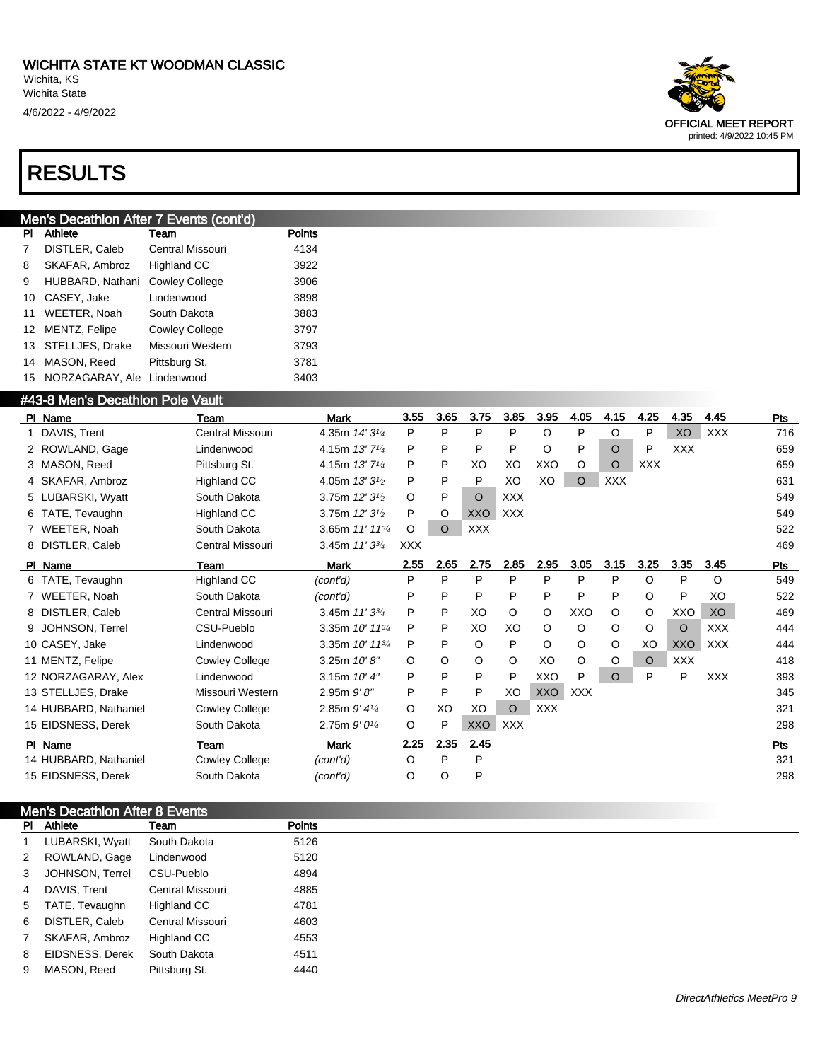# WICHITA STATE KT WOODMAN CLASSIC

Wichita, KS
Wichita State
4/6/2022 - 4/9/2022

OFFICIAL MEET REPORT
printed: 4/9/2022 10:45 PM

# RESULTS

## Men's Decathlon After 7 Events (cont'd)

| Pl | Athlete | Team | Points |
|---|---|---|---|
| 7 | DISTLER, Caleb | Central Missouri | 4134 |
| 8 | SKAFAR, Ambroz | Highland CC | 3922 |
| 9 | HUBBARD, Nathani | Cowley College | 3906 |
| 10 | CASEY, Jake | Lindenwood | 3898 |
| 11 | WEETER, Noah | South Dakota | 3883 |
| 12 | MENTZ, Felipe | Cowley College | 3797 |
| 13 | STELLJES, Drake | Missouri Western | 3793 |
| 14 | MASON, Reed | Pittsburg St. | 3781 |
| 15 | NORZAGARAY, Ale | Lindenwood | 3403 |

## #43-8 Men's Decathlon Pole Vault

| Pl | Name | Team | Mark | 3.55 | 3.65 | 3.75 | 3.85 | 3.95 | 4.05 | 4.15 | 4.25 | 4.35 | 4.45 | Pts |
|---|---|---|---|---|---|---|---|---|---|---|---|---|---|---|
| 1 | DAVIS, Trent | Central Missouri | 4.35m *14' 3¼* | P | P | P | P | O | P | O | P | XO | XXX | 716 |
| 2 | ROWLAND, Gage | Lindenwood | 4.15m *13' 7¼* | P | P | P | P | O | P | O | P | XXX | | 659 |
| 3 | MASON, Reed | Pittsburg St. | 4.15m *13' 7¼* | P | P | XO | XO | XXO | O | O | XXX | | | 659 |
| 4 | SKAFAR, Ambroz | Highland CC | 4.05m *13' 3½* | P | P | P | XO | XO | O | XXX | | | | 631 |
| 5 | LUBARSKI, Wyatt | South Dakota | 3.75m *12' 3½* | O | P | O | XXX | | | | | | | 549 |
| 6 | TATE, Tevaughn | Highland CC | 3.75m *12' 3½* | P | O | XXO | XXX | | | | | | | 549 |
| 7 | WEETER, Noah | South Dakota | 3.65m *11' 11¾* | O | O | XXX | | | | | | | | 522 |
| 8 | DISTLER, Caleb | Central Missouri | 3.45m *11' 3¾* | XXX | | | | | | | | | | 469 |

| Pl | Name | Team | Mark | 2.55 | 2.65 | 2.75 | 2.85 | 2.95 | 3.05 | 3.15 | 3.25 | 3.35 | 3.45 | Pts |
|---|---|---|---|---|---|---|---|---|---|---|---|---|---|---|
| 6 | TATE, Tevaughn | Highland CC | *(cont'd)* | P | P | P | P | P | P | P | O | P | O | 549 |
| 7 | WEETER, Noah | South Dakota | *(cont'd)* | P | P | P | P | P | P | P | O | P | XO | 522 |
| 8 | DISTLER, Caleb | Central Missouri | 3.45m *11' 3¾* | P | P | XO | O | O | XXO | O | O | XXO | XO | 469 |
| 9 | JOHNSON, Terrel | CSU-Pueblo | 3.35m *10' 11¾* | P | P | XO | XO | O | O | O | O | O | XXX | 444 |
| 10 | CASEY, Jake | Lindenwood | 3.35m *10' 11¾* | P | P | O | P | O | O | O | XO | XXO | XXX | 444 |
| 11 | MENTZ, Felipe | Cowley College | 3.25m *10' 8"* | O | O | O | O | XO | O | O | O | XXX | | 418 |
| 12 | NORZAGARAY, Alex | Lindenwood | 3.15m *10' 4"* | P | P | P | P | XXO | P | O | P | P | XXX | 393 |
| 13 | STELLJES, Drake | Missouri Western | 2.95m *9' 8"* | P | P | P | XO | XXO | XXX | | | | | 345 |
| 14 | HUBBARD, Nathaniel | Cowley College | 2.85m *9' 4¼* | O | XO | XO | O | XXX | | | | | | 321 |
| 15 | EIDSNESS, Derek | South Dakota | 2.75m *9' 0¼* | O | P | XXO | XXX | | | | | | | 298 |

| Pl | Name | Team | Mark | 2.25 | 2.35 | 2.45 | Pts |
|---|---|---|---|---|---|---|---|
| 14 | HUBBARD, Nathaniel | Cowley College | *(cont'd)* | O | P | P | 321 |
| 15 | EIDSNESS, Derek | South Dakota | *(cont'd)* | O | O | P | 298 |

## Men's Decathlon After 8 Events

| Pl | Athlete | Team | Points |
|---|---|---|---|
| 1 | LUBARSKI, Wyatt | South Dakota | 5126 |
| 2 | ROWLAND, Gage | Lindenwood | 5120 |
| 3 | JOHNSON, Terrel | CSU-Pueblo | 4894 |
| 4 | DAVIS, Trent | Central Missouri | 4885 |
| 5 | TATE, Tevaughn | Highland CC | 4781 |
| 6 | DISTLER, Caleb | Central Missouri | 4603 |
| 7 | SKAFAR, Ambroz | Highland CC | 4553 |
| 8 | EIDSNESS, Derek | South Dakota | 4511 |
| 9 | MASON, Reed | Pittsburg St. | 4440 |

DirectAthletics MeetPro 9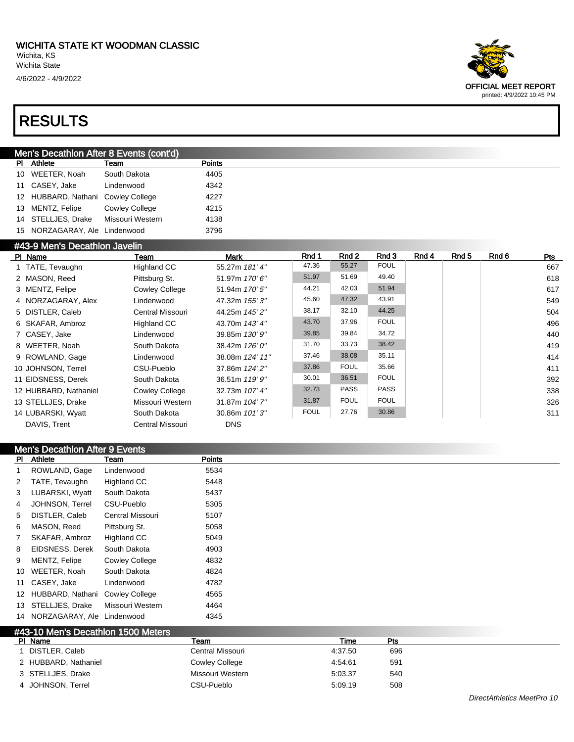# WICHITA STATE KT WOODMAN CLASSIC

Wichita, KS
Wichita State
4/6/2022 - 4/9/2022

OFFICIAL MEET REPORT
printed: 4/9/2022 10:45 PM

# RESULTS

## Men's Decathlon After 8 Events (cont'd)

| Pl | Athlete | Team | Points |
|---|---|---|---|
| 10 | WEETER, Noah | South Dakota | 4405 |
| 11 | CASEY, Jake | Lindenwood | 4342 |
| 12 | HUBBARD, Nathani | Cowley College | 4227 |
| 13 | MENTZ, Felipe | Cowley College | 4215 |
| 14 | STELLJES, Drake | Missouri Western | 4138 |
| 15 | NORZAGARAY, Ale | Lindenwood | 3796 |

## #43-9 Men's Decathlon Javelin

| Pl | Name | Team | Mark | Rnd 1 | Rnd 2 | Rnd 3 | Rnd 4 | Rnd 5 | Rnd 6 | Pts |
|---|---|---|---|---|---|---|---|---|---|---|
| 1 | TATE, Tevaughn | Highland CC | 55.27m *181' 4"* | 47.36 | 55.27 | FOUL | | | | 667 |
| 2 | MASON, Reed | Pittsburg St. | 51.97m *170' 6"* | 51.97 | 51.69 | 49.40 | | | | 618 |
| 3 | MENTZ, Felipe | Cowley College | 51.94m *170' 5"* | 44.21 | 42.03 | 51.94 | | | | 617 |
| 4 | NORZAGARAY, Alex | Lindenwood | 47.32m *155' 3"* | 45.60 | 47.32 | 43.91 | | | | 549 |
| 5 | DISTLER, Caleb | Central Missouri | 44.25m *145' 2"* | 38.17 | 32.10 | 44.25 | | | | 504 |
| 6 | SKAFAR, Ambroz | Highland CC | 43.70m *143' 4"* | 43.70 | 37.96 | FOUL | | | | 496 |
| 7 | CASEY, Jake | Lindenwood | 39.85m *130' 9"* | 39.85 | 39.84 | 34.72 | | | | 440 |
| 8 | WEETER, Noah | South Dakota | 38.42m *126' 0"* | 31.70 | 33.73 | 38.42 | | | | 419 |
| 9 | ROWLAND, Gage | Lindenwood | 38.08m *124' 11"* | 37.46 | 38.08 | 35.11 | | | | 414 |
| 10 | JOHNSON, Terrel | CSU-Pueblo | 37.86m *124' 2"* | 37.86 | FOUL | 35.66 | | | | 411 |
| 11 | EIDSNESS, Derek | South Dakota | 36.51m *119' 9"* | 30.01 | 36.51 | FOUL | | | | 392 |
| 12 | HUBBARD, Nathaniel | Cowley College | 32.73m *107' 4"* | 32.73 | PASS | PASS | | | | 338 |
| 13 | STELLJES, Drake | Missouri Western | 31.87m *104' 7"* | 31.87 | FOUL | FOUL | | | | 326 |
| 14 | LUBARSKI, Wyatt | South Dakota | 30.86m *101' 3"* | FOUL | 27.76 | 30.86 | | | | 311 |
| | DAVIS, Trent | Central Missouri | DNS | | | | | | | |

## Men's Decathlon After 9 Events

| Pl | Athlete | Team | Points |
|---|---|---|---|
| 1 | ROWLAND, Gage | Lindenwood | 5534 |
| 2 | TATE, Tevaughn | Highland CC | 5448 |
| 3 | LUBARSKI, Wyatt | South Dakota | 5437 |
| 4 | JOHNSON, Terrel | CSU-Pueblo | 5305 |
| 5 | DISTLER, Caleb | Central Missouri | 5107 |
| 6 | MASON, Reed | Pittsburg St. | 5058 |
| 7 | SKAFAR, Ambroz | Highland CC | 5049 |
| 8 | EIDSNESS, Derek | South Dakota | 4903 |
| 9 | MENTZ, Felipe | Cowley College | 4832 |
| 10 | WEETER, Noah | South Dakota | 4824 |
| 11 | CASEY, Jake | Lindenwood | 4782 |
| 12 | HUBBARD, Nathani | Cowley College | 4565 |
| 13 | STELLJES, Drake | Missouri Western | 4464 |
| 14 | NORZAGARAY, Ale | Lindenwood | 4345 |

## #43-10 Men's Decathlon 1500 Meters

| Pl | Name | Team | Time | Pts |
|---|---|---|---|---|
| 1 | DISTLER, Caleb | Central Missouri | 4:37.50 | 696 |
| 2 | HUBBARD, Nathaniel | Cowley College | 4:54.61 | 591 |
| 3 | STELLJES, Drake | Missouri Western | 5:03.37 | 540 |
| 4 | JOHNSON, Terrel | CSU-Pueblo | 5:09.19 | 508 |

DirectAthletics MeetPro 10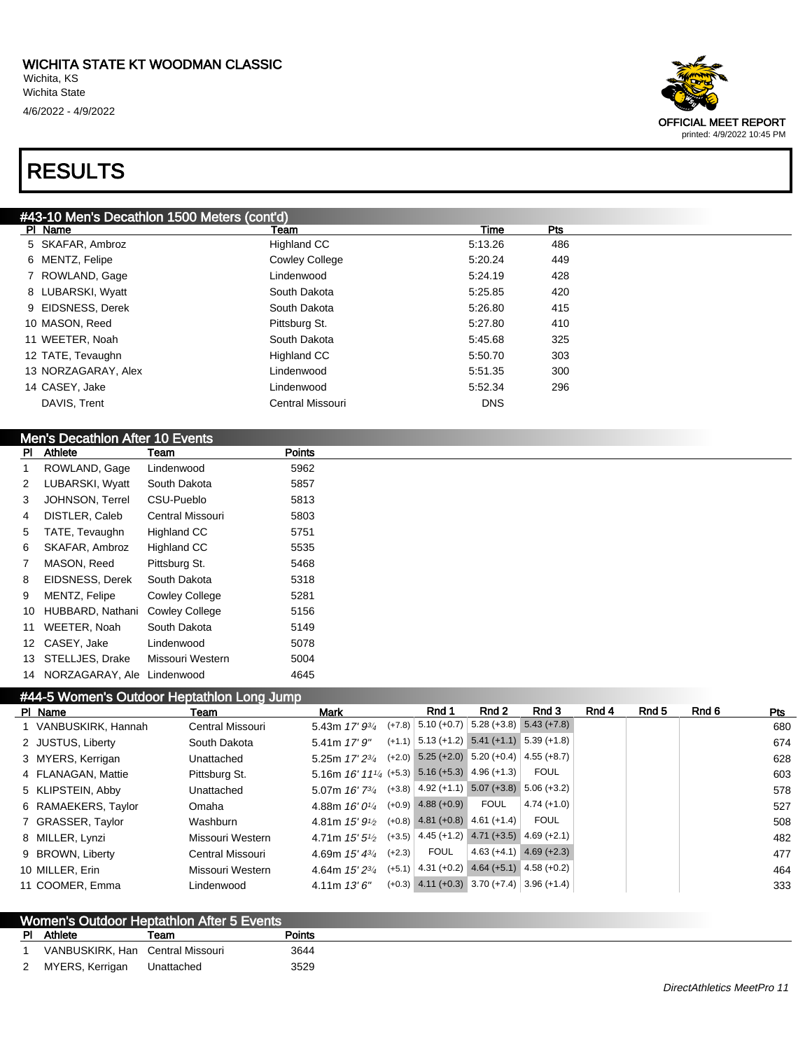WICHITA STATE KT WOODMAN CLASSIC
Wichita, KS
Wichita State
4/6/2022 - 4/9/2022

OFFICIAL MEET REPORT
printed: 4/9/2022 10:45 PM

# RESULTS

## #43-10 Men's Decathlon 1500 Meters (cont'd)

| Pl | Name | Team | Time | Pts |
|---|---|---|---|---|
| 5 | SKAFAR, Ambroz | Highland CC | 5:13.26 | 486 |
| 6 | MENTZ, Felipe | Cowley College | 5:20.24 | 449 |
| 7 | ROWLAND, Gage | Lindenwood | 5:24.19 | 428 |
| 8 | LUBARSKI, Wyatt | South Dakota | 5:25.85 | 420 |
| 9 | EIDSNESS, Derek | South Dakota | 5:26.80 | 415 |
| 10 | MASON, Reed | Pittsburg St. | 5:27.80 | 410 |
| 11 | WEETER, Noah | South Dakota | 5:45.68 | 325 |
| 12 | TATE, Tevaughn | Highland CC | 5:50.70 | 303 |
| 13 | NORZAGARAY, Alex | Lindenwood | 5:51.35 | 300 |
| 14 | CASEY, Jake | Lindenwood | 5:52.34 | 296 |
| | DAVIS, Trent | Central Missouri | DNS | |

## Men's Decathlon After 10 Events

| Pl | Athlete | Team | Points |
|---|---|---|---|
| 1 | ROWLAND, Gage | Lindenwood | 5962 |
| 2 | LUBARSKI, Wyatt | South Dakota | 5857 |
| 3 | JOHNSON, Terrel | CSU-Pueblo | 5813 |
| 4 | DISTLER, Caleb | Central Missouri | 5803 |
| 5 | TATE, Tevaughn | Highland CC | 5751 |
| 6 | SKAFAR, Ambroz | Highland CC | 5535 |
| 7 | MASON, Reed | Pittsburg St. | 5468 |
| 8 | EIDSNESS, Derek | South Dakota | 5318 |
| 9 | MENTZ, Felipe | Cowley College | 5281 |
| 10 | HUBBARD, Nathani | Cowley College | 5156 |
| 11 | WEETER, Noah | South Dakota | 5149 |
| 12 | CASEY, Jake | Lindenwood | 5078 |
| 13 | STELLJES, Drake | Missouri Western | 5004 |
| 14 | NORZAGARAY, Ale | Lindenwood | 4645 |

## #44-5 Women's Outdoor Heptathlon Long Jump

| Pl | Name | Team | Mark | | Rnd 1 | Rnd 2 | Rnd 3 | Rnd 4 | Rnd 5 | Rnd 6 | Pts |
|---|---|---|---|---|---|---|---|---|---|---|---|
| 1 | VANBUSKIRK, Hannah | Central Missouri | 5.43m 17' 9¾ | (+7.8) | 5.10 (+0.7) | 5.28 (+3.8) | 5.43 (+7.8) | | | | 680 |
| 2 | JUSTUS, Liberty | South Dakota | 5.41m 17' 9" | (+1.1) | 5.13 (+1.2) | 5.41 (+1.1) | 5.39 (+1.8) | | | | 674 |
| 3 | MYERS, Kerrigan | Unattached | 5.25m 17' 2¾ | (+2.0) | 5.25 (+2.0) | 5.20 (+0.4) | 4.55 (+8.7) | | | | 628 |
| 4 | FLANAGAN, Mattie | Pittsburg St. | 5.16m 16' 11¼ | (+5.3) | 5.16 (+5.3) | 4.96 (+1.3) | FOUL | | | | 603 |
| 5 | KLIPSTEIN, Abby | Unattached | 5.07m 16' 7¾ | (+3.8) | 4.92 (+1.1) | 5.07 (+3.8) | 5.06 (+3.2) | | | | 578 |
| 6 | RAMAEKERS, Taylor | Omaha | 4.88m 16' 0¼ | (+0.9) | 4.88 (+0.9) | FOUL | 4.74 (+1.0) | | | | 527 |
| 7 | GRASSER, Taylor | Washburn | 4.81m 15' 9½ | (+0.8) | 4.81 (+0.8) | 4.61 (+1.4) | FOUL | | | | 508 |
| 8 | MILLER, Lynzi | Missouri Western | 4.71m 15' 5½ | (+3.5) | 4.45 (+1.2) | 4.71 (+3.5) | 4.69 (+2.1) | | | | 482 |
| 9 | BROWN, Liberty | Central Missouri | 4.69m 15' 4¾ | (+2.3) | FOUL | 4.63 (+4.1) | 4.69 (+2.3) | | | | 477 |
| 10 | MILLER, Erin | Missouri Western | 4.64m 15' 2¾ | (+5.1) | 4.31 (+0.2) | 4.64 (+5.1) | 4.58 (+0.2) | | | | 464 |
| 11 | COOMER, Emma | Lindenwood | 4.11m 13' 6" | (+0.3) | 4.11 (+0.3) | 3.70 (+7.4) | 3.96 (+1.4) | | | | 333 |

## Women's Outdoor Heptathlon After 5 Events

| Pl | Athlete | Team | Points |
|---|---|---|---|
| 1 | VANBUSKIRK, Han | Central Missouri | 3644 |
| 2 | MYERS, Kerrigan | Unattached | 3529 |

DirectAthletics MeetPro 11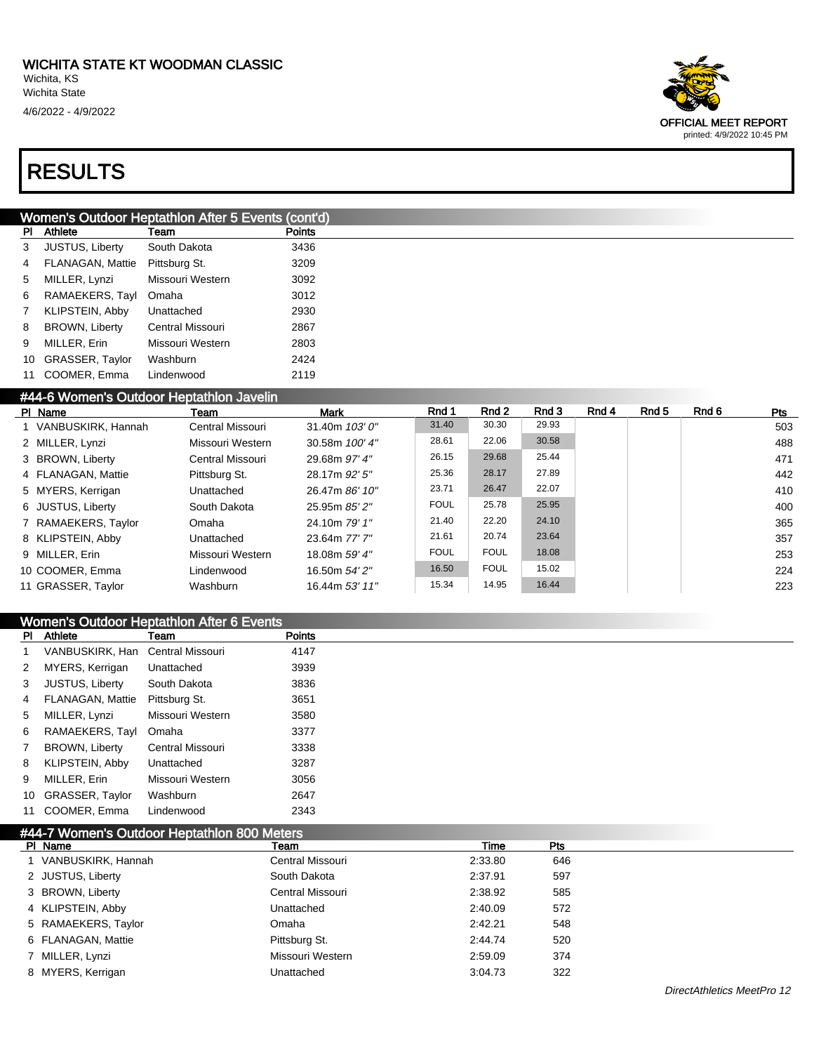# RESULTS

## Women's Outdoor Heptathlon After 5 Events (cont'd)

| Pl | Athlete | Team | Points |
|---|---|---|---|
| 3 | JUSTUS, Liberty | South Dakota | 3436 |
| 4 | FLANAGAN, Mattie | Pittsburg St. | 3209 |
| 5 | MILLER, Lynzi | Missouri Western | 3092 |
| 6 | RAMAEKERS, Tayl | Omaha | 3012 |
| 7 | KLIPSTEIN, Abby | Unattached | 2930 |
| 8 | BROWN, Liberty | Central Missouri | 2867 |
| 9 | MILLER, Erin | Missouri Western | 2803 |
| 10 | GRASSER, Taylor | Washburn | 2424 |
| 11 | COOMER, Emma | Lindenwood | 2119 |

## #44-6 Women's Outdoor Heptathlon Javelin

| Pl | Name | Team | Mark | Rnd 1 | Rnd 2 | Rnd 3 | Rnd 4 | Rnd 5 | Rnd 6 | Pts |
|---|---|---|---|---|---|---|---|---|---|---|
| 1 | VANBUSKIRK, Hannah | Central Missouri | 31.40m *103' 0"* | 31.40 | 30.30 | 29.93 | | | | 503 |
| 2 | MILLER, Lynzi | Missouri Western | 30.58m *100' 4"* | 28.61 | 22.06 | 30.58 | | | | 488 |
| 3 | BROWN, Liberty | Central Missouri | 29.68m *97' 4"* | 26.15 | 29.68 | 25.44 | | | | 471 |
| 4 | FLANAGAN, Mattie | Pittsburg St. | 28.17m *92' 5"* | 25.36 | 28.17 | 27.89 | | | | 442 |
| 5 | MYERS, Kerrigan | Unattached | 26.47m *86' 10"* | 23.71 | 26.47 | 22.07 | | | | 410 |
| 6 | JUSTUS, Liberty | South Dakota | 25.95m *85' 2"* | FOUL | 25.78 | 25.95 | | | | 400 |
| 7 | RAMAEKERS, Taylor | Omaha | 24.10m *79' 1"* | 21.40 | 22.20 | 24.10 | | | | 365 |
| 8 | KLIPSTEIN, Abby | Unattached | 23.64m *77' 7"* | 21.61 | 20.74 | 23.64 | | | | 357 |
| 9 | MILLER, Erin | Missouri Western | 18.08m *59' 4"* | FOUL | FOUL | 18.08 | | | | 253 |
| 10 | COOMER, Emma | Lindenwood | 16.50m *54' 2"* | 16.50 | FOUL | 15.02 | | | | 224 |
| 11 | GRASSER, Taylor | Washburn | 16.44m *53' 11"* | 15.34 | 14.95 | 16.44 | | | | 223 |

## Women's Outdoor Heptathlon After 6 Events

| Pl | Athlete | Team | Points |
|---|---|---|---|
| 1 | VANBUSKIRK, Han | Central Missouri | 4147 |
| 2 | MYERS, Kerrigan | Unattached | 3939 |
| 3 | JUSTUS, Liberty | South Dakota | 3836 |
| 4 | FLANAGAN, Mattie | Pittsburg St. | 3651 |
| 5 | MILLER, Lynzi | Missouri Western | 3580 |
| 6 | RAMAEKERS, Tayl | Omaha | 3377 |
| 7 | BROWN, Liberty | Central Missouri | 3338 |
| 8 | KLIPSTEIN, Abby | Unattached | 3287 |
| 9 | MILLER, Erin | Missouri Western | 3056 |
| 10 | GRASSER, Taylor | Washburn | 2647 |
| 11 | COOMER, Emma | Lindenwood | 2343 |

## #44-7 Women's Outdoor Heptathlon 800 Meters

| Pl | Name | Team | Time | Pts |
|---|---|---|---|---|
| 1 | VANBUSKIRK, Hannah | Central Missouri | 2:33.80 | 646 |
| 2 | JUSTUS, Liberty | South Dakota | 2:37.91 | 597 |
| 3 | BROWN, Liberty | Central Missouri | 2:38.92 | 585 |
| 4 | KLIPSTEIN, Abby | Unattached | 2:40.09 | 572 |
| 5 | RAMAEKERS, Taylor | Omaha | 2:42.21 | 548 |
| 6 | FLANAGAN, Mattie | Pittsburg St. | 2:44.74 | 520 |
| 7 | MILLER, Lynzi | Missouri Western | 2:59.09 | 374 |
| 8 | MYERS, Kerrigan | Unattached | 3:04.73 | 322 |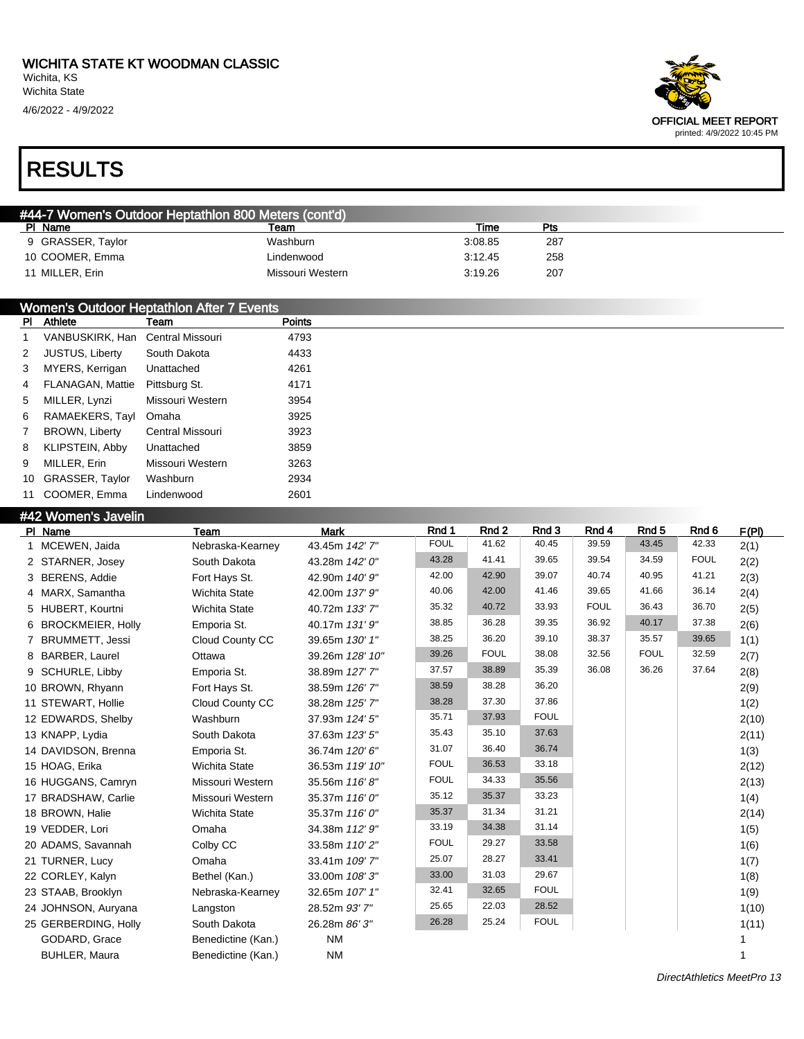# WICHITA STATE KT WOODMAN CLASSIC

Wichita, KS
Wichita State
4/6/2022 - 4/9/2022

OFFICIAL MEET REPORT
printed: 4/9/2022 10:45 PM

# RESULTS

## #44-7 Women's Outdoor Heptathlon 800 Meters (cont'd)

| Pl | Name | Team | Time | Pts |
|---|---|---|---|---|
| 9 | GRASSER, Taylor | Washburn | 3:08.85 | 287 |
| 10 | COOMER, Emma | Lindenwood | 3:12.45 | 258 |
| 11 | MILLER, Erin | Missouri Western | 3:19.26 | 207 |

## Women's Outdoor Heptathlon After 7 Events

| Pl | Athlete | Team | Points |
|---|---|---|---|
| 1 | VANBUSKIRK, Han | Central Missouri | 4793 |
| 2 | JUSTUS, Liberty | South Dakota | 4433 |
| 3 | MYERS, Kerrigan | Unattached | 4261 |
| 4 | FLANAGAN, Mattie | Pittsburg St. | 4171 |
| 5 | MILLER, Lynzi | Missouri Western | 3954 |
| 6 | RAMAEKERS, Tayl | Omaha | 3925 |
| 7 | BROWN, Liberty | Central Missouri | 3923 |
| 8 | KLIPSTEIN, Abby | Unattached | 3859 |
| 9 | MILLER, Erin | Missouri Western | 3263 |
| 10 | GRASSER, Taylor | Washburn | 2934 |
| 11 | COOMER, Emma | Lindenwood | 2601 |

## #42 Women's Javelin

| Pl | Name | Team | Mark | Rnd 1 | Rnd 2 | Rnd 3 | Rnd 4 | Rnd 5 | Rnd 6 | F(Pl) |
|---|---|---|---|---|---|---|---|---|---|---|
| 1 | MCEWEN, Jaida | Nebraska-Kearney | 43.45m *142' 7"* | FOUL | 41.62 | 40.45 | 39.59 | 43.45 | 42.33 | 2(1) |
| 2 | STARNER, Josey | South Dakota | 43.28m *142' 0"* | 43.28 | 41.41 | 39.65 | 39.54 | 34.59 | FOUL | 2(2) |
| 3 | BERENS, Addie | Fort Hays St. | 42.90m *140' 9"* | 42.00 | 42.90 | 39.07 | 40.74 | 40.95 | 41.21 | 2(3) |
| 4 | MARX, Samantha | Wichita State | 42.00m *137' 9"* | 40.06 | 42.00 | 41.46 | 39.65 | 41.66 | 36.14 | 2(4) |
| 5 | HUBERT, Kourtni | Wichita State | 40.72m *133' 7"* | 35.32 | 40.72 | 33.93 | FOUL | 36.43 | 36.70 | 2(5) |
| 6 | BROCKMEIER, Holly | Emporia St. | 40.17m *131' 9"* | 38.85 | 36.28 | 39.35 | 36.92 | 40.17 | 37.38 | 2(6) |
| 7 | BRUMMETT, Jessi | Cloud County CC | 39.65m *130' 1"* | 38.25 | 36.20 | 39.10 | 38.37 | 35.57 | 39.65 | 1(1) |
| 8 | BARBER, Laurel | Ottawa | 39.26m *128' 10"* | 39.26 | FOUL | 38.08 | 32.56 | FOUL | 32.59 | 2(7) |
| 9 | SCHURLE, Libby | Emporia St. | 38.89m *127' 7"* | 37.57 | 38.89 | 35.39 | 36.08 | 36.26 | 37.64 | 2(8) |
| 10 | BROWN, Rhyann | Fort Hays St. | 38.59m *126' 7"* | 38.59 | 38.28 | 36.20 | | | | 2(9) |
| 11 | STEWART, Hollie | Cloud County CC | 38.28m *125' 7"* | 38.28 | 37.30 | 37.86 | | | | 1(2) |
| 12 | EDWARDS, Shelby | Washburn | 37.93m *124' 5"* | 35.71 | 37.93 | FOUL | | | | 2(10) |
| 13 | KNAPP, Lydia | South Dakota | 37.63m *123' 5"* | 35.43 | 35.10 | 37.63 | | | | 2(11) |
| 14 | DAVIDSON, Brenna | Emporia St. | 36.74m *120' 6"* | 31.07 | 36.40 | 36.74 | | | | 1(3) |
| 15 | HOAG, Erika | Wichita State | 36.53m *119' 10"* | FOUL | 36.53 | 33.18 | | | | 2(12) |
| 16 | HUGGANS, Camryn | Missouri Western | 35.56m *116' 8"* | FOUL | 34.33 | 35.56 | | | | 2(13) |
| 17 | BRADSHAW, Carlie | Missouri Western | 35.37m *116' 0"* | 35.12 | 35.37 | 33.23 | | | | 1(4) |
| 18 | BROWN, Halie | Wichita State | 35.37m *116' 0"* | 35.37 | 31.34 | 31.21 | | | | 2(14) |
| 19 | VEDDER, Lori | Omaha | 34.38m *112' 9"* | 33.19 | 34.38 | 31.14 | | | | 1(5) |
| 20 | ADAMS, Savannah | Colby CC | 33.58m *110' 2"* | FOUL | 29.27 | 33.58 | | | | 1(6) |
| 21 | TURNER, Lucy | Omaha | 33.41m *109' 7"* | 25.07 | 28.27 | 33.41 | | | | 1(7) |
| 22 | CORLEY, Kalyn | Bethel (Kan.) | 33.00m *108' 3"* | 33.00 | 31.03 | 29.67 | | | | 1(8) |
| 23 | STAAB, Brooklyn | Nebraska-Kearney | 32.65m *107' 1"* | 32.41 | 32.65 | FOUL | | | | 1(9) |
| 24 | JOHNSON, Auryana | Langston | 28.52m *93' 7"* | 25.65 | 22.03 | 28.52 | | | | 1(10) |
| 25 | GERBERDING, Holly | South Dakota | 26.28m *86' 3"* | 26.28 | 25.24 | FOUL | | | | 1(11) |
| | GODARD, Grace | Benedictine (Kan.) | NM | | | | | | | 1 |
| | BUHLER, Maura | Benedictine (Kan.) | NM | | | | | | | 1 |

*DirectAthletics MeetPro 13*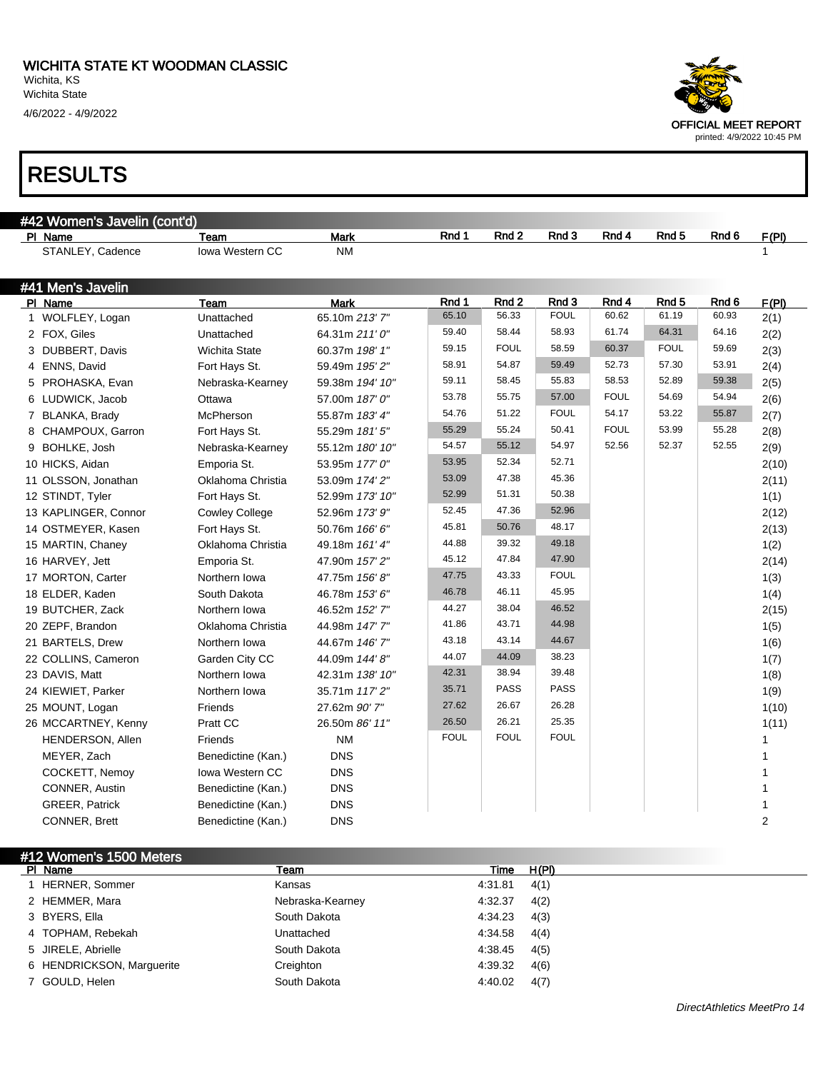# WICHITA STATE KT WOODMAN CLASSIC

Wichita, KS
Wichita State
4/6/2022 - 4/9/2022

OFFICIAL MEET REPORT
printed: 4/9/2022 10:45 PM

# RESULTS

## #42 Women's Javelin (cont'd)

| Pl | Name | Team | Mark | Rnd 1 | Rnd 2 | Rnd 3 | Rnd 4 | Rnd 5 | Rnd 6 | F(Pl) |
|---|---|---|---|---|---|---|---|---|---|---|
| | STANLEY, Cadence | Iowa Western CC | NM | | | | | | | 1 |

## #41 Men's Javelin

| Pl | Name | Team | Mark | Rnd 1 | Rnd 2 | Rnd 3 | Rnd 4 | Rnd 5 | Rnd 6 | F(Pl) |
|---|---|---|---|---|---|---|---|---|---|---|
| 1 | WOLFLEY, Logan | Unattached | 65.10m *213' 7"* | 65.10 | 56.33 | FOUL | 60.62 | 61.19 | 60.93 | 2(1) |
| 2 | FOX, Giles | Unattached | 64.31m *211' 0"* | 59.40 | 58.44 | 58.93 | 61.74 | 64.31 | 64.16 | 2(2) |
| 3 | DUBBERT, Davis | Wichita State | 60.37m *198' 1"* | 59.15 | FOUL | 58.59 | 60.37 | FOUL | 59.69 | 2(3) |
| 4 | ENNS, David | Fort Hays St. | 59.49m *195' 2"* | 58.91 | 54.87 | 59.49 | 52.73 | 57.30 | 53.91 | 2(4) |
| 5 | PROHASKA, Evan | Nebraska-Kearney | 59.38m *194' 10"* | 59.11 | 58.45 | 55.83 | 58.53 | 52.89 | 59.38 | 2(5) |
| 6 | LUDWICK, Jacob | Ottawa | 57.00m *187' 0"* | 53.78 | 55.75 | 57.00 | FOUL | 54.69 | 54.94 | 2(6) |
| 7 | BLANKA, Brady | McPherson | 55.87m *183' 4"* | 54.76 | 51.22 | FOUL | 54.17 | 53.22 | 55.87 | 2(7) |
| 8 | CHAMPOUX, Garron | Fort Hays St. | 55.29m *181' 5"* | 55.29 | 55.24 | 50.41 | FOUL | 53.99 | 55.28 | 2(8) |
| 9 | BOHLKE, Josh | Nebraska-Kearney | 55.12m *180' 10"* | 54.57 | 55.12 | 54.97 | 52.56 | 52.37 | 52.55 | 2(9) |
| 10 | HICKS, Aidan | Emporia St. | 53.95m *177' 0"* | 53.95 | 52.34 | 52.71 | | | | 2(10) |
| 11 | OLSSON, Jonathan | Oklahoma Christia | 53.09m *174' 2"* | 53.09 | 47.38 | 45.36 | | | | 2(11) |
| 12 | STINDT, Tyler | Fort Hays St. | 52.99m *173' 10"* | 52.99 | 51.31 | 50.38 | | | | 1(1) |
| 13 | KAPLINGER, Connor | Cowley College | 52.96m *173' 9"* | 52.45 | 47.36 | 52.96 | | | | 2(12) |
| 14 | OSTMEYER, Kasen | Fort Hays St. | 50.76m *166' 6"* | 45.81 | 50.76 | 48.17 | | | | 2(13) |
| 15 | MARTIN, Chaney | Oklahoma Christia | 49.18m *161' 4"* | 44.88 | 39.32 | 49.18 | | | | 1(2) |
| 16 | HARVEY, Jett | Emporia St. | 47.90m *157' 2"* | 45.12 | 47.84 | 47.90 | | | | 2(14) |
| 17 | MORTON, Carter | Northern Iowa | 47.75m *156' 8"* | 47.75 | 43.33 | FOUL | | | | 1(3) |
| 18 | ELDER, Kaden | South Dakota | 46.78m *153' 6"* | 46.78 | 46.11 | 45.95 | | | | 1(4) |
| 19 | BUTCHER, Zack | Northern Iowa | 46.52m *152' 7"* | 44.27 | 38.04 | 46.52 | | | | 2(15) |
| 20 | ZEPF, Brandon | Oklahoma Christia | 44.98m *147' 7"* | 41.86 | 43.71 | 44.98 | | | | 1(5) |
| 21 | BARTELS, Drew | Northern Iowa | 44.67m *146' 7"* | 43.18 | 43.14 | 44.67 | | | | 1(6) |
| 22 | COLLINS, Cameron | Garden City CC | 44.09m *144' 8"* | 44.07 | 44.09 | 38.23 | | | | 1(7) |
| 23 | DAVIS, Matt | Northern Iowa | 42.31m *138' 10"* | 42.31 | 38.94 | 39.48 | | | | 1(8) |
| 24 | KIEWIET, Parker | Northern Iowa | 35.71m *117' 2"* | 35.71 | PASS | PASS | | | | 1(9) |
| 25 | MOUNT, Logan | Friends | 27.62m *90' 7"* | 27.62 | 26.67 | 26.28 | | | | 1(10) |
| 26 | MCCARTNEY, Kenny | Pratt CC | 26.50m *86' 11"* | 26.50 | 26.21 | 25.35 | | | | 1(11) |
| | HENDERSON, Allen | Friends | NM | FOUL | FOUL | FOUL | | | | 1 |
| | MEYER, Zach | Benedictine (Kan.) | DNS | | | | | | | 1 |
| | COCKETT, Nemoy | Iowa Western CC | DNS | | | | | | | 1 |
| | CONNER, Austin | Benedictine (Kan.) | DNS | | | | | | | 1 |
| | GREER, Patrick | Benedictine (Kan.) | DNS | | | | | | | 1 |
| | CONNER, Brett | Benedictine (Kan.) | DNS | | | | | | | 2 |

## #12 Women's 1500 Meters

| Pl | Name | Team | Time | H(Pl) |
|---|---|---|---|---|
| 1 | HERNER, Sommer | Kansas | 4:31.81 | 4(1) |
| 2 | HEMMER, Mara | Nebraska-Kearney | 4:32.37 | 4(2) |
| 3 | BYERS, Ella | South Dakota | 4:34.23 | 4(3) |
| 4 | TOPHAM, Rebekah | Unattached | 4:34.58 | 4(4) |
| 5 | JIRELE, Abrielle | South Dakota | 4:38.45 | 4(5) |
| 6 | HENDRICKSON, Marguerite | Creighton | 4:39.32 | 4(6) |
| 7 | GOULD, Helen | South Dakota | 4:40.02 | 4(7) |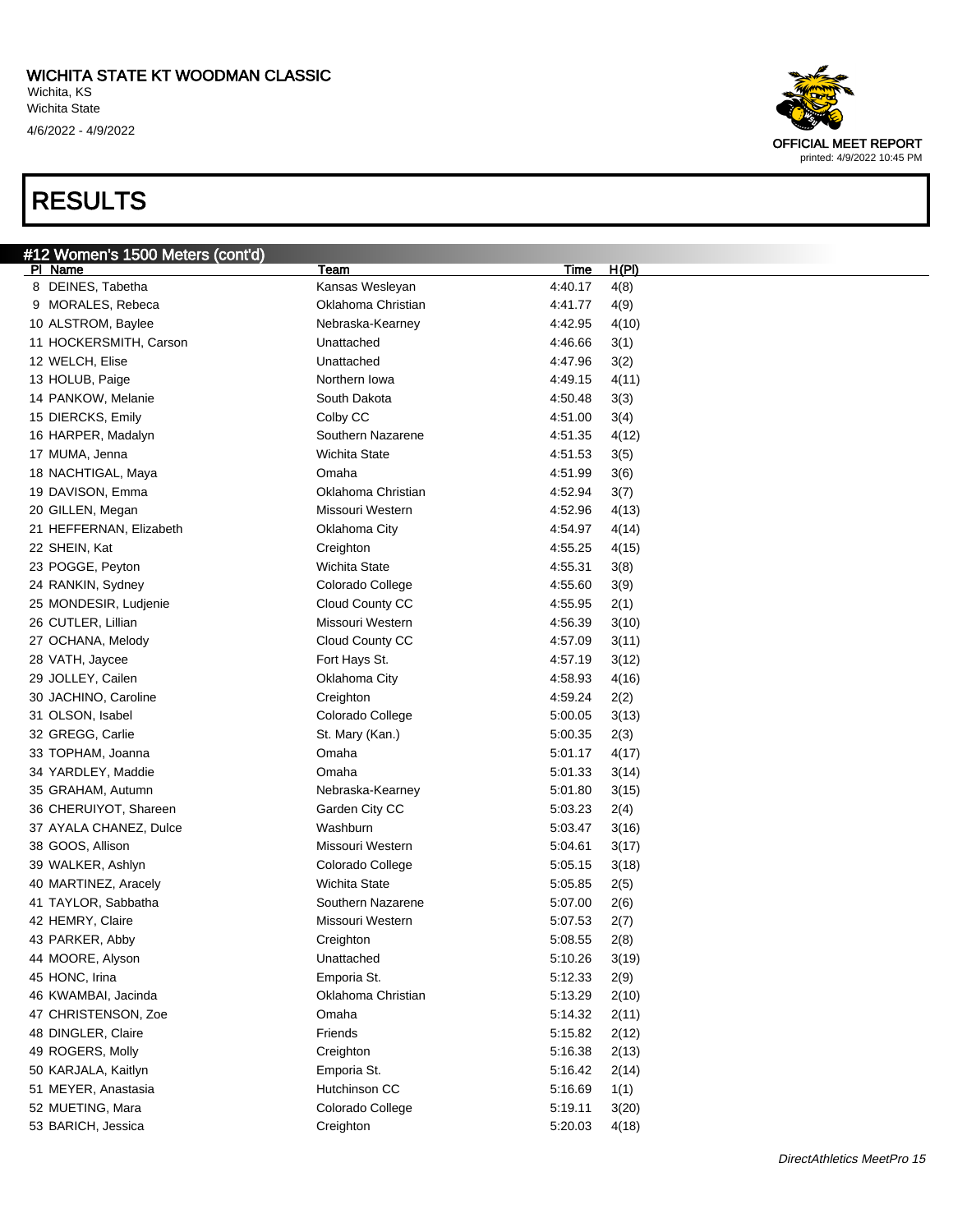# WICHITA STATE KT WOODMAN CLASSIC

Wichita, KS
Wichita State
4/6/2022 - 4/9/2022

OFFICIAL MEET REPORT
printed: 4/9/2022 10:45 PM

# RESULTS

## #12 Women's 1500 Meters (cont'd)

| Pl | Name | Team | Time | H(Pl) |
|---|---|---|---|---|
| 8 | DEINES, Tabetha | Kansas Wesleyan | 4:40.17 | 4(8) |
| 9 | MORALES, Rebeca | Oklahoma Christian | 4:41.77 | 4(9) |
| 10 | ALSTROM, Baylee | Nebraska-Kearney | 4:42.95 | 4(10) |
| 11 | HOCKERSMITH, Carson | Unattached | 4:46.66 | 3(1) |
| 12 | WELCH, Elise | Unattached | 4:47.96 | 3(2) |
| 13 | HOLUB, Paige | Northern Iowa | 4:49.15 | 4(11) |
| 14 | PANKOW, Melanie | South Dakota | 4:50.48 | 3(3) |
| 15 | DIERCKS, Emily | Colby CC | 4:51.00 | 3(4) |
| 16 | HARPER, Madalyn | Southern Nazarene | 4:51.35 | 4(12) |
| 17 | MUMA, Jenna | Wichita State | 4:51.53 | 3(5) |
| 18 | NACHTIGAL, Maya | Omaha | 4:51.99 | 3(6) |
| 19 | DAVISON, Emma | Oklahoma Christian | 4:52.94 | 3(7) |
| 20 | GILLEN, Megan | Missouri Western | 4:52.96 | 4(13) |
| 21 | HEFFERNAN, Elizabeth | Oklahoma City | 4:54.97 | 4(14) |
| 22 | SHEIN, Kat | Creighton | 4:55.25 | 4(15) |
| 23 | POGGE, Peyton | Wichita State | 4:55.31 | 3(8) |
| 24 | RANKIN, Sydney | Colorado College | 4:55.60 | 3(9) |
| 25 | MONDESIR, Ludjenie | Cloud County CC | 4:55.95 | 2(1) |
| 26 | CUTLER, Lillian | Missouri Western | 4:56.39 | 3(10) |
| 27 | OCHANA, Melody | Cloud County CC | 4:57.09 | 3(11) |
| 28 | VATH, Jaycee | Fort Hays St. | 4:57.19 | 3(12) |
| 29 | JOLLEY, Cailen | Oklahoma City | 4:58.93 | 4(16) |
| 30 | JACHINO, Caroline | Creighton | 4:59.24 | 2(2) |
| 31 | OLSON, Isabel | Colorado College | 5:00.05 | 3(13) |
| 32 | GREGG, Carlie | St. Mary (Kan.) | 5:00.35 | 2(3) |
| 33 | TOPHAM, Joanna | Omaha | 5:01.17 | 4(17) |
| 34 | YARDLEY, Maddie | Omaha | 5:01.33 | 3(14) |
| 35 | GRAHAM, Autumn | Nebraska-Kearney | 5:01.80 | 3(15) |
| 36 | CHERUIYOT, Shareen | Garden City CC | 5:03.23 | 2(4) |
| 37 | AYALA CHANEZ, Dulce | Washburn | 5:03.47 | 3(16) |
| 38 | GOOS, Allison | Missouri Western | 5:04.61 | 3(17) |
| 39 | WALKER, Ashlyn | Colorado College | 5:05.15 | 3(18) |
| 40 | MARTINEZ, Aracely | Wichita State | 5:05.85 | 2(5) |
| 41 | TAYLOR, Sabbatha | Southern Nazarene | 5:07.00 | 2(6) |
| 42 | HEMRY, Claire | Missouri Western | 5:07.53 | 2(7) |
| 43 | PARKER, Abby | Creighton | 5:08.55 | 2(8) |
| 44 | MOORE, Alyson | Unattached | 5:10.26 | 3(19) |
| 45 | HONC, Irina | Emporia St. | 5:12.33 | 2(9) |
| 46 | KWAMBAI, Jacinda | Oklahoma Christian | 5:13.29 | 2(10) |
| 47 | CHRISTENSON, Zoe | Omaha | 5:14.32 | 2(11) |
| 48 | DINGLER, Claire | Friends | 5:15.82 | 2(12) |
| 49 | ROGERS, Molly | Creighton | 5:16.38 | 2(13) |
| 50 | KARJALA, Kaitlyn | Emporia St. | 5:16.42 | 2(14) |
| 51 | MEYER, Anastasia | Hutchinson CC | 5:16.69 | 1(1) |
| 52 | MUETING, Mara | Colorado College | 5:19.11 | 3(20) |
| 53 | BARICH, Jessica | Creighton | 5:20.03 | 4(18) |

DirectAthletics MeetPro 15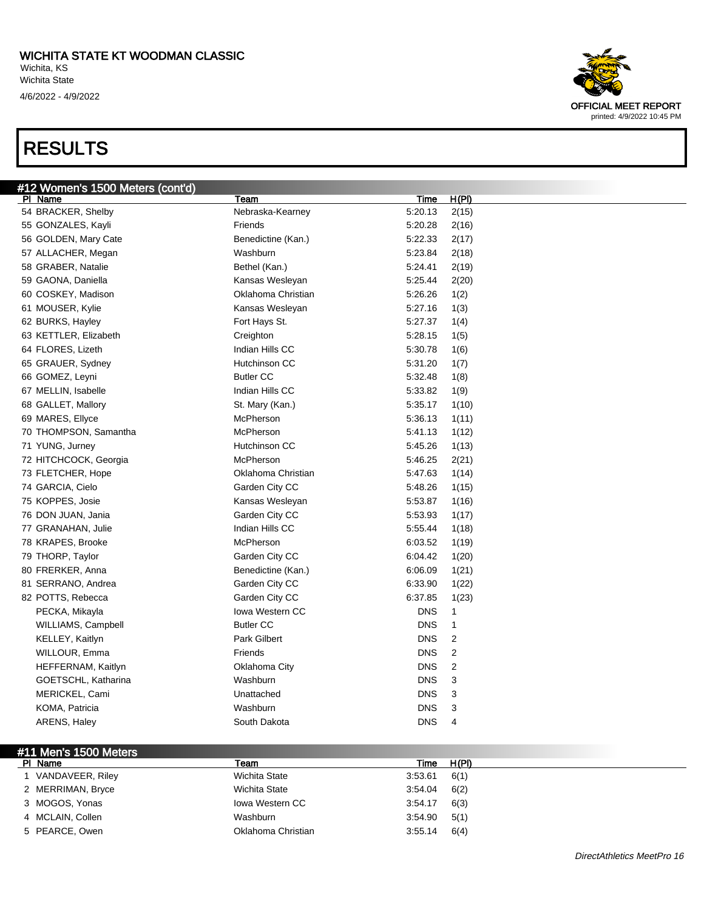# RESULTS

## #12 Women's 1500 Meters (cont'd)

| Pl | Name | Team | Time | H(Pl) |
|---|---|---|---|---|
| 54 | BRACKER, Shelby | Nebraska-Kearney | 5:20.13 | 2(15) |
| 55 | GONZALES, Kayli | Friends | 5:20.28 | 2(16) |
| 56 | GOLDEN, Mary Cate | Benedictine (Kan.) | 5:22.33 | 2(17) |
| 57 | ALLACHER, Megan | Washburn | 5:23.84 | 2(18) |
| 58 | GRABER, Natalie | Bethel (Kan.) | 5:24.41 | 2(19) |
| 59 | GAONA, Daniella | Kansas Wesleyan | 5:25.44 | 2(20) |
| 60 | COSKEY, Madison | Oklahoma Christian | 5:26.26 | 1(2) |
| 61 | MOUSER, Kylie | Kansas Wesleyan | 5:27.16 | 1(3) |
| 62 | BURKS, Hayley | Fort Hays St. | 5:27.37 | 1(4) |
| 63 | KETTLER, Elizabeth | Creighton | 5:28.15 | 1(5) |
| 64 | FLORES, Lizeth | Indian Hills CC | 5:30.78 | 1(6) |
| 65 | GRAUER, Sydney | Hutchinson CC | 5:31.20 | 1(7) |
| 66 | GOMEZ, Leyni | Butler CC | 5:32.48 | 1(8) |
| 67 | MELLIN, Isabelle | Indian Hills CC | 5:33.82 | 1(9) |
| 68 | GALLET, Mallory | St. Mary (Kan.) | 5:35.17 | 1(10) |
| 69 | MARES, Ellyce | McPherson | 5:36.13 | 1(11) |
| 70 | THOMPSON, Samantha | McPherson | 5:41.13 | 1(12) |
| 71 | YUNG, Jurney | Hutchinson CC | 5:45.26 | 1(13) |
| 72 | HITCHCOCK, Georgia | McPherson | 5:46.25 | 2(21) |
| 73 | FLETCHER, Hope | Oklahoma Christian | 5:47.63 | 1(14) |
| 74 | GARCIA, Cielo | Garden City CC | 5:48.26 | 1(15) |
| 75 | KOPPES, Josie | Kansas Wesleyan | 5:53.87 | 1(16) |
| 76 | DON JUAN, Jania | Garden City CC | 5:53.93 | 1(17) |
| 77 | GRANAHAN, Julie | Indian Hills CC | 5:55.44 | 1(18) |
| 78 | KRAPES, Brooke | McPherson | 6:03.52 | 1(19) |
| 79 | THORP, Taylor | Garden City CC | 6:04.42 | 1(20) |
| 80 | FRERKER, Anna | Benedictine (Kan.) | 6:06.09 | 1(21) |
| 81 | SERRANO, Andrea | Garden City CC | 6:33.90 | 1(22) |
| 82 | POTTS, Rebecca | Garden City CC | 6:37.85 | 1(23) |
| | PECKA, Mikayla | Iowa Western CC | DNS | 1 |
| | WILLIAMS, Campbell | Butler CC | DNS | 1 |
| | KELLEY, Kaitlyn | Park Gilbert | DNS | 2 |
| | WILLOUR, Emma | Friends | DNS | 2 |
| | HEFFERNAM, Kaitlyn | Oklahoma City | DNS | 2 |
| | GOETSCHL, Katharina | Washburn | DNS | 3 |
| | MERICKEL, Cami | Unattached | DNS | 3 |
| | KOMA, Patricia | Washburn | DNS | 3 |
| | ARENS, Haley | South Dakota | DNS | 4 |

## #11 Men's 1500 Meters

| Pl | Name | Team | Time | H(Pl) |
|---|---|---|---|---|
| 1 | VANDAVEER, Riley | Wichita State | 3:53.61 | 6(1) |
| 2 | MERRIMAN, Bryce | Wichita State | 3:54.04 | 6(2) |
| 3 | MOGOS, Yonas | Iowa Western CC | 3:54.17 | 6(3) |
| 4 | MCLAIN, Collen | Washburn | 3:54.90 | 5(1) |
| 5 | PEARCE, Owen | Oklahoma Christian | 3:55.14 | 6(4) |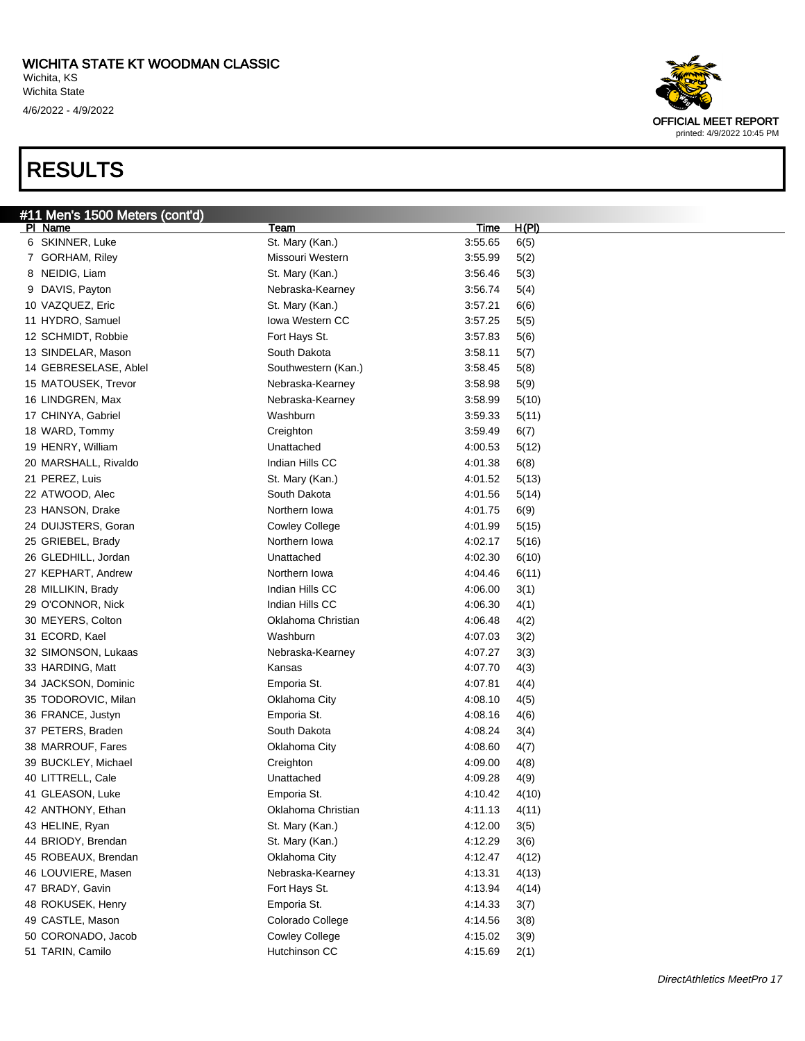# WICHITA STATE KT WOODMAN CLASSIC

Wichita, KS
Wichita State
4/6/2022 - 4/9/2022

OFFICIAL MEET REPORT
printed: 4/9/2022 10:45 PM

# RESULTS

## #11 Men's 1500 Meters (cont'd)

| Pl | Name | Team | Time | H(Pl) |
|---|---|---|---|---|
| 6 | SKINNER, Luke | St. Mary (Kan.) | 3:55.65 | 6(5) |
| 7 | GORHAM, Riley | Missouri Western | 3:55.99 | 5(2) |
| 8 | NEIDIG, Liam | St. Mary (Kan.) | 3:56.46 | 5(3) |
| 9 | DAVIS, Payton | Nebraska-Kearney | 3:56.74 | 5(4) |
| 10 | VAZQUEZ, Eric | St. Mary (Kan.) | 3:57.21 | 6(6) |
| 11 | HYDRO, Samuel | Iowa Western CC | 3:57.25 | 5(5) |
| 12 | SCHMIDT, Robbie | Fort Hays St. | 3:57.83 | 5(6) |
| 13 | SINDELAR, Mason | South Dakota | 3:58.11 | 5(7) |
| 14 | GEBRESELASE, Ablel | Southwestern (Kan.) | 3:58.45 | 5(8) |
| 15 | MATOUSEK, Trevor | Nebraska-Kearney | 3:58.98 | 5(9) |
| 16 | LINDGREN, Max | Nebraska-Kearney | 3:58.99 | 5(10) |
| 17 | CHINYA, Gabriel | Washburn | 3:59.33 | 5(11) |
| 18 | WARD, Tommy | Creighton | 3:59.49 | 6(7) |
| 19 | HENRY, William | Unattached | 4:00.53 | 5(12) |
| 20 | MARSHALL, Rivaldo | Indian Hills CC | 4:01.38 | 6(8) |
| 21 | PEREZ, Luis | St. Mary (Kan.) | 4:01.52 | 5(13) |
| 22 | ATWOOD, Alec | South Dakota | 4:01.56 | 5(14) |
| 23 | HANSON, Drake | Northern Iowa | 4:01.75 | 6(9) |
| 24 | DUIJSTERS, Goran | Cowley College | 4:01.99 | 5(15) |
| 25 | GRIEBEL, Brady | Northern Iowa | 4:02.17 | 5(16) |
| 26 | GLEDHILL, Jordan | Unattached | 4:02.30 | 6(10) |
| 27 | KEPHART, Andrew | Northern Iowa | 4:04.46 | 6(11) |
| 28 | MILLIKIN, Brady | Indian Hills CC | 4:06.00 | 3(1) |
| 29 | O'CONNOR, Nick | Indian Hills CC | 4:06.30 | 4(1) |
| 30 | MEYERS, Colton | Oklahoma Christian | 4:06.48 | 4(2) |
| 31 | ECORD, Kael | Washburn | 4:07.03 | 3(2) |
| 32 | SIMONSON, Lukaas | Nebraska-Kearney | 4:07.27 | 3(3) |
| 33 | HARDING, Matt | Kansas | 4:07.70 | 4(3) |
| 34 | JACKSON, Dominic | Emporia St. | 4:07.81 | 4(4) |
| 35 | TODOROVIC, Milan | Oklahoma City | 4:08.10 | 4(5) |
| 36 | FRANCE, Justyn | Emporia St. | 4:08.16 | 4(6) |
| 37 | PETERS, Braden | South Dakota | 4:08.24 | 3(4) |
| 38 | MARROUF, Fares | Oklahoma City | 4:08.60 | 4(7) |
| 39 | BUCKLEY, Michael | Creighton | 4:09.00 | 4(8) |
| 40 | LITTRELL, Cale | Unattached | 4:09.28 | 4(9) |
| 41 | GLEASON, Luke | Emporia St. | 4:10.42 | 4(10) |
| 42 | ANTHONY, Ethan | Oklahoma Christian | 4:11.13 | 4(11) |
| 43 | HELINE, Ryan | St. Mary (Kan.) | 4:12.00 | 3(5) |
| 44 | BRIODY, Brendan | St. Mary (Kan.) | 4:12.29 | 3(6) |
| 45 | ROBEAUX, Brendan | Oklahoma City | 4:12.47 | 4(12) |
| 46 | LOUVIERE, Masen | Nebraska-Kearney | 4:13.31 | 4(13) |
| 47 | BRADY, Gavin | Fort Hays St. | 4:13.94 | 4(14) |
| 48 | ROKUSEK, Henry | Emporia St. | 4:14.33 | 3(7) |
| 49 | CASTLE, Mason | Colorado College | 4:14.56 | 3(8) |
| 50 | CORONADO, Jacob | Cowley College | 4:15.02 | 3(9) |
| 51 | TARIN, Camilo | Hutchinson CC | 4:15.69 | 2(1) |

*DirectAthletics MeetPro 17*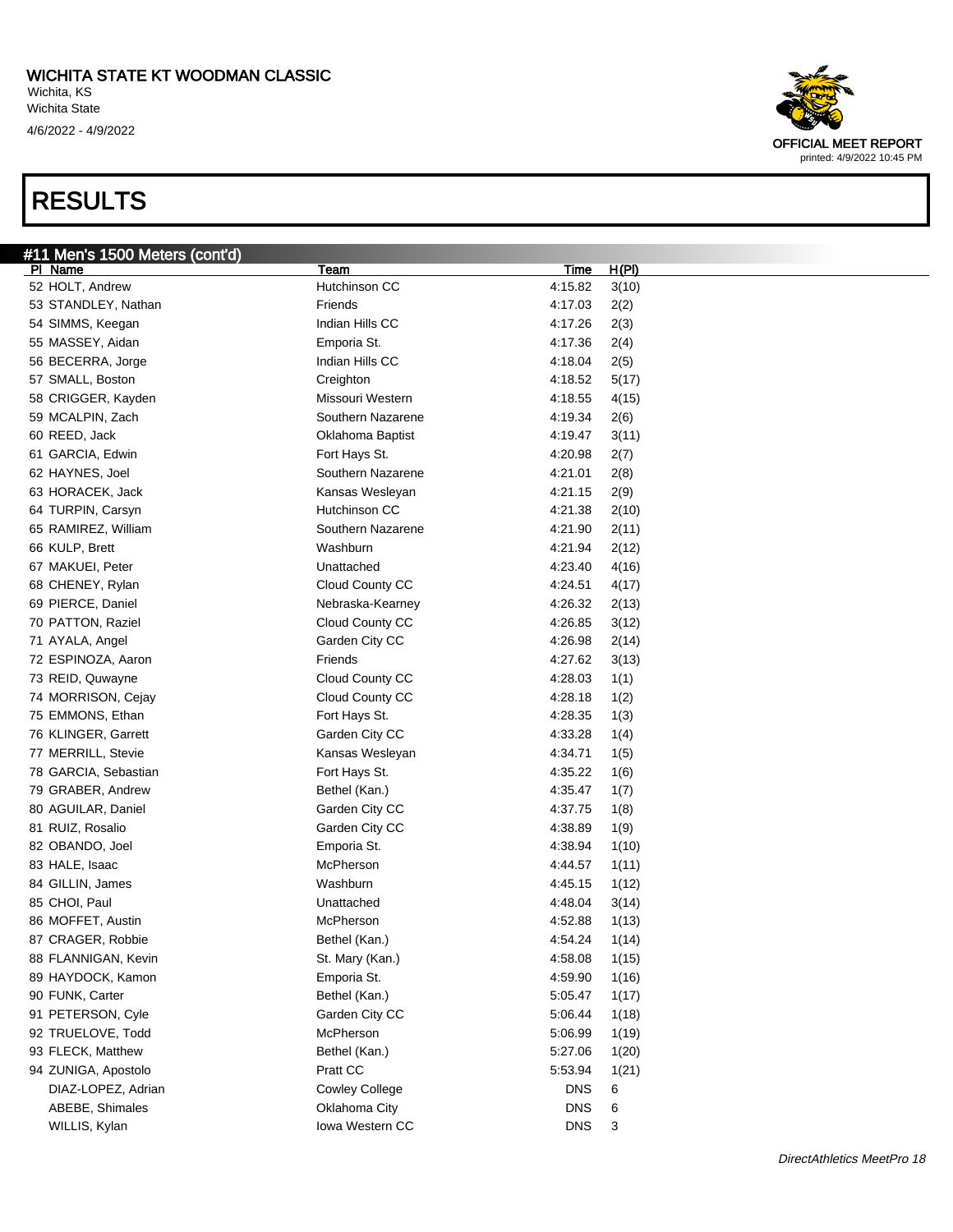# RESULTS

## #11 Men's 1500 Meters (cont'd)

| Pl | Name | Team | Time | H(Pl) |
|---|---|---|---|---|
| 52 | HOLT, Andrew | Hutchinson CC | 4:15.82 | 3(10) |
| 53 | STANDLEY, Nathan | Friends | 4:17.03 | 2(2) |
| 54 | SIMMS, Keegan | Indian Hills CC | 4:17.26 | 2(3) |
| 55 | MASSEY, Aidan | Emporia St. | 4:17.36 | 2(4) |
| 56 | BECERRA, Jorge | Indian Hills CC | 4:18.04 | 2(5) |
| 57 | SMALL, Boston | Creighton | 4:18.52 | 5(17) |
| 58 | CRIGGER, Kayden | Missouri Western | 4:18.55 | 4(15) |
| 59 | MCALPIN, Zach | Southern Nazarene | 4:19.34 | 2(6) |
| 60 | REED, Jack | Oklahoma Baptist | 4:19.47 | 3(11) |
| 61 | GARCIA, Edwin | Fort Hays St. | 4:20.98 | 2(7) |
| 62 | HAYNES, Joel | Southern Nazarene | 4:21.01 | 2(8) |
| 63 | HORACEK, Jack | Kansas Wesleyan | 4:21.15 | 2(9) |
| 64 | TURPIN, Carsyn | Hutchinson CC | 4:21.38 | 2(10) |
| 65 | RAMIREZ, William | Southern Nazarene | 4:21.90 | 2(11) |
| 66 | KULP, Brett | Washburn | 4:21.94 | 2(12) |
| 67 | MAKUEI, Peter | Unattached | 4:23.40 | 4(16) |
| 68 | CHENEY, Rylan | Cloud County CC | 4:24.51 | 4(17) |
| 69 | PIERCE, Daniel | Nebraska-Kearney | 4:26.32 | 2(13) |
| 70 | PATTON, Raziel | Cloud County CC | 4:26.85 | 3(12) |
| 71 | AYALA, Angel | Garden City CC | 4:26.98 | 2(14) |
| 72 | ESPINOZA, Aaron | Friends | 4:27.62 | 3(13) |
| 73 | REID, Quwayne | Cloud County CC | 4:28.03 | 1(1) |
| 74 | MORRISON, Cejay | Cloud County CC | 4:28.18 | 1(2) |
| 75 | EMMONS, Ethan | Fort Hays St. | 4:28.35 | 1(3) |
| 76 | KLINGER, Garrett | Garden City CC | 4:33.28 | 1(4) |
| 77 | MERRILL, Stevie | Kansas Wesleyan | 4:34.71 | 1(5) |
| 78 | GARCIA, Sebastian | Fort Hays St. | 4:35.22 | 1(6) |
| 79 | GRABER, Andrew | Bethel (Kan.) | 4:35.47 | 1(7) |
| 80 | AGUILAR, Daniel | Garden City CC | 4:37.75 | 1(8) |
| 81 | RUIZ, Rosalio | Garden City CC | 4:38.89 | 1(9) |
| 82 | OBANDO, Joel | Emporia St. | 4:38.94 | 1(10) |
| 83 | HALE, Isaac | McPherson | 4:44.57 | 1(11) |
| 84 | GILLIN, James | Washburn | 4:45.15 | 1(12) |
| 85 | CHOI, Paul | Unattached | 4:48.04 | 3(14) |
| 86 | MOFFET, Austin | McPherson | 4:52.88 | 1(13) |
| 87 | CRAGER, Robbie | Bethel (Kan.) | 4:54.24 | 1(14) |
| 88 | FLANNIGAN, Kevin | St. Mary (Kan.) | 4:58.08 | 1(15) |
| 89 | HAYDOCK, Kamon | Emporia St. | 4:59.90 | 1(16) |
| 90 | FUNK, Carter | Bethel (Kan.) | 5:05.47 | 1(17) |
| 91 | PETERSON, Cyle | Garden City CC | 5:06.44 | 1(18) |
| 92 | TRUELOVE, Todd | McPherson | 5:06.99 | 1(19) |
| 93 | FLECK, Matthew | Bethel (Kan.) | 5:27.06 | 1(20) |
| 94 | ZUNIGA, Apostolo | Pratt CC | 5:53.94 | 1(21) |
| | DIAZ-LOPEZ, Adrian | Cowley College | DNS | 6 |
| | ABEBE, Shimales | Oklahoma City | DNS | 6 |
| | WILLIS, Kylan | Iowa Western CC | DNS | 3 |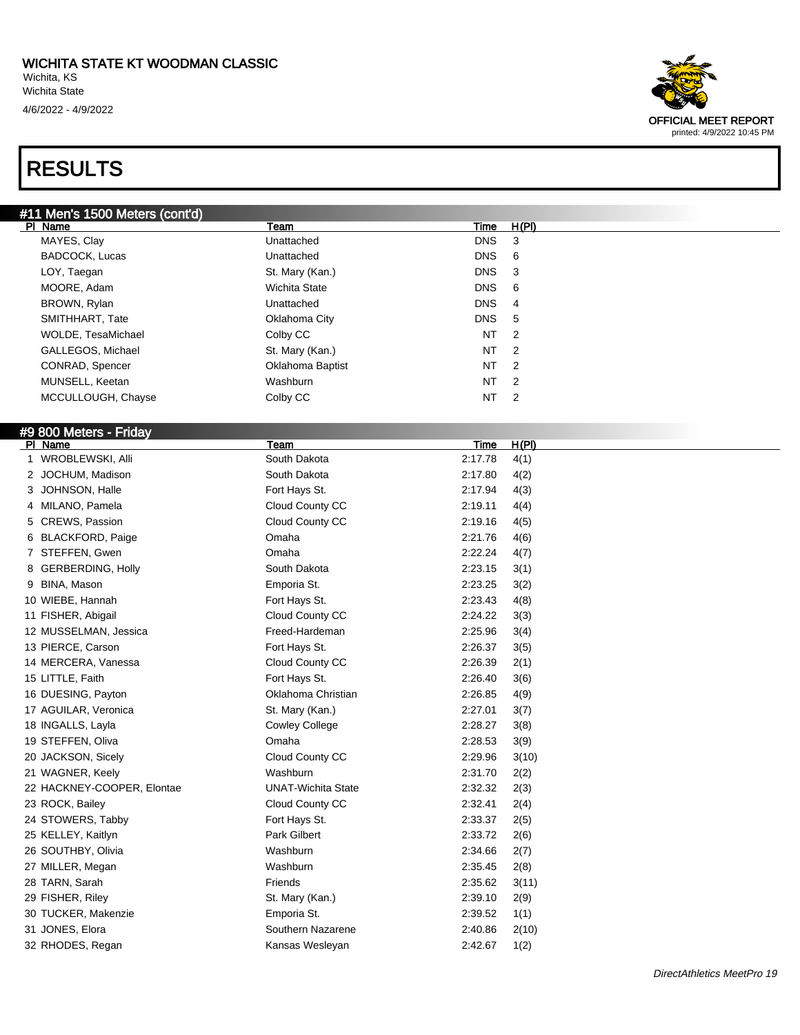# WICHITA STATE KT WOODMAN CLASSIC

Wichita, KS
Wichita State
4/6/2022 - 4/9/2022

OFFICIAL MEET REPORT
printed: 4/9/2022 10:45 PM

# RESULTS

## #11 Men's 1500 Meters (cont'd)

| Pl | Name | Team | Time | H(Pl) |
|---|---|---|---|---|
| | MAYES, Clay | Unattached | DNS | 3 |
| | BADCOCK, Lucas | Unattached | DNS | 6 |
| | LOY, Taegan | St. Mary (Kan.) | DNS | 3 |
| | MOORE, Adam | Wichita State | DNS | 6 |
| | BROWN, Rylan | Unattached | DNS | 4 |
| | SMITHHART, Tate | Oklahoma City | DNS | 5 |
| | WOLDE, TesaMichael | Colby CC | NT | 2 |
| | GALLEGOS, Michael | St. Mary (Kan.) | NT | 2 |
| | CONRAD, Spencer | Oklahoma Baptist | NT | 2 |
| | MUNSELL, Keetan | Washburn | NT | 2 |
| | MCCULLOUGH, Chayse | Colby CC | NT | 2 |

## #9 800 Meters - Friday

| Pl | Name | Team | Time | H(Pl) |
|---|---|---|---|---|
| 1 | WROBLEWSKI, Alli | South Dakota | 2:17.78 | 4(1) |
| 2 | JOCHUM, Madison | South Dakota | 2:17.80 | 4(2) |
| 3 | JOHNSON, Halle | Fort Hays St. | 2:17.94 | 4(3) |
| 4 | MILANO, Pamela | Cloud County CC | 2:19.11 | 4(4) |
| 5 | CREWS, Passion | Cloud County CC | 2:19.16 | 4(5) |
| 6 | BLACKFORD, Paige | Omaha | 2:21.76 | 4(6) |
| 7 | STEFFEN, Gwen | Omaha | 2:22.24 | 4(7) |
| 8 | GERBERDING, Holly | South Dakota | 2:23.15 | 3(1) |
| 9 | BINA, Mason | Emporia St. | 2:23.25 | 3(2) |
| 10 | WIEBE, Hannah | Fort Hays St. | 2:23.43 | 4(8) |
| 11 | FISHER, Abigail | Cloud County CC | 2:24.22 | 3(3) |
| 12 | MUSSELMAN, Jessica | Freed-Hardeman | 2:25.96 | 3(4) |
| 13 | PIERCE, Carson | Fort Hays St. | 2:26.37 | 3(5) |
| 14 | MERCERA, Vanessa | Cloud County CC | 2:26.39 | 2(1) |
| 15 | LITTLE, Faith | Fort Hays St. | 2:26.40 | 3(6) |
| 16 | DUESING, Payton | Oklahoma Christian | 2:26.85 | 4(9) |
| 17 | AGUILAR, Veronica | St. Mary (Kan.) | 2:27.01 | 3(7) |
| 18 | INGALLS, Layla | Cowley College | 2:28.27 | 3(8) |
| 19 | STEFFEN, Oliva | Omaha | 2:28.53 | 3(9) |
| 20 | JACKSON, Sicely | Cloud County CC | 2:29.96 | 3(10) |
| 21 | WAGNER, Keely | Washburn | 2:31.70 | 2(2) |
| 22 | HACKNEY-COOPER, Elontae | UNAT-Wichita State | 2:32.32 | 2(3) |
| 23 | ROCK, Bailey | Cloud County CC | 2:32.41 | 2(4) |
| 24 | STOWERS, Tabby | Fort Hays St. | 2:33.37 | 2(5) |
| 25 | KELLEY, Kaitlyn | Park Gilbert | 2:33.72 | 2(6) |
| 26 | SOUTHBY, Olivia | Washburn | 2:34.66 | 2(7) |
| 27 | MILLER, Megan | Washburn | 2:35.45 | 2(8) |
| 28 | TARN, Sarah | Friends | 2:35.62 | 3(11) |
| 29 | FISHER, Riley | St. Mary (Kan.) | 2:39.10 | 2(9) |
| 30 | TUCKER, Makenzie | Emporia St. | 2:39.52 | 1(1) |
| 31 | JONES, Elora | Southern Nazarene | 2:40.86 | 2(10) |
| 32 | RHODES, Regan | Kansas Wesleyan | 2:42.67 | 1(2) |

*DirectAthletics MeetPro 19*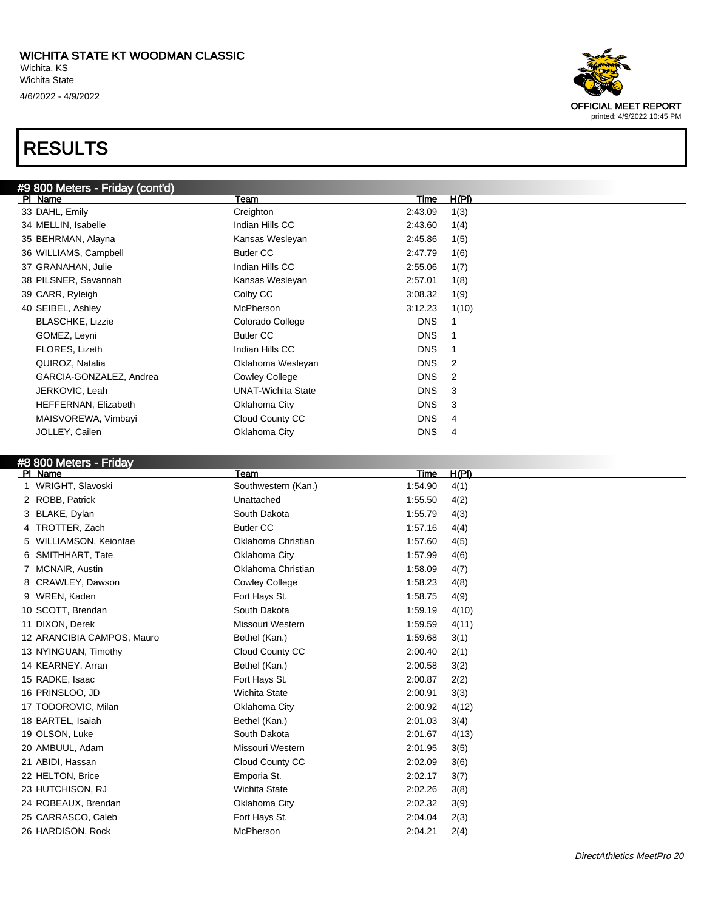# WICHITA STATE KT WOODMAN CLASSIC

Wichita, KS
Wichita State
4/6/2022 - 4/9/2022

OFFICIAL MEET REPORT
printed: 4/9/2022 10:45 PM

# RESULTS

## #9 800 Meters - Friday (cont'd)

| Pl | Name | Team | Time | H(Pl) |
|---|---|---|---|---|
| 33 | DAHL, Emily | Creighton | 2:43.09 | 1(3) |
| 34 | MELLIN, Isabelle | Indian Hills CC | 2:43.60 | 1(4) |
| 35 | BEHRMAN, Alayna | Kansas Wesleyan | 2:45.86 | 1(5) |
| 36 | WILLIAMS, Campbell | Butler CC | 2:47.79 | 1(6) |
| 37 | GRANAHAN, Julie | Indian Hills CC | 2:55.06 | 1(7) |
| 38 | PILSNER, Savannah | Kansas Wesleyan | 2:57.01 | 1(8) |
| 39 | CARR, Ryleigh | Colby CC | 3:08.32 | 1(9) |
| 40 | SEIBEL, Ashley | McPherson | 3:12.23 | 1(10) |
| | BLASCHKE, Lizzie | Colorado College | DNS | 1 |
| | GOMEZ, Leyni | Butler CC | DNS | 1 |
| | FLORES, Lizeth | Indian Hills CC | DNS | 1 |
| | QUIROZ, Natalia | Oklahoma Wesleyan | DNS | 2 |
| | GARCIA-GONZALEZ, Andrea | Cowley College | DNS | 2 |
| | JERKOVIC, Leah | UNAT-Wichita State | DNS | 3 |
| | HEFFERNAN, Elizabeth | Oklahoma City | DNS | 3 |
| | MAISVOREWA, Vimbayi | Cloud County CC | DNS | 4 |
| | JOLLEY, Cailen | Oklahoma City | DNS | 4 |

## #8 800 Meters - Friday

| Pl | Name | Team | Time | H(Pl) |
|---|---|---|---|---|
| 1 | WRIGHT, Slavoski | Southwestern (Kan.) | 1:54.90 | 4(1) |
| 2 | ROBB, Patrick | Unattached | 1:55.50 | 4(2) |
| 3 | BLAKE, Dylan | South Dakota | 1:55.79 | 4(3) |
| 4 | TROTTER, Zach | Butler CC | 1:57.16 | 4(4) |
| 5 | WILLIAMSON, Keiontae | Oklahoma Christian | 1:57.60 | 4(5) |
| 6 | SMITHHART, Tate | Oklahoma City | 1:57.99 | 4(6) |
| 7 | MCNAIR, Austin | Oklahoma Christian | 1:58.09 | 4(7) |
| 8 | CRAWLEY, Dawson | Cowley College | 1:58.23 | 4(8) |
| 9 | WREN, Kaden | Fort Hays St. | 1:58.75 | 4(9) |
| 10 | SCOTT, Brendan | South Dakota | 1:59.19 | 4(10) |
| 11 | DIXON, Derek | Missouri Western | 1:59.59 | 4(11) |
| 12 | ARANCIBIA CAMPOS, Mauro | Bethel (Kan.) | 1:59.68 | 3(1) |
| 13 | NYINGUAN, Timothy | Cloud County CC | 2:00.40 | 2(1) |
| 14 | KEARNEY, Arran | Bethel (Kan.) | 2:00.58 | 3(2) |
| 15 | RADKE, Isaac | Fort Hays St. | 2:00.87 | 2(2) |
| 16 | PRINSLOO, JD | Wichita State | 2:00.91 | 3(3) |
| 17 | TODOROVIC, Milan | Oklahoma City | 2:00.92 | 4(12) |
| 18 | BARTEL, Isaiah | Bethel (Kan.) | 2:01.03 | 3(4) |
| 19 | OLSON, Luke | South Dakota | 2:01.67 | 4(13) |
| 20 | AMBUUL, Adam | Missouri Western | 2:01.95 | 3(5) |
| 21 | ABIDI, Hassan | Cloud County CC | 2:02.09 | 3(6) |
| 22 | HELTON, Brice | Emporia St. | 2:02.17 | 3(7) |
| 23 | HUTCHISON, RJ | Wichita State | 2:02.26 | 3(8) |
| 24 | ROBEAUX, Brendan | Oklahoma City | 2:02.32 | 3(9) |
| 25 | CARRASCO, Caleb | Fort Hays St. | 2:04.04 | 2(3) |
| 26 | HARDISON, Rock | McPherson | 2:04.21 | 2(4) |

DirectAthletics MeetPro 20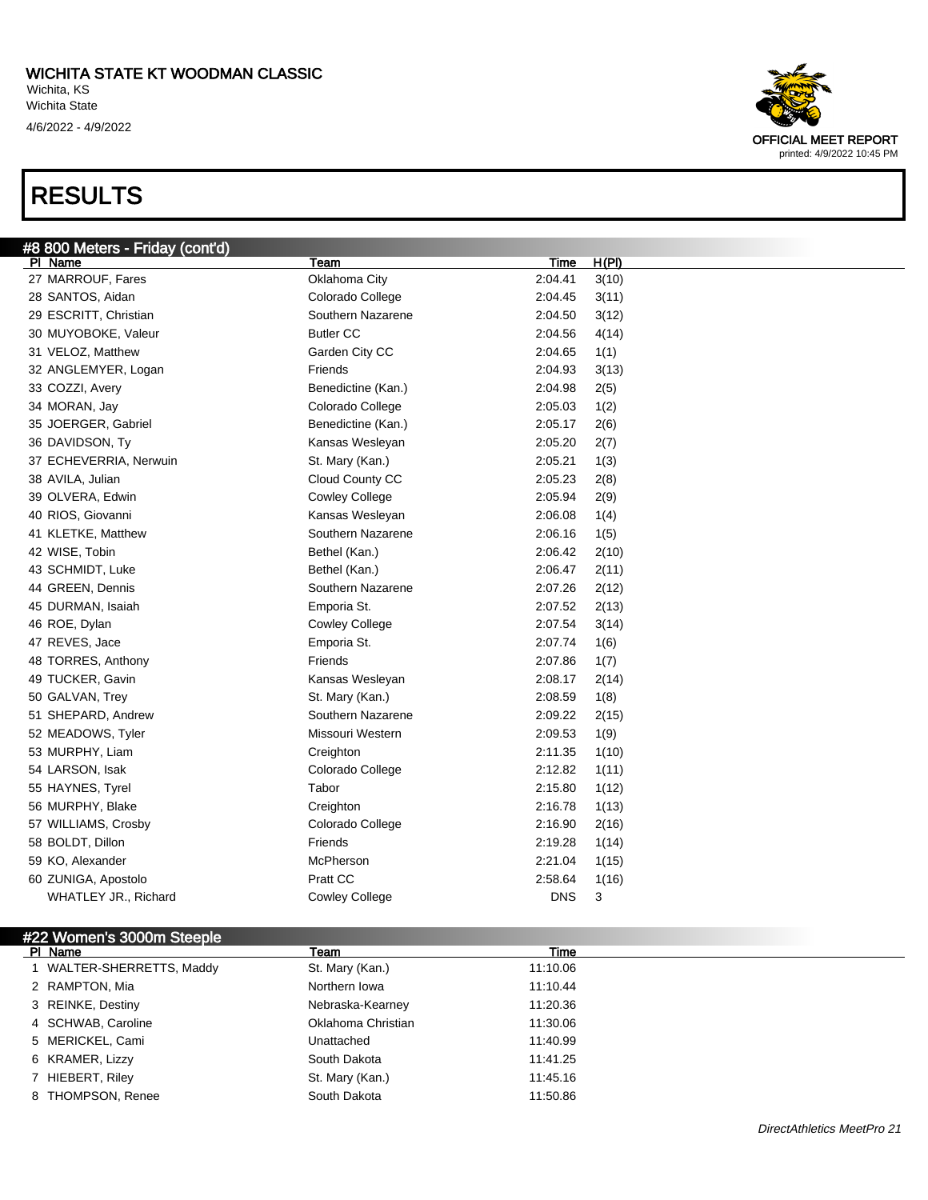# RESULTS

## #8 800 Meters - Friday (cont'd)

| Pl | Name | Team | Time | H(Pl) |
|---|---|---|---|---|
| 27 | MARROUF, Fares | Oklahoma City | 2:04.41 | 3(10) |
| 28 | SANTOS, Aidan | Colorado College | 2:04.45 | 3(11) |
| 29 | ESCRITT, Christian | Southern Nazarene | 2:04.50 | 3(12) |
| 30 | MUYOBOKE, Valeur | Butler CC | 2:04.56 | 4(14) |
| 31 | VELOZ, Matthew | Garden City CC | 2:04.65 | 1(1) |
| 32 | ANGLEMYER, Logan | Friends | 2:04.93 | 3(13) |
| 33 | COZZI, Avery | Benedictine (Kan.) | 2:04.98 | 2(5) |
| 34 | MORAN, Jay | Colorado College | 2:05.03 | 1(2) |
| 35 | JOERGER, Gabriel | Benedictine (Kan.) | 2:05.17 | 2(6) |
| 36 | DAVIDSON, Ty | Kansas Wesleyan | 2:05.20 | 2(7) |
| 37 | ECHEVERRIA, Nerwuin | St. Mary (Kan.) | 2:05.21 | 1(3) |
| 38 | AVILA, Julian | Cloud County CC | 2:05.23 | 2(8) |
| 39 | OLVERA, Edwin | Cowley College | 2:05.94 | 2(9) |
| 40 | RIOS, Giovanni | Kansas Wesleyan | 2:06.08 | 1(4) |
| 41 | KLETKE, Matthew | Southern Nazarene | 2:06.16 | 1(5) |
| 42 | WISE, Tobin | Bethel (Kan.) | 2:06.42 | 2(10) |
| 43 | SCHMIDT, Luke | Bethel (Kan.) | 2:06.47 | 2(11) |
| 44 | GREEN, Dennis | Southern Nazarene | 2:07.26 | 2(12) |
| 45 | DURMAN, Isaiah | Emporia St. | 2:07.52 | 2(13) |
| 46 | ROE, Dylan | Cowley College | 2:07.54 | 3(14) |
| 47 | REVES, Jace | Emporia St. | 2:07.74 | 1(6) |
| 48 | TORRES, Anthony | Friends | 2:07.86 | 1(7) |
| 49 | TUCKER, Gavin | Kansas Wesleyan | 2:08.17 | 2(14) |
| 50 | GALVAN, Trey | St. Mary (Kan.) | 2:08.59 | 1(8) |
| 51 | SHEPARD, Andrew | Southern Nazarene | 2:09.22 | 2(15) |
| 52 | MEADOWS, Tyler | Missouri Western | 2:09.53 | 1(9) |
| 53 | MURPHY, Liam | Creighton | 2:11.35 | 1(10) |
| 54 | LARSON, Isak | Colorado College | 2:12.82 | 1(11) |
| 55 | HAYNES, Tyrel | Tabor | 2:15.80 | 1(12) |
| 56 | MURPHY, Blake | Creighton | 2:16.78 | 1(13) |
| 57 | WILLIAMS, Crosby | Colorado College | 2:16.90 | 2(16) |
| 58 | BOLDT, Dillon | Friends | 2:19.28 | 1(14) |
| 59 | KO, Alexander | McPherson | 2:21.04 | 1(15) |
| 60 | ZUNIGA, Apostolo | Pratt CC | 2:58.64 | 1(16) |
| | WHATLEY JR., Richard | Cowley College | DNS | 3 |

## #22 Women's 3000m Steeple

| Pl | Name | Team | Time |
|---|---|---|---|
| 1 | WALTER-SHERRETTS, Maddy | St. Mary (Kan.) | 11:10.06 |
| 2 | RAMPTON, Mia | Northern Iowa | 11:10.44 |
| 3 | REINKE, Destiny | Nebraska-Kearney | 11:20.36 |
| 4 | SCHWAB, Caroline | Oklahoma Christian | 11:30.06 |
| 5 | MERICKEL, Cami | Unattached | 11:40.99 |
| 6 | KRAMER, Lizzy | South Dakota | 11:41.25 |
| 7 | HIEBERT, Riley | St. Mary (Kan.) | 11:45.16 |
| 8 | THOMPSON, Renee | South Dakota | 11:50.86 |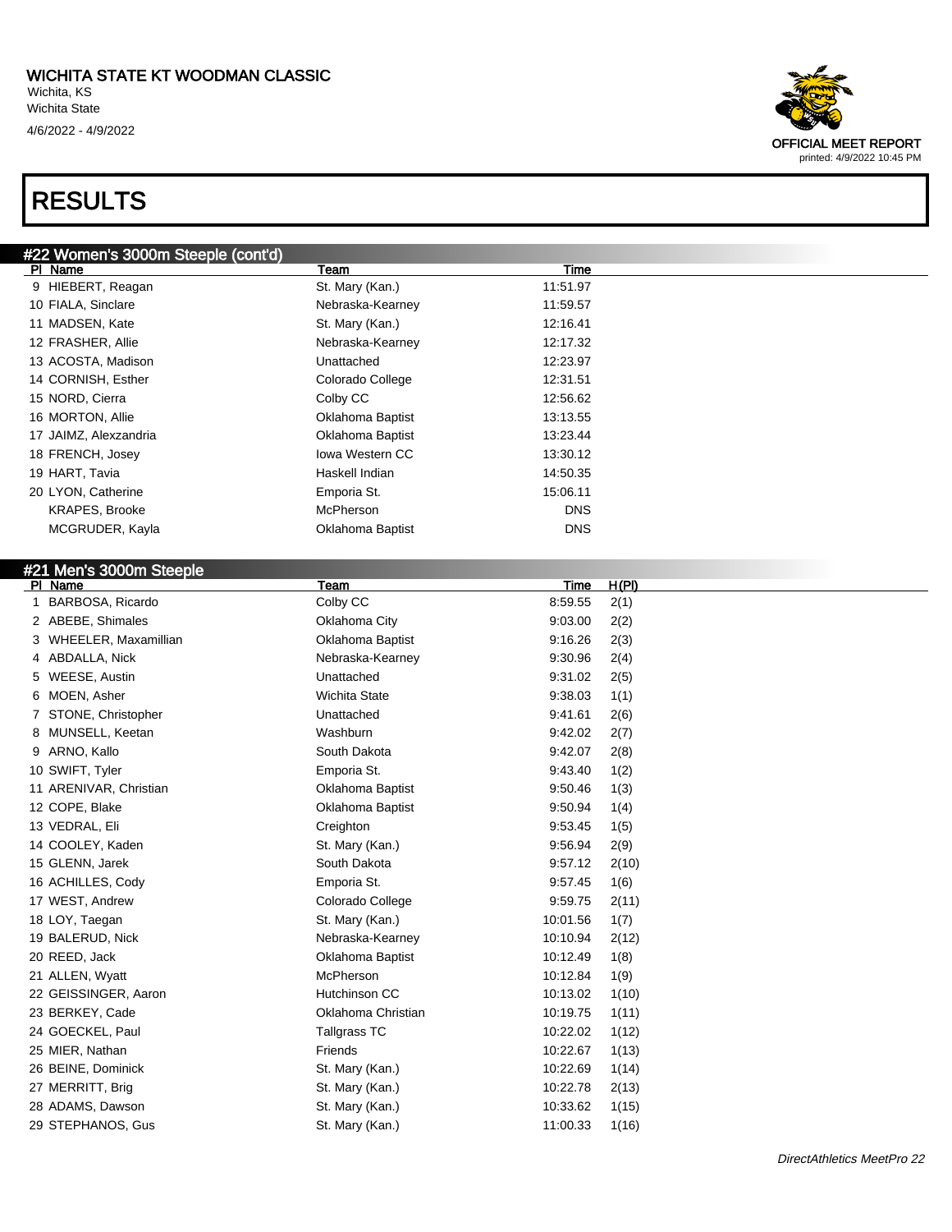WICHITA STATE KT WOODMAN CLASSIC
Wichita, KS
Wichita State
4/6/2022 - 4/9/2022

OFFICIAL MEET REPORT
printed: 4/9/2022 10:45 PM

# RESULTS

## #22 Women's 3000m Steeple (cont'd)

| Pl | Name | Team | Time |
|---|---|---|---|
| 9 | HIEBERT, Reagan | St. Mary (Kan.) | 11:51.97 |
| 10 | FIALA, Sinclare | Nebraska-Kearney | 11:59.57 |
| 11 | MADSEN, Kate | St. Mary (Kan.) | 12:16.41 |
| 12 | FRASHER, Allie | Nebraska-Kearney | 12:17.32 |
| 13 | ACOSTA, Madison | Unattached | 12:23.97 |
| 14 | CORNISH, Esther | Colorado College | 12:31.51 |
| 15 | NORD, Cierra | Colby CC | 12:56.62 |
| 16 | MORTON, Allie | Oklahoma Baptist | 13:13.55 |
| 17 | JAIMZ, Alexzandria | Oklahoma Baptist | 13:23.44 |
| 18 | FRENCH, Josey | Iowa Western CC | 13:30.12 |
| 19 | HART, Tavia | Haskell Indian | 14:50.35 |
| 20 | LYON, Catherine | Emporia St. | 15:06.11 |
| | KRAPES, Brooke | McPherson | DNS |
| | MCGRUDER, Kayla | Oklahoma Baptist | DNS |

## #21 Men's 3000m Steeple

| Pl | Name | Team | Time | H(Pl) |
|---|---|---|---|---|
| 1 | BARBOSA, Ricardo | Colby CC | 8:59.55 | 2(1) |
| 2 | ABEBE, Shimales | Oklahoma City | 9:03.00 | 2(2) |
| 3 | WHEELER, Maxamillian | Oklahoma Baptist | 9:16.26 | 2(3) |
| 4 | ABDALLA, Nick | Nebraska-Kearney | 9:30.96 | 2(4) |
| 5 | WEESE, Austin | Unattached | 9:31.02 | 2(5) |
| 6 | MOEN, Asher | Wichita State | 9:38.03 | 1(1) |
| 7 | STONE, Christopher | Unattached | 9:41.61 | 2(6) |
| 8 | MUNSELL, Keetan | Washburn | 9:42.02 | 2(7) |
| 9 | ARNO, Kallo | South Dakota | 9:42.07 | 2(8) |
| 10 | SWIFT, Tyler | Emporia St. | 9:43.40 | 1(2) |
| 11 | ARENIVAR, Christian | Oklahoma Baptist | 9:50.46 | 1(3) |
| 12 | COPE, Blake | Oklahoma Baptist | 9:50.94 | 1(4) |
| 13 | VEDRAL, Eli | Creighton | 9:53.45 | 1(5) |
| 14 | COOLEY, Kaden | St. Mary (Kan.) | 9:56.94 | 2(9) |
| 15 | GLENN, Jarek | South Dakota | 9:57.12 | 2(10) |
| 16 | ACHILLES, Cody | Emporia St. | 9:57.45 | 1(6) |
| 17 | WEST, Andrew | Colorado College | 9:59.75 | 2(11) |
| 18 | LOY, Taegan | St. Mary (Kan.) | 10:01.56 | 1(7) |
| 19 | BALERUD, Nick | Nebraska-Kearney | 10:10.94 | 2(12) |
| 20 | REED, Jack | Oklahoma Baptist | 10:12.49 | 1(8) |
| 21 | ALLEN, Wyatt | McPherson | 10:12.84 | 1(9) |
| 22 | GEISSINGER, Aaron | Hutchinson CC | 10:13.02 | 1(10) |
| 23 | BERKEY, Cade | Oklahoma Christian | 10:19.75 | 1(11) |
| 24 | GOECKEL, Paul | Tallgrass TC | 10:22.02 | 1(12) |
| 25 | MIER, Nathan | Friends | 10:22.67 | 1(13) |
| 26 | BEINE, Dominick | St. Mary (Kan.) | 10:22.69 | 1(14) |
| 27 | MERRITT, Brig | St. Mary (Kan.) | 10:22.78 | 2(13) |
| 28 | ADAMS, Dawson | St. Mary (Kan.) | 10:33.62 | 1(15) |
| 29 | STEPHANOS, Gus | St. Mary (Kan.) | 11:00.33 | 1(16) |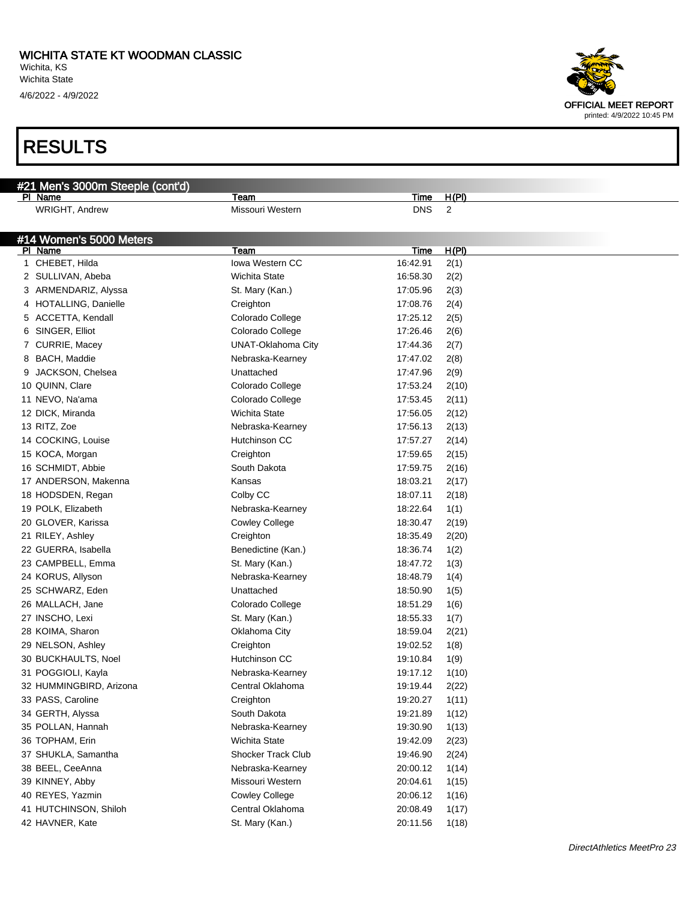# RESULTS

## #21 Men's 3000m Steeple (cont'd)

| Pl | Name | Team | Time | H(Pl) |
|---|---|---|---|---|
| | WRIGHT, Andrew | Missouri Western | DNS | 2 |

## #14 Women's 5000 Meters

| Pl | Name | Team | Time | H(Pl) |
|---|---|---|---|---|
| 1 | CHEBET, Hilda | Iowa Western CC | 16:42.91 | 2(1) |
| 2 | SULLIVAN, Abeba | Wichita State | 16:58.30 | 2(2) |
| 3 | ARMENDARIZ, Alyssa | St. Mary (Kan.) | 17:05.96 | 2(3) |
| 4 | HOTALLING, Danielle | Creighton | 17:08.76 | 2(4) |
| 5 | ACCETTA, Kendall | Colorado College | 17:25.12 | 2(5) |
| 6 | SINGER, Elliot | Colorado College | 17:26.46 | 2(6) |
| 7 | CURRIE, Macey | UNAT-Oklahoma City | 17:44.36 | 2(7) |
| 8 | BACH, Maddie | Nebraska-Kearney | 17:47.02 | 2(8) |
| 9 | JACKSON, Chelsea | Unattached | 17:47.96 | 2(9) |
| 10 | QUINN, Clare | Colorado College | 17:53.24 | 2(10) |
| 11 | NEVO, Na'ama | Colorado College | 17:53.45 | 2(11) |
| 12 | DICK, Miranda | Wichita State | 17:56.05 | 2(12) |
| 13 | RITZ, Zoe | Nebraska-Kearney | 17:56.13 | 2(13) |
| 14 | COCKING, Louise | Hutchinson CC | 17:57.27 | 2(14) |
| 15 | KOCA, Morgan | Creighton | 17:59.65 | 2(15) |
| 16 | SCHMIDT, Abbie | South Dakota | 17:59.75 | 2(16) |
| 17 | ANDERSON, Makenna | Kansas | 18:03.21 | 2(17) |
| 18 | HODSDEN, Regan | Colby CC | 18:07.11 | 2(18) |
| 19 | POLK, Elizabeth | Nebraska-Kearney | 18:22.64 | 1(1) |
| 20 | GLOVER, Karissa | Cowley College | 18:30.47 | 2(19) |
| 21 | RILEY, Ashley | Creighton | 18:35.49 | 2(20) |
| 22 | GUERRA, Isabella | Benedictine (Kan.) | 18:36.74 | 1(2) |
| 23 | CAMPBELL, Emma | St. Mary (Kan.) | 18:47.72 | 1(3) |
| 24 | KORUS, Allyson | Nebraska-Kearney | 18:48.79 | 1(4) |
| 25 | SCHWARZ, Eden | Unattached | 18:50.90 | 1(5) |
| 26 | MALLACH, Jane | Colorado College | 18:51.29 | 1(6) |
| 27 | INSCHO, Lexi | St. Mary (Kan.) | 18:55.33 | 1(7) |
| 28 | KOIMA, Sharon | Oklahoma City | 18:59.04 | 2(21) |
| 29 | NELSON, Ashley | Creighton | 19:02.52 | 1(8) |
| 30 | BUCKHAULTS, Noel | Hutchinson CC | 19:10.84 | 1(9) |
| 31 | POGGIOLI, Kayla | Nebraska-Kearney | 19:17.12 | 1(10) |
| 32 | HUMMINGBIRD, Arizona | Central Oklahoma | 19:19.44 | 2(22) |
| 33 | PASS, Caroline | Creighton | 19:20.27 | 1(11) |
| 34 | GERTH, Alyssa | South Dakota | 19:21.89 | 1(12) |
| 35 | POLLAN, Hannah | Nebraska-Kearney | 19:30.90 | 1(13) |
| 36 | TOPHAM, Erin | Wichita State | 19:42.09 | 2(23) |
| 37 | SHUKLA, Samantha | Shocker Track Club | 19:46.90 | 2(24) |
| 38 | BEEL, CeeAnna | Nebraska-Kearney | 20:00.12 | 1(14) |
| 39 | KINNEY, Abby | Missouri Western | 20:04.61 | 1(15) |
| 40 | REYES, Yazmin | Cowley College | 20:06.12 | 1(16) |
| 41 | HUTCHINSON, Shiloh | Central Oklahoma | 20:08.49 | 1(17) |
| 42 | HAVNER, Kate | St. Mary (Kan.) | 20:11.56 | 1(18) |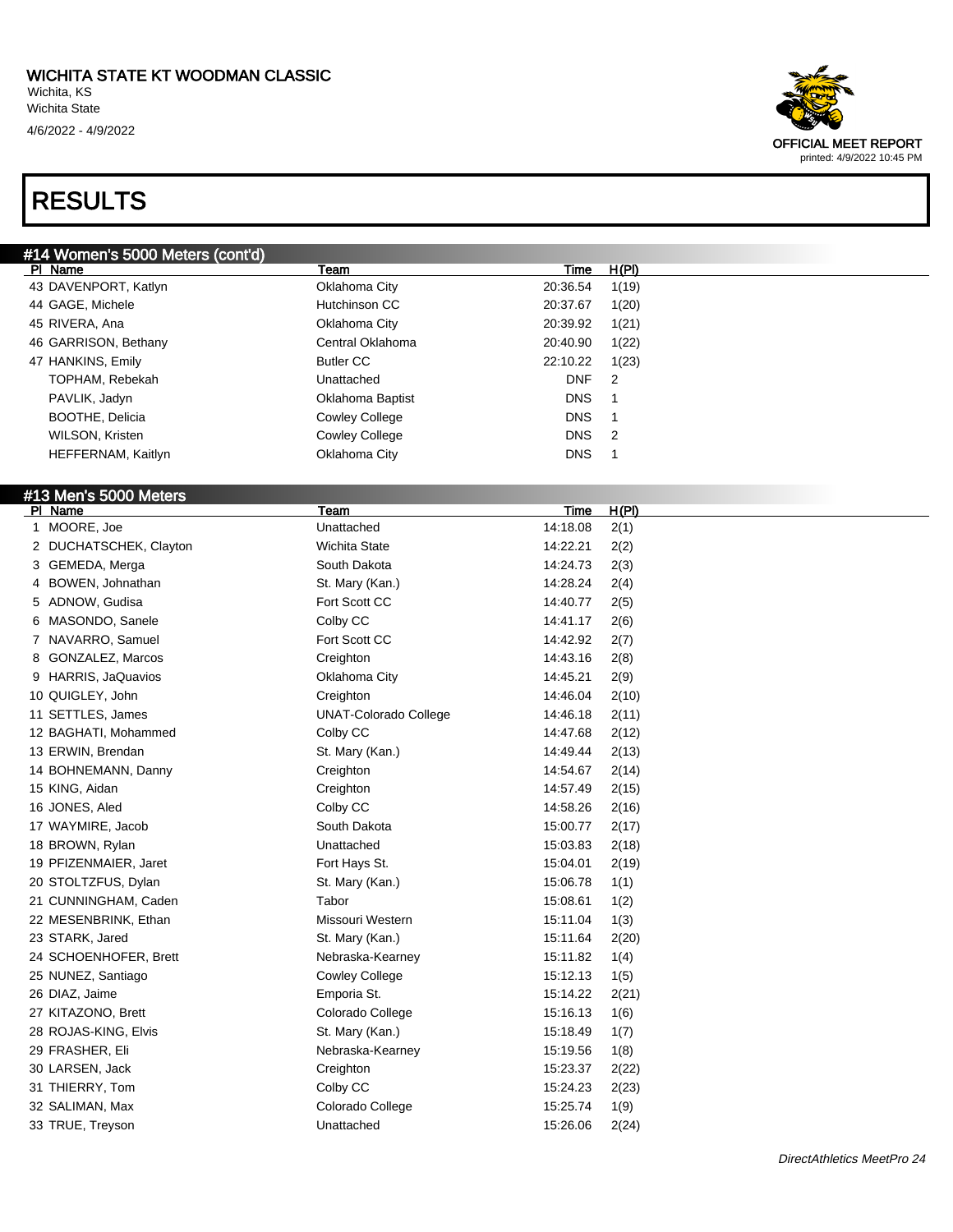# WICHITA STATE KT WOODMAN CLASSIC

Wichita, KS
Wichita State
4/6/2022 - 4/9/2022

OFFICIAL MEET REPORT
printed: 4/9/2022 10:45 PM

# RESULTS

## #14 Women's 5000 Meters (cont'd)

| Pl | Name | Team | Time | H(Pl) |
|---|---|---|---|---|
| 43 | DAVENPORT, Katlyn | Oklahoma City | 20:36.54 | 1(19) |
| 44 | GAGE, Michele | Hutchinson CC | 20:37.67 | 1(20) |
| 45 | RIVERA, Ana | Oklahoma City | 20:39.92 | 1(21) |
| 46 | GARRISON, Bethany | Central Oklahoma | 20:40.90 | 1(22) |
| 47 | HANKINS, Emily | Butler CC | 22:10.22 | 1(23) |
| | TOPHAM, Rebekah | Unattached | DNF | 2 |
| | PAVLIK, Jadyn | Oklahoma Baptist | DNS | 1 |
| | BOOTHE, Delicia | Cowley College | DNS | 1 |
| | WILSON, Kristen | Cowley College | DNS | 2 |
| | HEFFERNAM, Kaitlyn | Oklahoma City | DNS | 1 |

## #13 Men's 5000 Meters

| Pl | Name | Team | Time | H(Pl) |
|---|---|---|---|---|
| 1 | MOORE, Joe | Unattached | 14:18.08 | 2(1) |
| 2 | DUCHATSCHEK, Clayton | Wichita State | 14:22.21 | 2(2) |
| 3 | GEMEDA, Merga | South Dakota | 14:24.73 | 2(3) |
| 4 | BOWEN, Johnathan | St. Mary (Kan.) | 14:28.24 | 2(4) |
| 5 | ADNOW, Gudisa | Fort Scott CC | 14:40.77 | 2(5) |
| 6 | MASONDO, Sanele | Colby CC | 14:41.17 | 2(6) |
| 7 | NAVARRO, Samuel | Fort Scott CC | 14:42.92 | 2(7) |
| 8 | GONZALEZ, Marcos | Creighton | 14:43.16 | 2(8) |
| 9 | HARRIS, JaQuavios | Oklahoma City | 14:45.21 | 2(9) |
| 10 | QUIGLEY, John | Creighton | 14:46.04 | 2(10) |
| 11 | SETTLES, James | UNAT-Colorado College | 14:46.18 | 2(11) |
| 12 | BAGHATI, Mohammed | Colby CC | 14:47.68 | 2(12) |
| 13 | ERWIN, Brendan | St. Mary (Kan.) | 14:49.44 | 2(13) |
| 14 | BOHNEMANN, Danny | Creighton | 14:54.67 | 2(14) |
| 15 | KING, Aidan | Creighton | 14:57.49 | 2(15) |
| 16 | JONES, Aled | Colby CC | 14:58.26 | 2(16) |
| 17 | WAYMIRE, Jacob | South Dakota | 15:00.77 | 2(17) |
| 18 | BROWN, Rylan | Unattached | 15:03.83 | 2(18) |
| 19 | PFIZENMAIER, Jaret | Fort Hays St. | 15:04.01 | 2(19) |
| 20 | STOLTZFUS, Dylan | St. Mary (Kan.) | 15:06.78 | 1(1) |
| 21 | CUNNINGHAM, Caden | Tabor | 15:08.61 | 1(2) |
| 22 | MESENBRINK, Ethan | Missouri Western | 15:11.04 | 1(3) |
| 23 | STARK, Jared | St. Mary (Kan.) | 15:11.64 | 2(20) |
| 24 | SCHOENHOFER, Brett | Nebraska-Kearney | 15:11.82 | 1(4) |
| 25 | NUNEZ, Santiago | Cowley College | 15:12.13 | 1(5) |
| 26 | DIAZ, Jaime | Emporia St. | 15:14.22 | 2(21) |
| 27 | KITAZONO, Brett | Colorado College | 15:16.13 | 1(6) |
| 28 | ROJAS-KING, Elvis | St. Mary (Kan.) | 15:18.49 | 1(7) |
| 29 | FRASHER, Eli | Nebraska-Kearney | 15:19.56 | 1(8) |
| 30 | LARSEN, Jack | Creighton | 15:23.37 | 2(22) |
| 31 | THIERRY, Tom | Colby CC | 15:24.23 | 2(23) |
| 32 | SALIMAN, Max | Colorado College | 15:25.74 | 1(9) |
| 33 | TRUE, Treyson | Unattached | 15:26.06 | 2(24) |

DirectAthletics MeetPro 24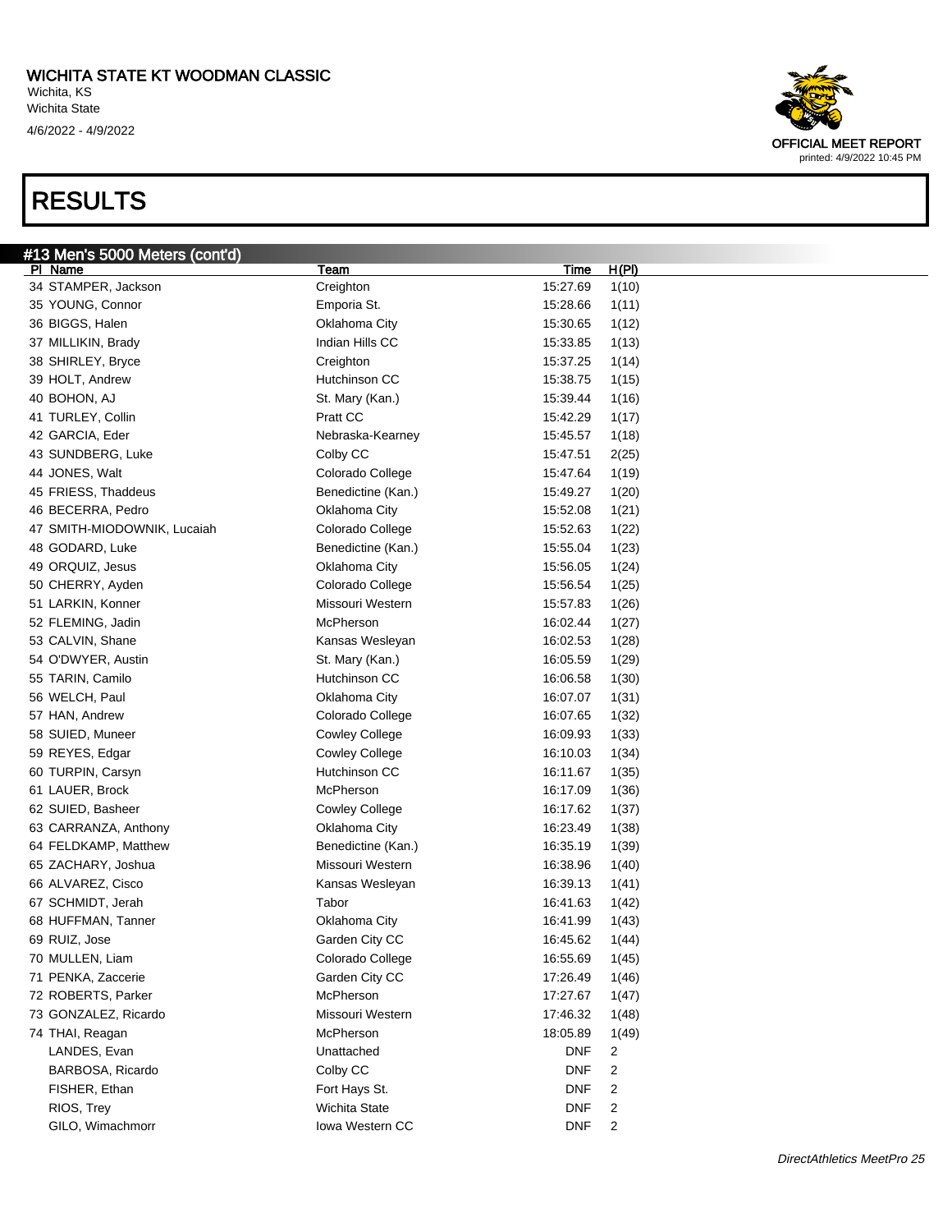# WICHITA STATE KT WOODMAN CLASSIC

Wichita, KS
Wichita State
4/6/2022 - 4/9/2022

OFFICIAL MEET REPORT
printed: 4/9/2022 10:45 PM

# RESULTS

## #13 Men's 5000 Meters (cont'd)

| Pl | Name | Team | Time | H(Pl) |
|---|---|---|---|---|
| 34 | STAMPER, Jackson | Creighton | 15:27.69 | 1(10) |
| 35 | YOUNG, Connor | Emporia St. | 15:28.66 | 1(11) |
| 36 | BIGGS, Halen | Oklahoma City | 15:30.65 | 1(12) |
| 37 | MILLIKIN, Brady | Indian Hills CC | 15:33.85 | 1(13) |
| 38 | SHIRLEY, Bryce | Creighton | 15:37.25 | 1(14) |
| 39 | HOLT, Andrew | Hutchinson CC | 15:38.75 | 1(15) |
| 40 | BOHON, AJ | St. Mary (Kan.) | 15:39.44 | 1(16) |
| 41 | TURLEY, Collin | Pratt CC | 15:42.29 | 1(17) |
| 42 | GARCIA, Eder | Nebraska-Kearney | 15:45.57 | 1(18) |
| 43 | SUNDBERG, Luke | Colby CC | 15:47.51 | 2(25) |
| 44 | JONES, Walt | Colorado College | 15:47.64 | 1(19) |
| 45 | FRIESS, Thaddeus | Benedictine (Kan.) | 15:49.27 | 1(20) |
| 46 | BECERRA, Pedro | Oklahoma City | 15:52.08 | 1(21) |
| 47 | SMITH-MIODOWNIK, Lucaiah | Colorado College | 15:52.63 | 1(22) |
| 48 | GODARD, Luke | Benedictine (Kan.) | 15:55.04 | 1(23) |
| 49 | ORQUIZ, Jesus | Oklahoma City | 15:56.05 | 1(24) |
| 50 | CHERRY, Ayden | Colorado College | 15:56.54 | 1(25) |
| 51 | LARKIN, Konner | Missouri Western | 15:57.83 | 1(26) |
| 52 | FLEMING, Jadin | McPherson | 16:02.44 | 1(27) |
| 53 | CALVIN, Shane | Kansas Wesleyan | 16:02.53 | 1(28) |
| 54 | O'DWYER, Austin | St. Mary (Kan.) | 16:05.59 | 1(29) |
| 55 | TARIN, Camilo | Hutchinson CC | 16:06.58 | 1(30) |
| 56 | WELCH, Paul | Oklahoma City | 16:07.07 | 1(31) |
| 57 | HAN, Andrew | Colorado College | 16:07.65 | 1(32) |
| 58 | SUIED, Muneer | Cowley College | 16:09.93 | 1(33) |
| 59 | REYES, Edgar | Cowley College | 16:10.03 | 1(34) |
| 60 | TURPIN, Carsyn | Hutchinson CC | 16:11.67 | 1(35) |
| 61 | LAUER, Brock | McPherson | 16:17.09 | 1(36) |
| 62 | SUIED, Basheer | Cowley College | 16:17.62 | 1(37) |
| 63 | CARRANZA, Anthony | Oklahoma City | 16:23.49 | 1(38) |
| 64 | FELDKAMP, Matthew | Benedictine (Kan.) | 16:35.19 | 1(39) |
| 65 | ZACHARY, Joshua | Missouri Western | 16:38.96 | 1(40) |
| 66 | ALVAREZ, Cisco | Kansas Wesleyan | 16:39.13 | 1(41) |
| 67 | SCHMIDT, Jerah | Tabor | 16:41.63 | 1(42) |
| 68 | HUFFMAN, Tanner | Oklahoma City | 16:41.99 | 1(43) |
| 69 | RUIZ, Jose | Garden City CC | 16:45.62 | 1(44) |
| 70 | MULLEN, Liam | Colorado College | 16:55.69 | 1(45) |
| 71 | PENKA, Zaccerie | Garden City CC | 17:26.49 | 1(46) |
| 72 | ROBERTS, Parker | McPherson | 17:27.67 | 1(47) |
| 73 | GONZALEZ, Ricardo | Missouri Western | 17:46.32 | 1(48) |
| 74 | THAI, Reagan | McPherson | 18:05.89 | 1(49) |
| | LANDES, Evan | Unattached | DNF | 2 |
| | BARBOSA, Ricardo | Colby CC | DNF | 2 |
| | FISHER, Ethan | Fort Hays St. | DNF | 2 |
| | RIOS, Trey | Wichita State | DNF | 2 |
| | GILO, Wimachmorr | Iowa Western CC | DNF | 2 |

*DirectAthletics MeetPro 25*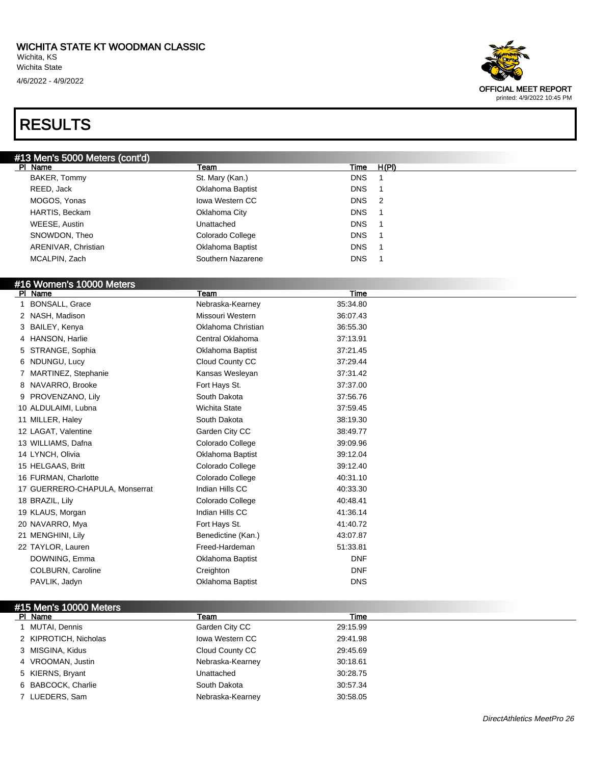## RESULTS

### #13 Men's 5000 Meters (cont'd)

| Pl | Name | Team | Time | H(Pl) |
|---|---|---|---|---|
| | BAKER, Tommy | St. Mary (Kan.) | DNS | 1 |
| | REED, Jack | Oklahoma Baptist | DNS | 1 |
| | MOGOS, Yonas | Iowa Western CC | DNS | 2 |
| | HARTIS, Beckam | Oklahoma City | DNS | 1 |
| | WEESE, Austin | Unattached | DNS | 1 |
| | SNOWDON, Theo | Colorado College | DNS | 1 |
| | ARENIVAR, Christian | Oklahoma Baptist | DNS | 1 |
| | MCALPIN, Zach | Southern Nazarene | DNS | 1 |

### #16 Women's 10000 Meters

| Pl | Name | Team | Time |
|---|---|---|---|
| 1 | BONSALL, Grace | Nebraska-Kearney | 35:34.80 |
| 2 | NASH, Madison | Missouri Western | 36:07.43 |
| 3 | BAILEY, Kenya | Oklahoma Christian | 36:55.30 |
| 4 | HANSON, Harlie | Central Oklahoma | 37:13.91 |
| 5 | STRANGE, Sophia | Oklahoma Baptist | 37:21.45 |
| 6 | NDUNGU, Lucy | Cloud County CC | 37:29.44 |
| 7 | MARTINEZ, Stephanie | Kansas Wesleyan | 37:31.42 |
| 8 | NAVARRO, Brooke | Fort Hays St. | 37:37.00 |
| 9 | PROVENZANO, Lily | South Dakota | 37:56.76 |
| 10 | ALDULAIMI, Lubna | Wichita State | 37:59.45 |
| 11 | MILLER, Haley | South Dakota | 38:19.30 |
| 12 | LAGAT, Valentine | Garden City CC | 38:49.77 |
| 13 | WILLIAMS, Dafna | Colorado College | 39:09.96 |
| 14 | LYNCH, Olivia | Oklahoma Baptist | 39:12.04 |
| 15 | HELGAAS, Britt | Colorado College | 39:12.40 |
| 16 | FURMAN, Charlotte | Colorado College | 40:31.10 |
| 17 | GUERRERO-CHAPULA, Monserrat | Indian Hills CC | 40:33.30 |
| 18 | BRAZIL, Lily | Colorado College | 40:48.41 |
| 19 | KLAUS, Morgan | Indian Hills CC | 41:36.14 |
| 20 | NAVARRO, Mya | Fort Hays St. | 41:40.72 |
| 21 | MENGHINI, Lily | Benedictine (Kan.) | 43:07.87 |
| 22 | TAYLOR, Lauren | Freed-Hardeman | 51:33.81 |
| | DOWNING, Emma | Oklahoma Baptist | DNF |
| | COLBURN, Caroline | Creighton | DNF |
| | PAVLIK, Jadyn | Oklahoma Baptist | DNS |

### #15 Men's 10000 Meters

| Pl | Name | Team | Time |
|---|---|---|---|
| 1 | MUTAI, Dennis | Garden City CC | 29:15.99 |
| 2 | KIPROTICH, Nicholas | Iowa Western CC | 29:41.98 |
| 3 | MISGINA, Kidus | Cloud County CC | 29:45.69 |
| 4 | VROOMAN, Justin | Nebraska-Kearney | 30:18.61 |
| 5 | KIERNS, Bryant | Unattached | 30:28.75 |
| 6 | BABCOCK, Charlie | South Dakota | 30:57.34 |
| 7 | LUEDERS, Sam | Nebraska-Kearney | 30:58.05 |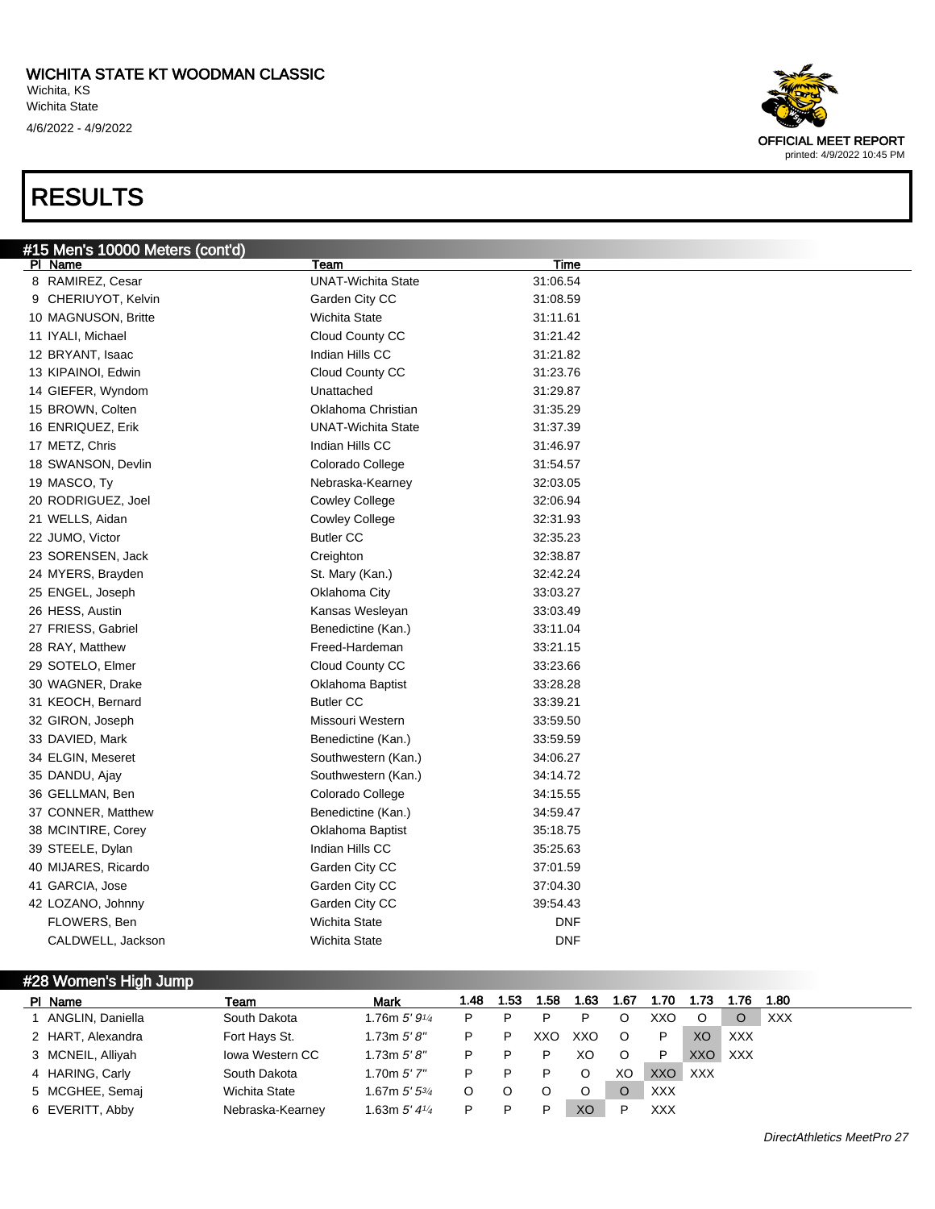# WICHITA STATE KT WOODMAN CLASSIC

Wichita, KS
Wichita State
4/6/2022 - 4/9/2022

OFFICIAL MEET REPORT
printed: 4/9/2022 10:45 PM

# RESULTS

## #15 Men's 10000 Meters (cont'd)

| Pl | Name | Team | Time |
|---|---|---|---|
| 8 | RAMIREZ, Cesar | UNAT-Wichita State | 31:06.54 |
| 9 | CHERIUYOT, Kelvin | Garden City CC | 31:08.59 |
| 10 | MAGNUSON, Britte | Wichita State | 31:11.61 |
| 11 | IYALI, Michael | Cloud County CC | 31:21.42 |
| 12 | BRYANT, Isaac | Indian Hills CC | 31:21.82 |
| 13 | KIPAINOI, Edwin | Cloud County CC | 31:23.76 |
| 14 | GIEFER, Wyndom | Unattached | 31:29.87 |
| 15 | BROWN, Colten | Oklahoma Christian | 31:35.29 |
| 16 | ENRIQUEZ, Erik | UNAT-Wichita State | 31:37.39 |
| 17 | METZ, Chris | Indian Hills CC | 31:46.97 |
| 18 | SWANSON, Devlin | Colorado College | 31:54.57 |
| 19 | MASCO, Ty | Nebraska-Kearney | 32:03.05 |
| 20 | RODRIGUEZ, Joel | Cowley College | 32:06.94 |
| 21 | WELLS, Aidan | Cowley College | 32:31.93 |
| 22 | JUMO, Victor | Butler CC | 32:35.23 |
| 23 | SORENSEN, Jack | Creighton | 32:38.87 |
| 24 | MYERS, Brayden | St. Mary (Kan.) | 32:42.24 |
| 25 | ENGEL, Joseph | Oklahoma City | 33:03.27 |
| 26 | HESS, Austin | Kansas Wesleyan | 33:03.49 |
| 27 | FRIESS, Gabriel | Benedictine (Kan.) | 33:11.04 |
| 28 | RAY, Matthew | Freed-Hardeman | 33:21.15 |
| 29 | SOTELO, Elmer | Cloud County CC | 33:23.66 |
| 30 | WAGNER, Drake | Oklahoma Baptist | 33:28.28 |
| 31 | KEOCH, Bernard | Butler CC | 33:39.21 |
| 32 | GIRON, Joseph | Missouri Western | 33:59.50 |
| 33 | DAVIED, Mark | Benedictine (Kan.) | 33:59.59 |
| 34 | ELGIN, Meseret | Southwestern (Kan.) | 34:06.27 |
| 35 | DANDU, Ajay | Southwestern (Kan.) | 34:14.72 |
| 36 | GELLMAN, Ben | Colorado College | 34:15.55 |
| 37 | CONNER, Matthew | Benedictine (Kan.) | 34:59.47 |
| 38 | MCINTIRE, Corey | Oklahoma Baptist | 35:18.75 |
| 39 | STEELE, Dylan | Indian Hills CC | 35:25.63 |
| 40 | MIJARES, Ricardo | Garden City CC | 37:01.59 |
| 41 | GARCIA, Jose | Garden City CC | 37:04.30 |
| 42 | LOZANO, Johnny | Garden City CC | 39:54.43 |
| | FLOWERS, Ben | Wichita State | DNF |
| | CALDWELL, Jackson | Wichita State | DNF |

## #28 Women's High Jump

| Pl | Name | Team | Mark | 1.48 | 1.53 | 1.58 | 1.63 | 1.67 | 1.70 | 1.73 | 1.76 | 1.80 |
|---|---|---|---|---|---|---|---|---|---|---|---|---|
| 1 | ANGLIN, Daniella | South Dakota | 1.76m 5' 9¼ | P | P | P | P | O | XXO | O | O | XXX |
| 2 | HART, Alexandra | Fort Hays St. | 1.73m 5' 8" | P | P | XXO | XXO | O | P | XO | XXX | |
| 3 | MCNEIL, Alliyah | Iowa Western CC | 1.73m 5' 8" | P | P | P | XO | O | P | XXO | XXX | |
| 4 | HARING, Carly | South Dakota | 1.70m 5' 7" | P | P | P | O | XO | XXO | XXX | | |
| 5 | MCGHEE, Semaj | Wichita State | 1.67m 5' 5¾ | O | O | O | O | O | XXX | | | |
| 6 | EVERITT, Abby | Nebraska-Kearney | 1.63m 5' 4¼ | P | P | P | XO | P | XXX | | | |

DirectAthletics MeetPro 27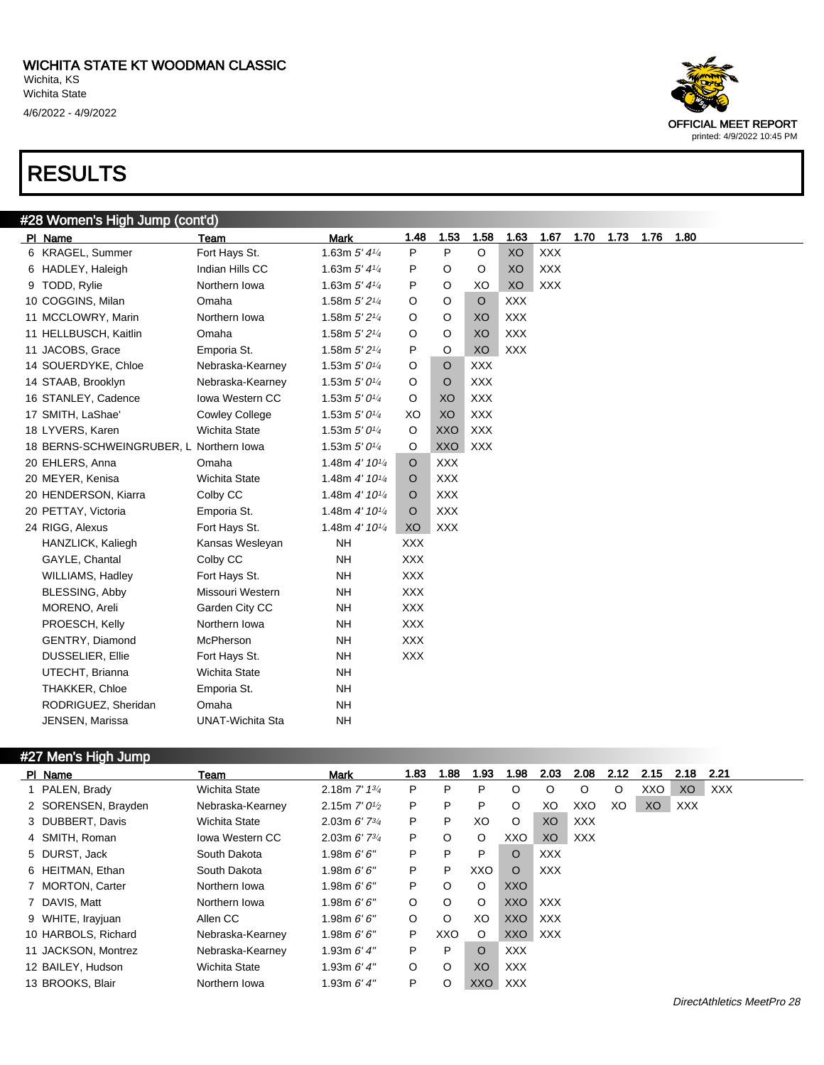# WICHITA STATE KT WOODMAN CLASSIC

Wichita, KS
Wichita State
4/6/2022 - 4/9/2022

OFFICIAL MEET REPORT
printed: 4/9/2022 10:45 PM

# RESULTS

## #28 Women's High Jump (cont'd)

| Pl | Name | Team | Mark | 1.48 | 1.53 | 1.58 | 1.63 | 1.67 | 1.70 | 1.73 | 1.76 | 1.80 |
|---|---|---|---|---|---|---|---|---|---|---|---|---|
| 6 | KRAGEL, Summer | Fort Hays St. | 1.63m 5' 4¼ | P | P | O | XO | XXX | | | | |
| 6 | HADLEY, Haleigh | Indian Hills CC | 1.63m 5' 4¼ | P | O | O | XO | XXX | | | | |
| 9 | TODD, Rylie | Northern Iowa | 1.63m 5' 4¼ | P | O | XO | XO | XXX | | | | |
| 10 | COGGINS, Milan | Omaha | 1.58m 5' 2¼ | O | O | O | XXX | | | | | |
| 11 | MCCLOWRY, Marin | Northern Iowa | 1.58m 5' 2¼ | O | O | XO | XXX | | | | | |
| 11 | HELLBUSCH, Kaitlin | Omaha | 1.58m 5' 2¼ | O | O | XO | XXX | | | | | |
| 11 | JACOBS, Grace | Emporia St. | 1.58m 5' 2¼ | P | O | XO | XXX | | | | | |
| 14 | SOUERDYKE, Chloe | Nebraska-Kearney | 1.53m 5' 0¼ | O | O | XXX | | | | | | |
| 14 | STAAB, Brooklyn | Nebraska-Kearney | 1.53m 5' 0¼ | O | O | XXX | | | | | | |
| 16 | STANLEY, Cadence | Iowa Western CC | 1.53m 5' 0¼ | O | XO | XXX | | | | | | |
| 17 | SMITH, LaShae' | Cowley College | 1.53m 5' 0¼ | XO | XO | XXX | | | | | | |
| 18 | LYVERS, Karen | Wichita State | 1.53m 5' 0¼ | O | XXO | XXX | | | | | | |
| 18 | BERNS-SCHWEINGRUBER, L | Northern Iowa | 1.53m 5' 0¼ | O | XXO | XXX | | | | | | |
| 20 | EHLERS, Anna | Omaha | 1.48m 4' 10¼ | O | XXX | | | | | | | |
| 20 | MEYER, Kenisa | Wichita State | 1.48m 4' 10¼ | O | XXX | | | | | | | |
| 20 | HENDERSON, Kiarra | Colby CC | 1.48m 4' 10¼ | O | XXX | | | | | | | |
| 20 | PETTAY, Victoria | Emporia St. | 1.48m 4' 10¼ | O | XXX | | | | | | | |
| 24 | RIGG, Alexus | Fort Hays St. | 1.48m 4' 10¼ | XO | XXX | | | | | | | |
| | HANZLICK, Kaliegh | Kansas Wesleyan | NH | XXX | | | | | | | | |
| | GAYLE, Chantal | Colby CC | NH | XXX | | | | | | | | |
| | WILLIAMS, Hadley | Fort Hays St. | NH | XXX | | | | | | | | |
| | BLESSING, Abby | Missouri Western | NH | XXX | | | | | | | | |
| | MORENO, Areli | Garden City CC | NH | XXX | | | | | | | | |
| | PROESCH, Kelly | Northern Iowa | NH | XXX | | | | | | | | |
| | GENTRY, Diamond | McPherson | NH | XXX | | | | | | | | |
| | DUSSELIER, Ellie | Fort Hays St. | NH | XXX | | | | | | | | |
| | UTECHT, Brianna | Wichita State | NH | | | | | | | | | |
| | THAKKER, Chloe | Emporia St. | NH | | | | | | | | | |
| | RODRIGUEZ, Sheridan | Omaha | NH | | | | | | | | | |
| | JENSEN, Marissa | UNAT-Wichita Sta | NH | | | | | | | | | |

## #27 Men's High Jump

| Pl | Name | Team | Mark | 1.83 | 1.88 | 1.93 | 1.98 | 2.03 | 2.08 | 2.12 | 2.15 | 2.18 | 2.21 |
|---|---|---|---|---|---|---|---|---|---|---|---|---|---|
| 1 | PALEN, Brady | Wichita State | 2.18m 7' 1¾ | P | P | P | O | O | O | O | XXO | XO | XXX |
| 2 | SORENSEN, Brayden | Nebraska-Kearney | 2.15m 7' 0½ | P | P | P | O | XO | XXO | XO | XO | XXX | |
| 3 | DUBBERT, Davis | Wichita State | 2.03m 6' 7¾ | P | P | XO | O | XO | XXX | | | | |
| 4 | SMITH, Roman | Iowa Western CC | 2.03m 6' 7¾ | P | O | O | XXO | XO | XXX | | | | |
| 5 | DURST, Jack | South Dakota | 1.98m 6' 6" | P | P | P | O | XXX | | | | | |
| 6 | HEITMAN, Ethan | South Dakota | 1.98m 6' 6" | P | P | XXO | O | XXX | | | | | |
| 7 | MORTON, Carter | Northern Iowa | 1.98m 6' 6" | P | O | O | XXO | | | | | | |
| 7 | DAVIS, Matt | Northern Iowa | 1.98m 6' 6" | O | O | O | XXO | XXX | | | | | |
| 9 | WHITE, Irayjuan | Allen CC | 1.98m 6' 6" | O | O | XO | XXO | XXX | | | | | |
| 10 | HARBOLS, Richard | Nebraska-Kearney | 1.98m 6' 6" | P | XXO | O | XXO | XXX | | | | | |
| 11 | JACKSON, Montrez | Nebraska-Kearney | 1.93m 6' 4" | P | P | O | XXX | | | | | | |
| 12 | BAILEY, Hudson | Wichita State | 1.93m 6' 4" | O | O | XO | XXX | | | | | | |
| 13 | BROOKS, Blair | Northern Iowa | 1.93m 6' 4" | P | O | XXO | XXX | | | | | | |

DirectAthletics MeetPro 28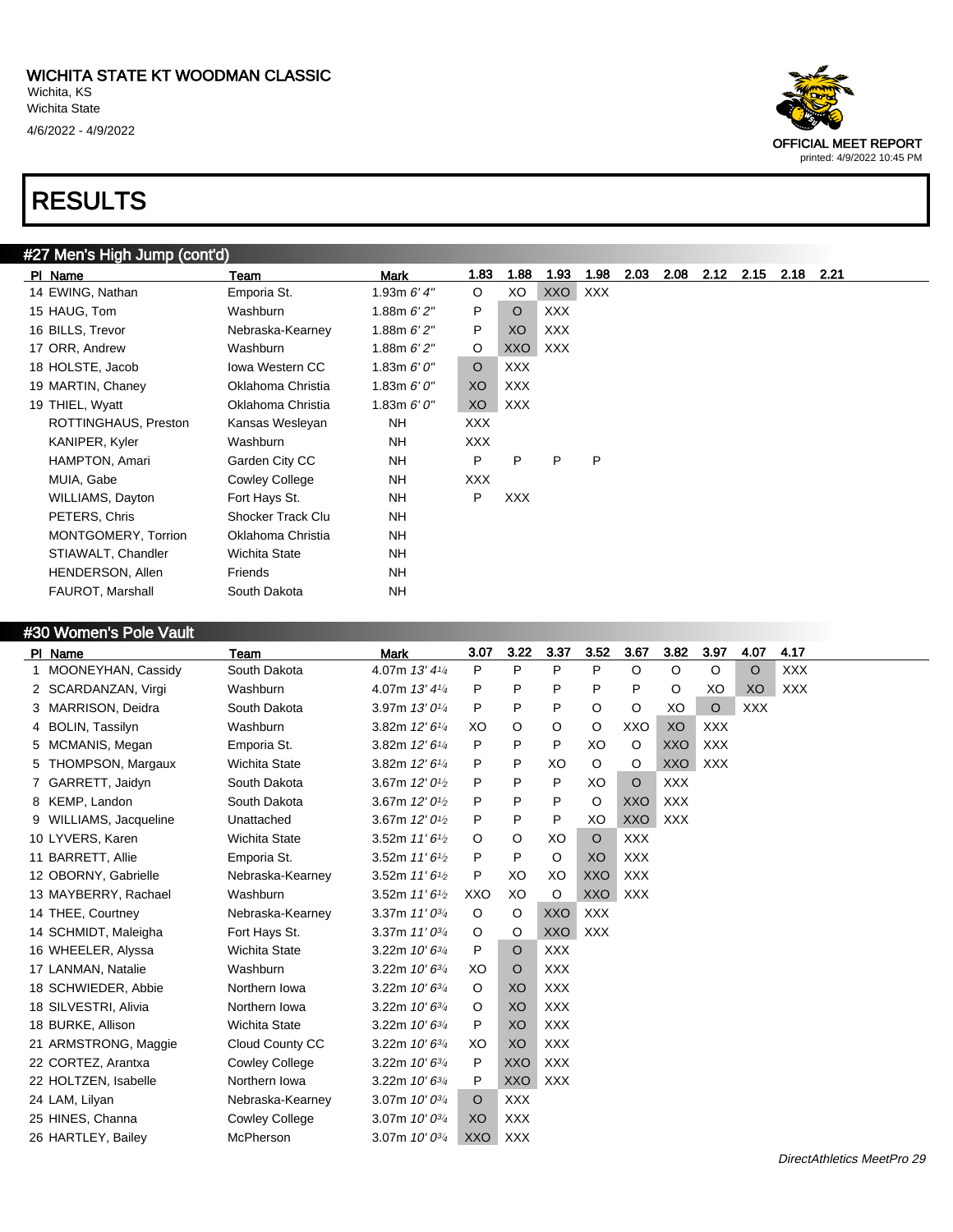# WICHITA STATE KT WOODMAN CLASSIC

Wichita, KS
Wichita State
4/6/2022 - 4/9/2022

OFFICIAL MEET REPORT
printed: 4/9/2022 10:45 PM

# RESULTS

## #27 Men's High Jump (cont'd)

| Pl | Name | Team | Mark | 1.83 | 1.88 | 1.93 | 1.98 | 2.03 | 2.08 | 2.12 | 2.15 | 2.18 | 2.21 |
|---|---|---|---|---|---|---|---|---|---|---|---|---|---|
| 14 | EWING, Nathan | Emporia St. | 1.93m *6' 4"* | O | XO | XXO | XXX | | | | | | |
| 15 | HAUG, Tom | Washburn | 1.88m *6' 2"* | P | O | XXX | | | | | | | |
| 16 | BILLS, Trevor | Nebraska-Kearney | 1.88m *6' 2"* | P | XO | XXX | | | | | | | |
| 17 | ORR, Andrew | Washburn | 1.88m *6' 2"* | O | XXO | XXX | | | | | | | |
| 18 | HOLSTE, Jacob | Iowa Western CC | 1.83m *6' 0"* | O | XXX | | | | | | | | |
| 19 | MARTIN, Chaney | Oklahoma Christia | 1.83m *6' 0"* | XO | XXX | | | | | | | | |
| 19 | THIEL, Wyatt | Oklahoma Christia | 1.83m *6' 0"* | XO | XXX | | | | | | | | |
| | ROTTINGHAUS, Preston | Kansas Wesleyan | NH | XXX | | | | | | | | | |
| | KANIPER, Kyler | Washburn | NH | XXX | | | | | | | | | |
| | HAMPTON, Amari | Garden City CC | NH | P | P | P | P | | | | | | |
| | MUIA, Gabe | Cowley College | NH | XXX | | | | | | | | | |
| | WILLIAMS, Dayton | Fort Hays St. | NH | P | XXX | | | | | | | | |
| | PETERS, Chris | Shocker Track Clu | NH | | | | | | | | | | |
| | MONTGOMERY, Torrion | Oklahoma Christia | NH | | | | | | | | | | |
| | STIAWALT, Chandler | Wichita State | NH | | | | | | | | | | |
| | HENDERSON, Allen | Friends | NH | | | | | | | | | | |
| | FAUROT, Marshall | South Dakota | NH | | | | | | | | | | |

## #30 Women's Pole Vault

| Pl | Name | Team | Mark | 3.07 | 3.22 | 3.37 | 3.52 | 3.67 | 3.82 | 3.97 | 4.07 | 4.17 |
|---|---|---|---|---|---|---|---|---|---|---|---|---|
| 1 | MOONEYHAN, Cassidy | South Dakota | 4.07m *13' 4¼* | P | P | P | P | O | O | O | O | XXX |
| 2 | SCARDANZAN, Virgi | Washburn | 4.07m *13' 4¼* | P | P | P | P | P | O | XO | XO | XXX |
| 3 | MARRISON, Deidra | South Dakota | 3.97m *13' 0¼* | P | P | P | O | O | XO | O | XXX | |
| 4 | BOLIN, Tassilyn | Washburn | 3.82m *12' 6¼* | XO | O | O | O | XXO | XO | XXX | | |
| 5 | MCMANIS, Megan | Emporia St. | 3.82m *12' 6¼* | P | P | P | XO | O | XXO | XXX | | |
| 5 | THOMPSON, Margaux | Wichita State | 3.82m *12' 6¼* | P | P | XO | O | O | XXO | XXX | | |
| 7 | GARRETT, Jaidyn | South Dakota | 3.67m *12' 0½* | P | P | P | XO | O | XXX | | | |
| 8 | KEMP, Landon | South Dakota | 3.67m *12' 0½* | P | P | P | O | XXO | XXX | | | |
| 9 | WILLIAMS, Jacqueline | Unattached | 3.67m *12' 0½* | P | P | P | XO | XXO | XXX | | | |
| 10 | LYVERS, Karen | Wichita State | 3.52m *11' 6½* | O | O | XO | O | XXX | | | | |
| 11 | BARRETT, Allie | Emporia St. | 3.52m *11' 6½* | P | P | O | XO | XXX | | | | |
| 12 | OBORNY, Gabrielle | Nebraska-Kearney | 3.52m *11' 6½* | P | XO | XO | XXO | XXX | | | | |
| 13 | MAYBERRY, Rachael | Washburn | 3.52m *11' 6½* | XXO | XO | O | XXO | XXX | | | | |
| 14 | THEE, Courtney | Nebraska-Kearney | 3.37m *11' 0¾* | O | O | XXO | XXX | | | | | |
| 14 | SCHMIDT, Maleigha | Fort Hays St. | 3.37m *11' 0¾* | O | O | XXO | XXX | | | | | |
| 16 | WHEELER, Alyssa | Wichita State | 3.22m *10' 6¾* | P | O | XXX | | | | | | |
| 17 | LANMAN, Natalie | Washburn | 3.22m *10' 6¾* | XO | O | XXX | | | | | | |
| 18 | SCHWIEDER, Abbie | Northern Iowa | 3.22m *10' 6¾* | O | XO | XXX | | | | | | |
| 18 | SILVESTRI, Alivia | Northern Iowa | 3.22m *10' 6¾* | O | XO | XXX | | | | | | |
| 18 | BURKE, Allison | Wichita State | 3.22m *10' 6¾* | P | XO | XXX | | | | | | |
| 21 | ARMSTRONG, Maggie | Cloud County CC | 3.22m *10' 6¾* | XO | XO | XXX | | | | | | |
| 22 | CORTEZ, Arantxa | Cowley College | 3.22m *10' 6¾* | P | XXO | XXX | | | | | | |
| 22 | HOLTZEN, Isabelle | Northern Iowa | 3.22m *10' 6¾* | P | XXO | XXX | | | | | | |
| 24 | LAM, Lilyan | Nebraska-Kearney | 3.07m *10' 0¾* | O | XXX | | | | | | | |
| 25 | HINES, Channa | Cowley College | 3.07m *10' 0¾* | XO | XXX | | | | | | | |
| 26 | HARTLEY, Bailey | McPherson | 3.07m *10' 0¾* | XXO | XXX | | | | | | | |

*DirectAthletics MeetPro 29*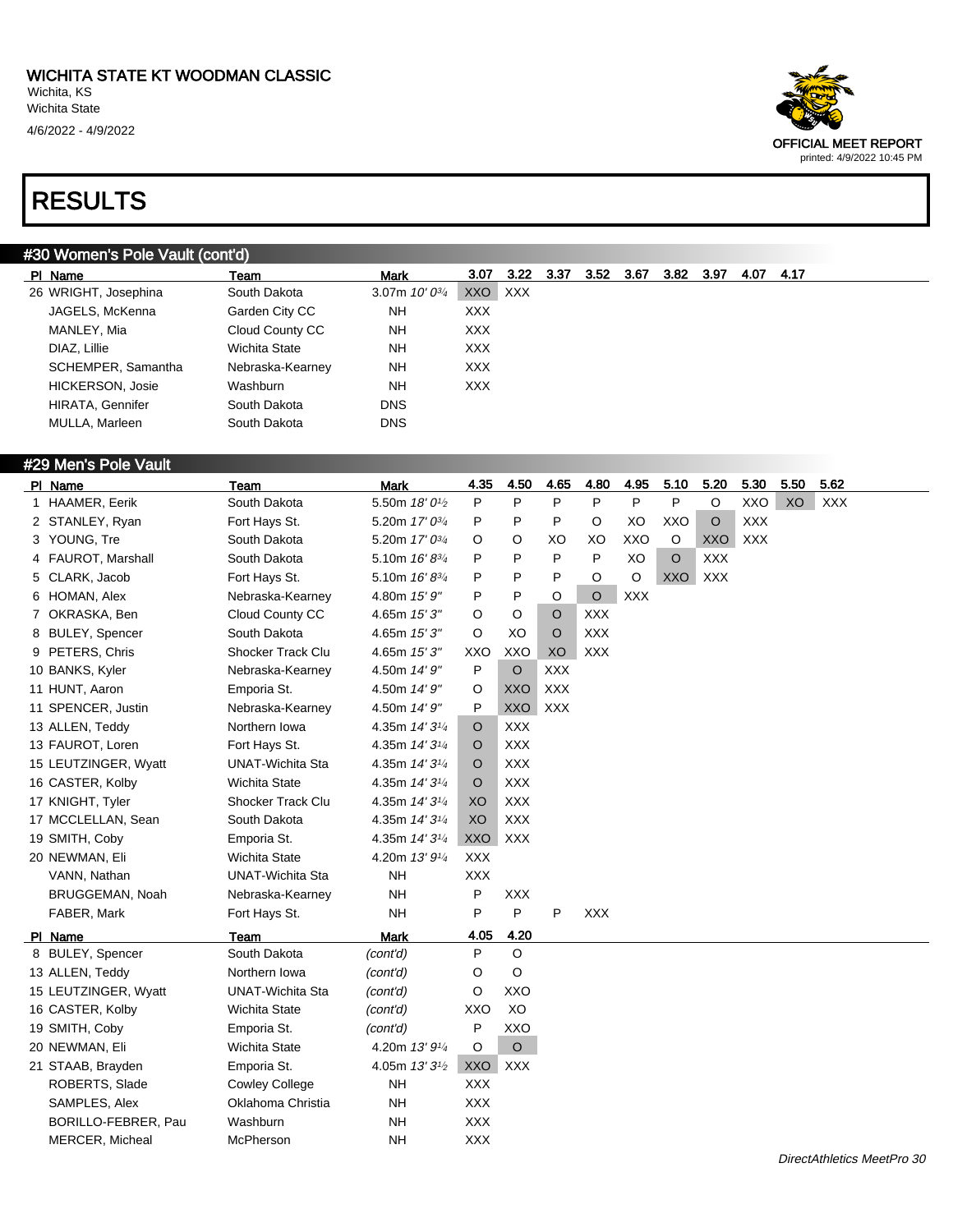# WICHITA STATE KT WOODMAN CLASSIC

Wichita, KS
Wichita State
4/6/2022 - 4/9/2022

OFFICIAL MEET REPORT
printed: 4/9/2022 10:45 PM

# RESULTS

## #30 Women's Pole Vault (cont'd)

| Pl | Name | Team | Mark | 3.07 | 3.22 | 3.37 | 3.52 | 3.67 | 3.82 | 3.97 | 4.07 | 4.17 |
|---|---|---|---|---|---|---|---|---|---|---|---|---|
| 26 | WRIGHT, Josephina | South Dakota | 3.07m *10' 0¾* | XXO | XXX | | | | | | | |
| | JAGELS, McKenna | Garden City CC | NH | XXX | | | | | | | | |
| | MANLEY, Mia | Cloud County CC | NH | XXX | | | | | | | | |
| | DIAZ, Lillie | Wichita State | NH | XXX | | | | | | | | |
| | SCHEMPER, Samantha | Nebraska-Kearney | NH | XXX | | | | | | | | |
| | HICKERSON, Josie | Washburn | NH | XXX | | | | | | | | |
| | HIRATA, Gennifer | South Dakota | DNS | | | | | | | | | |
| | MULLA, Marleen | South Dakota | DNS | | | | | | | | | |

## #29 Men's Pole Vault

| Pl | Name | Team | Mark | 4.35 | 4.50 | 4.65 | 4.80 | 4.95 | 5.10 | 5.20 | 5.30 | 5.50 | 5.62 |
|---|---|---|---|---|---|---|---|---|---|---|---|---|---|
| 1 | HAAMER, Eerik | South Dakota | 5.50m *18' 0½* | P | P | P | P | P | P | O | XXO | XO | XXX |
| 2 | STANLEY, Ryan | Fort Hays St. | 5.20m *17' 0¾* | P | P | P | O | XO | XXO | O | XXX | | |
| 3 | YOUNG, Tre | South Dakota | 5.20m *17' 0¾* | O | O | XO | XO | XXO | O | XXO | XXX | | |
| 4 | FAUROT, Marshall | South Dakota | 5.10m *16' 8¾* | P | P | P | P | XO | O | XXX | | | |
| 5 | CLARK, Jacob | Fort Hays St. | 5.10m *16' 8¾* | P | P | P | O | O | XXO | XXX | | | |
| 6 | HOMAN, Alex | Nebraska-Kearney | 4.80m *15' 9"* | P | P | O | O | XXX | | | | | |
| 7 | OKRASKA, Ben | Cloud County CC | 4.65m *15' 3"* | O | O | O | XXX | | | | | | |
| 8 | BULEY, Spencer | South Dakota | 4.65m *15' 3"* | O | XO | O | XXX | | | | | | |
| 9 | PETERS, Chris | Shocker Track Clu | 4.65m *15' 3"* | XXO | XXO | XO | XXX | | | | | | |
| 10 | BANKS, Kyler | Nebraska-Kearney | 4.50m *14' 9"* | P | O | XXX | | | | | | | |
| 11 | HUNT, Aaron | Emporia St. | 4.50m *14' 9"* | O | XXO | XXX | | | | | | | |
| 11 | SPENCER, Justin | Nebraska-Kearney | 4.50m *14' 9"* | P | XXO | XXX | | | | | | | |
| 13 | ALLEN, Teddy | Northern Iowa | 4.35m *14' 3¼* | O | XXX | | | | | | | | |
| 13 | FAUROT, Loren | Fort Hays St. | 4.35m *14' 3¼* | O | XXX | | | | | | | | |
| 15 | LEUTZINGER, Wyatt | UNAT-Wichita Sta | 4.35m *14' 3¼* | O | XXX | | | | | | | | |
| 16 | CASTER, Kolby | Wichita State | 4.35m *14' 3¼* | O | XXX | | | | | | | | |
| 17 | KNIGHT, Tyler | Shocker Track Clu | 4.35m *14' 3¼* | XO | XXX | | | | | | | | |
| 17 | MCCLELLAN, Sean | South Dakota | 4.35m *14' 3¼* | XO | XXX | | | | | | | | |
| 19 | SMITH, Coby | Emporia St. | 4.35m *14' 3¼* | XXO | XXX | | | | | | | | |
| 20 | NEWMAN, Eli | Wichita State | 4.20m *13' 9¼* | XXX | | | | | | | | | |
| | VANN, Nathan | UNAT-Wichita Sta | NH | XXX | | | | | | | | | |
| | BRUGGEMAN, Noah | Nebraska-Kearney | NH | P | XXX | | | | | | | | |
| | FABER, Mark | Fort Hays St. | NH | P | P | P | XXX | | | | | | |

| Pl | Name | Team | Mark | 4.05 | 4.20 |
|---|---|---|---|---|---|
| 8 | BULEY, Spencer | South Dakota | *(cont'd)* | P | O |
| 13 | ALLEN, Teddy | Northern Iowa | *(cont'd)* | O | O |
| 15 | LEUTZINGER, Wyatt | UNAT-Wichita Sta | *(cont'd)* | O | XXO |
| 16 | CASTER, Kolby | Wichita State | *(cont'd)* | XXO | XO |
| 19 | SMITH, Coby | Emporia St. | *(cont'd)* | P | XXO |
| 20 | NEWMAN, Eli | Wichita State | 4.20m *13' 9¼* | O | O |
| 21 | STAAB, Brayden | Emporia St. | 4.05m *13' 3½* | XXO | XXX |
| | ROBERTS, Slade | Cowley College | NH | XXX | |
| | SAMPLES, Alex | Oklahoma Christia | NH | XXX | |
| | BORILLO-FEBRER, Pau | Washburn | NH | XXX | |
| | MERCER, Micheal | McPherson | NH | XXX | |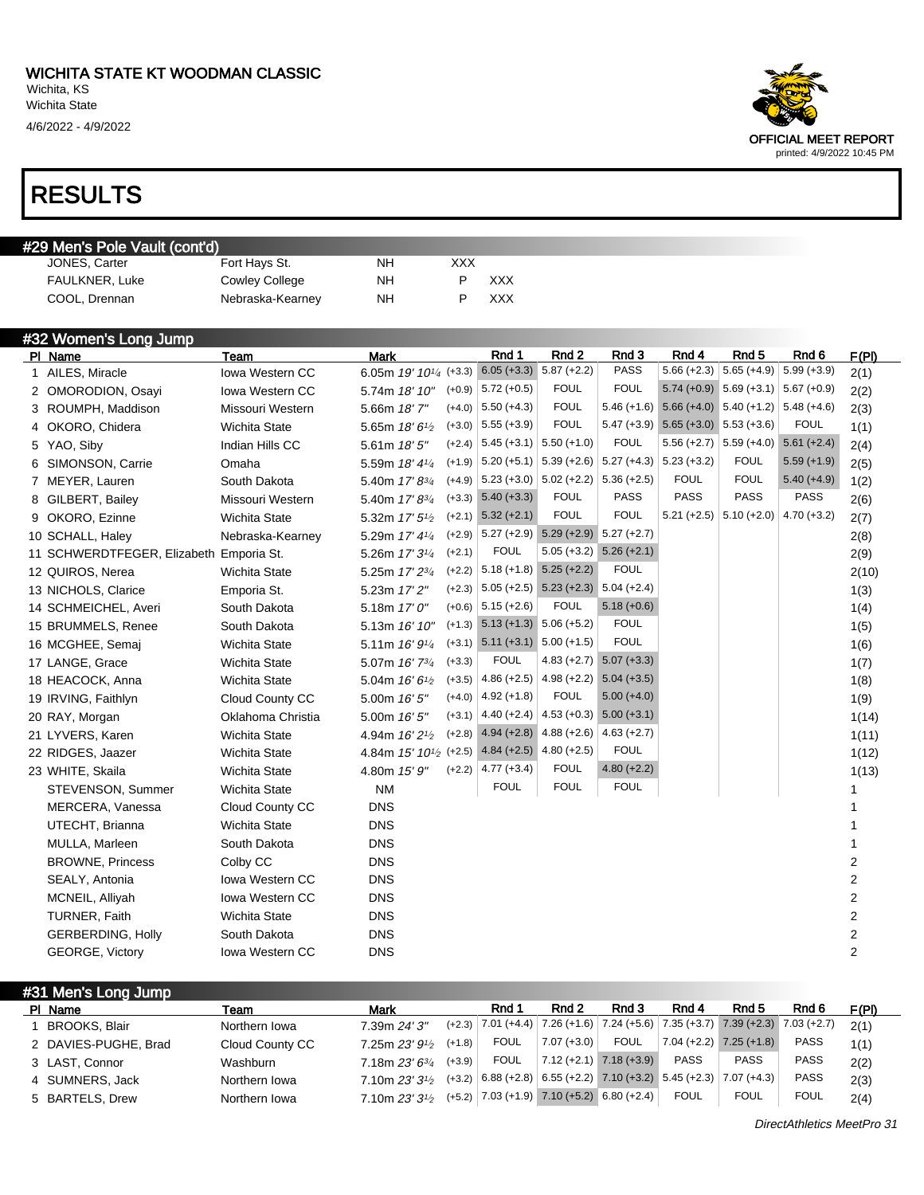# WICHITA STATE KT WOODMAN CLASSIC

Wichita, KS
Wichita State
4/6/2022 - 4/9/2022

OFFICIAL MEET REPORT
printed: 4/9/2022 10:45 PM

# RESULTS

## #29 Men's Pole Vault (cont'd)

| Name | Team | Mark | | |
|---|---|---|---|---|
| JONES, Carter | Fort Hays St. | NH | XXX | |
| FAULKNER, Luke | Cowley College | NH | P | XXX |
| COOL, Drennan | Nebraska-Kearney | NH | P | XXX |

## #32 Women's Long Jump

| Pl | Name | Team | Mark | Wind | Rnd 1 | Rnd 2 | Rnd 3 | Rnd 4 | Rnd 5 | Rnd 6 | F(Pl) |
|---|---|---|---|---|---|---|---|---|---|---|---|
| 1 | AILES, Miracle | Iowa Western CC | 6.05m *19' 10¼* | (+3.3) | 6.05 (+3.3) | 5.87 (+2.2) | PASS | 5.66 (+2.3) | 5.65 (+4.9) | 5.99 (+3.9) | 2(1) |
| 2 | OMORODION, Osayi | Iowa Western CC | 5.74m *18' 10"* | (+0.9) | 5.72 (+0.5) | FOUL | FOUL | 5.74 (+0.9) | 5.69 (+3.1) | 5.67 (+0.9) | 2(2) |
| 3 | ROUMPH, Maddison | Missouri Western | 5.66m *18' 7"* | (+4.0) | 5.50 (+4.3) | FOUL | 5.46 (+1.6) | 5.66 (+4.0) | 5.40 (+1.2) | 5.48 (+4.6) | 2(3) |
| 4 | OKORO, Chidera | Wichita State | 5.65m *18' 6½* | (+3.0) | 5.55 (+3.9) | FOUL | 5.47 (+3.9) | 5.65 (+3.0) | 5.53 (+3.6) | FOUL | 1(1) |
| 5 | YAO, Siby | Indian Hills CC | 5.61m *18' 5"* | (+2.4) | 5.45 (+3.1) | 5.50 (+1.0) | FOUL | 5.56 (+2.7) | 5.59 (+4.0) | 5.61 (+2.4) | 2(4) |
| 6 | SIMONSON, Carrie | Omaha | 5.59m *18' 4¼* | (+1.9) | 5.20 (+5.1) | 5.39 (+2.6) | 5.27 (+4.3) | 5.23 (+3.2) | FOUL | 5.59 (+1.9) | 2(5) |
| 7 | MEYER, Lauren | South Dakota | 5.40m *17' 8¾* | (+4.9) | 5.23 (+3.0) | 5.02 (+2.2) | 5.36 (+2.5) | FOUL | FOUL | 5.40 (+4.9) | 1(2) |
| 8 | GILBERT, Bailey | Missouri Western | 5.40m *17' 8¾* | (+3.3) | 5.40 (+3.3) | FOUL | PASS | PASS | PASS | PASS | 2(6) |
| 9 | OKORO, Ezinne | Wichita State | 5.32m *17' 5½* | (+2.1) | 5.32 (+2.1) | FOUL | FOUL | 5.21 (+2.5) | 5.10 (+2.0) | 4.70 (+3.2) | 2(7) |
| 10 | SCHALL, Haley | Nebraska-Kearney | 5.29m *17' 4¼* | (+2.9) | 5.27 (+2.9) | 5.29 (+2.9) | 5.27 (+2.7) | | | | 2(8) |
| 11 | SCHWERDTFEGER, Elizabeth | Emporia St. | 5.26m *17' 3¼* | (+2.1) | FOUL | 5.05 (+3.2) | 5.26 (+2.1) | | | | 2(9) |
| 12 | QUIROS, Nerea | Wichita State | 5.25m *17' 2¾* | (+2.2) | 5.18 (+1.8) | 5.25 (+2.2) | FOUL | | | | 2(10) |
| 13 | NICHOLS, Clarice | Emporia St. | 5.23m *17' 2"* | (+2.3) | 5.05 (+2.5) | 5.23 (+2.3) | 5.04 (+2.4) | | | | 1(3) |
| 14 | SCHMEICHEL, Averi | South Dakota | 5.18m *17' 0"* | (+0.6) | 5.15 (+2.6) | FOUL | 5.18 (+0.6) | | | | 1(4) |
| 15 | BRUMMELS, Renee | South Dakota | 5.13m *16' 10"* | (+1.3) | 5.13 (+1.3) | 5.06 (+5.2) | FOUL | | | | 1(5) |
| 16 | MCGHEE, Semaj | Wichita State | 5.11m *16' 9¼* | (+3.1) | 5.11 (+3.1) | 5.00 (+1.5) | FOUL | | | | 1(6) |
| 17 | LANGE, Grace | Wichita State | 5.07m *16' 7¾* | (+3.3) | FOUL | 4.83 (+2.7) | 5.07 (+3.3) | | | | 1(7) |
| 18 | HEACOCK, Anna | Wichita State | 5.04m *16' 6½* | (+3.5) | 4.86 (+2.5) | 4.98 (+2.2) | 5.04 (+3.5) | | | | 1(8) |
| 19 | IRVING, Faithlyn | Cloud County CC | 5.00m *16' 5"* | (+4.0) | 4.92 (+1.8) | FOUL | 5.00 (+4.0) | | | | 1(9) |
| 20 | RAY, Morgan | Oklahoma Christia | 5.00m *16' 5"* | (+3.1) | 4.40 (+2.4) | 4.53 (+0.3) | 5.00 (+3.1) | | | | 1(14) |
| 21 | LYVERS, Karen | Wichita State | 4.94m *16' 2½* | (+2.8) | 4.94 (+2.8) | 4.88 (+2.6) | 4.63 (+2.7) | | | | 1(11) |
| 22 | RIDGES, Jaazer | Wichita State | 4.84m *15' 10½* | (+2.5) | 4.84 (+2.5) | 4.80 (+2.5) | FOUL | | | | 1(12) |
| 23 | WHITE, Skaila | Wichita State | 4.80m *15' 9"* | (+2.2) | 4.77 (+3.4) | FOUL | 4.80 (+2.2) | | | | 1(13) |
| | STEVENSON, Summer | Wichita State | NM | | FOUL | FOUL | FOUL | | | | 1 |
| | MERCERA, Vanessa | Cloud County CC | DNS | | | | | | | | 1 |
| | UTECHT, Brianna | Wichita State | DNS | | | | | | | | 1 |
| | MULLA, Marleen | South Dakota | DNS | | | | | | | | 1 |
| | BROWNE, Princess | Colby CC | DNS | | | | | | | | 2 |
| | SEALY, Antonia | Iowa Western CC | DNS | | | | | | | | 2 |
| | MCNEIL, Alliyah | Iowa Western CC | DNS | | | | | | | | 2 |
| | TURNER, Faith | Wichita State | DNS | | | | | | | | 2 |
| | GERBERDING, Holly | South Dakota | DNS | | | | | | | | 2 |
| | GEORGE, Victory | Iowa Western CC | DNS | | | | | | | | 2 |

## #31 Men's Long Jump

| Pl | Name | Team | Mark | Wind | Rnd 1 | Rnd 2 | Rnd 3 | Rnd 4 | Rnd 5 | Rnd 6 | F(Pl) |
|---|---|---|---|---|---|---|---|---|---|---|---|
| 1 | BROOKS, Blair | Northern Iowa | 7.39m *24' 3"* | (+2.3) | 7.01 (+4.4) | 7.26 (+1.6) | 7.24 (+5.6) | 7.35 (+3.7) | 7.39 (+2.3) | 7.03 (+2.7) | 2(1) |
| 2 | DAVIES-PUGHE, Brad | Cloud County CC | 7.25m *23' 9½* | (+1.8) | FOUL | 7.07 (+3.0) | FOUL | 7.04 (+2.2) | 7.25 (+1.8) | PASS | 1(1) |
| 3 | LAST, Connor | Washburn | 7.18m *23' 6¾* | (+3.9) | FOUL | 7.12 (+2.1) | 7.18 (+3.9) | PASS | PASS | PASS | 2(2) |
| 4 | SUMNERS, Jack | Northern Iowa | 7.10m *23' 3½* | (+3.2) | 6.88 (+2.8) | 6.55 (+2.2) | 7.10 (+3.2) | 5.45 (+2.3) | 7.07 (+4.3) | PASS | 2(3) |
| 5 | BARTELS, Drew | Northern Iowa | 7.10m *23' 3½* | (+5.2) | 7.03 (+1.9) | 7.10 (+5.2) | 6.80 (+2.4) | FOUL | FOUL | FOUL | 2(4) |

DirectAthletics MeetPro 31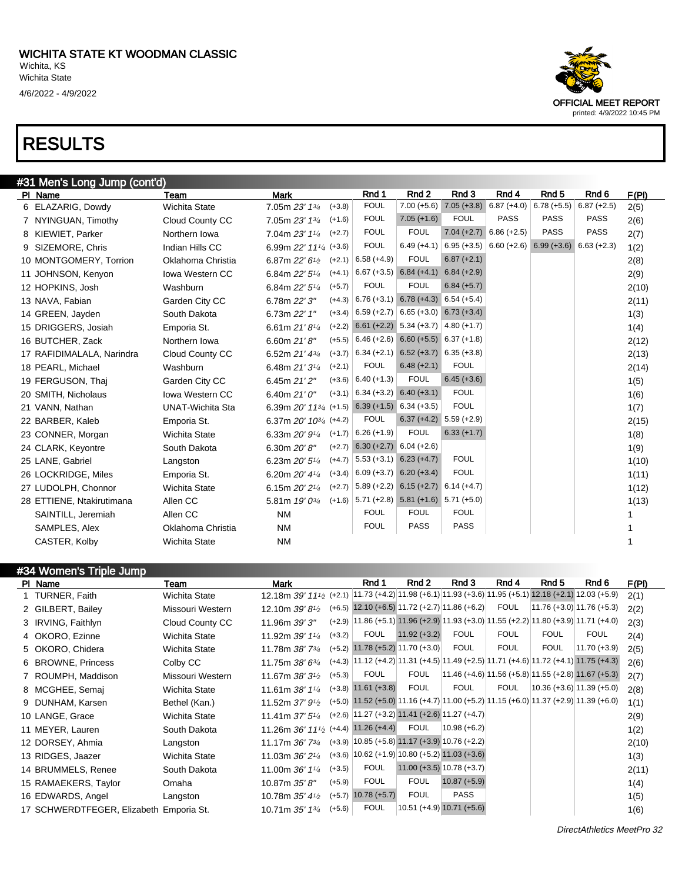# WICHITA STATE KT WOODMAN CLASSIC

Wichita, KS
Wichita State
4/6/2022 - 4/9/2022

OFFICIAL MEET REPORT
printed: 4/9/2022 10:45 PM

# RESULTS

## #31 Men's Long Jump (cont'd)

| Pl | Name | Team | Mark | | Rnd 1 | Rnd 2 | Rnd 3 | Rnd 4 | Rnd 5 | Rnd 6 | F(Pl) |
|---|---|---|---|---|---|---|---|---|---|---|---|
| 6 | ELAZARIG, Dowdy | Wichita State | 7.05m *23' 1¾* | (+3.8) | FOUL | 7.00 (+5.6) | 7.05 (+3.8) | 6.87 (+4.0) | 6.78 (+5.5) | 6.87 (+2.5) | 2(5) |
| 7 | NYINGUAN, Timothy | Cloud County CC | 7.05m *23' 1¾* | (+1.6) | FOUL | 7.05 (+1.6) | FOUL | PASS | PASS | PASS | 2(6) |
| 8 | KIEWIET, Parker | Northern Iowa | 7.04m *23' 1¼* | (+2.7) | FOUL | FOUL | 7.04 (+2.7) | 6.86 (+2.5) | PASS | PASS | 2(7) |
| 9 | SIZEMORE, Chris | Indian Hills CC | 6.99m *22' 11¼* | (+3.6) | FOUL | 6.49 (+4.1) | 6.95 (+3.5) | 6.60 (+2.6) | 6.99 (+3.6) | 6.63 (+2.3) | 1(2) |
| 10 | MONTGOMERY, Torrion | Oklahoma Christia | 6.87m *22' 6½* | (+2.1) | 6.58 (+4.9) | FOUL | 6.87 (+2.1) | | | | 2(8) |
| 11 | JOHNSON, Kenyon | Iowa Western CC | 6.84m *22' 5¼* | (+4.1) | 6.67 (+3.5) | 6.84 (+4.1) | 6.84 (+2.9) | | | | 2(9) |
| 12 | HOPKINS, Josh | Washburn | 6.84m *22' 5¼* | (+5.7) | FOUL | FOUL | 6.84 (+5.7) | | | | 2(10) |
| 13 | NAVA, Fabian | Garden City CC | 6.78m *22' 3"* | (+4.3) | 6.76 (+3.1) | 6.78 (+4.3) | 6.54 (+5.4) | | | | 2(11) |
| 14 | GREEN, Jayden | South Dakota | 6.73m *22' 1"* | (+3.4) | 6.59 (+2.7) | 6.65 (+3.0) | 6.73 (+3.4) | | | | 1(3) |
| 15 | DRIGGERS, Josiah | Emporia St. | 6.61m *21' 8¼* | (+2.2) | 6.61 (+2.2) | 5.34 (+3.7) | 4.80 (+1.7) | | | | 1(4) |
| 16 | BUTCHER, Zack | Northern Iowa | 6.60m *21' 8"* | (+5.5) | 6.46 (+2.6) | 6.60 (+5.5) | 6.37 (+1.8) | | | | 2(12) |
| 17 | RAFIDIMALALA, Narindra | Cloud County CC | 6.52m *21' 4¾* | (+3.7) | 6.34 (+2.1) | 6.52 (+3.7) | 6.35 (+3.8) | | | | 2(13) |
| 18 | PEARL, Michael | Washburn | 6.48m *21' 3¼* | (+2.1) | FOUL | 6.48 (+2.1) | FOUL | | | | 2(14) |
| 19 | FERGUSON, Thaj | Garden City CC | 6.45m *21' 2"* | (+3.6) | 6.40 (+1.3) | FOUL | 6.45 (+3.6) | | | | 1(5) |
| 20 | SMITH, Nicholaus | Iowa Western CC | 6.40m *21' 0"* | (+3.1) | 6.34 (+3.2) | 6.40 (+3.1) | FOUL | | | | 1(6) |
| 21 | VANN, Nathan | UNAT-Wichita Sta | 6.39m *20' 11¾* | (+1.5) | 6.39 (+1.5) | 6.34 (+3.5) | FOUL | | | | 1(7) |
| 22 | BARBER, Kaleb | Emporia St. | 6.37m *20' 10¾* | (+4.2) | FOUL | 6.37 (+4.2) | 5.59 (+2.9) | | | | 2(15) |
| 23 | CONNER, Morgan | Wichita State | 6.33m *20' 9¼* | (+1.7) | 6.26 (+1.9) | FOUL | 6.33 (+1.7) | | | | 1(8) |
| 24 | CLARK, Keyontre | South Dakota | 6.30m *20' 8"* | (+2.7) | 6.30 (+2.7) | 6.04 (+2.6) | | | | | 1(9) |
| 25 | LANE, Gabriel | Langston | 6.23m *20' 5¼* | (+4.7) | 5.53 (+3.1) | 6.23 (+4.7) | FOUL | | | | 1(10) |
| 26 | LOCKRIDGE, Miles | Emporia St. | 6.20m *20' 4¼* | (+3.4) | 6.09 (+3.7) | 6.20 (+3.4) | FOUL | | | | 1(11) |
| 27 | LUDOLPH, Chonnor | Wichita State | 6.15m *20' 2¼* | (+2.7) | 5.89 (+2.2) | 6.15 (+2.7) | 6.14 (+4.7) | | | | 1(12) |
| 28 | ETTIENE, Ntakirutimana | Allen CC | 5.81m *19' 0¾* | (+1.6) | 5.71 (+2.8) | 5.81 (+1.6) | 5.71 (+5.0) | | | | 1(13) |
| | SAINTILL, Jeremiah | Allen CC | NM | | FOUL | FOUL | FOUL | | | | 1 |
| | SAMPLES, Alex | Oklahoma Christia | NM | | FOUL | PASS | PASS | | | | 1 |
| | CASTER, Kolby | Wichita State | NM | | | | | | | | 1 |

## #34 Women's Triple Jump

| Pl | Name | Team | Mark | | Rnd 1 | Rnd 2 | Rnd 3 | Rnd 4 | Rnd 5 | Rnd 6 | F(Pl) |
|---|---|---|---|---|---|---|---|---|---|---|---|
| 1 | TURNER, Faith | Wichita State | 12.18m *39' 11½* | (+2.1) | 11.73 (+4.2) | 11.98 (+6.1) | 11.93 (+3.6) | 11.95 (+5.1) | 12.18 (+2.1) | 12.03 (+5.9) | 2(1) |
| 2 | GILBERT, Bailey | Missouri Western | 12.10m *39' 8½* | (+6.5) | 12.10 (+6.5) | 11.72 (+2.7) | 11.86 (+6.2) | FOUL | 11.76 (+3.0) | 11.76 (+5.3) | 2(2) |
| 3 | IRVING, Faithlyn | Cloud County CC | 11.96m *39' 3"* | (+2.9) | 11.86 (+5.1) | 11.96 (+2.9) | 11.93 (+3.0) | 11.55 (+2.2) | 11.80 (+3.9) | 11.71 (+4.0) | 2(3) |
| 4 | OKORO, Ezinne | Wichita State | 11.92m *39' 1¼* | (+3.2) | FOUL | 11.92 (+3.2) | FOUL | FOUL | FOUL | FOUL | 2(4) |
| 5 | OKORO, Chidera | Wichita State | 11.78m *38' 7¾* | (+5.2) | 11.78 (+5.2) | 11.70 (+3.0) | FOUL | FOUL | FOUL | 11.70 (+3.9) | 2(5) |
| 6 | BROWNE, Princess | Colby CC | 11.75m *38' 6¾* | (+4.3) | 11.12 (+4.2) | 11.31 (+4.5) | 11.49 (+2.5) | 11.71 (+4.6) | 11.72 (+4.1) | 11.75 (+4.3) | 2(6) |
| 7 | ROUMPH, Maddison | Missouri Western | 11.67m *38' 3½* | (+5.3) | FOUL | FOUL | 11.46 (+4.6) | 11.56 (+5.8) | 11.55 (+2.8) | 11.67 (+5.3) | 2(7) |
| 8 | MCGHEE, Semaj | Wichita State | 11.61m *38' 1¼* | (+3.8) | 11.61 (+3.8) | FOUL | FOUL | FOUL | 10.36 (+3.6) | 11.39 (+5.0) | 2(8) |
| 9 | DUNHAM, Karsen | Bethel (Kan.) | 11.52m *37' 9½* | (+5.0) | 11.52 (+5.0) | 11.16 (+4.7) | 11.00 (+5.2) | 11.15 (+6.0) | 11.37 (+2.9) | 11.39 (+6.0) | 1(1) |
| 10 | LANGE, Grace | Wichita State | 11.41m *37' 5¼* | (+2.6) | 11.27 (+3.2) | 11.41 (+2.6) | 11.27 (+4.7) | | | | 2(9) |
| 11 | MEYER, Lauren | South Dakota | 11.26m *36' 11½* | (+4.4) | 11.26 (+4.4) | FOUL | 10.98 (+6.2) | | | | 1(2) |
| 12 | DORSEY, Ahmia | Langston | 11.17m *36' 7¾* | (+3.9) | 10.85 (+5.8) | 11.17 (+3.9) | 10.76 (+2.2) | | | | 2(10) |
| 13 | RIDGES, Jaazer | Wichita State | 11.03m *36' 2¼* | (+3.6) | 10.62 (+1.9) | 10.80 (+5.2) | 11.03 (+3.6) | | | | 1(3) |
| 14 | BRUMMELS, Renee | South Dakota | 11.00m *36' 1¼* | (+3.5) | FOUL | 11.00 (+3.5) | 10.78 (+3.7) | | | | 2(11) |
| 15 | RAMAEKERS, Taylor | Omaha | 10.87m *35' 8"* | (+5.9) | FOUL | FOUL | 10.87 (+5.9) | | | | 1(4) |
| 16 | EDWARDS, Angel | Langston | 10.78m *35' 4½* | (+5.7) | 10.78 (+5.7) | FOUL | PASS | | | | 1(5) |
| 17 | SCHWERDTFEGER, Elizabeth | Emporia St. | 10.71m *35' 1¾* | (+5.6) | FOUL | 10.51 (+4.9) | 10.71 (+5.6) | | | | 1(6) |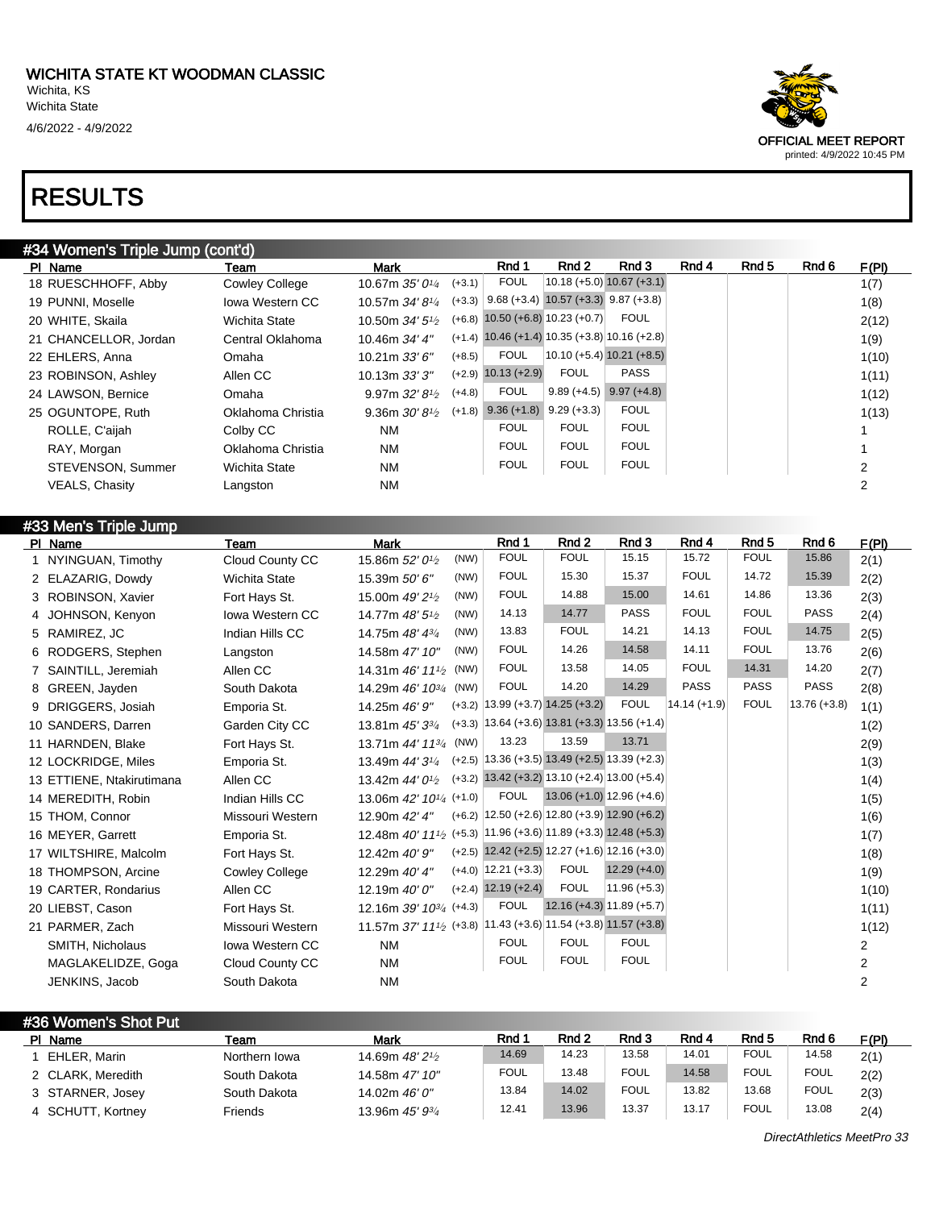# WICHITA STATE KT WOODMAN CLASSIC

Wichita, KS
Wichita State
4/6/2022 - 4/9/2022

OFFICIAL MEET REPORT
printed: 4/9/2022 10:45 PM

# RESULTS

## #34 Women's Triple Jump (cont'd)

| Pl | Name | Team | Mark | | Rnd 1 | Rnd 2 | Rnd 3 | Rnd 4 | Rnd 5 | Rnd 6 | F(Pl) |
|---|---|---|---|---|---|---|---|---|---|---|---|
| 18 | RUESCHHOFF, Abby | Cowley College | 10.67m 35' 0¼ | (+3.1) | FOUL | 10.18 (+5.0) | 10.67 (+3.1) | | | | 1(7) |
| 19 | PUNNI, Moselle | Iowa Western CC | 10.57m 34' 8¼ | (+3.3) | 9.68 (+3.4) | 10.57 (+3.3) | 9.87 (+3.8) | | | | 1(8) |
| 20 | WHITE, Skaila | Wichita State | 10.50m 34' 5½ | (+6.8) | 10.50 (+6.8) | 10.23 (+0.7) | FOUL | | | | 2(12) |
| 21 | CHANCELLOR, Jordan | Central Oklahoma | 10.46m 34' 4" | (+1.4) | 10.46 (+1.4) | 10.35 (+3.8) | 10.16 (+2.8) | | | | 1(9) |
| 22 | EHLERS, Anna | Omaha | 10.21m 33' 6" | (+8.5) | FOUL | 10.10 (+5.4) | 10.21 (+8.5) | | | | 1(10) |
| 23 | ROBINSON, Ashley | Allen CC | 10.13m 33' 3" | (+2.9) | 10.13 (+2.9) | FOUL | PASS | | | | 1(11) |
| 24 | LAWSON, Bernice | Omaha | 9.97m 32' 8½ | (+4.8) | FOUL | 9.89 (+4.5) | 9.97 (+4.8) | | | | 1(12) |
| 25 | OGUNTOPE, Ruth | Oklahoma Christia | 9.36m 30' 8½ | (+1.8) | 9.36 (+1.8) | 9.29 (+3.3) | FOUL | | | | 1(13) |
| | ROLLE, C'aijah | Colby CC | NM | | FOUL | FOUL | FOUL | | | | 1 |
| | RAY, Morgan | Oklahoma Christia | NM | | FOUL | FOUL | FOUL | | | | 1 |
| | STEVENSON, Summer | Wichita State | NM | | FOUL | FOUL | FOUL | | | | 2 |
| | VEALS, Chasity | Langston | NM | | | | | | | | 2 |

## #33 Men's Triple Jump

| Pl | Name | Team | Mark | | Rnd 1 | Rnd 2 | Rnd 3 | Rnd 4 | Rnd 5 | Rnd 6 | F(Pl) |
|---|---|---|---|---|---|---|---|---|---|---|---|
| 1 | NYINGUAN, Timothy | Cloud County CC | 15.86m 52' 0½ | (NW) | FOUL | FOUL | 15.15 | 15.72 | FOUL | 15.86 | 2(1) |
| 2 | ELAZARIG, Dowdy | Wichita State | 15.39m 50' 6" | (NW) | FOUL | 15.30 | 15.37 | FOUL | 14.72 | 15.39 | 2(2) |
| 3 | ROBINSON, Xavier | Fort Hays St. | 15.00m 49' 2½ | (NW) | FOUL | 14.88 | 15.00 | 14.61 | 14.86 | 13.36 | 2(3) |
| 4 | JOHNSON, Kenyon | Iowa Western CC | 14.77m 48' 5½ | (NW) | 14.13 | 14.77 | PASS | FOUL | FOUL | PASS | 2(4) |
| 5 | RAMIREZ, JC | Indian Hills CC | 14.75m 48' 4¾ | (NW) | 13.83 | FOUL | 14.21 | 14.13 | FOUL | 14.75 | 2(5) |
| 6 | RODGERS, Stephen | Langston | 14.58m 47' 10" | (NW) | FOUL | 14.26 | 14.58 | 14.11 | FOUL | 13.76 | 2(6) |
| 7 | SAINTILL, Jeremiah | Allen CC | 14.31m 46' 11½ | (NW) | FOUL | 13.58 | 14.05 | FOUL | 14.31 | 14.20 | 2(7) |
| 8 | GREEN, Jayden | South Dakota | 14.29m 46' 10¾ | (NW) | FOUL | 14.20 | 14.29 | PASS | PASS | PASS | 2(8) |
| 9 | DRIGGERS, Josiah | Emporia St. | 14.25m 46' 9" | (+3.2) | 13.99 (+3.7) | 14.25 (+3.2) | FOUL | 14.14 (+1.9) | FOUL | 13.76 (+3.8) | 1(1) |
| 10 | SANDERS, Darren | Garden City CC | 13.81m 45' 3¾ | (+3.3) | 13.64 (+3.6) | 13.81 (+3.3) | 13.56 (+1.4) | | | | 1(2) |
| 11 | HARNDEN, Blake | Fort Hays St. | 13.71m 44' 11¾ | (NW) | 13.23 | 13.59 | 13.71 | | | | 2(9) |
| 12 | LOCKRIDGE, Miles | Emporia St. | 13.49m 44' 3¼ | (+2.5) | 13.36 (+3.5) | 13.49 (+2.5) | 13.39 (+2.3) | | | | 1(3) |
| 13 | ETTIENE, Ntakirutimana | Allen CC | 13.42m 44' 0½ | (+3.2) | 13.42 (+3.2) | 13.10 (+2.4) | 13.00 (+5.4) | | | | 1(4) |
| 14 | MEREDITH, Robin | Indian Hills CC | 13.06m 42' 10¼ | (+1.0) | FOUL | 13.06 (+1.0) | 12.96 (+4.6) | | | | 1(5) |
| 15 | THOM, Connor | Missouri Western | 12.90m 42' 4" | (+6.2) | 12.50 (+2.6) | 12.80 (+3.9) | 12.90 (+6.2) | | | | 1(6) |
| 16 | MEYER, Garrett | Emporia St. | 12.48m 40' 11½ | (+5.3) | 11.96 (+3.6) | 11.89 (+3.3) | 12.48 (+5.3) | | | | 1(7) |
| 17 | WILTSHIRE, Malcolm | Fort Hays St. | 12.42m 40' 9" | (+2.5) | 12.42 (+2.5) | 12.27 (+1.6) | 12.16 (+3.0) | | | | 1(8) |
| 18 | THOMPSON, Arcine | Cowley College | 12.29m 40' 4" | (+4.0) | 12.21 (+3.3) | FOUL | 12.29 (+4.0) | | | | 1(9) |
| 19 | CARTER, Rondarius | Allen CC | 12.19m 40' 0" | (+2.4) | 12.19 (+2.4) | FOUL | 11.96 (+5.3) | | | | 1(10) |
| 20 | LIEBST, Cason | Fort Hays St. | 12.16m 39' 10¾ | (+4.3) | FOUL | 12.16 (+4.3) | 11.89 (+5.7) | | | | 1(11) |
| 21 | PARMER, Zach | Missouri Western | 11.57m 37' 11½ | (+3.8) | 11.43 (+3.6) | 11.54 (+3.8) | 11.57 (+3.8) | | | | 1(12) |
| | SMITH, Nicholaus | Iowa Western CC | NM | | FOUL | FOUL | FOUL | | | | 2 |
| | MAGLAKELIDZE, Goga | Cloud County CC | NM | | FOUL | FOUL | FOUL | | | | 2 |
| | JENKINS, Jacob | South Dakota | NM | | | | | | | | 2 |

## #36 Women's Shot Put

| Pl | Name | Team | Mark | Rnd 1 | Rnd 2 | Rnd 3 | Rnd 4 | Rnd 5 | Rnd 6 | F(Pl) |
|---|---|---|---|---|---|---|---|---|---|---|
| 1 | EHLER, Marin | Northern Iowa | 14.69m 48' 2½ | 14.69 | 14.23 | 13.58 | 14.01 | FOUL | 14.58 | 2(1) |
| 2 | CLARK, Meredith | South Dakota | 14.58m 47' 10" | FOUL | 13.48 | FOUL | 14.58 | FOUL | FOUL | 2(2) |
| 3 | STARNER, Josey | South Dakota | 14.02m 46' 0" | 13.84 | 14.02 | FOUL | 13.82 | 13.68 | FOUL | 2(3) |
| 4 | SCHUTT, Kortney | Friends | 13.96m 45' 9¾ | 12.41 | 13.96 | 13.37 | 13.17 | FOUL | 13.08 | 2(4) |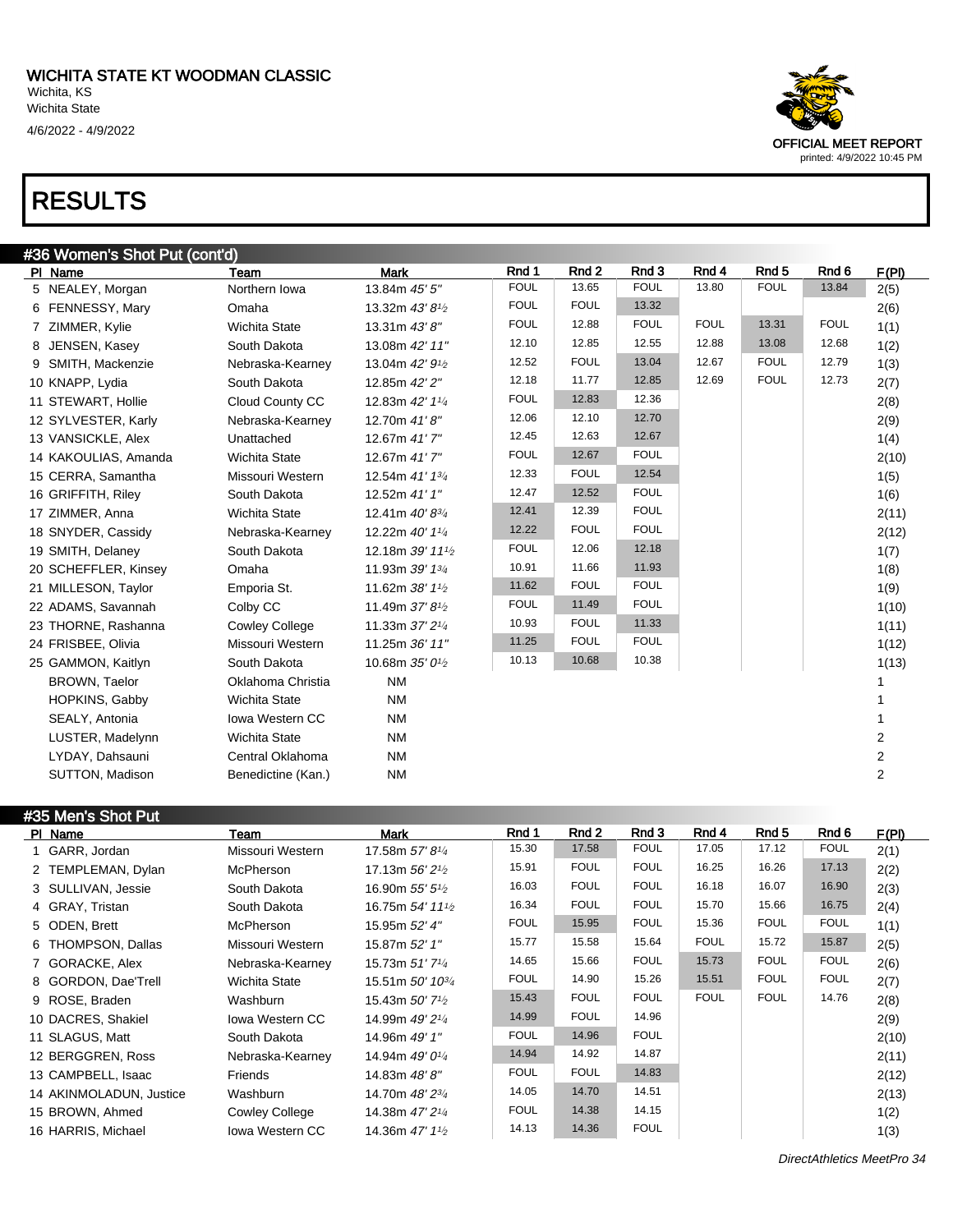WICHITA STATE KT WOODMAN CLASSIC
Wichita, KS
Wichita State
4/6/2022 - 4/9/2022

OFFICIAL MEET REPORT
printed: 4/9/2022 10:45 PM

# RESULTS

## #36 Women's Shot Put (cont'd)

| Pl | Name | Team | Mark | Rnd 1 | Rnd 2 | Rnd 3 | Rnd 4 | Rnd 5 | Rnd 6 | F(Pl) |
|---|---|---|---|---|---|---|---|---|---|---|
| 5 | NEALEY, Morgan | Northern Iowa | 13.84m *45' 5"* | FOUL | 13.65 | FOUL | 13.80 | FOUL | 13.84 | 2(5) |
| 6 | FENNESSY, Mary | Omaha | 13.32m *43' 8½* | FOUL | FOUL | 13.32 | | | | 2(6) |
| 7 | ZIMMER, Kylie | Wichita State | 13.31m *43' 8"* | FOUL | 12.88 | FOUL | FOUL | 13.31 | FOUL | 1(1) |
| 8 | JENSEN, Kasey | South Dakota | 13.08m *42' 11"* | 12.10 | 12.85 | 12.55 | 12.88 | 13.08 | 12.68 | 1(2) |
| 9 | SMITH, Mackenzie | Nebraska-Kearney | 13.04m *42' 9½* | 12.52 | FOUL | 13.04 | 12.67 | FOUL | 12.79 | 1(3) |
| 10 | KNAPP, Lydia | South Dakota | 12.85m *42' 2"* | 12.18 | 11.77 | 12.85 | 12.69 | FOUL | 12.73 | 2(7) |
| 11 | STEWART, Hollie | Cloud County CC | 12.83m *42' 1¼* | FOUL | 12.83 | 12.36 | | | | 2(8) |
| 12 | SYLVESTER, Karly | Nebraska-Kearney | 12.70m *41' 8"* | 12.06 | 12.10 | 12.70 | | | | 2(9) |
| 13 | VANSICKLE, Alex | Unattached | 12.67m *41' 7"* | 12.45 | 12.63 | 12.67 | | | | 1(4) |
| 14 | KAKOULIAS, Amanda | Wichita State | 12.67m *41' 7"* | FOUL | 12.67 | FOUL | | | | 2(10) |
| 15 | CERRA, Samantha | Missouri Western | 12.54m *41' 1¾* | 12.33 | FOUL | 12.54 | | | | 1(5) |
| 16 | GRIFFITH, Riley | South Dakota | 12.52m *41' 1"* | 12.47 | 12.52 | FOUL | | | | 1(6) |
| 17 | ZIMMER, Anna | Wichita State | 12.41m *40' 8¾* | 12.41 | 12.39 | FOUL | | | | 2(11) |
| 18 | SNYDER, Cassidy | Nebraska-Kearney | 12.22m *40' 1¼* | 12.22 | FOUL | FOUL | | | | 2(12) |
| 19 | SMITH, Delaney | South Dakota | 12.18m *39' 11½* | FOUL | 12.06 | 12.18 | | | | 1(7) |
| 20 | SCHEFFLER, Kinsey | Omaha | 11.93m *39' 1¾* | 10.91 | 11.66 | 11.93 | | | | 1(8) |
| 21 | MILLESON, Taylor | Emporia St. | 11.62m *38' 1½* | 11.62 | FOUL | FOUL | | | | 1(9) |
| 22 | ADAMS, Savannah | Colby CC | 11.49m *37' 8½* | FOUL | 11.49 | FOUL | | | | 1(10) |
| 23 | THORNE, Rashanna | Cowley College | 11.33m *37' 2¼* | 10.93 | FOUL | 11.33 | | | | 1(11) |
| 24 | FRISBEE, Olivia | Missouri Western | 11.25m *36' 11"* | 11.25 | FOUL | FOUL | | | | 1(12) |
| 25 | GAMMON, Kaitlyn | South Dakota | 10.68m *35' 0½* | 10.13 | 10.68 | 10.38 | | | | 1(13) |
| | BROWN, Taelor | Oklahoma Christia | NM | | | | | | | 1 |
| | HOPKINS, Gabby | Wichita State | NM | | | | | | | 1 |
| | SEALY, Antonia | Iowa Western CC | NM | | | | | | | 1 |
| | LUSTER, Madelynn | Wichita State | NM | | | | | | | 2 |
| | LYDAY, Dahsauni | Central Oklahoma | NM | | | | | | | 2 |
| | SUTTON, Madison | Benedictine (Kan.) | NM | | | | | | | 2 |

## #35 Men's Shot Put

| Pl | Name | Team | Mark | Rnd 1 | Rnd 2 | Rnd 3 | Rnd 4 | Rnd 5 | Rnd 6 | F(Pl) |
|---|---|---|---|---|---|---|---|---|---|---|
| 1 | GARR, Jordan | Missouri Western | 17.58m *57' 8¼* | 15.30 | 17.58 | FOUL | 17.05 | 17.12 | FOUL | 2(1) |
| 2 | TEMPLEMAN, Dylan | McPherson | 17.13m *56' 2½* | 15.91 | FOUL | FOUL | 16.25 | 16.26 | 17.13 | 2(2) |
| 3 | SULLIVAN, Jessie | South Dakota | 16.90m *55' 5½* | 16.03 | FOUL | FOUL | 16.18 | 16.07 | 16.90 | 2(3) |
| 4 | GRAY, Tristan | South Dakota | 16.75m *54' 11½* | 16.34 | FOUL | FOUL | 15.70 | 15.66 | 16.75 | 2(4) |
| 5 | ODEN, Brett | McPherson | 15.95m *52' 4"* | FOUL | 15.95 | FOUL | 15.36 | FOUL | FOUL | 1(1) |
| 6 | THOMPSON, Dallas | Missouri Western | 15.87m *52' 1"* | 15.77 | 15.58 | 15.64 | FOUL | 15.72 | 15.87 | 2(5) |
| 7 | GORACKE, Alex | Nebraska-Kearney | 15.73m *51' 7¼* | 14.65 | 15.66 | FOUL | 15.73 | FOUL | FOUL | 2(6) |
| 8 | GORDON, Dae'Trell | Wichita State | 15.51m *50' 10¾* | FOUL | 14.90 | 15.26 | 15.51 | FOUL | FOUL | 2(7) |
| 9 | ROSE, Braden | Washburn | 15.43m *50' 7½* | 15.43 | FOUL | FOUL | FOUL | FOUL | 14.76 | 2(8) |
| 10 | DACRES, Shakiel | Iowa Western CC | 14.99m *49' 2¼* | 14.99 | FOUL | 14.96 | | | | 2(9) |
| 11 | SLAGUS, Matt | South Dakota | 14.96m *49' 1"* | FOUL | 14.96 | FOUL | | | | 2(10) |
| 12 | BERGGREN, Ross | Nebraska-Kearney | 14.94m *49' 0¼* | 14.94 | 14.92 | 14.87 | | | | 2(11) |
| 13 | CAMPBELL, Isaac | Friends | 14.83m *48' 8"* | FOUL | FOUL | 14.83 | | | | 2(12) |
| 14 | AKINMOLADUN, Justice | Washburn | 14.70m *48' 2¾* | 14.05 | 14.70 | 14.51 | | | | 2(13) |
| 15 | BROWN, Ahmed | Cowley College | 14.38m *47' 2¼* | FOUL | 14.38 | 14.15 | | | | 1(2) |
| 16 | HARRIS, Michael | Iowa Western CC | 14.36m *47' 1½* | 14.13 | 14.36 | FOUL | | | | 1(3) |

DirectAthletics MeetPro 34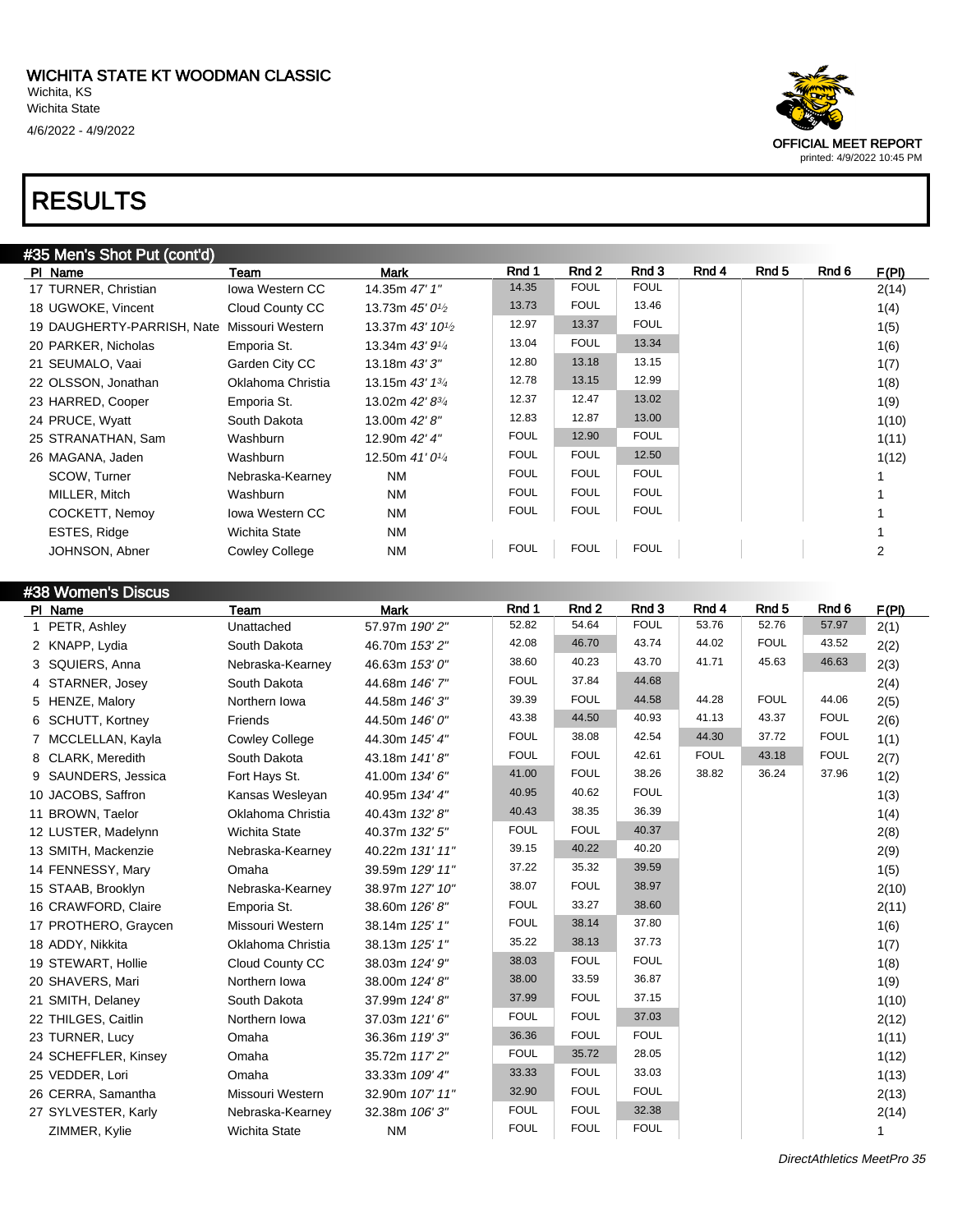WICHITA STATE KT WOODMAN CLASSIC
Wichita, KS
Wichita State
4/6/2022 - 4/9/2022

OFFICIAL MEET REPORT
printed: 4/9/2022 10:45 PM

# RESULTS

## #35 Men's Shot Put (cont'd)

| Pl | Name | Team | Mark | Rnd 1 | Rnd 2 | Rnd 3 | Rnd 4 | Rnd 5 | Rnd 6 | F(Pl) |
|---|---|---|---|---|---|---|---|---|---|---|
| 17 | TURNER, Christian | Iowa Western CC | 14.35m *47' 1"* | 14.35 | FOUL | FOUL | | | | 2(14) |
| 18 | UGWOKE, Vincent | Cloud County CC | 13.73m *45' 0½* | 13.73 | FOUL | 13.46 | | | | 1(4) |
| 19 | DAUGHERTY-PARRISH, Nate | Missouri Western | 13.37m *43' 10½* | 12.97 | 13.37 | FOUL | | | | 1(5) |
| 20 | PARKER, Nicholas | Emporia St. | 13.34m *43' 9¼* | 13.04 | FOUL | 13.34 | | | | 1(6) |
| 21 | SEUMALO, Vaai | Garden City CC | 13.18m *43' 3"* | 12.80 | 13.18 | 13.15 | | | | 1(7) |
| 22 | OLSSON, Jonathan | Oklahoma Christia | 13.15m *43' 1¾* | 12.78 | 13.15 | 12.99 | | | | 1(8) |
| 23 | HARRED, Cooper | Emporia St. | 13.02m *42' 8¾* | 12.37 | 12.47 | 13.02 | | | | 1(9) |
| 24 | PRUCE, Wyatt | South Dakota | 13.00m *42' 8"* | 12.83 | 12.87 | 13.00 | | | | 1(10) |
| 25 | STRANATHAN, Sam | Washburn | 12.90m *42' 4"* | FOUL | 12.90 | FOUL | | | | 1(11) |
| 26 | MAGANA, Jaden | Washburn | 12.50m *41' 0¼* | FOUL | FOUL | 12.50 | | | | 1(12) |
| | SCOW, Turner | Nebraska-Kearney | NM | FOUL | FOUL | FOUL | | | | 1 |
| | MILLER, Mitch | Washburn | NM | FOUL | FOUL | FOUL | | | | 1 |
| | COCKETT, Nemoy | Iowa Western CC | NM | FOUL | FOUL | FOUL | | | | 1 |
| | ESTES, Ridge | Wichita State | NM | | | | | | | 1 |
| | JOHNSON, Abner | Cowley College | NM | FOUL | FOUL | FOUL | | | | 2 |

## #38 Women's Discus

| Pl | Name | Team | Mark | Rnd 1 | Rnd 2 | Rnd 3 | Rnd 4 | Rnd 5 | Rnd 6 | F(Pl) |
|---|---|---|---|---|---|---|---|---|---|---|
| 1 | PETR, Ashley | Unattached | 57.97m *190' 2"* | 52.82 | 54.64 | FOUL | 53.76 | 52.76 | 57.97 | 2(1) |
| 2 | KNAPP, Lydia | South Dakota | 46.70m *153' 2"* | 42.08 | 46.70 | 43.74 | 44.02 | FOUL | 43.52 | 2(2) |
| 3 | SQUIERS, Anna | Nebraska-Kearney | 46.63m *153' 0"* | 38.60 | 40.23 | 43.70 | 41.71 | 45.63 | 46.63 | 2(3) |
| 4 | STARNER, Josey | South Dakota | 44.68m *146' 7"* | FOUL | 37.84 | 44.68 | | | | 2(4) |
| 5 | HENZE, Malory | Northern Iowa | 44.58m *146' 3"* | 39.39 | FOUL | 44.58 | 44.28 | FOUL | 44.06 | 2(5) |
| 6 | SCHUTT, Kortney | Friends | 44.50m *146' 0"* | 43.38 | 44.50 | 40.93 | 41.13 | 43.37 | FOUL | 2(6) |
| 7 | MCCLELLAN, Kayla | Cowley College | 44.30m *145' 4"* | FOUL | 38.08 | 42.54 | 44.30 | 37.72 | FOUL | 1(1) |
| 8 | CLARK, Meredith | South Dakota | 43.18m *141' 8"* | FOUL | FOUL | 42.61 | FOUL | 43.18 | FOUL | 2(7) |
| 9 | SAUNDERS, Jessica | Fort Hays St. | 41.00m *134' 6"* | 41.00 | FOUL | 38.26 | 38.82 | 36.24 | 37.96 | 1(2) |
| 10 | JACOBS, Saffron | Kansas Wesleyan | 40.95m *134' 4"* | 40.95 | 40.62 | FOUL | | | | 1(3) |
| 11 | BROWN, Taelor | Oklahoma Christia | 40.43m *132' 8"* | 40.43 | 38.35 | 36.39 | | | | 1(4) |
| 12 | LUSTER, Madelynn | Wichita State | 40.37m *132' 5"* | FOUL | FOUL | 40.37 | | | | 2(8) |
| 13 | SMITH, Mackenzie | Nebraska-Kearney | 40.22m *131' 11"* | 39.15 | 40.22 | 40.20 | | | | 2(9) |
| 14 | FENNESSY, Mary | Omaha | 39.59m *129' 11"* | 37.22 | 35.32 | 39.59 | | | | 1(5) |
| 15 | STAAB, Brooklyn | Nebraska-Kearney | 38.97m *127' 10"* | 38.07 | FOUL | 38.97 | | | | 2(10) |
| 16 | CRAWFORD, Claire | Emporia St. | 38.60m *126' 8"* | FOUL | 33.27 | 38.60 | | | | 2(11) |
| 17 | PROTHERO, Graycen | Missouri Western | 38.14m *125' 1"* | FOUL | 38.14 | 37.80 | | | | 1(6) |
| 18 | ADDY, Nikkita | Oklahoma Christia | 38.13m *125' 1"* | 35.22 | 38.13 | 37.73 | | | | 1(7) |
| 19 | STEWART, Hollie | Cloud County CC | 38.03m *124' 9"* | 38.03 | FOUL | FOUL | | | | 1(8) |
| 20 | SHAVERS, Mari | Northern Iowa | 38.00m *124' 8"* | 38.00 | 33.59 | 36.87 | | | | 1(9) |
| 21 | SMITH, Delaney | South Dakota | 37.99m *124' 8"* | 37.99 | FOUL | 37.15 | | | | 1(10) |
| 22 | THILGES, Caitlin | Northern Iowa | 37.03m *121' 6"* | FOUL | FOUL | 37.03 | | | | 2(12) |
| 23 | TURNER, Lucy | Omaha | 36.36m *119' 3"* | 36.36 | FOUL | FOUL | | | | 1(11) |
| 24 | SCHEFFLER, Kinsey | Omaha | 35.72m *117' 2"* | FOUL | 35.72 | 28.05 | | | | 1(12) |
| 25 | VEDDER, Lori | Omaha | 33.33m *109' 4"* | 33.33 | FOUL | 33.03 | | | | 1(13) |
| 26 | CERRA, Samantha | Missouri Western | 32.90m *107' 11"* | 32.90 | FOUL | FOUL | | | | 2(13) |
| 27 | SYLVESTER, Karly | Nebraska-Kearney | 32.38m *106' 3"* | FOUL | FOUL | 32.38 | | | | 2(14) |
| | ZIMMER, Kylie | Wichita State | NM | FOUL | FOUL | FOUL | | | | 1 |

*DirectAthletics MeetPro 35*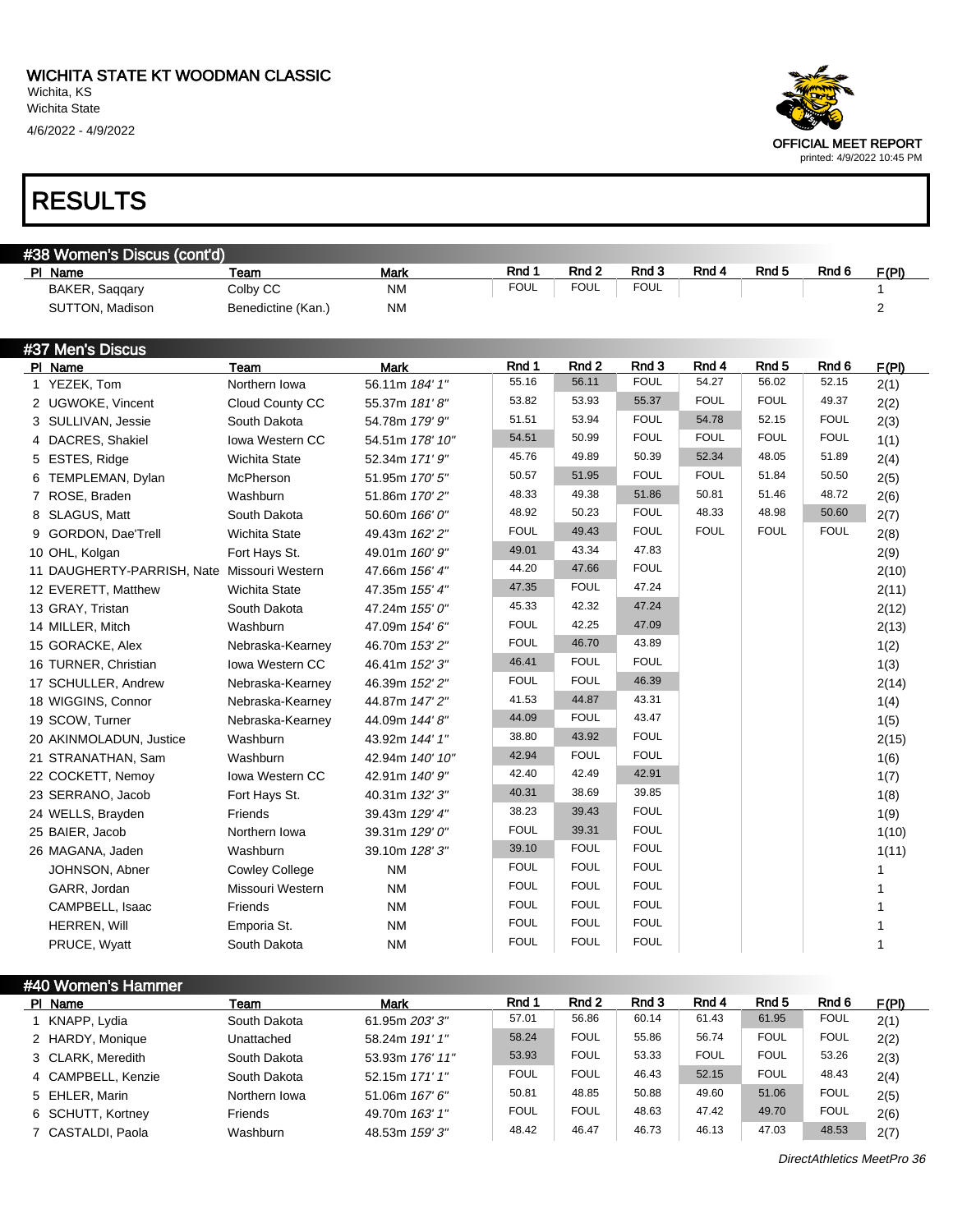# WICHITA STATE KT WOODMAN CLASSIC

Wichita, KS
Wichita State
4/6/2022 - 4/9/2022

OFFICIAL MEET REPORT
printed: 4/9/2022 10:45 PM

# RESULTS

## #38 Women's Discus (cont'd)

| Pl | Name | Team | Mark | Rnd 1 | Rnd 2 | Rnd 3 | Rnd 4 | Rnd 5 | Rnd 6 | F(Pl) |
|---|---|---|---|---|---|---|---|---|---|---|
| | BAKER, Saqqary | Colby CC | NM | FOUL | FOUL | FOUL | | | | 1 |
| | SUTTON, Madison | Benedictine (Kan.) | NM | | | | | | | 2 |

## #37 Men's Discus

| Pl | Name | Team | Mark | Rnd 1 | Rnd 2 | Rnd 3 | Rnd 4 | Rnd 5 | Rnd 6 | F(Pl) |
|---|---|---|---|---|---|---|---|---|---|---|
| 1 | YEZEK, Tom | Northern Iowa | 56.11m *184' 1"* | 55.16 | 56.11 | FOUL | 54.27 | 56.02 | 52.15 | 2(1) |
| 2 | UGWOKE, Vincent | Cloud County CC | 55.37m *181' 8"* | 53.82 | 53.93 | 55.37 | FOUL | FOUL | 49.37 | 2(2) |
| 3 | SULLIVAN, Jessie | South Dakota | 54.78m *179' 9"* | 51.51 | 53.94 | FOUL | 54.78 | 52.15 | FOUL | 2(3) |
| 4 | DACRES, Shakiel | Iowa Western CC | 54.51m *178' 10"* | 54.51 | 50.99 | FOUL | FOUL | FOUL | FOUL | 1(1) |
| 5 | ESTES, Ridge | Wichita State | 52.34m *171' 9"* | 45.76 | 49.89 | 50.39 | 52.34 | 48.05 | 51.89 | 2(4) |
| 6 | TEMPLEMAN, Dylan | McPherson | 51.95m *170' 5"* | 50.57 | 51.95 | FOUL | FOUL | 51.84 | 50.50 | 2(5) |
| 7 | ROSE, Braden | Washburn | 51.86m *170' 2"* | 48.33 | 49.38 | 51.86 | 50.81 | 51.46 | 48.72 | 2(6) |
| 8 | SLAGUS, Matt | South Dakota | 50.60m *166' 0"* | 48.92 | 50.23 | FOUL | 48.33 | 48.98 | 50.60 | 2(7) |
| 9 | GORDON, Dae'Trell | Wichita State | 49.43m *162' 2"* | FOUL | 49.43 | FOUL | FOUL | FOUL | FOUL | 2(8) |
| 10 | OHL, Kolgan | Fort Hays St. | 49.01m *160' 9"* | 49.01 | 43.34 | 47.83 | | | | 2(9) |
| 11 | DAUGHERTY-PARRISH, Nate | Missouri Western | 47.66m *156' 4"* | 44.20 | 47.66 | FOUL | | | | 2(10) |
| 12 | EVERETT, Matthew | Wichita State | 47.35m *155' 4"* | 47.35 | FOUL | 47.24 | | | | 2(11) |
| 13 | GRAY, Tristan | South Dakota | 47.24m *155' 0"* | 45.33 | 42.32 | 47.24 | | | | 2(12) |
| 14 | MILLER, Mitch | Washburn | 47.09m *154' 6"* | FOUL | 42.25 | 47.09 | | | | 2(13) |
| 15 | GORACKE, Alex | Nebraska-Kearney | 46.70m *153' 2"* | FOUL | 46.70 | 43.89 | | | | 1(2) |
| 16 | TURNER, Christian | Iowa Western CC | 46.41m *152' 3"* | 46.41 | FOUL | FOUL | | | | 1(3) |
| 17 | SCHULLER, Andrew | Nebraska-Kearney | 46.39m *152' 2"* | FOUL | FOUL | 46.39 | | | | 2(14) |
| 18 | WIGGINS, Connor | Nebraska-Kearney | 44.87m *147' 2"* | 41.53 | 44.87 | 43.31 | | | | 1(4) |
| 19 | SCOW, Turner | Nebraska-Kearney | 44.09m *144' 8"* | 44.09 | FOUL | 43.47 | | | | 1(5) |
| 20 | AKINMOLADUN, Justice | Washburn | 43.92m *144' 1"* | 38.80 | 43.92 | FOUL | | | | 2(15) |
| 21 | STRANATHAN, Sam | Washburn | 42.94m *140' 10"* | 42.94 | FOUL | FOUL | | | | 1(6) |
| 22 | COCKETT, Nemoy | Iowa Western CC | 42.91m *140' 9"* | 42.40 | 42.49 | 42.91 | | | | 1(7) |
| 23 | SERRANO, Jacob | Fort Hays St. | 40.31m *132' 3"* | 40.31 | 38.69 | 39.85 | | | | 1(8) |
| 24 | WELLS, Brayden | Friends | 39.43m *129' 4"* | 38.23 | 39.43 | FOUL | | | | 1(9) |
| 25 | BAIER, Jacob | Northern Iowa | 39.31m *129' 0"* | FOUL | 39.31 | FOUL | | | | 1(10) |
| 26 | MAGANA, Jaden | Washburn | 39.10m *128' 3"* | 39.10 | FOUL | FOUL | | | | 1(11) |
| | JOHNSON, Abner | Cowley College | NM | FOUL | FOUL | FOUL | | | | 1 |
| | GARR, Jordan | Missouri Western | NM | FOUL | FOUL | FOUL | | | | 1 |
| | CAMPBELL, Isaac | Friends | NM | FOUL | FOUL | FOUL | | | | 1 |
| | HERREN, Will | Emporia St. | NM | FOUL | FOUL | FOUL | | | | 1 |
| | PRUCE, Wyatt | South Dakota | NM | FOUL | FOUL | FOUL | | | | 1 |

## #40 Women's Hammer

| Pl | Name | Team | Mark | Rnd 1 | Rnd 2 | Rnd 3 | Rnd 4 | Rnd 5 | Rnd 6 | F(Pl) |
|---|---|---|---|---|---|---|---|---|---|---|
| 1 | KNAPP, Lydia | South Dakota | 61.95m *203' 3"* | 57.01 | 56.86 | 60.14 | 61.43 | 61.95 | FOUL | 2(1) |
| 2 | HARDY, Monique | Unattached | 58.24m *191' 1"* | 58.24 | FOUL | 55.86 | 56.74 | FOUL | FOUL | 2(2) |
| 3 | CLARK, Meredith | South Dakota | 53.93m *176' 11"* | 53.93 | FOUL | 53.33 | FOUL | FOUL | 53.26 | 2(3) |
| 4 | CAMPBELL, Kenzie | South Dakota | 52.15m *171' 1"* | FOUL | FOUL | 46.43 | 52.15 | FOUL | 48.43 | 2(4) |
| 5 | EHLER, Marin | Northern Iowa | 51.06m *167' 6"* | 50.81 | 48.85 | 50.88 | 49.60 | 51.06 | FOUL | 2(5) |
| 6 | SCHUTT, Kortney | Friends | 49.70m *163' 1"* | FOUL | FOUL | 48.63 | 47.42 | 49.70 | FOUL | 2(6) |
| 7 | CASTALDI, Paola | Washburn | 48.53m *159' 3"* | 48.42 | 46.47 | 46.73 | 46.13 | 47.03 | 48.53 | 2(7) |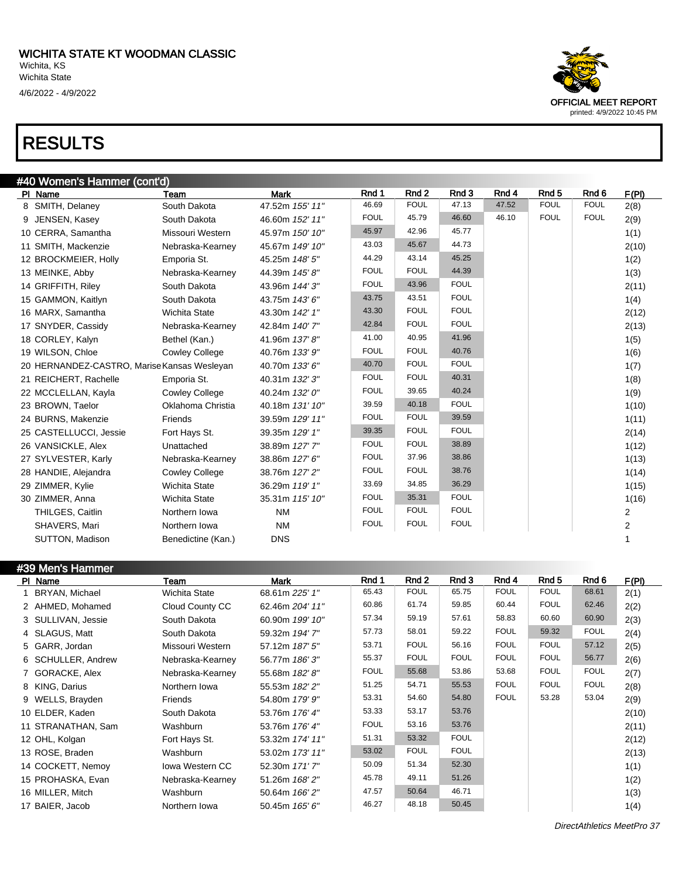# WICHITA STATE KT WOODMAN CLASSIC

Wichita, KS
Wichita State
4/6/2022 - 4/9/2022

OFFICIAL MEET REPORT
printed: 4/9/2022 10:45 PM

# RESULTS

## #40 Women's Hammer (cont'd)

| Pl | Name | Team | Mark | Rnd 1 | Rnd 2 | Rnd 3 | Rnd 4 | Rnd 5 | Rnd 6 | F(Pl) |
|---|---|---|---|---|---|---|---|---|---|---|
| 8 | SMITH, Delaney | South Dakota | 47.52m *155' 11"* | 46.69 | FOUL | 47.13 | 47.52 | FOUL | FOUL | 2(8) |
| 9 | JENSEN, Kasey | South Dakota | 46.60m *152' 11"* | FOUL | 45.79 | 46.60 | 46.10 | FOUL | FOUL | 2(9) |
| 10 | CERRA, Samantha | Missouri Western | 45.97m *150' 10"* | 45.97 | 42.96 | 45.77 | | | | 1(1) |
| 11 | SMITH, Mackenzie | Nebraska-Kearney | 45.67m *149' 10"* | 43.03 | 45.67 | 44.73 | | | | 2(10) |
| 12 | BROCKMEIER, Holly | Emporia St. | 45.25m *148' 5"* | 44.29 | 43.14 | 45.25 | | | | 1(2) |
| 13 | MEINKE, Abby | Nebraska-Kearney | 44.39m *145' 8"* | FOUL | FOUL | 44.39 | | | | 1(3) |
| 14 | GRIFFITH, Riley | South Dakota | 43.96m *144' 3"* | FOUL | 43.96 | FOUL | | | | 2(11) |
| 15 | GAMMON, Kaitlyn | South Dakota | 43.75m *143' 6"* | 43.75 | 43.51 | FOUL | | | | 1(4) |
| 16 | MARX, Samantha | Wichita State | 43.30m *142' 1"* | 43.30 | FOUL | FOUL | | | | 2(12) |
| 17 | SNYDER, Cassidy | Nebraska-Kearney | 42.84m *140' 7"* | 42.84 | FOUL | FOUL | | | | 2(13) |
| 18 | CORLEY, Kalyn | Bethel (Kan.) | 41.96m *137' 8"* | 41.00 | 40.95 | 41.96 | | | | 1(5) |
| 19 | WILSON, Chloe | Cowley College | 40.76m *133' 9"* | FOUL | FOUL | 40.76 | | | | 1(6) |
| 20 | HERNANDEZ-CASTRO, Marise | Kansas Wesleyan | 40.70m *133' 6"* | 40.70 | FOUL | FOUL | | | | 1(7) |
| 21 | REICHERT, Rachelle | Emporia St. | 40.31m *132' 3"* | FOUL | FOUL | 40.31 | | | | 1(8) |
| 22 | MCCLELLAN, Kayla | Cowley College | 40.24m *132' 0"* | FOUL | 39.65 | 40.24 | | | | 1(9) |
| 23 | BROWN, Taelor | Oklahoma Christia | 40.18m *131' 10"* | 39.59 | 40.18 | FOUL | | | | 1(10) |
| 24 | BURNS, Makenzie | Friends | 39.59m *129' 11"* | FOUL | FOUL | 39.59 | | | | 1(11) |
| 25 | CASTELLUCCI, Jessie | Fort Hays St. | 39.35m *129' 1"* | 39.35 | FOUL | FOUL | | | | 2(14) |
| 26 | VANSICKLE, Alex | Unattached | 38.89m *127' 7"* | FOUL | FOUL | 38.89 | | | | 1(12) |
| 27 | SYLVESTER, Karly | Nebraska-Kearney | 38.86m *127' 6"* | FOUL | 37.96 | 38.86 | | | | 1(13) |
| 28 | HANDIE, Alejandra | Cowley College | 38.76m *127' 2"* | FOUL | FOUL | 38.76 | | | | 1(14) |
| 29 | ZIMMER, Kylie | Wichita State | 36.29m *119' 1"* | 33.69 | 34.85 | 36.29 | | | | 1(15) |
| 30 | ZIMMER, Anna | Wichita State | 35.31m *115' 10"* | FOUL | 35.31 | FOUL | | | | 1(16) |
| | THILGES, Caitlin | Northern Iowa | NM | FOUL | FOUL | FOUL | | | | 2 |
| | SHAVERS, Mari | Northern Iowa | NM | FOUL | FOUL | FOUL | | | | 2 |
| | SUTTON, Madison | Benedictine (Kan.) | DNS | | | | | | | 1 |

## #39 Men's Hammer

| Pl | Name | Team | Mark | Rnd 1 | Rnd 2 | Rnd 3 | Rnd 4 | Rnd 5 | Rnd 6 | F(Pl) |
|---|---|---|---|---|---|---|---|---|---|---|
| 1 | BRYAN, Michael | Wichita State | 68.61m *225' 1"* | 65.43 | FOUL | 65.75 | FOUL | FOUL | 68.61 | 2(1) |
| 2 | AHMED, Mohamed | Cloud County CC | 62.46m *204' 11"* | 60.86 | 61.74 | 59.85 | 60.44 | FOUL | 62.46 | 2(2) |
| 3 | SULLIVAN, Jessie | South Dakota | 60.90m *199' 10"* | 57.34 | 59.19 | 57.61 | 58.83 | 60.60 | 60.90 | 2(3) |
| 4 | SLAGUS, Matt | South Dakota | 59.32m *194' 7"* | 57.73 | 58.01 | 59.22 | FOUL | 59.32 | FOUL | 2(4) |
| 5 | GARR, Jordan | Missouri Western | 57.12m *187' 5"* | 53.71 | FOUL | 56.16 | FOUL | FOUL | 57.12 | 2(5) |
| 6 | SCHULLER, Andrew | Nebraska-Kearney | 56.77m *186' 3"* | 55.37 | FOUL | FOUL | FOUL | FOUL | 56.77 | 2(6) |
| 7 | GORACKE, Alex | Nebraska-Kearney | 55.68m *182' 8"* | FOUL | 55.68 | 53.86 | 53.68 | FOUL | FOUL | 2(7) |
| 8 | KING, Darius | Northern Iowa | 55.53m *182' 2"* | 51.25 | 54.71 | 55.53 | FOUL | FOUL | FOUL | 2(8) |
| 9 | WELLS, Brayden | Friends | 54.80m *179' 9"* | 53.31 | 54.60 | 54.80 | FOUL | 53.28 | 53.04 | 2(9) |
| 10 | ELDER, Kaden | South Dakota | 53.76m *176' 4"* | 53.33 | 53.17 | 53.76 | | | | 2(10) |
| 11 | STRANATHAN, Sam | Washburn | 53.76m *176' 4"* | FOUL | 53.16 | 53.76 | | | | 2(11) |
| 12 | OHL, Kolgan | Fort Hays St. | 53.32m *174' 11"* | 51.31 | 53.32 | FOUL | | | | 2(12) |
| 13 | ROSE, Braden | Washburn | 53.02m *173' 11"* | 53.02 | FOUL | FOUL | | | | 2(13) |
| 14 | COCKETT, Nemoy | Iowa Western CC | 52.30m *171' 7"* | 50.09 | 51.34 | 52.30 | | | | 1(1) |
| 15 | PROHASKA, Evan | Nebraska-Kearney | 51.26m *168' 2"* | 45.78 | 49.11 | 51.26 | | | | 1(2) |
| 16 | MILLER, Mitch | Washburn | 50.64m *166' 2"* | 47.57 | 50.64 | 46.71 | | | | 1(3) |
| 17 | BAIER, Jacob | Northern Iowa | 50.45m *165' 6"* | 46.27 | 48.18 | 50.45 | | | | 1(4) |

*DirectAthletics MeetPro 37*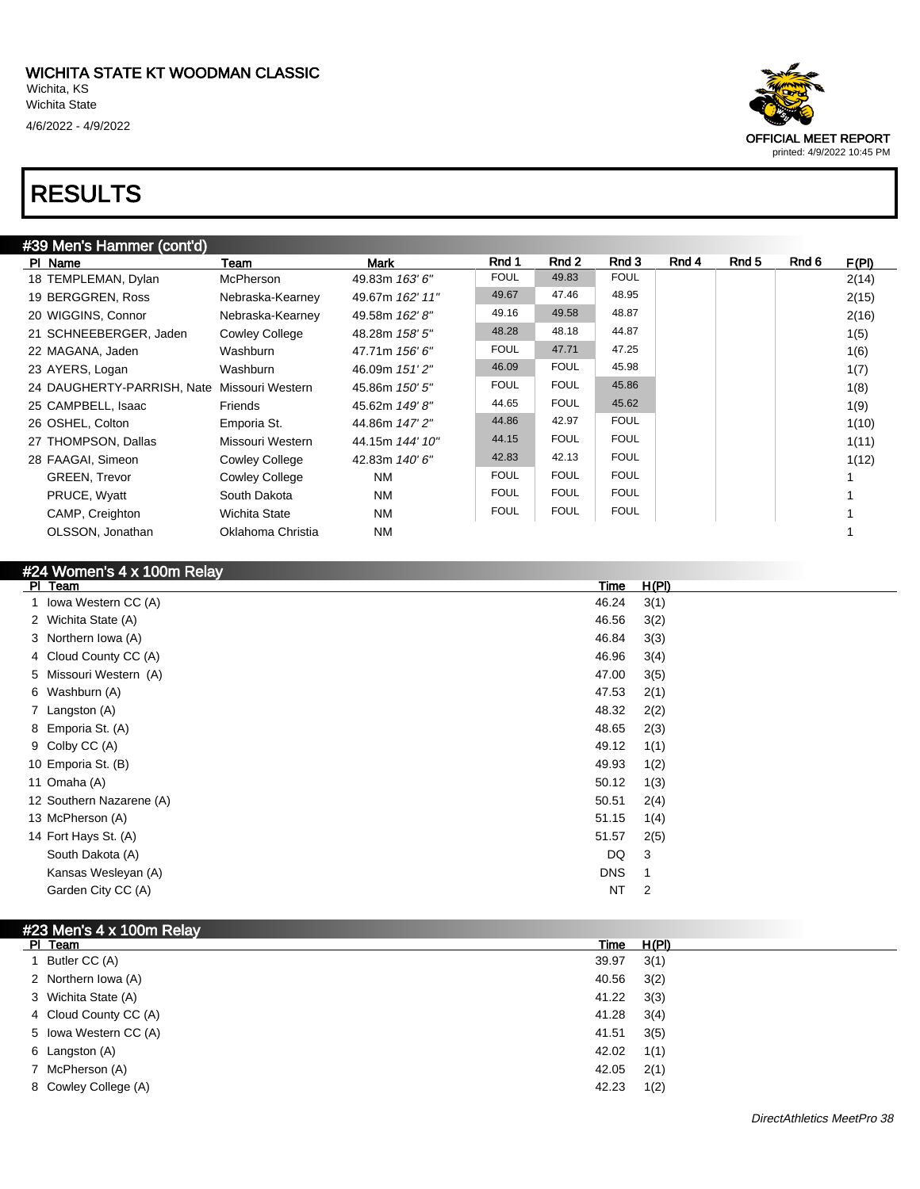# WICHITA STATE KT WOODMAN CLASSIC

Wichita, KS
Wichita State
4/6/2022 - 4/9/2022

OFFICIAL MEET REPORT
printed: 4/9/2022 10:45 PM

# RESULTS

## #39 Men's Hammer (cont'd)

| Pl | Name | Team | Mark | Rnd 1 | Rnd 2 | Rnd 3 | Rnd 4 | Rnd 5 | Rnd 6 | F(Pl) |
|---|---|---|---|---|---|---|---|---|---|---|
| 18 | TEMPLEMAN, Dylan | McPherson | 49.83m *163' 6"* | FOUL | 49.83 | FOUL | | | | 2(14) |
| 19 | BERGGREN, Ross | Nebraska-Kearney | 49.67m *162' 11"* | 49.67 | 47.46 | 48.95 | | | | 2(15) |
| 20 | WIGGINS, Connor | Nebraska-Kearney | 49.58m *162' 8"* | 49.16 | 49.58 | 48.87 | | | | 2(16) |
| 21 | SCHNEEBERGER, Jaden | Cowley College | 48.28m *158' 5"* | 48.28 | 48.18 | 44.87 | | | | 1(5) |
| 22 | MAGANA, Jaden | Washburn | 47.71m *156' 6"* | FOUL | 47.71 | 47.25 | | | | 1(6) |
| 23 | AYERS, Logan | Washburn | 46.09m *151' 2"* | 46.09 | FOUL | 45.98 | | | | 1(7) |
| 24 | DAUGHERTY-PARRISH, Nate | Missouri Western | 45.86m *150' 5"* | FOUL | FOUL | 45.86 | | | | 1(8) |
| 25 | CAMPBELL, Isaac | Friends | 45.62m *149' 8"* | 44.65 | FOUL | 45.62 | | | | 1(9) |
| 26 | OSHEL, Colton | Emporia St. | 44.86m *147' 2"* | 44.86 | 42.97 | FOUL | | | | 1(10) |
| 27 | THOMPSON, Dallas | Missouri Western | 44.15m *144' 10"* | 44.15 | FOUL | FOUL | | | | 1(11) |
| 28 | FAAGAI, Simeon | Cowley College | 42.83m *140' 6"* | 42.83 | 42.13 | FOUL | | | | 1(12) |
| | GREEN, Trevor | Cowley College | NM | FOUL | FOUL | FOUL | | | | 1 |
| | PRUCE, Wyatt | South Dakota | NM | FOUL | FOUL | FOUL | | | | 1 |
| | CAMP, Creighton | Wichita State | NM | FOUL | FOUL | FOUL | | | | 1 |
| | OLSSON, Jonathan | Oklahoma Christia | NM | | | | | | | 1 |

## #24 Women's 4 x 100m Relay

| Pl | Team | Time | H(Pl) |
|---|---|---|---|
| 1 | Iowa Western CC (A) | 46.24 | 3(1) |
| 2 | Wichita State (A) | 46.56 | 3(2) |
| 3 | Northern Iowa (A) | 46.84 | 3(3) |
| 4 | Cloud County CC (A) | 46.96 | 3(4) |
| 5 | Missouri Western (A) | 47.00 | 3(5) |
| 6 | Washburn (A) | 47.53 | 2(1) |
| 7 | Langston (A) | 48.32 | 2(2) |
| 8 | Emporia St. (A) | 48.65 | 2(3) |
| 9 | Colby CC (A) | 49.12 | 1(1) |
| 10 | Emporia St. (B) | 49.93 | 1(2) |
| 11 | Omaha (A) | 50.12 | 1(3) |
| 12 | Southern Nazarene (A) | 50.51 | 2(4) |
| 13 | McPherson (A) | 51.15 | 1(4) |
| 14 | Fort Hays St. (A) | 51.57 | 2(5) |
| | South Dakota (A) | DQ | 3 |
| | Kansas Wesleyan (A) | DNS | 1 |
| | Garden City CC (A) | NT | 2 |

## #23 Men's 4 x 100m Relay

| Pl | Team | Time | H(Pl) |
|---|---|---|---|
| 1 | Butler CC (A) | 39.97 | 3(1) |
| 2 | Northern Iowa (A) | 40.56 | 3(2) |
| 3 | Wichita State (A) | 41.22 | 3(3) |
| 4 | Cloud County CC (A) | 41.28 | 3(4) |
| 5 | Iowa Western CC (A) | 41.51 | 3(5) |
| 6 | Langston (A) | 42.02 | 1(1) |
| 7 | McPherson (A) | 42.05 | 2(1) |
| 8 | Cowley College (A) | 42.23 | 1(2) |

*DirectAthletics MeetPro 38*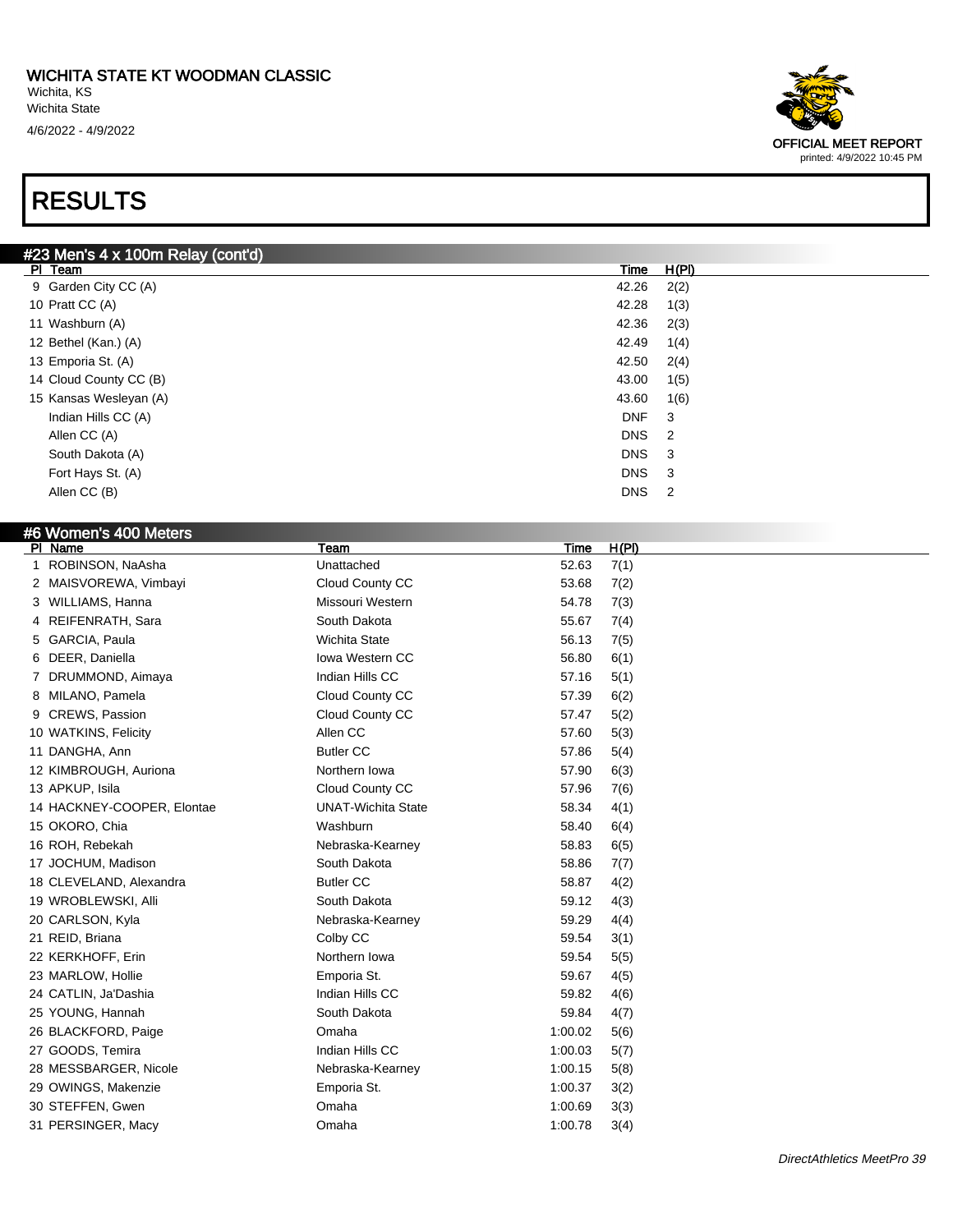# RESULTS

## #23 Men's 4 x 100m Relay (cont'd)

| Pl | Team | Time | H(Pl) |
|---|---|---|---|
| 9 | Garden City CC (A) | 42.26 | 2(2) |
| 10 | Pratt CC (A) | 42.28 | 1(3) |
| 11 | Washburn (A) | 42.36 | 2(3) |
| 12 | Bethel (Kan.) (A) | 42.49 | 1(4) |
| 13 | Emporia St. (A) | 42.50 | 2(4) |
| 14 | Cloud County CC (B) | 43.00 | 1(5) |
| 15 | Kansas Wesleyan (A) | 43.60 | 1(6) |
| | Indian Hills CC (A) | DNF | 3 |
| | Allen CC (A) | DNS | 2 |
| | South Dakota (A) | DNS | 3 |
| | Fort Hays St. (A) | DNS | 3 |
| | Allen CC (B) | DNS | 2 |

## #6 Women's 400 Meters

| Pl | Name | Team | Time | H(Pl) |
|---|---|---|---|---|
| 1 | ROBINSON, NaAsha | Unattached | 52.63 | 7(1) |
| 2 | MAISVOREWA, Vimbayi | Cloud County CC | 53.68 | 7(2) |
| 3 | WILLIAMS, Hanna | Missouri Western | 54.78 | 7(3) |
| 4 | REIFENRATH, Sara | South Dakota | 55.67 | 7(4) |
| 5 | GARCIA, Paula | Wichita State | 56.13 | 7(5) |
| 6 | DEER, Daniella | Iowa Western CC | 56.80 | 6(1) |
| 7 | DRUMMOND, Aimaya | Indian Hills CC | 57.16 | 5(1) |
| 8 | MILANO, Pamela | Cloud County CC | 57.39 | 6(2) |
| 9 | CREWS, Passion | Cloud County CC | 57.47 | 5(2) |
| 10 | WATKINS, Felicity | Allen CC | 57.60 | 5(3) |
| 11 | DANGHA, Ann | Butler CC | 57.86 | 5(4) |
| 12 | KIMBROUGH, Auriona | Northern Iowa | 57.90 | 6(3) |
| 13 | APKUP, Isila | Cloud County CC | 57.96 | 7(6) |
| 14 | HACKNEY-COOPER, Elontae | UNAT-Wichita State | 58.34 | 4(1) |
| 15 | OKORO, Chia | Washburn | 58.40 | 6(4) |
| 16 | ROH, Rebekah | Nebraska-Kearney | 58.83 | 6(5) |
| 17 | JOCHUM, Madison | South Dakota | 58.86 | 7(7) |
| 18 | CLEVELAND, Alexandra | Butler CC | 58.87 | 4(2) |
| 19 | WROBLEWSKI, Alli | South Dakota | 59.12 | 4(3) |
| 20 | CARLSON, Kyla | Nebraska-Kearney | 59.29 | 4(4) |
| 21 | REID, Briana | Colby CC | 59.54 | 3(1) |
| 22 | KERKHOFF, Erin | Northern Iowa | 59.54 | 5(5) |
| 23 | MARLOW, Hollie | Emporia St. | 59.67 | 4(5) |
| 24 | CATLIN, Ja'Dashia | Indian Hills CC | 59.82 | 4(6) |
| 25 | YOUNG, Hannah | South Dakota | 59.84 | 4(7) |
| 26 | BLACKFORD, Paige | Omaha | 1:00.02 | 5(6) |
| 27 | GOODS, Temira | Indian Hills CC | 1:00.03 | 5(7) |
| 28 | MESSBARGER, Nicole | Nebraska-Kearney | 1:00.15 | 5(8) |
| 29 | OWINGS, Makenzie | Emporia St. | 1:00.37 | 3(2) |
| 30 | STEFFEN, Gwen | Omaha | 1:00.69 | 3(3) |
| 31 | PERSINGER, Macy | Omaha | 1:00.78 | 3(4) |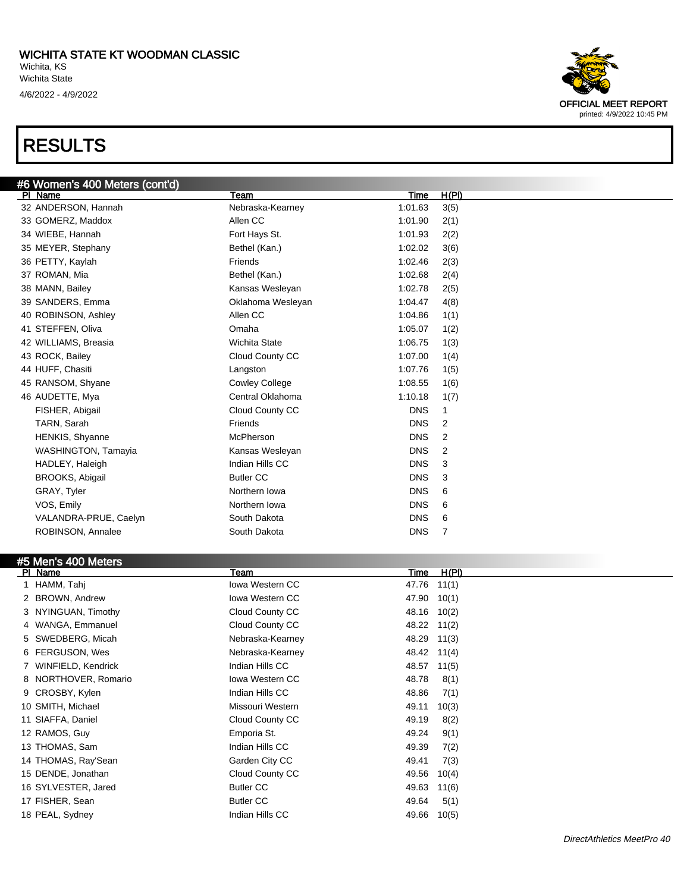# RESULTS

## #6 Women's 400 Meters (cont'd)

| Pl | Name | Team | Time | H(Pl) |
|---|---|---|---|---|
| 32 | ANDERSON, Hannah | Nebraska-Kearney | 1:01.63 | 3(5) |
| 33 | GOMERZ, Maddox | Allen CC | 1:01.90 | 2(1) |
| 34 | WIEBE, Hannah | Fort Hays St. | 1:01.93 | 2(2) |
| 35 | MEYER, Stephany | Bethel (Kan.) | 1:02.02 | 3(6) |
| 36 | PETTY, Kaylah | Friends | 1:02.46 | 2(3) |
| 37 | ROMAN, Mia | Bethel (Kan.) | 1:02.68 | 2(4) |
| 38 | MANN, Bailey | Kansas Wesleyan | 1:02.78 | 2(5) |
| 39 | SANDERS, Emma | Oklahoma Wesleyan | 1:04.47 | 4(8) |
| 40 | ROBINSON, Ashley | Allen CC | 1:04.86 | 1(1) |
| 41 | STEFFEN, Oliva | Omaha | 1:05.07 | 1(2) |
| 42 | WILLIAMS, Breasia | Wichita State | 1:06.75 | 1(3) |
| 43 | ROCK, Bailey | Cloud County CC | 1:07.00 | 1(4) |
| 44 | HUFF, Chasiti | Langston | 1:07.76 | 1(5) |
| 45 | RANSOM, Shyane | Cowley College | 1:08.55 | 1(6) |
| 46 | AUDETTE, Mya | Central Oklahoma | 1:10.18 | 1(7) |
| | FISHER, Abigail | Cloud County CC | DNS | 1 |
| | TARN, Sarah | Friends | DNS | 2 |
| | HENKIS, Shyanne | McPherson | DNS | 2 |
| | WASHINGTON, Tamayia | Kansas Wesleyan | DNS | 2 |
| | HADLEY, Haleigh | Indian Hills CC | DNS | 3 |
| | BROOKS, Abigail | Butler CC | DNS | 3 |
| | GRAY, Tyler | Northern Iowa | DNS | 6 |
| | VOS, Emily | Northern Iowa | DNS | 6 |
| | VALANDRA-PRUE, Caelyn | South Dakota | DNS | 6 |
| | ROBINSON, Annalee | South Dakota | DNS | 7 |

## #5 Men's 400 Meters

| Pl | Name | Team | Time | H(Pl) |
|---|---|---|---|---|
| 1 | HAMM, Tahj | Iowa Western CC | 47.76 | 11(1) |
| 2 | BROWN, Andrew | Iowa Western CC | 47.90 | 10(1) |
| 3 | NYINGUAN, Timothy | Cloud County CC | 48.16 | 10(2) |
| 4 | WANGA, Emmanuel | Cloud County CC | 48.22 | 11(2) |
| 5 | SWEDBERG, Micah | Nebraska-Kearney | 48.29 | 11(3) |
| 6 | FERGUSON, Wes | Nebraska-Kearney | 48.42 | 11(4) |
| 7 | WINFIELD, Kendrick | Indian Hills CC | 48.57 | 11(5) |
| 8 | NORTHOVER, Romario | Iowa Western CC | 48.78 | 8(1) |
| 9 | CROSBY, Kylen | Indian Hills CC | 48.86 | 7(1) |
| 10 | SMITH, Michael | Missouri Western | 49.11 | 10(3) |
| 11 | SIAFFA, Daniel | Cloud County CC | 49.19 | 8(2) |
| 12 | RAMOS, Guy | Emporia St. | 49.24 | 9(1) |
| 13 | THOMAS, Sam | Indian Hills CC | 49.39 | 7(2) |
| 14 | THOMAS, Ray'Sean | Garden City CC | 49.41 | 7(3) |
| 15 | DENDE, Jonathan | Cloud County CC | 49.56 | 10(4) |
| 16 | SYLVESTER, Jared | Butler CC | 49.63 | 11(6) |
| 17 | FISHER, Sean | Butler CC | 49.64 | 5(1) |
| 18 | PEAL, Sydney | Indian Hills CC | 49.66 | 10(5) |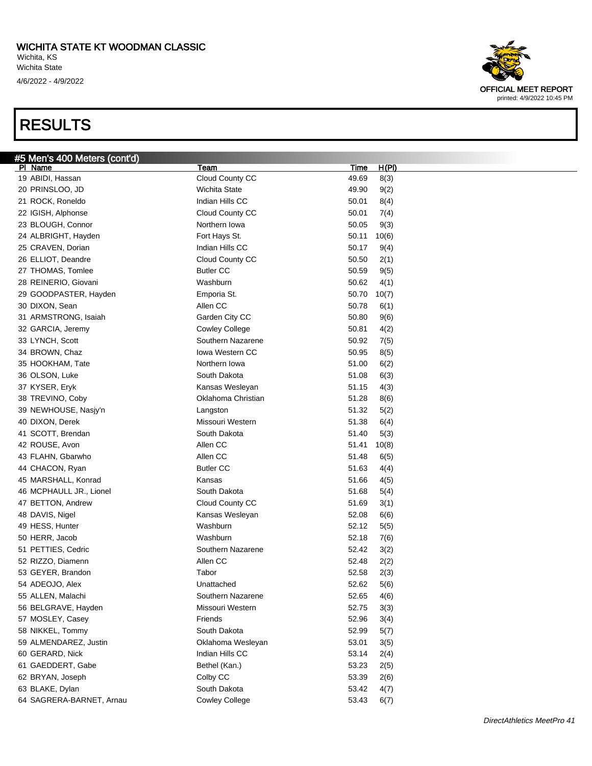# WICHITA STATE KT WOODMAN CLASSIC

Wichita, KS
Wichita State
4/6/2022 - 4/9/2022

OFFICIAL MEET REPORT
printed: 4/9/2022 10:45 PM

# RESULTS

## #5 Men's 400 Meters (cont'd)

| Pl | Name | Team | Time | H(Pl) |
|---|---|---|---|---|
| 19 | ABIDI, Hassan | Cloud County CC | 49.69 | 8(3) |
| 20 | PRINSLOO, JD | Wichita State | 49.90 | 9(2) |
| 21 | ROCK, Roneldo | Indian Hills CC | 50.01 | 8(4) |
| 22 | IGISH, Alphonse | Cloud County CC | 50.01 | 7(4) |
| 23 | BLOUGH, Connor | Northern Iowa | 50.05 | 9(3) |
| 24 | ALBRIGHT, Hayden | Fort Hays St. | 50.11 | 10(6) |
| 25 | CRAVEN, Dorian | Indian Hills CC | 50.17 | 9(4) |
| 26 | ELLIOT, Deandre | Cloud County CC | 50.50 | 2(1) |
| 27 | THOMAS, Tomlee | Butler CC | 50.59 | 9(5) |
| 28 | REINERIO, Giovani | Washburn | 50.62 | 4(1) |
| 29 | GOODPASTER, Hayden | Emporia St. | 50.70 | 10(7) |
| 30 | DIXON, Sean | Allen CC | 50.78 | 6(1) |
| 31 | ARMSTRONG, Isaiah | Garden City CC | 50.80 | 9(6) |
| 32 | GARCIA, Jeremy | Cowley College | 50.81 | 4(2) |
| 33 | LYNCH, Scott | Southern Nazarene | 50.92 | 7(5) |
| 34 | BROWN, Chaz | Iowa Western CC | 50.95 | 8(5) |
| 35 | HOOKHAM, Tate | Northern Iowa | 51.00 | 6(2) |
| 36 | OLSON, Luke | South Dakota | 51.08 | 6(3) |
| 37 | KYSER, Eryk | Kansas Wesleyan | 51.15 | 4(3) |
| 38 | TREVINO, Coby | Oklahoma Christian | 51.28 | 8(6) |
| 39 | NEWHOUSE, Nasjy'n | Langston | 51.32 | 5(2) |
| 40 | DIXON, Derek | Missouri Western | 51.38 | 6(4) |
| 41 | SCOTT, Brendan | South Dakota | 51.40 | 5(3) |
| 42 | ROUSE, Avon | Allen CC | 51.41 | 10(8) |
| 43 | FLAHN, Gbarwho | Allen CC | 51.48 | 6(5) |
| 44 | CHACON, Ryan | Butler CC | 51.63 | 4(4) |
| 45 | MARSHALL, Konrad | Kansas | 51.66 | 4(5) |
| 46 | MCPHAULL JR., Lionel | South Dakota | 51.68 | 5(4) |
| 47 | BETTON, Andrew | Cloud County CC | 51.69 | 3(1) |
| 48 | DAVIS, Nigel | Kansas Wesleyan | 52.08 | 6(6) |
| 49 | HESS, Hunter | Washburn | 52.12 | 5(5) |
| 50 | HERR, Jacob | Washburn | 52.18 | 7(6) |
| 51 | PETTIES, Cedric | Southern Nazarene | 52.42 | 3(2) |
| 52 | RIZZO, Diamenn | Allen CC | 52.48 | 2(2) |
| 53 | GEYER, Brandon | Tabor | 52.58 | 2(3) |
| 54 | ADEOJO, Alex | Unattached | 52.62 | 5(6) |
| 55 | ALLEN, Malachi | Southern Nazarene | 52.65 | 4(6) |
| 56 | BELGRAVE, Hayden | Missouri Western | 52.75 | 3(3) |
| 57 | MOSLEY, Casey | Friends | 52.96 | 3(4) |
| 58 | NIKKEL, Tommy | South Dakota | 52.99 | 5(7) |
| 59 | ALMENDAREZ, Justin | Oklahoma Wesleyan | 53.01 | 3(5) |
| 60 | GERARD, Nick | Indian Hills CC | 53.14 | 2(4) |
| 61 | GAEDDERT, Gabe | Bethel (Kan.) | 53.23 | 2(5) |
| 62 | BRYAN, Joseph | Colby CC | 53.39 | 2(6) |
| 63 | BLAKE, Dylan | South Dakota | 53.42 | 4(7) |
| 64 | SAGRERA-BARNET, Arnau | Cowley College | 53.43 | 6(7) |

DirectAthletics MeetPro 41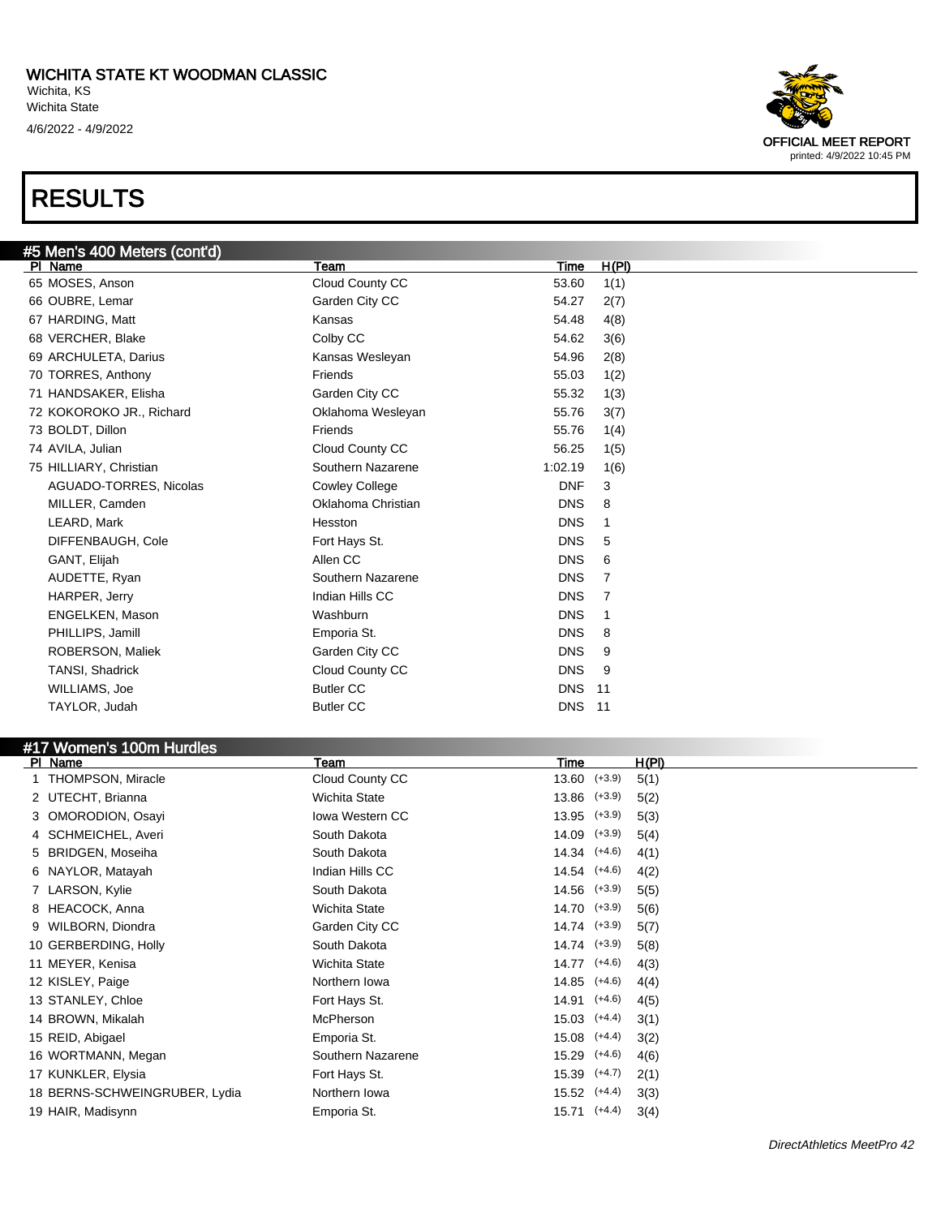# WICHITA STATE KT WOODMAN CLASSIC

Wichita, KS
Wichita State
4/6/2022 - 4/9/2022

OFFICIAL MEET REPORT
printed: 4/9/2022 10:45 PM

# RESULTS

## #5 Men's 400 Meters (cont'd)

| Pl | Name | Team | Time | H(Pl) |
|---|---|---|---|---|
| 65 | MOSES, Anson | Cloud County CC | 53.60 | 1(1) |
| 66 | OUBRE, Lemar | Garden City CC | 54.27 | 2(7) |
| 67 | HARDING, Matt | Kansas | 54.48 | 4(8) |
| 68 | VERCHER, Blake | Colby CC | 54.62 | 3(6) |
| 69 | ARCHULETA, Darius | Kansas Wesleyan | 54.96 | 2(8) |
| 70 | TORRES, Anthony | Friends | 55.03 | 1(2) |
| 71 | HANDSAKER, Elisha | Garden City CC | 55.32 | 1(3) |
| 72 | KOKOROKO JR., Richard | Oklahoma Wesleyan | 55.76 | 3(7) |
| 73 | BOLDT, Dillon | Friends | 55.76 | 1(4) |
| 74 | AVILA, Julian | Cloud County CC | 56.25 | 1(5) |
| 75 | HILLIARY, Christian | Southern Nazarene | 1:02.19 | 1(6) |
| | AGUADO-TORRES, Nicolas | Cowley College | DNF | 3 |
| | MILLER, Camden | Oklahoma Christian | DNS | 8 |
| | LEARD, Mark | Hesston | DNS | 1 |
| | DIFFENBAUGH, Cole | Fort Hays St. | DNS | 5 |
| | GANT, Elijah | Allen CC | DNS | 6 |
| | AUDETTE, Ryan | Southern Nazarene | DNS | 7 |
| | HARPER, Jerry | Indian Hills CC | DNS | 7 |
| | ENGELKEN, Mason | Washburn | DNS | 1 |
| | PHILLIPS, Jamill | Emporia St. | DNS | 8 |
| | ROBERSON, Maliek | Garden City CC | DNS | 9 |
| | TANSI, Shadrick | Cloud County CC | DNS | 9 |
| | WILLIAMS, Joe | Butler CC | DNS | 11 |
| | TAYLOR, Judah | Butler CC | DNS | 11 |

## #17 Women's 100m Hurdles

| Pl | Name | Team | Time | Wind | H(Pl) |
|---|---|---|---|---|---|
| 1 | THOMPSON, Miracle | Cloud County CC | 13.60 | (+3.9) | 5(1) |
| 2 | UTECHT, Brianna | Wichita State | 13.86 | (+3.9) | 5(2) |
| 3 | OMORODION, Osayi | Iowa Western CC | 13.95 | (+3.9) | 5(3) |
| 4 | SCHMEICHEL, Averi | South Dakota | 14.09 | (+3.9) | 5(4) |
| 5 | BRIDGEN, Moseiha | South Dakota | 14.34 | (+4.6) | 4(1) |
| 6 | NAYLOR, Matayah | Indian Hills CC | 14.54 | (+4.6) | 4(2) |
| 7 | LARSON, Kylie | South Dakota | 14.56 | (+3.9) | 5(5) |
| 8 | HEACOCK, Anna | Wichita State | 14.70 | (+3.9) | 5(6) |
| 9 | WILBORN, Diondra | Garden City CC | 14.74 | (+3.9) | 5(7) |
| 10 | GERBERDING, Holly | South Dakota | 14.74 | (+3.9) | 5(8) |
| 11 | MEYER, Kenisa | Wichita State | 14.77 | (+4.6) | 4(3) |
| 12 | KISLEY, Paige | Northern Iowa | 14.85 | (+4.6) | 4(4) |
| 13 | STANLEY, Chloe | Fort Hays St. | 14.91 | (+4.6) | 4(5) |
| 14 | BROWN, Mikalah | McPherson | 15.03 | (+4.4) | 3(1) |
| 15 | REID, Abigael | Emporia St. | 15.08 | (+4.4) | 3(2) |
| 16 | WORTMANN, Megan | Southern Nazarene | 15.29 | (+4.6) | 4(6) |
| 17 | KUNKLER, Elysia | Fort Hays St. | 15.39 | (+4.7) | 2(1) |
| 18 | BERNS-SCHWEINGRUBER, Lydia | Northern Iowa | 15.52 | (+4.4) | 3(3) |
| 19 | HAIR, Madisynn | Emporia St. | 15.71 | (+4.4) | 3(4) |

*DirectAthletics MeetPro 42*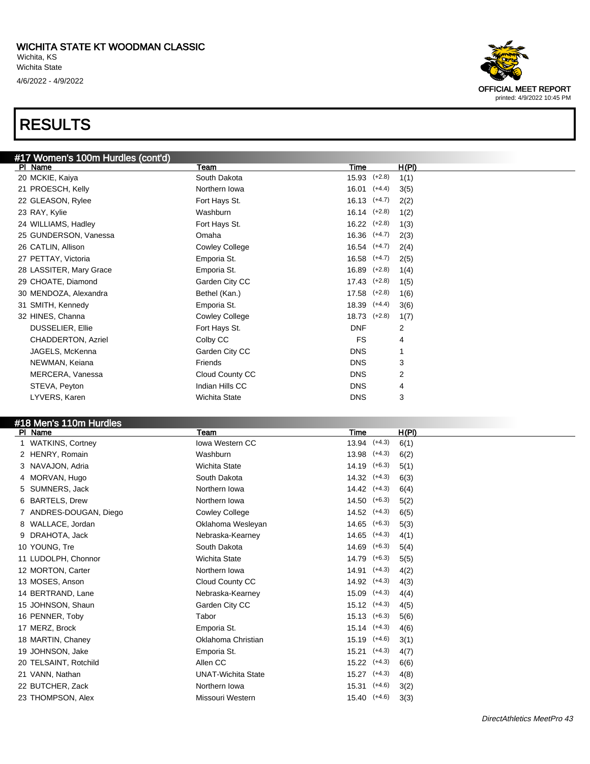# WICHITA STATE KT WOODMAN CLASSIC

Wichita, KS
Wichita State
4/6/2022 - 4/9/2022

OFFICIAL MEET REPORT
printed: 4/9/2022 10:45 PM

# RESULTS

## #17 Women's 100m Hurdles (cont'd)

| Pl | Name | Team | Time | | H(Pl) |
|---|---|---|---|---|---|
| 20 | MCKIE, Kaiya | South Dakota | 15.93 | (+2.8) | 1(1) |
| 21 | PROESCH, Kelly | Northern Iowa | 16.01 | (+4.4) | 3(5) |
| 22 | GLEASON, Rylee | Fort Hays St. | 16.13 | (+4.7) | 2(2) |
| 23 | RAY, Kylie | Washburn | 16.14 | (+2.8) | 1(2) |
| 24 | WILLIAMS, Hadley | Fort Hays St. | 16.22 | (+2.8) | 1(3) |
| 25 | GUNDERSON, Vanessa | Omaha | 16.36 | (+4.7) | 2(3) |
| 26 | CATLIN, Allison | Cowley College | 16.54 | (+4.7) | 2(4) |
| 27 | PETTAY, Victoria | Emporia St. | 16.58 | (+4.7) | 2(5) |
| 28 | LASSITER, Mary Grace | Emporia St. | 16.89 | (+2.8) | 1(4) |
| 29 | CHOATE, Diamond | Garden City CC | 17.43 | (+2.8) | 1(5) |
| 30 | MENDOZA, Alexandra | Bethel (Kan.) | 17.58 | (+2.8) | 1(6) |
| 31 | SMITH, Kennedy | Emporia St. | 18.39 | (+4.4) | 3(6) |
| 32 | HINES, Channa | Cowley College | 18.73 | (+2.8) | 1(7) |
| | DUSSELIER, Ellie | Fort Hays St. | DNF | | 2 |
| | CHADDERTON, Azriel | Colby CC | FS | | 4 |
| | JAGELS, McKenna | Garden City CC | DNS | | 1 |
| | NEWMAN, Keiana | Friends | DNS | | 3 |
| | MERCERA, Vanessa | Cloud County CC | DNS | | 2 |
| | STEVA, Peyton | Indian Hills CC | DNS | | 4 |
| | LYVERS, Karen | Wichita State | DNS | | 3 |

## #18 Men's 110m Hurdles

| Pl | Name | Team | Time | | H(Pl) |
|---|---|---|---|---|---|
| 1 | WATKINS, Cortney | Iowa Western CC | 13.94 | (+4.3) | 6(1) |
| 2 | HENRY, Romain | Washburn | 13.98 | (+4.3) | 6(2) |
| 3 | NAVAJON, Adria | Wichita State | 14.19 | (+6.3) | 5(1) |
| 4 | MORVAN, Hugo | South Dakota | 14.32 | (+4.3) | 6(3) |
| 5 | SUMNERS, Jack | Northern Iowa | 14.42 | (+4.3) | 6(4) |
| 6 | BARTELS, Drew | Northern Iowa | 14.50 | (+6.3) | 5(2) |
| 7 | ANDRES-DOUGAN, Diego | Cowley College | 14.52 | (+4.3) | 6(5) |
| 8 | WALLACE, Jordan | Oklahoma Wesleyan | 14.65 | (+6.3) | 5(3) |
| 9 | DRAHOTA, Jack | Nebraska-Kearney | 14.65 | (+4.3) | 4(1) |
| 10 | YOUNG, Tre | South Dakota | 14.69 | (+6.3) | 5(4) |
| 11 | LUDOLPH, Chonnor | Wichita State | 14.79 | (+6.3) | 5(5) |
| 12 | MORTON, Carter | Northern Iowa | 14.91 | (+4.3) | 4(2) |
| 13 | MOSES, Anson | Cloud County CC | 14.92 | (+4.3) | 4(3) |
| 14 | BERTRAND, Lane | Nebraska-Kearney | 15.09 | (+4.3) | 4(4) |
| 15 | JOHNSON, Shaun | Garden City CC | 15.12 | (+4.3) | 4(5) |
| 16 | PENNER, Toby | Tabor | 15.13 | (+6.3) | 5(6) |
| 17 | MERZ, Brock | Emporia St. | 15.14 | (+4.3) | 4(6) |
| 18 | MARTIN, Chaney | Oklahoma Christian | 15.19 | (+4.6) | 3(1) |
| 19 | JOHNSON, Jake | Emporia St. | 15.21 | (+4.3) | 4(7) |
| 20 | TELSAINT, Rotchild | Allen CC | 15.22 | (+4.3) | 6(6) |
| 21 | VANN, Nathan | UNAT-Wichita State | 15.27 | (+4.3) | 4(8) |
| 22 | BUTCHER, Zack | Northern Iowa | 15.31 | (+4.6) | 3(2) |
| 23 | THOMPSON, Alex | Missouri Western | 15.40 | (+4.6) | 3(3) |

DirectAthletics MeetPro 43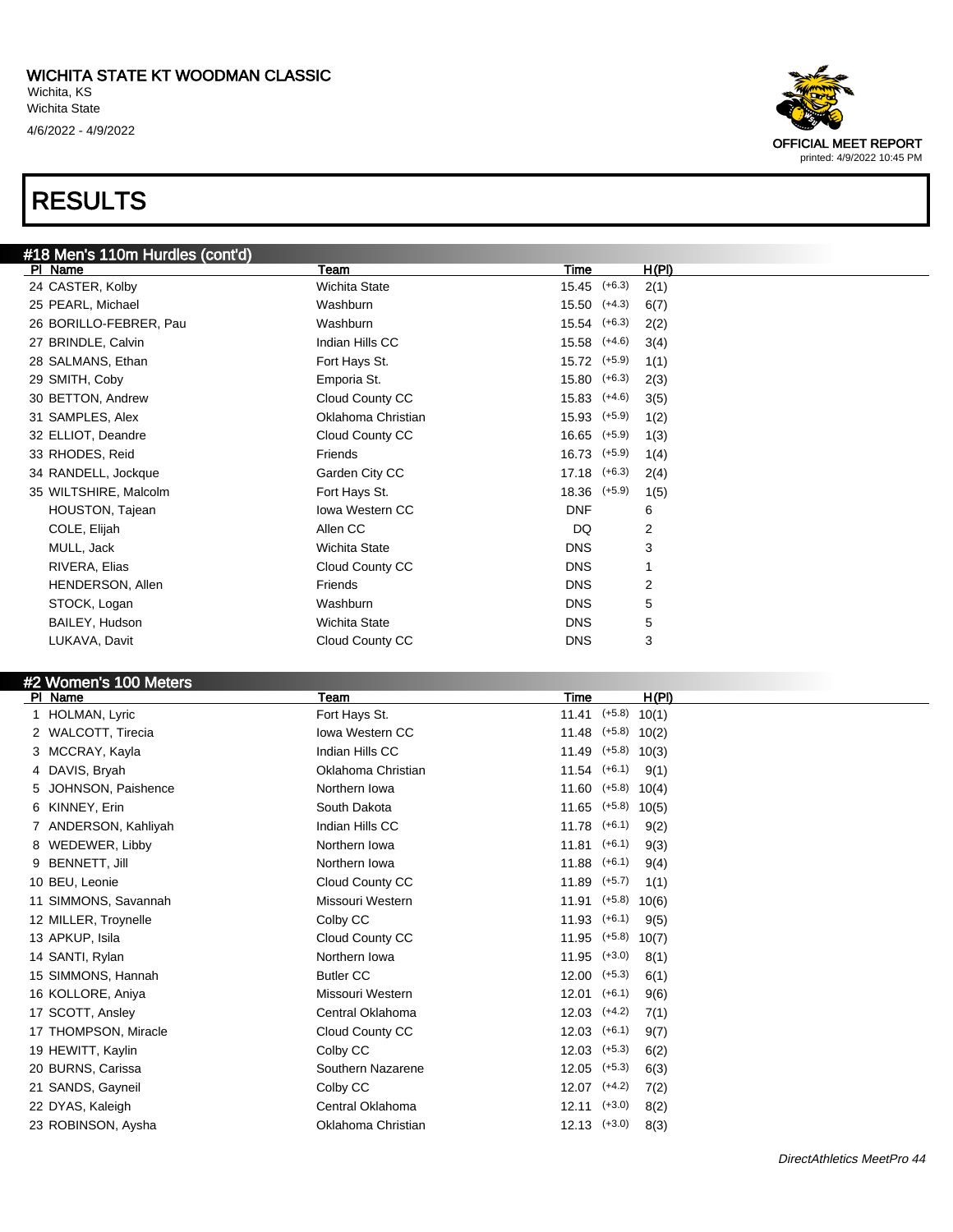# WICHITA STATE KT WOODMAN CLASSIC

Wichita, KS
Wichita State
4/6/2022 - 4/9/2022

OFFICIAL MEET REPORT
printed: 4/9/2022 10:45 PM

# RESULTS

## #18 Men's 110m Hurdles (cont'd)

| Pl | Name | Team | Time | | H(Pl) |
|---|---|---|---|---|---|
| 24 | CASTER, Kolby | Wichita State | 15.45 | (+6.3) | 2(1) |
| 25 | PEARL, Michael | Washburn | 15.50 | (+4.3) | 6(7) |
| 26 | BORILLO-FEBRER, Pau | Washburn | 15.54 | (+6.3) | 2(2) |
| 27 | BRINDLE, Calvin | Indian Hills CC | 15.58 | (+4.6) | 3(4) |
| 28 | SALMANS, Ethan | Fort Hays St. | 15.72 | (+5.9) | 1(1) |
| 29 | SMITH, Coby | Emporia St. | 15.80 | (+6.3) | 2(3) |
| 30 | BETTON, Andrew | Cloud County CC | 15.83 | (+4.6) | 3(5) |
| 31 | SAMPLES, Alex | Oklahoma Christian | 15.93 | (+5.9) | 1(2) |
| 32 | ELLIOT, Deandre | Cloud County CC | 16.65 | (+5.9) | 1(3) |
| 33 | RHODES, Reid | Friends | 16.73 | (+5.9) | 1(4) |
| 34 | RANDELL, Jockque | Garden City CC | 17.18 | (+6.3) | 2(4) |
| 35 | WILTSHIRE, Malcolm | Fort Hays St. | 18.36 | (+5.9) | 1(5) |
| | HOUSTON, Tajean | Iowa Western CC | DNF | | 6 |
| | COLE, Elijah | Allen CC | DQ | | 2 |
| | MULL, Jack | Wichita State | DNS | | 3 |
| | RIVERA, Elias | Cloud County CC | DNS | | 1 |
| | HENDERSON, Allen | Friends | DNS | | 2 |
| | STOCK, Logan | Washburn | DNS | | 5 |
| | BAILEY, Hudson | Wichita State | DNS | | 5 |
| | LUKAVA, Davit | Cloud County CC | DNS | | 3 |

## #2 Women's 100 Meters

| Pl | Name | Team | Time | | H(Pl) |
|---|---|---|---|---|---|
| 1 | HOLMAN, Lyric | Fort Hays St. | 11.41 | (+5.8) | 10(1) |
| 2 | WALCOTT, Tirecia | Iowa Western CC | 11.48 | (+5.8) | 10(2) |
| 3 | MCCRAY, Kayla | Indian Hills CC | 11.49 | (+5.8) | 10(3) |
| 4 | DAVIS, Bryah | Oklahoma Christian | 11.54 | (+6.1) | 9(1) |
| 5 | JOHNSON, Paishence | Northern Iowa | 11.60 | (+5.8) | 10(4) |
| 6 | KINNEY, Erin | South Dakota | 11.65 | (+5.8) | 10(5) |
| 7 | ANDERSON, Kahliyah | Indian Hills CC | 11.78 | (+6.1) | 9(2) |
| 8 | WEDEWER, Libby | Northern Iowa | 11.81 | (+6.1) | 9(3) |
| 9 | BENNETT, Jill | Northern Iowa | 11.88 | (+6.1) | 9(4) |
| 10 | BEU, Leonie | Cloud County CC | 11.89 | (+5.7) | 1(1) |
| 11 | SIMMONS, Savannah | Missouri Western | 11.91 | (+5.8) | 10(6) |
| 12 | MILLER, Troynelle | Colby CC | 11.93 | (+6.1) | 9(5) |
| 13 | APKUP, Isila | Cloud County CC | 11.95 | (+5.8) | 10(7) |
| 14 | SANTI, Rylan | Northern Iowa | 11.95 | (+3.0) | 8(1) |
| 15 | SIMMONS, Hannah | Butler CC | 12.00 | (+5.3) | 6(1) |
| 16 | KOLLORE, Aniya | Missouri Western | 12.01 | (+6.1) | 9(6) |
| 17 | SCOTT, Ansley | Central Oklahoma | 12.03 | (+4.2) | 7(1) |
| 17 | THOMPSON, Miracle | Cloud County CC | 12.03 | (+6.1) | 9(7) |
| 19 | HEWITT, Kaylin | Colby CC | 12.03 | (+5.3) | 6(2) |
| 20 | BURNS, Carissa | Southern Nazarene | 12.05 | (+5.3) | 6(3) |
| 21 | SANDS, Gayneil | Colby CC | 12.07 | (+4.2) | 7(2) |
| 22 | DYAS, Kaleigh | Central Oklahoma | 12.11 | (+3.0) | 8(2) |
| 23 | ROBINSON, Aysha | Oklahoma Christian | 12.13 | (+3.0) | 8(3) |

DirectAthletics MeetPro 44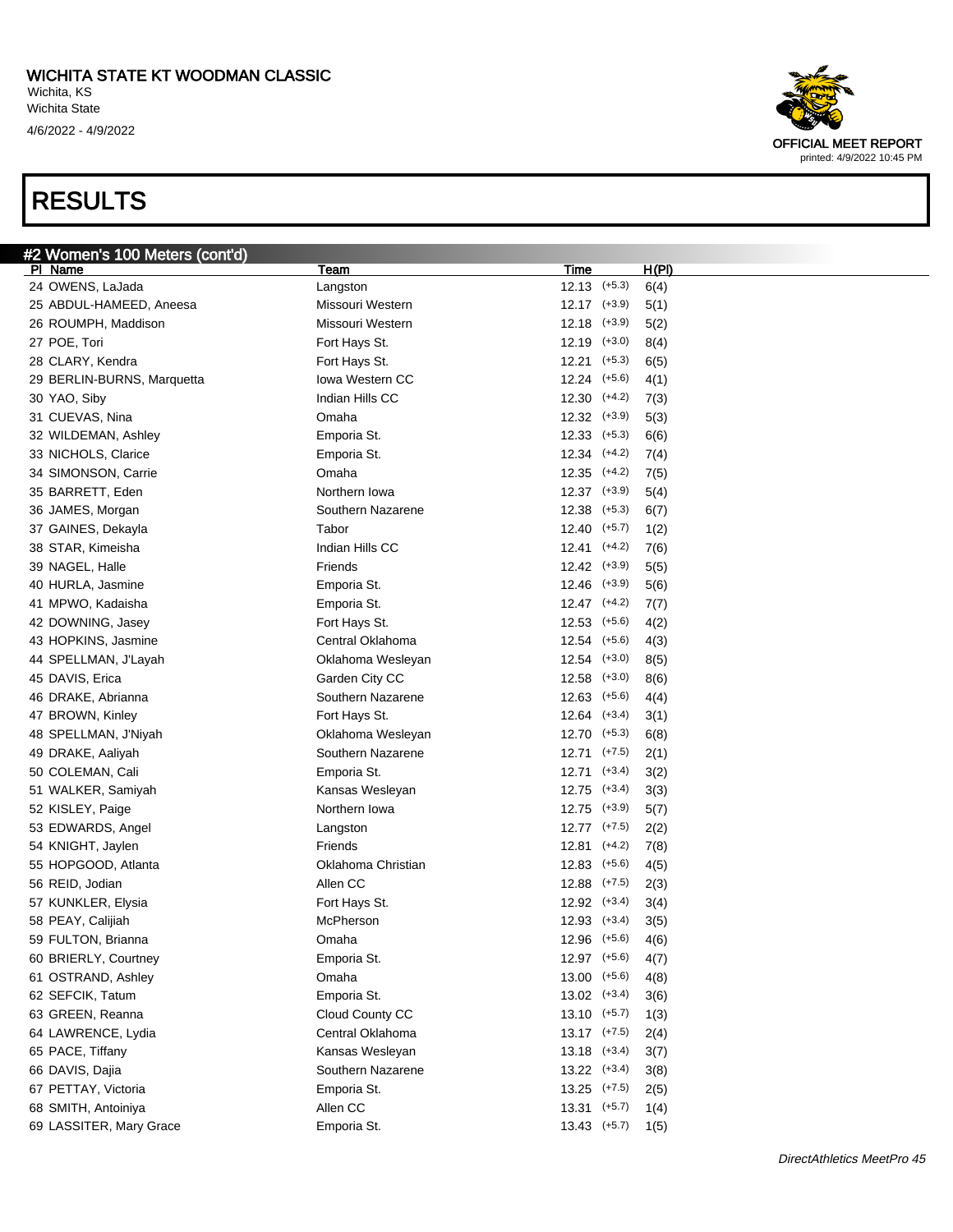# WICHITA STATE KT WOODMAN CLASSIC

Wichita, KS
Wichita State
4/6/2022 - 4/9/2022

OFFICIAL MEET REPORT
printed: 4/9/2022 10:45 PM

# RESULTS

## #2 Women's 100 Meters (cont'd)

| Pl | Name | Team | Time | | H(Pl) |
|---|---|---|---|---|---|
| 24 | OWENS, LaJada | Langston | 12.13 | (+5.3) | 6(4) |
| 25 | ABDUL-HAMEED, Aneesa | Missouri Western | 12.17 | (+3.9) | 5(1) |
| 26 | ROUMPH, Maddison | Missouri Western | 12.18 | (+3.9) | 5(2) |
| 27 | POE, Tori | Fort Hays St. | 12.19 | (+3.0) | 8(4) |
| 28 | CLARY, Kendra | Fort Hays St. | 12.21 | (+5.3) | 6(5) |
| 29 | BERLIN-BURNS, Marquetta | Iowa Western CC | 12.24 | (+5.6) | 4(1) |
| 30 | YAO, Siby | Indian Hills CC | 12.30 | (+4.2) | 7(3) |
| 31 | CUEVAS, Nina | Omaha | 12.32 | (+3.9) | 5(3) |
| 32 | WILDEMAN, Ashley | Emporia St. | 12.33 | (+5.3) | 6(6) |
| 33 | NICHOLS, Clarice | Emporia St. | 12.34 | (+4.2) | 7(4) |
| 34 | SIMONSON, Carrie | Omaha | 12.35 | (+4.2) | 7(5) |
| 35 | BARRETT, Eden | Northern Iowa | 12.37 | (+3.9) | 5(4) |
| 36 | JAMES, Morgan | Southern Nazarene | 12.38 | (+5.3) | 6(7) |
| 37 | GAINES, Dekayla | Tabor | 12.40 | (+5.7) | 1(2) |
| 38 | STAR, Kimeisha | Indian Hills CC | 12.41 | (+4.2) | 7(6) |
| 39 | NAGEL, Halle | Friends | 12.42 | (+3.9) | 5(5) |
| 40 | HURLA, Jasmine | Emporia St. | 12.46 | (+3.9) | 5(6) |
| 41 | MPWO, Kadaisha | Emporia St. | 12.47 | (+4.2) | 7(7) |
| 42 | DOWNING, Jasey | Fort Hays St. | 12.53 | (+5.6) | 4(2) |
| 43 | HOPKINS, Jasmine | Central Oklahoma | 12.54 | (+5.6) | 4(3) |
| 44 | SPELLMAN, J'Layah | Oklahoma Wesleyan | 12.54 | (+3.0) | 8(5) |
| 45 | DAVIS, Erica | Garden City CC | 12.58 | (+3.0) | 8(6) |
| 46 | DRAKE, Abrianna | Southern Nazarene | 12.63 | (+5.6) | 4(4) |
| 47 | BROWN, Kinley | Fort Hays St. | 12.64 | (+3.4) | 3(1) |
| 48 | SPELLMAN, J'Niyah | Oklahoma Wesleyan | 12.70 | (+5.3) | 6(8) |
| 49 | DRAKE, Aaliyah | Southern Nazarene | 12.71 | (+7.5) | 2(1) |
| 50 | COLEMAN, Cali | Emporia St. | 12.71 | (+3.4) | 3(2) |
| 51 | WALKER, Samiyah | Kansas Wesleyan | 12.75 | (+3.4) | 3(3) |
| 52 | KISLEY, Paige | Northern Iowa | 12.75 | (+3.9) | 5(7) |
| 53 | EDWARDS, Angel | Langston | 12.77 | (+7.5) | 2(2) |
| 54 | KNIGHT, Jaylen | Friends | 12.81 | (+4.2) | 7(8) |
| 55 | HOPGOOD, Atlanta | Oklahoma Christian | 12.83 | (+5.6) | 4(5) |
| 56 | REID, Jodian | Allen CC | 12.88 | (+7.5) | 2(3) |
| 57 | KUNKLER, Elysia | Fort Hays St. | 12.92 | (+3.4) | 3(4) |
| 58 | PEAY, Calijiah | McPherson | 12.93 | (+3.4) | 3(5) |
| 59 | FULTON, Brianna | Omaha | 12.96 | (+5.6) | 4(6) |
| 60 | BRIERLY, Courtney | Emporia St. | 12.97 | (+5.6) | 4(7) |
| 61 | OSTRAND, Ashley | Omaha | 13.00 | (+5.6) | 4(8) |
| 62 | SEFCIK, Tatum | Emporia St. | 13.02 | (+3.4) | 3(6) |
| 63 | GREEN, Reanna | Cloud County CC | 13.10 | (+5.7) | 1(3) |
| 64 | LAWRENCE, Lydia | Central Oklahoma | 13.17 | (+7.5) | 2(4) |
| 65 | PACE, Tiffany | Kansas Wesleyan | 13.18 | (+3.4) | 3(7) |
| 66 | DAVIS, Dajia | Southern Nazarene | 13.22 | (+3.4) | 3(8) |
| 67 | PETTAY, Victoria | Emporia St. | 13.25 | (+7.5) | 2(5) |
| 68 | SMITH, Antoiniya | Allen CC | 13.31 | (+5.7) | 1(4) |
| 69 | LASSITER, Mary Grace | Emporia St. | 13.43 | (+5.7) | 1(5) |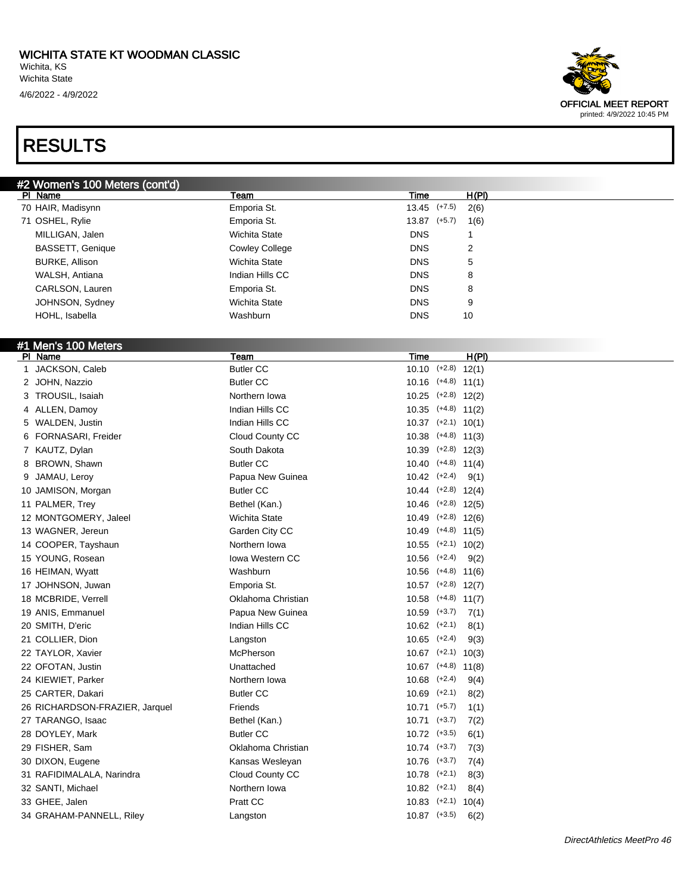# WICHITA STATE KT WOODMAN CLASSIC

Wichita, KS
Wichita State
4/6/2022 - 4/9/2022

OFFICIAL MEET REPORT
printed: 4/9/2022 10:45 PM

# RESULTS

## #2 Women's 100 Meters (cont'd)

| Pl | Name | Team | Time | Wind | H(Pl) |
|---|---|---|---|---|---|
| 70 | HAIR, Madisynn | Emporia St. | 13.45 | (+7.5) | 2(6) |
| 71 | OSHEL, Rylie | Emporia St. | 13.87 | (+5.7) | 1(6) |
| | MILLIGAN, Jalen | Wichita State | DNS | | 1 |
| | BASSETT, Genique | Cowley College | DNS | | 2 |
| | BURKE, Allison | Wichita State | DNS | | 5 |
| | WALSH, Antiana | Indian Hills CC | DNS | | 8 |
| | CARLSON, Lauren | Emporia St. | DNS | | 8 |
| | JOHNSON, Sydney | Wichita State | DNS | | 9 |
| | HOHL, Isabella | Washburn | DNS | | 10 |

## #1 Men's 100 Meters

| Pl | Name | Team | Time | Wind | H(Pl) |
|---|---|---|---|---|---|
| 1 | JACKSON, Caleb | Butler CC | 10.10 | (+2.8) | 12(1) |
| 2 | JOHN, Nazzio | Butler CC | 10.16 | (+4.8) | 11(1) |
| 3 | TROUSIL, Isaiah | Northern Iowa | 10.25 | (+2.8) | 12(2) |
| 4 | ALLEN, Damoy | Indian Hills CC | 10.35 | (+4.8) | 11(2) |
| 5 | WALDEN, Justin | Indian Hills CC | 10.37 | (+2.1) | 10(1) |
| 6 | FORNASARI, Freider | Cloud County CC | 10.38 | (+4.8) | 11(3) |
| 7 | KAUTZ, Dylan | South Dakota | 10.39 | (+2.8) | 12(3) |
| 8 | BROWN, Shawn | Butler CC | 10.40 | (+4.8) | 11(4) |
| 9 | JAMAU, Leroy | Papua New Guinea | 10.42 | (+2.4) | 9(1) |
| 10 | JAMISON, Morgan | Butler CC | 10.44 | (+2.8) | 12(4) |
| 11 | PALMER, Trey | Bethel (Kan.) | 10.46 | (+2.8) | 12(5) |
| 12 | MONTGOMERY, Jaleel | Wichita State | 10.49 | (+2.8) | 12(6) |
| 13 | WAGNER, Jereun | Garden City CC | 10.49 | (+4.8) | 11(5) |
| 14 | COOPER, Tayshaun | Northern Iowa | 10.55 | (+2.1) | 10(2) |
| 15 | YOUNG, Rosean | Iowa Western CC | 10.56 | (+2.4) | 9(2) |
| 16 | HEIMAN, Wyatt | Washburn | 10.56 | (+4.8) | 11(6) |
| 17 | JOHNSON, Juwan | Emporia St. | 10.57 | (+2.8) | 12(7) |
| 18 | MCBRIDE, Verrell | Oklahoma Christian | 10.58 | (+4.8) | 11(7) |
| 19 | ANIS, Emmanuel | Papua New Guinea | 10.59 | (+3.7) | 7(1) |
| 20 | SMITH, D'eric | Indian Hills CC | 10.62 | (+2.1) | 8(1) |
| 21 | COLLIER, Dion | Langston | 10.65 | (+2.4) | 9(3) |
| 22 | TAYLOR, Xavier | McPherson | 10.67 | (+2.1) | 10(3) |
| 22 | OFOTAN, Justin | Unattached | 10.67 | (+4.8) | 11(8) |
| 24 | KIEWIET, Parker | Northern Iowa | 10.68 | (+2.4) | 9(4) |
| 25 | CARTER, Dakari | Butler CC | 10.69 | (+2.1) | 8(2) |
| 26 | RICHARDSON-FRAZIER, Jarquel | Friends | 10.71 | (+5.7) | 1(1) |
| 27 | TARANGO, Isaac | Bethel (Kan.) | 10.71 | (+3.7) | 7(2) |
| 28 | DOYLEY, Mark | Butler CC | 10.72 | (+3.5) | 6(1) |
| 29 | FISHER, Sam | Oklahoma Christian | 10.74 | (+3.7) | 7(3) |
| 30 | DIXON, Eugene | Kansas Wesleyan | 10.76 | (+3.7) | 7(4) |
| 31 | RAFIDIMALALA, Narindra | Cloud County CC | 10.78 | (+2.1) | 8(3) |
| 32 | SANTI, Michael | Northern Iowa | 10.82 | (+2.1) | 8(4) |
| 33 | GHEE, Jalen | Pratt CC | 10.83 | (+2.1) | 10(4) |
| 34 | GRAHAM-PANNELL, Riley | Langston | 10.87 | (+3.5) | 6(2) |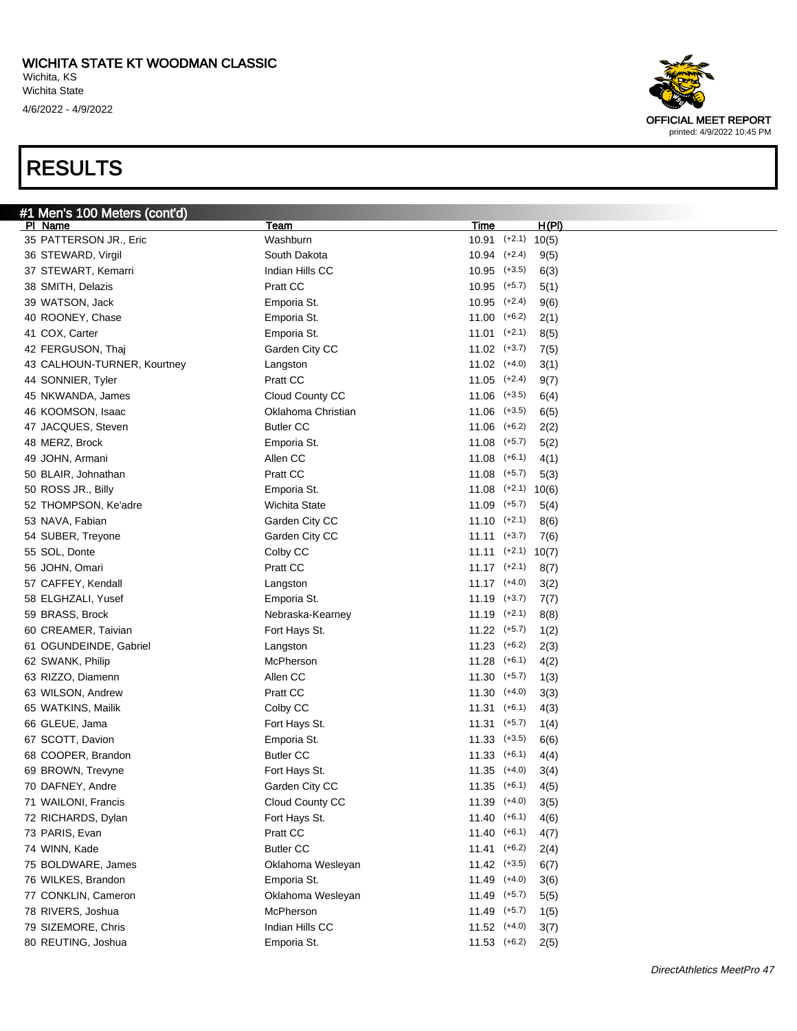# WICHITA STATE KT WOODMAN CLASSIC

Wichita, KS
Wichita State
4/6/2022 - 4/9/2022

OFFICIAL MEET REPORT
printed: 4/9/2022 10:45 PM

# RESULTS

## #1 Men's 100 Meters (cont'd)

| Pl | Name | Team | Time | Wind | H(Pl) |
|---|---|---|---|---|---|
| 35 | PATTERSON JR., Eric | Washburn | 10.91 | (+2.1) | 10(5) |
| 36 | STEWARD, Virgil | South Dakota | 10.94 | (+2.4) | 9(5) |
| 37 | STEWART, Kemarri | Indian Hills CC | 10.95 | (+3.5) | 6(3) |
| 38 | SMITH, Delazis | Pratt CC | 10.95 | (+5.7) | 5(1) |
| 39 | WATSON, Jack | Emporia St. | 10.95 | (+2.4) | 9(6) |
| 40 | ROONEY, Chase | Emporia St. | 11.00 | (+6.2) | 2(1) |
| 41 | COX, Carter | Emporia St. | 11.01 | (+2.1) | 8(5) |
| 42 | FERGUSON, Thaj | Garden City CC | 11.02 | (+3.7) | 7(5) |
| 43 | CALHOUN-TURNER, Kourtney | Langston | 11.02 | (+4.0) | 3(1) |
| 44 | SONNIER, Tyler | Pratt CC | 11.05 | (+2.4) | 9(7) |
| 45 | NKWANDA, James | Cloud County CC | 11.06 | (+3.5) | 6(4) |
| 46 | KOOMSON, Isaac | Oklahoma Christian | 11.06 | (+3.5) | 6(5) |
| 47 | JACQUES, Steven | Butler CC | 11.06 | (+6.2) | 2(2) |
| 48 | MERZ, Brock | Emporia St. | 11.08 | (+5.7) | 5(2) |
| 49 | JOHN, Armani | Allen CC | 11.08 | (+6.1) | 4(1) |
| 50 | BLAIR, Johnathan | Pratt CC | 11.08 | (+5.7) | 5(3) |
| 50 | ROSS JR., Billy | Emporia St. | 11.08 | (+2.1) | 10(6) |
| 52 | THOMPSON, Ke'adre | Wichita State | 11.09 | (+5.7) | 5(4) |
| 53 | NAVA, Fabian | Garden City CC | 11.10 | (+2.1) | 8(6) |
| 54 | SUBER, Treyone | Garden City CC | 11.11 | (+3.7) | 7(6) |
| 55 | SOL, Donte | Colby CC | 11.11 | (+2.1) | 10(7) |
| 56 | JOHN, Omari | Pratt CC | 11.17 | (+2.1) | 8(7) |
| 57 | CAFFEY, Kendall | Langston | 11.17 | (+4.0) | 3(2) |
| 58 | ELGHZALI, Yusef | Emporia St. | 11.19 | (+3.7) | 7(7) |
| 59 | BRASS, Brock | Nebraska-Kearney | 11.19 | (+2.1) | 8(8) |
| 60 | CREAMER, Taivian | Fort Hays St. | 11.22 | (+5.7) | 1(2) |
| 61 | OGUNDEINDE, Gabriel | Langston | 11.23 | (+6.2) | 2(3) |
| 62 | SWANK, Philip | McPherson | 11.28 | (+6.1) | 4(2) |
| 63 | RIZZO, Diamenn | Allen CC | 11.30 | (+5.7) | 1(3) |
| 63 | WILSON, Andrew | Pratt CC | 11.30 | (+4.0) | 3(3) |
| 65 | WATKINS, Mailik | Colby CC | 11.31 | (+6.1) | 4(3) |
| 66 | GLEUE, Jama | Fort Hays St. | 11.31 | (+5.7) | 1(4) |
| 67 | SCOTT, Davion | Emporia St. | 11.33 | (+3.5) | 6(6) |
| 68 | COOPER, Brandon | Butler CC | 11.33 | (+6.1) | 4(4) |
| 69 | BROWN, Trevyne | Fort Hays St. | 11.35 | (+4.0) | 3(4) |
| 70 | DAFNEY, Andre | Garden City CC | 11.35 | (+6.1) | 4(5) |
| 71 | WAILONI, Francis | Cloud County CC | 11.39 | (+4.0) | 3(5) |
| 72 | RICHARDS, Dylan | Fort Hays St. | 11.40 | (+6.1) | 4(6) |
| 73 | PARIS, Evan | Pratt CC | 11.40 | (+6.1) | 4(7) |
| 74 | WINN, Kade | Butler CC | 11.41 | (+6.2) | 2(4) |
| 75 | BOLDWARE, James | Oklahoma Wesleyan | 11.42 | (+3.5) | 6(7) |
| 76 | WILKES, Brandon | Emporia St. | 11.49 | (+4.0) | 3(6) |
| 77 | CONKLIN, Cameron | Oklahoma Wesleyan | 11.49 | (+5.7) | 5(5) |
| 78 | RIVERS, Joshua | McPherson | 11.49 | (+5.7) | 1(5) |
| 79 | SIZEMORE, Chris | Indian Hills CC | 11.52 | (+4.0) | 3(7) |
| 80 | REUTING, Joshua | Emporia St. | 11.53 | (+6.2) | 2(5) |

DirectAthletics MeetPro 47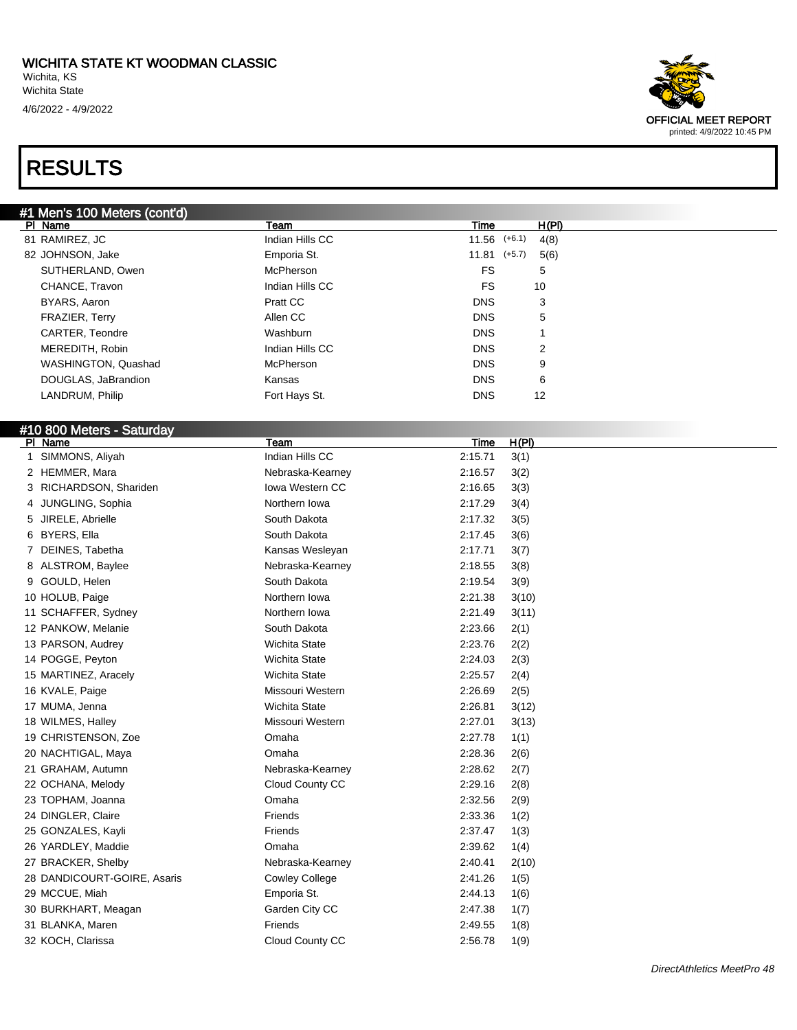WICHITA STATE KT WOODMAN CLASSIC
Wichita, KS
Wichita State
4/6/2022 - 4/9/2022

OFFICIAL MEET REPORT
printed: 4/9/2022 10:45 PM

# RESULTS

## #1 Men's 100 Meters (cont'd)

| Pl | Name | Team | Time | | H(Pl) |
|---|---|---|---|---|---|
| 81 | RAMIREZ, JC | Indian Hills CC | 11.56 | (+6.1) | 4(8) |
| 82 | JOHNSON, Jake | Emporia St. | 11.81 | (+5.7) | 5(6) |
| | SUTHERLAND, Owen | McPherson | FS | | 5 |
| | CHANCE, Travon | Indian Hills CC | FS | | 10 |
| | BYARS, Aaron | Pratt CC | DNS | | 3 |
| | FRAZIER, Terry | Allen CC | DNS | | 5 |
| | CARTER, Teondre | Washburn | DNS | | 1 |
| | MEREDITH, Robin | Indian Hills CC | DNS | | 2 |
| | WASHINGTON, Quashad | McPherson | DNS | | 9 |
| | DOUGLAS, JaBrandion | Kansas | DNS | | 6 |
| | LANDRUM, Philip | Fort Hays St. | DNS | | 12 |

## #10 800 Meters - Saturday

| Pl | Name | Team | Time | H(Pl) |
|---|---|---|---|---|
| 1 | SIMMONS, Aliyah | Indian Hills CC | 2:15.71 | 3(1) |
| 2 | HEMMER, Mara | Nebraska-Kearney | 2:16.57 | 3(2) |
| 3 | RICHARDSON, Shariden | Iowa Western CC | 2:16.65 | 3(3) |
| 4 | JUNGLING, Sophia | Northern Iowa | 2:17.29 | 3(4) |
| 5 | JIRELE, Abrielle | South Dakota | 2:17.32 | 3(5) |
| 6 | BYERS, Ella | South Dakota | 2:17.45 | 3(6) |
| 7 | DEINES, Tabetha | Kansas Wesleyan | 2:17.71 | 3(7) |
| 8 | ALSTROM, Baylee | Nebraska-Kearney | 2:18.55 | 3(8) |
| 9 | GOULD, Helen | South Dakota | 2:19.54 | 3(9) |
| 10 | HOLUB, Paige | Northern Iowa | 2:21.38 | 3(10) |
| 11 | SCHAFFER, Sydney | Northern Iowa | 2:21.49 | 3(11) |
| 12 | PANKOW, Melanie | South Dakota | 2:23.66 | 2(1) |
| 13 | PARSON, Audrey | Wichita State | 2:23.76 | 2(2) |
| 14 | POGGE, Peyton | Wichita State | 2:24.03 | 2(3) |
| 15 | MARTINEZ, Aracely | Wichita State | 2:25.57 | 2(4) |
| 16 | KVALE, Paige | Missouri Western | 2:26.69 | 2(5) |
| 17 | MUMA, Jenna | Wichita State | 2:26.81 | 3(12) |
| 18 | WILMES, Halley | Missouri Western | 2:27.01 | 3(13) |
| 19 | CHRISTENSON, Zoe | Omaha | 2:27.78 | 1(1) |
| 20 | NACHTIGAL, Maya | Omaha | 2:28.36 | 2(6) |
| 21 | GRAHAM, Autumn | Nebraska-Kearney | 2:28.62 | 2(7) |
| 22 | OCHANA, Melody | Cloud County CC | 2:29.16 | 2(8) |
| 23 | TOPHAM, Joanna | Omaha | 2:32.56 | 2(9) |
| 24 | DINGLER, Claire | Friends | 2:33.36 | 1(2) |
| 25 | GONZALES, Kayli | Friends | 2:37.47 | 1(3) |
| 26 | YARDLEY, Maddie | Omaha | 2:39.62 | 1(4) |
| 27 | BRACKER, Shelby | Nebraska-Kearney | 2:40.41 | 2(10) |
| 28 | DANDICOURT-GOIRE, Asaris | Cowley College | 2:41.26 | 1(5) |
| 29 | MCCUE, Miah | Emporia St. | 2:44.13 | 1(6) |
| 30 | BURKHART, Meagan | Garden City CC | 2:47.38 | 1(7) |
| 31 | BLANKA, Maren | Friends | 2:49.55 | 1(8) |
| 32 | KOCH, Clarissa | Cloud County CC | 2:56.78 | 1(9) |

DirectAthletics MeetPro 48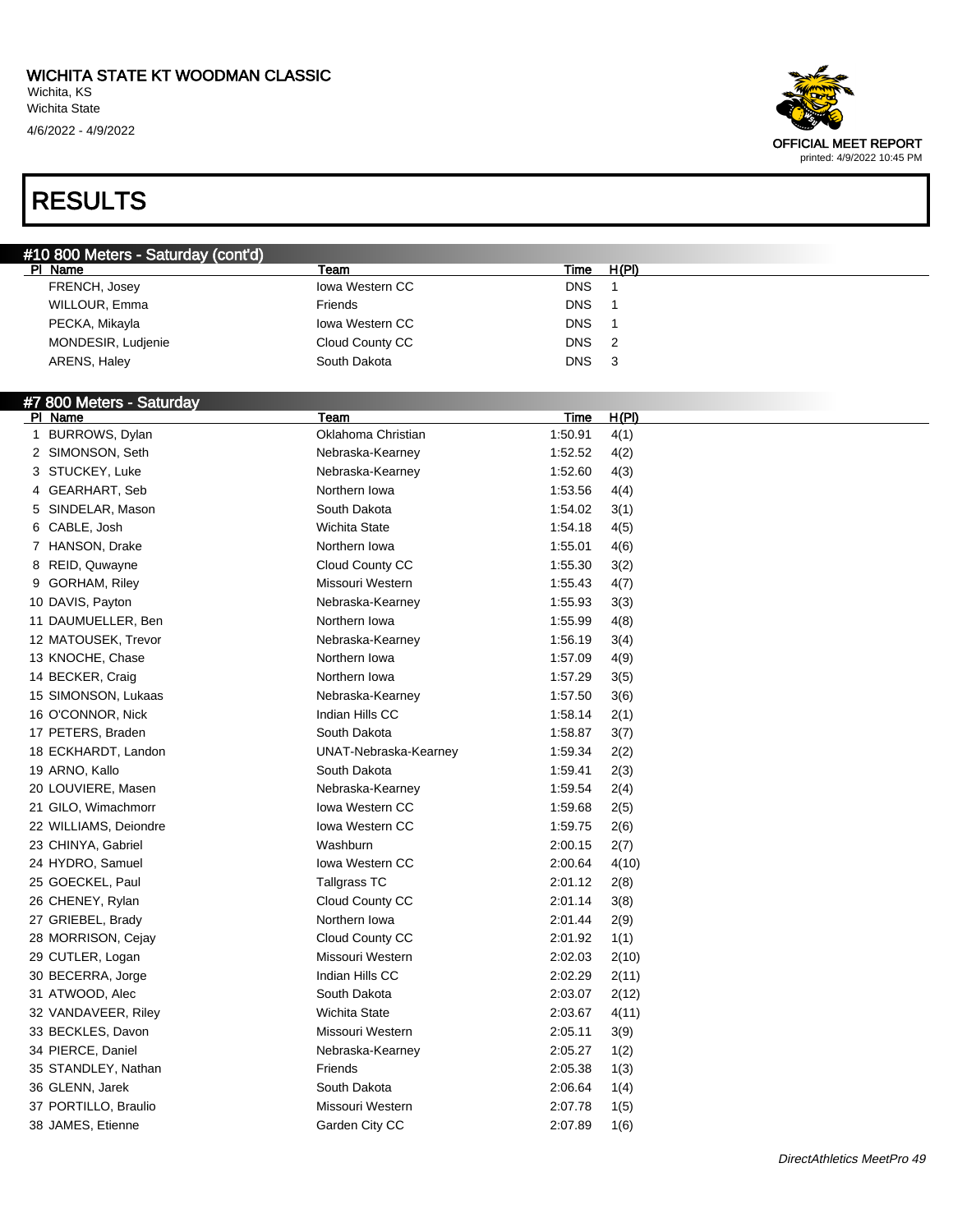# WICHITA STATE KT WOODMAN CLASSIC

Wichita, KS
Wichita State
4/6/2022 - 4/9/2022

OFFICIAL MEET REPORT
printed: 4/9/2022 10:45 PM

# RESULTS

## #10 800 Meters - Saturday (cont'd)

| Pl | Name | Team | Time | H(Pl) |
|---|---|---|---|---|
| | FRENCH, Josey | Iowa Western CC | DNS | 1 |
| | WILLOUR, Emma | Friends | DNS | 1 |
| | PECKA, Mikayla | Iowa Western CC | DNS | 1 |
| | MONDESIR, Ludjenie | Cloud County CC | DNS | 2 |
| | ARENS, Haley | South Dakota | DNS | 3 |

## #7 800 Meters - Saturday

| Pl | Name | Team | Time | H(Pl) |
|---|---|---|---|---|
| 1 | BURROWS, Dylan | Oklahoma Christian | 1:50.91 | 4(1) |
| 2 | SIMONSON, Seth | Nebraska-Kearney | 1:52.52 | 4(2) |
| 3 | STUCKEY, Luke | Nebraska-Kearney | 1:52.60 | 4(3) |
| 4 | GEARHART, Seb | Northern Iowa | 1:53.56 | 4(4) |
| 5 | SINDELAR, Mason | South Dakota | 1:54.02 | 3(1) |
| 6 | CABLE, Josh | Wichita State | 1:54.18 | 4(5) |
| 7 | HANSON, Drake | Northern Iowa | 1:55.01 | 4(6) |
| 8 | REID, Quwayne | Cloud County CC | 1:55.30 | 3(2) |
| 9 | GORHAM, Riley | Missouri Western | 1:55.43 | 4(7) |
| 10 | DAVIS, Payton | Nebraska-Kearney | 1:55.93 | 3(3) |
| 11 | DAUMUELLER, Ben | Northern Iowa | 1:55.99 | 4(8) |
| 12 | MATOUSEK, Trevor | Nebraska-Kearney | 1:56.19 | 3(4) |
| 13 | KNOCHE, Chase | Northern Iowa | 1:57.09 | 4(9) |
| 14 | BECKER, Craig | Northern Iowa | 1:57.29 | 3(5) |
| 15 | SIMONSON, Lukaas | Nebraska-Kearney | 1:57.50 | 3(6) |
| 16 | O'CONNOR, Nick | Indian Hills CC | 1:58.14 | 2(1) |
| 17 | PETERS, Braden | South Dakota | 1:58.87 | 3(7) |
| 18 | ECKHARDT, Landon | UNAT-Nebraska-Kearney | 1:59.34 | 2(2) |
| 19 | ARNO, Kallo | South Dakota | 1:59.41 | 2(3) |
| 20 | LOUVIERE, Masen | Nebraska-Kearney | 1:59.54 | 2(4) |
| 21 | GILO, Wimachmorr | Iowa Western CC | 1:59.68 | 2(5) |
| 22 | WILLIAMS, Deiondre | Iowa Western CC | 1:59.75 | 2(6) |
| 23 | CHINYA, Gabriel | Washburn | 2:00.15 | 2(7) |
| 24 | HYDRO, Samuel | Iowa Western CC | 2:00.64 | 4(10) |
| 25 | GOECKEL, Paul | Tallgrass TC | 2:01.12 | 2(8) |
| 26 | CHENEY, Rylan | Cloud County CC | 2:01.14 | 3(8) |
| 27 | GRIEBEL, Brady | Northern Iowa | 2:01.44 | 2(9) |
| 28 | MORRISON, Cejay | Cloud County CC | 2:01.92 | 1(1) |
| 29 | CUTLER, Logan | Missouri Western | 2:02.03 | 2(10) |
| 30 | BECERRA, Jorge | Indian Hills CC | 2:02.29 | 2(11) |
| 31 | ATWOOD, Alec | South Dakota | 2:03.07 | 2(12) |
| 32 | VANDAVEER, Riley | Wichita State | 2:03.67 | 4(11) |
| 33 | BECKLES, Davon | Missouri Western | 2:05.11 | 3(9) |
| 34 | PIERCE, Daniel | Nebraska-Kearney | 2:05.27 | 1(2) |
| 35 | STANDLEY, Nathan | Friends | 2:05.38 | 1(3) |
| 36 | GLENN, Jarek | South Dakota | 2:06.64 | 1(4) |
| 37 | PORTILLO, Braulio | Missouri Western | 2:07.78 | 1(5) |
| 38 | JAMES, Etienne | Garden City CC | 2:07.89 | 1(6) |

*DirectAthletics MeetPro 49*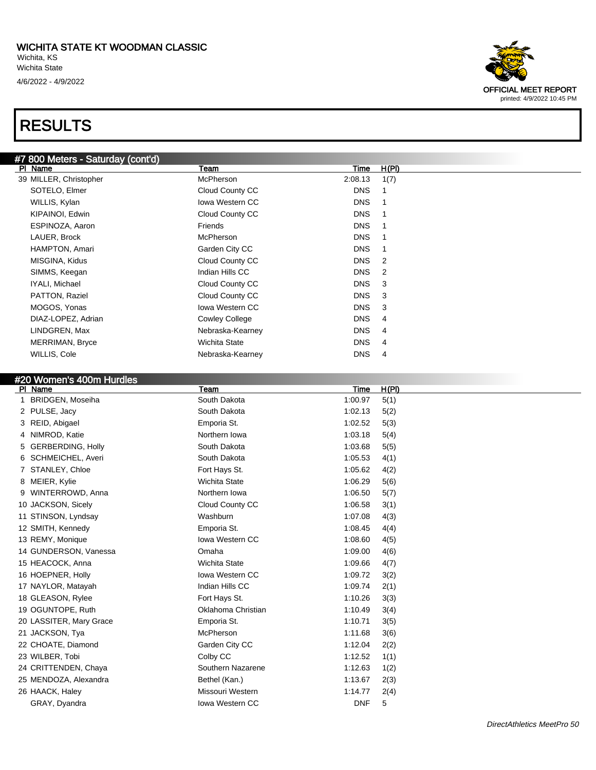## RESULTS

### #7 800 Meters - Saturday (cont'd)

| Pl | Name | Team | Time | H(Pl) |
|---|---|---|---|---|
| 39 | MILLER, Christopher | McPherson | 2:08.13 | 1(7) |
| | SOTELO, Elmer | Cloud County CC | DNS | 1 |
| | WILLIS, Kylan | Iowa Western CC | DNS | 1 |
| | KIPAINOI, Edwin | Cloud County CC | DNS | 1 |
| | ESPINOZA, Aaron | Friends | DNS | 1 |
| | LAUER, Brock | McPherson | DNS | 1 |
| | HAMPTON, Amari | Garden City CC | DNS | 1 |
| | MISGINA, Kidus | Cloud County CC | DNS | 2 |
| | SIMMS, Keegan | Indian Hills CC | DNS | 2 |
| | IYALI, Michael | Cloud County CC | DNS | 3 |
| | PATTON, Raziel | Cloud County CC | DNS | 3 |
| | MOGOS, Yonas | Iowa Western CC | DNS | 3 |
| | DIAZ-LOPEZ, Adrian | Cowley College | DNS | 4 |
| | LINDGREN, Max | Nebraska-Kearney | DNS | 4 |
| | MERRIMAN, Bryce | Wichita State | DNS | 4 |
| | WILLIS, Cole | Nebraska-Kearney | DNS | 4 |

### #20 Women's 400m Hurdles

| Pl | Name | Team | Time | H(Pl) |
|---|---|---|---|---|
| 1 | BRIDGEN, Moseiha | South Dakota | 1:00.97 | 5(1) |
| 2 | PULSE, Jacy | South Dakota | 1:02.13 | 5(2) |
| 3 | REID, Abigael | Emporia St. | 1:02.52 | 5(3) |
| 4 | NIMROD, Katie | Northern Iowa | 1:03.18 | 5(4) |
| 5 | GERBERDING, Holly | South Dakota | 1:03.68 | 5(5) |
| 6 | SCHMEICHEL, Averi | South Dakota | 1:05.53 | 4(1) |
| 7 | STANLEY, Chloe | Fort Hays St. | 1:05.62 | 4(2) |
| 8 | MEIER, Kylie | Wichita State | 1:06.29 | 5(6) |
| 9 | WINTERROWD, Anna | Northern Iowa | 1:06.50 | 5(7) |
| 10 | JACKSON, Sicely | Cloud County CC | 1:06.58 | 3(1) |
| 11 | STINSON, Lyndsay | Washburn | 1:07.08 | 4(3) |
| 12 | SMITH, Kennedy | Emporia St. | 1:08.45 | 4(4) |
| 13 | REMY, Monique | Iowa Western CC | 1:08.60 | 4(5) |
| 14 | GUNDERSON, Vanessa | Omaha | 1:09.00 | 4(6) |
| 15 | HEACOCK, Anna | Wichita State | 1:09.66 | 4(7) |
| 16 | HOEPNER, Holly | Iowa Western CC | 1:09.72 | 3(2) |
| 17 | NAYLOR, Matayah | Indian Hills CC | 1:09.74 | 2(1) |
| 18 | GLEASON, Rylee | Fort Hays St. | 1:10.26 | 3(3) |
| 19 | OGUNTOPE, Ruth | Oklahoma Christian | 1:10.49 | 3(4) |
| 20 | LASSITER, Mary Grace | Emporia St. | 1:10.71 | 3(5) |
| 21 | JACKSON, Tya | McPherson | 1:11.68 | 3(6) |
| 22 | CHOATE, Diamond | Garden City CC | 1:12.04 | 2(2) |
| 23 | WILBER, Tobi | Colby CC | 1:12.52 | 1(1) |
| 24 | CRITTENDEN, Chaya | Southern Nazarene | 1:12.63 | 1(2) |
| 25 | MENDOZA, Alexandra | Bethel (Kan.) | 1:13.67 | 2(3) |
| 26 | HAACK, Haley | Missouri Western | 1:14.77 | 2(4) |
| | GRAY, Dyandra | Iowa Western CC | DNF | 5 |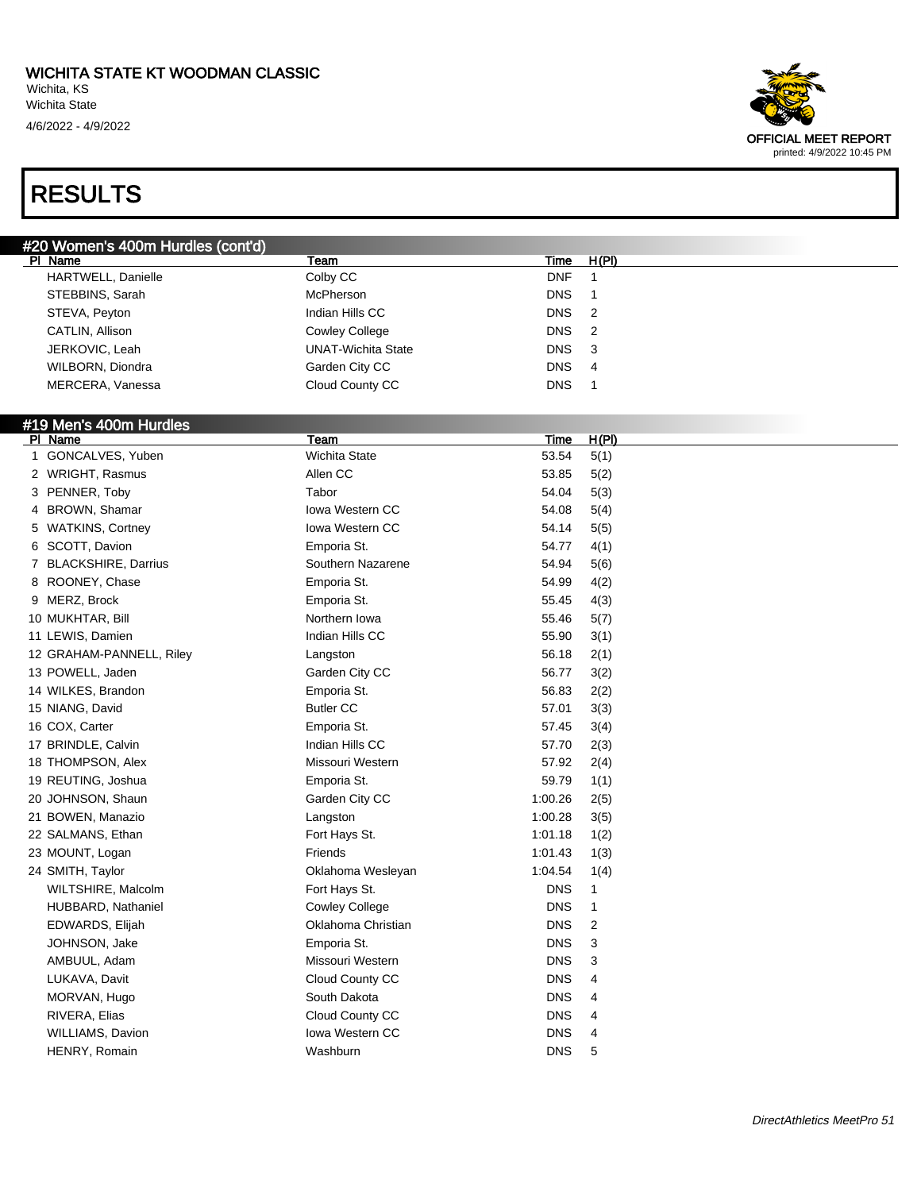# WICHITA STATE KT WOODMAN CLASSIC

Wichita, KS
Wichita State
4/6/2022 - 4/9/2022

OFFICIAL MEET REPORT
printed: 4/9/2022 10:45 PM

# RESULTS

## #20 Women's 400m Hurdles (cont'd)

| Pl | Name | Team | Time | H(Pl) |
|---|---|---|---|---|
| | HARTWELL, Danielle | Colby CC | DNF | 1 |
| | STEBBINS, Sarah | McPherson | DNS | 1 |
| | STEVA, Peyton | Indian Hills CC | DNS | 2 |
| | CATLIN, Allison | Cowley College | DNS | 2 |
| | JERKOVIC, Leah | UNAT-Wichita State | DNS | 3 |
| | WILBORN, Diondra | Garden City CC | DNS | 4 |
| | MERCERA, Vanessa | Cloud County CC | DNS | 1 |

## #19 Men's 400m Hurdles

| Pl | Name | Team | Time | H(Pl) |
|---|---|---|---|---|
| 1 | GONCALVES, Yuben | Wichita State | 53.54 | 5(1) |
| 2 | WRIGHT, Rasmus | Allen CC | 53.85 | 5(2) |
| 3 | PENNER, Toby | Tabor | 54.04 | 5(3) |
| 4 | BROWN, Shamar | Iowa Western CC | 54.08 | 5(4) |
| 5 | WATKINS, Cortney | Iowa Western CC | 54.14 | 5(5) |
| 6 | SCOTT, Davion | Emporia St. | 54.77 | 4(1) |
| 7 | BLACKSHIRE, Darrius | Southern Nazarene | 54.94 | 5(6) |
| 8 | ROONEY, Chase | Emporia St. | 54.99 | 4(2) |
| 9 | MERZ, Brock | Emporia St. | 55.45 | 4(3) |
| 10 | MUKHTAR, Bill | Northern Iowa | 55.46 | 5(7) |
| 11 | LEWIS, Damien | Indian Hills CC | 55.90 | 3(1) |
| 12 | GRAHAM-PANNELL, Riley | Langston | 56.18 | 2(1) |
| 13 | POWELL, Jaden | Garden City CC | 56.77 | 3(2) |
| 14 | WILKES, Brandon | Emporia St. | 56.83 | 2(2) |
| 15 | NIANG, David | Butler CC | 57.01 | 3(3) |
| 16 | COX, Carter | Emporia St. | 57.45 | 3(4) |
| 17 | BRINDLE, Calvin | Indian Hills CC | 57.70 | 2(3) |
| 18 | THOMPSON, Alex | Missouri Western | 57.92 | 2(4) |
| 19 | REUTING, Joshua | Emporia St. | 59.79 | 1(1) |
| 20 | JOHNSON, Shaun | Garden City CC | 1:00.26 | 2(5) |
| 21 | BOWEN, Manazio | Langston | 1:00.28 | 3(5) |
| 22 | SALMANS, Ethan | Fort Hays St. | 1:01.18 | 1(2) |
| 23 | MOUNT, Logan | Friends | 1:01.43 | 1(3) |
| 24 | SMITH, Taylor | Oklahoma Wesleyan | 1:04.54 | 1(4) |
| | WILTSHIRE, Malcolm | Fort Hays St. | DNS | 1 |
| | HUBBARD, Nathaniel | Cowley College | DNS | 1 |
| | EDWARDS, Elijah | Oklahoma Christian | DNS | 2 |
| | JOHNSON, Jake | Emporia St. | DNS | 3 |
| | AMBUUL, Adam | Missouri Western | DNS | 3 |
| | LUKAVA, Davit | Cloud County CC | DNS | 4 |
| | MORVAN, Hugo | South Dakota | DNS | 4 |
| | RIVERA, Elias | Cloud County CC | DNS | 4 |
| | WILLIAMS, Davion | Iowa Western CC | DNS | 4 |
| | HENRY, Romain | Washburn | DNS | 5 |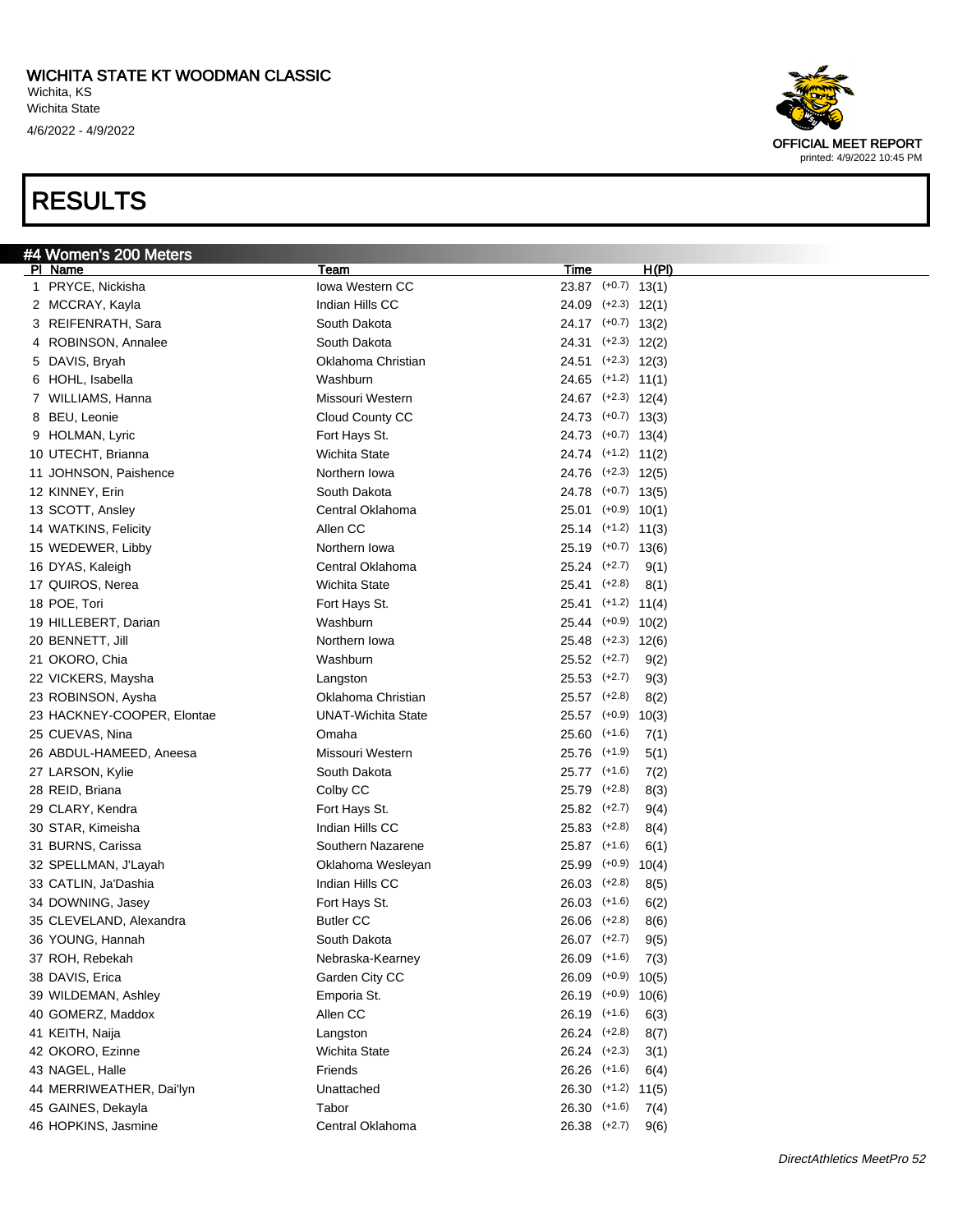# WICHITA STATE KT WOODMAN CLASSIC

Wichita, KS
Wichita State
4/6/2022 - 4/9/2022

OFFICIAL MEET REPORT
printed: 4/9/2022 10:45 PM

# RESULTS

## #4 Women's 200 Meters

| Pl | Name | Team | Time | Wind | H(Pl) |
|---|---|---|---|---|---|
| 1 | PRYCE, Nickisha | Iowa Western CC | 23.87 | (+0.7) | 13(1) |
| 2 | MCCRAY, Kayla | Indian Hills CC | 24.09 | (+2.3) | 12(1) |
| 3 | REIFENRATH, Sara | South Dakota | 24.17 | (+0.7) | 13(2) |
| 4 | ROBINSON, Annalee | South Dakota | 24.31 | (+2.3) | 12(2) |
| 5 | DAVIS, Bryah | Oklahoma Christian | 24.51 | (+2.3) | 12(3) |
| 6 | HOHL, Isabella | Washburn | 24.65 | (+1.2) | 11(1) |
| 7 | WILLIAMS, Hanna | Missouri Western | 24.67 | (+2.3) | 12(4) |
| 8 | BEU, Leonie | Cloud County CC | 24.73 | (+0.7) | 13(3) |
| 9 | HOLMAN, Lyric | Fort Hays St. | 24.73 | (+0.7) | 13(4) |
| 10 | UTECHT, Brianna | Wichita State | 24.74 | (+1.2) | 11(2) |
| 11 | JOHNSON, Paishence | Northern Iowa | 24.76 | (+2.3) | 12(5) |
| 12 | KINNEY, Erin | South Dakota | 24.78 | (+0.7) | 13(5) |
| 13 | SCOTT, Ansley | Central Oklahoma | 25.01 | (+0.9) | 10(1) |
| 14 | WATKINS, Felicity | Allen CC | 25.14 | (+1.2) | 11(3) |
| 15 | WEDEWER, Libby | Northern Iowa | 25.19 | (+0.7) | 13(6) |
| 16 | DYAS, Kaleigh | Central Oklahoma | 25.24 | (+2.7) | 9(1) |
| 17 | QUIROS, Nerea | Wichita State | 25.41 | (+2.8) | 8(1) |
| 18 | POE, Tori | Fort Hays St. | 25.41 | (+1.2) | 11(4) |
| 19 | HILLEBERT, Darian | Washburn | 25.44 | (+0.9) | 10(2) |
| 20 | BENNETT, Jill | Northern Iowa | 25.48 | (+2.3) | 12(6) |
| 21 | OKORO, Chia | Washburn | 25.52 | (+2.7) | 9(2) |
| 22 | VICKERS, Maysha | Langston | 25.53 | (+2.7) | 9(3) |
| 23 | ROBINSON, Aysha | Oklahoma Christian | 25.57 | (+2.8) | 8(2) |
| 23 | HACKNEY-COOPER, Elontae | UNAT-Wichita State | 25.57 | (+0.9) | 10(3) |
| 25 | CUEVAS, Nina | Omaha | 25.60 | (+1.6) | 7(1) |
| 26 | ABDUL-HAMEED, Aneesa | Missouri Western | 25.76 | (+1.9) | 5(1) |
| 27 | LARSON, Kylie | South Dakota | 25.77 | (+1.6) | 7(2) |
| 28 | REID, Briana | Colby CC | 25.79 | (+2.8) | 8(3) |
| 29 | CLARY, Kendra | Fort Hays St. | 25.82 | (+2.7) | 9(4) |
| 30 | STAR, Kimeisha | Indian Hills CC | 25.83 | (+2.8) | 8(4) |
| 31 | BURNS, Carissa | Southern Nazarene | 25.87 | (+1.6) | 6(1) |
| 32 | SPELLMAN, J'Layah | Oklahoma Wesleyan | 25.99 | (+0.9) | 10(4) |
| 33 | CATLIN, Ja'Dashia | Indian Hills CC | 26.03 | (+2.8) | 8(5) |
| 34 | DOWNING, Jasey | Fort Hays St. | 26.03 | (+1.6) | 6(2) |
| 35 | CLEVELAND, Alexandra | Butler CC | 26.06 | (+2.8) | 8(6) |
| 36 | YOUNG, Hannah | South Dakota | 26.07 | (+2.7) | 9(5) |
| 37 | ROH, Rebekah | Nebraska-Kearney | 26.09 | (+1.6) | 7(3) |
| 38 | DAVIS, Erica | Garden City CC | 26.09 | (+0.9) | 10(5) |
| 39 | WILDEMAN, Ashley | Emporia St. | 26.19 | (+0.9) | 10(6) |
| 40 | GOMERZ, Maddox | Allen CC | 26.19 | (+1.6) | 6(3) |
| 41 | KEITH, Naija | Langston | 26.24 | (+2.8) | 8(7) |
| 42 | OKORO, Ezinne | Wichita State | 26.24 | (+2.3) | 3(1) |
| 43 | NAGEL, Halle | Friends | 26.26 | (+1.6) | 6(4) |
| 44 | MERRIWEATHER, Dai'lyn | Unattached | 26.30 | (+1.2) | 11(5) |
| 45 | GAINES, Dekayla | Tabor | 26.30 | (+1.6) | 7(4) |
| 46 | HOPKINS, Jasmine | Central Oklahoma | 26.38 | (+2.7) | 9(6) |

DirectAthletics MeetPro 52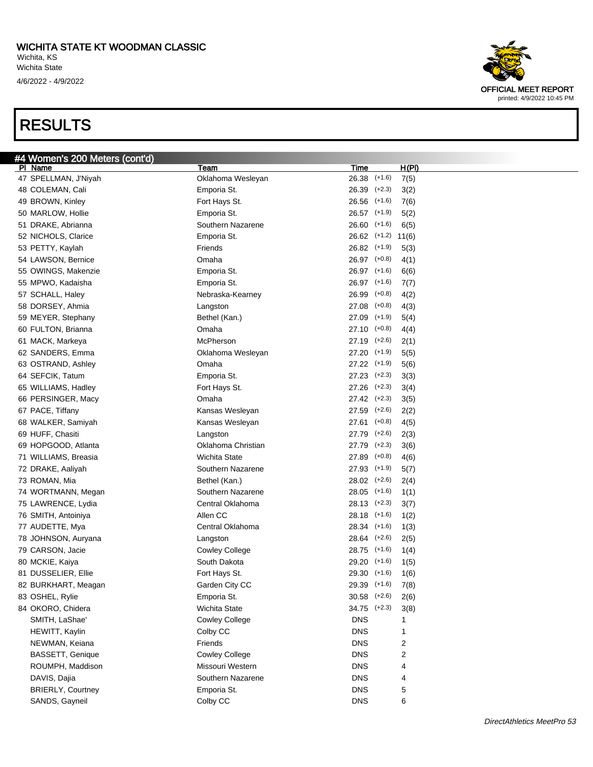# WICHITA STATE KT WOODMAN CLASSIC

Wichita, KS
Wichita State
4/6/2022 - 4/9/2022

OFFICIAL MEET REPORT
printed: 4/9/2022 10:45 PM

# RESULTS

## #4 Women's 200 Meters (cont'd)

| Pl | Name | Team | Time | Wind | H(Pl) |
|---|---|---|---|---|---|
| 47 | SPELLMAN, J'Niyah | Oklahoma Wesleyan | 26.38 | (+1.6) | 7(5) |
| 48 | COLEMAN, Cali | Emporia St. | 26.39 | (+2.3) | 3(2) |
| 49 | BROWN, Kinley | Fort Hays St. | 26.56 | (+1.6) | 7(6) |
| 50 | MARLOW, Hollie | Emporia St. | 26.57 | (+1.9) | 5(2) |
| 51 | DRAKE, Abrianna | Southern Nazarene | 26.60 | (+1.6) | 6(5) |
| 52 | NICHOLS, Clarice | Emporia St. | 26.62 | (+1.2) | 11(6) |
| 53 | PETTY, Kaylah | Friends | 26.82 | (+1.9) | 5(3) |
| 54 | LAWSON, Bernice | Omaha | 26.97 | (+0.8) | 4(1) |
| 55 | OWINGS, Makenzie | Emporia St. | 26.97 | (+1.6) | 6(6) |
| 55 | MPWO, Kadaisha | Emporia St. | 26.97 | (+1.6) | 7(7) |
| 57 | SCHALL, Haley | Nebraska-Kearney | 26.99 | (+0.8) | 4(2) |
| 58 | DORSEY, Ahmia | Langston | 27.08 | (+0.8) | 4(3) |
| 59 | MEYER, Stephany | Bethel (Kan.) | 27.09 | (+1.9) | 5(4) |
| 60 | FULTON, Brianna | Omaha | 27.10 | (+0.8) | 4(4) |
| 61 | MACK, Markeya | McPherson | 27.19 | (+2.6) | 2(1) |
| 62 | SANDERS, Emma | Oklahoma Wesleyan | 27.20 | (+1.9) | 5(5) |
| 63 | OSTRAND, Ashley | Omaha | 27.22 | (+1.9) | 5(6) |
| 64 | SEFCIK, Tatum | Emporia St. | 27.23 | (+2.3) | 3(3) |
| 65 | WILLIAMS, Hadley | Fort Hays St. | 27.26 | (+2.3) | 3(4) |
| 66 | PERSINGER, Macy | Omaha | 27.42 | (+2.3) | 3(5) |
| 67 | PACE, Tiffany | Kansas Wesleyan | 27.59 | (+2.6) | 2(2) |
| 68 | WALKER, Samiyah | Kansas Wesleyan | 27.61 | (+0.8) | 4(5) |
| 69 | HUFF, Chasiti | Langston | 27.79 | (+2.6) | 2(3) |
| 69 | HOPGOOD, Atlanta | Oklahoma Christian | 27.79 | (+2.3) | 3(6) |
| 71 | WILLIAMS, Breasia | Wichita State | 27.89 | (+0.8) | 4(6) |
| 72 | DRAKE, Aaliyah | Southern Nazarene | 27.93 | (+1.9) | 5(7) |
| 73 | ROMAN, Mia | Bethel (Kan.) | 28.02 | (+2.6) | 2(4) |
| 74 | WORTMANN, Megan | Southern Nazarene | 28.05 | (+1.6) | 1(1) |
| 75 | LAWRENCE, Lydia | Central Oklahoma | 28.13 | (+2.3) | 3(7) |
| 76 | SMITH, Antoiniya | Allen CC | 28.18 | (+1.6) | 1(2) |
| 77 | AUDETTE, Mya | Central Oklahoma | 28.34 | (+1.6) | 1(3) |
| 78 | JOHNSON, Auryana | Langston | 28.64 | (+2.6) | 2(5) |
| 79 | CARSON, Jacie | Cowley College | 28.75 | (+1.6) | 1(4) |
| 80 | MCKIE, Kaiya | South Dakota | 29.20 | (+1.6) | 1(5) |
| 81 | DUSSELIER, Ellie | Fort Hays St. | 29.30 | (+1.6) | 1(6) |
| 82 | BURKHART, Meagan | Garden City CC | 29.39 | (+1.6) | 7(8) |
| 83 | OSHEL, Rylie | Emporia St. | 30.58 | (+2.6) | 2(6) |
| 84 | OKORO, Chidera | Wichita State | 34.75 | (+2.3) | 3(8) |
| | SMITH, LaShae' | Cowley College | DNS | | 1 |
| | HEWITT, Kaylin | Colby CC | DNS | | 1 |
| | NEWMAN, Keiana | Friends | DNS | | 2 |
| | BASSETT, Genique | Cowley College | DNS | | 2 |
| | ROUMPH, Maddison | Missouri Western | DNS | | 4 |
| | DAVIS, Dajia | Southern Nazarene | DNS | | 4 |
| | BRIERLY, Courtney | Emporia St. | DNS | | 5 |
| | SANDS, Gayneil | Colby CC | DNS | | 6 |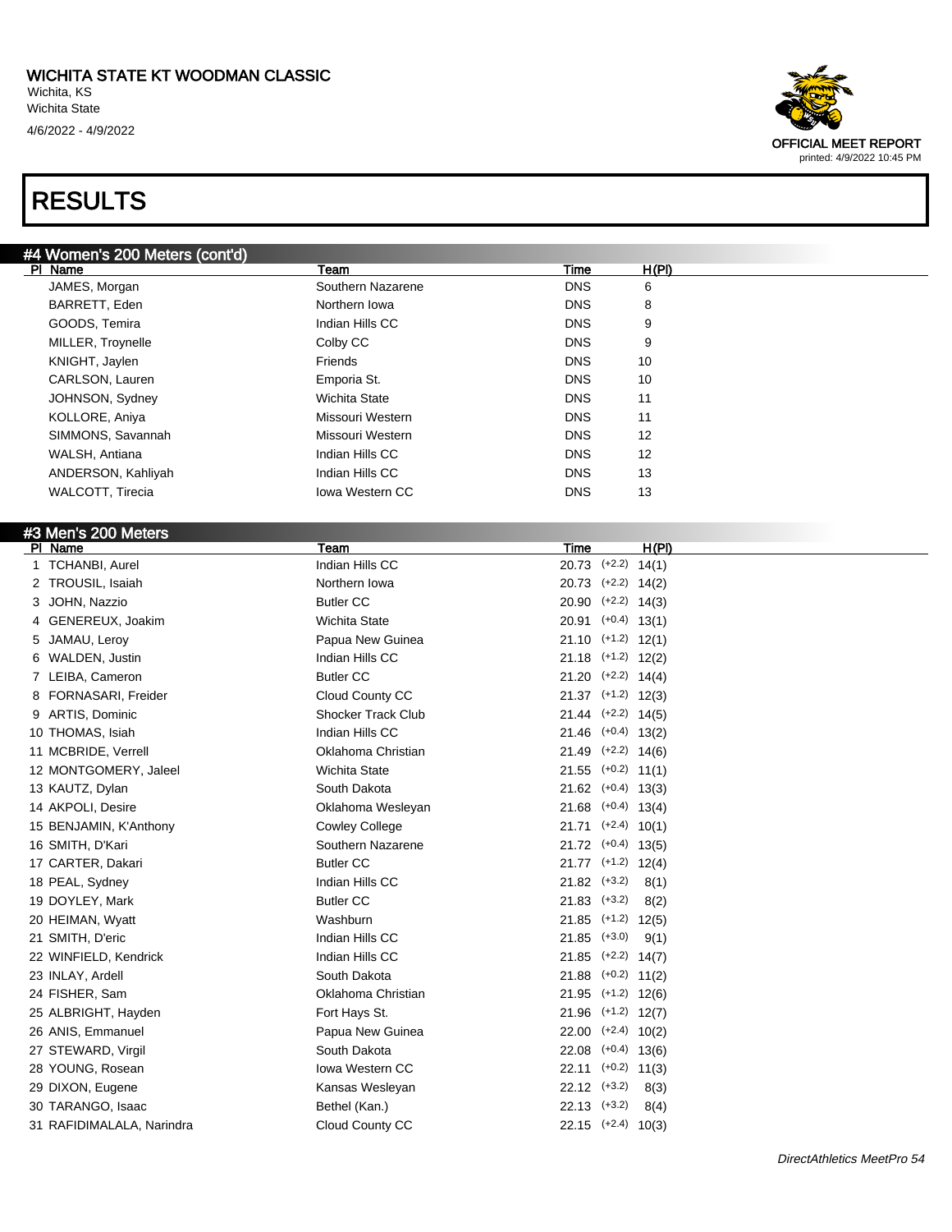# WICHITA STATE KT WOODMAN CLASSIC

Wichita, KS
Wichita State
4/6/2022 - 4/9/2022

OFFICIAL MEET REPORT
printed: 4/9/2022 10:45 PM

# RESULTS

## #4 Women's 200 Meters (cont'd)

| Pl | Name | Team | Time | H(Pl) |
|---|---|---|---|---|
| | JAMES, Morgan | Southern Nazarene | DNS | 6 |
| | BARRETT, Eden | Northern Iowa | DNS | 8 |
| | GOODS, Temira | Indian Hills CC | DNS | 9 |
| | MILLER, Troynelle | Colby CC | DNS | 9 |
| | KNIGHT, Jaylen | Friends | DNS | 10 |
| | CARLSON, Lauren | Emporia St. | DNS | 10 |
| | JOHNSON, Sydney | Wichita State | DNS | 11 |
| | KOLLORE, Aniya | Missouri Western | DNS | 11 |
| | SIMMONS, Savannah | Missouri Western | DNS | 12 |
| | WALSH, Antiana | Indian Hills CC | DNS | 12 |
| | ANDERSON, Kahliyah | Indian Hills CC | DNS | 13 |
| | WALCOTT, Tirecia | Iowa Western CC | DNS | 13 |

## #3 Men's 200 Meters

| Pl | Name | Team | Time | H(Pl) |
|---|---|---|---|---|
| 1 | TCHANBI, Aurel | Indian Hills CC | 20.73 (+2.2) | 14(1) |
| 2 | TROUSIL, Isaiah | Northern Iowa | 20.73 (+2.2) | 14(2) |
| 3 | JOHN, Nazzio | Butler CC | 20.90 (+2.2) | 14(3) |
| 4 | GENEREUX, Joakim | Wichita State | 20.91 (+0.4) | 13(1) |
| 5 | JAMAU, Leroy | Papua New Guinea | 21.10 (+1.2) | 12(1) |
| 6 | WALDEN, Justin | Indian Hills CC | 21.18 (+1.2) | 12(2) |
| 7 | LEIBA, Cameron | Butler CC | 21.20 (+2.2) | 14(4) |
| 8 | FORNASARI, Freider | Cloud County CC | 21.37 (+1.2) | 12(3) |
| 9 | ARTIS, Dominic | Shocker Track Club | 21.44 (+2.2) | 14(5) |
| 10 | THOMAS, Isiah | Indian Hills CC | 21.46 (+0.4) | 13(2) |
| 11 | MCBRIDE, Verrell | Oklahoma Christian | 21.49 (+2.2) | 14(6) |
| 12 | MONTGOMERY, Jaleel | Wichita State | 21.55 (+0.2) | 11(1) |
| 13 | KAUTZ, Dylan | South Dakota | 21.62 (+0.4) | 13(3) |
| 14 | AKPOLI, Desire | Oklahoma Wesleyan | 21.68 (+0.4) | 13(4) |
| 15 | BENJAMIN, K'Anthony | Cowley College | 21.71 (+2.4) | 10(1) |
| 16 | SMITH, D'Kari | Southern Nazarene | 21.72 (+0.4) | 13(5) |
| 17 | CARTER, Dakari | Butler CC | 21.77 (+1.2) | 12(4) |
| 18 | PEAL, Sydney | Indian Hills CC | 21.82 (+3.2) | 8(1) |
| 19 | DOYLEY, Mark | Butler CC | 21.83 (+3.2) | 8(2) |
| 20 | HEIMAN, Wyatt | Washburn | 21.85 (+1.2) | 12(5) |
| 21 | SMITH, D'eric | Indian Hills CC | 21.85 (+3.0) | 9(1) |
| 22 | WINFIELD, Kendrick | Indian Hills CC | 21.85 (+2.2) | 14(7) |
| 23 | INLAY, Ardell | South Dakota | 21.88 (+0.2) | 11(2) |
| 24 | FISHER, Sam | Oklahoma Christian | 21.95 (+1.2) | 12(6) |
| 25 | ALBRIGHT, Hayden | Fort Hays St. | 21.96 (+1.2) | 12(7) |
| 26 | ANIS, Emmanuel | Papua New Guinea | 22.00 (+2.4) | 10(2) |
| 27 | STEWARD, Virgil | South Dakota | 22.08 (+0.4) | 13(6) |
| 28 | YOUNG, Rosean | Iowa Western CC | 22.11 (+0.2) | 11(3) |
| 29 | DIXON, Eugene | Kansas Wesleyan | 22.12 (+3.2) | 8(3) |
| 30 | TARANGO, Isaac | Bethel (Kan.) | 22.13 (+3.2) | 8(4) |
| 31 | RAFIDIMALALA, Narindra | Cloud County CC | 22.15 (+2.4) | 10(3) |

DirectAthletics MeetPro 54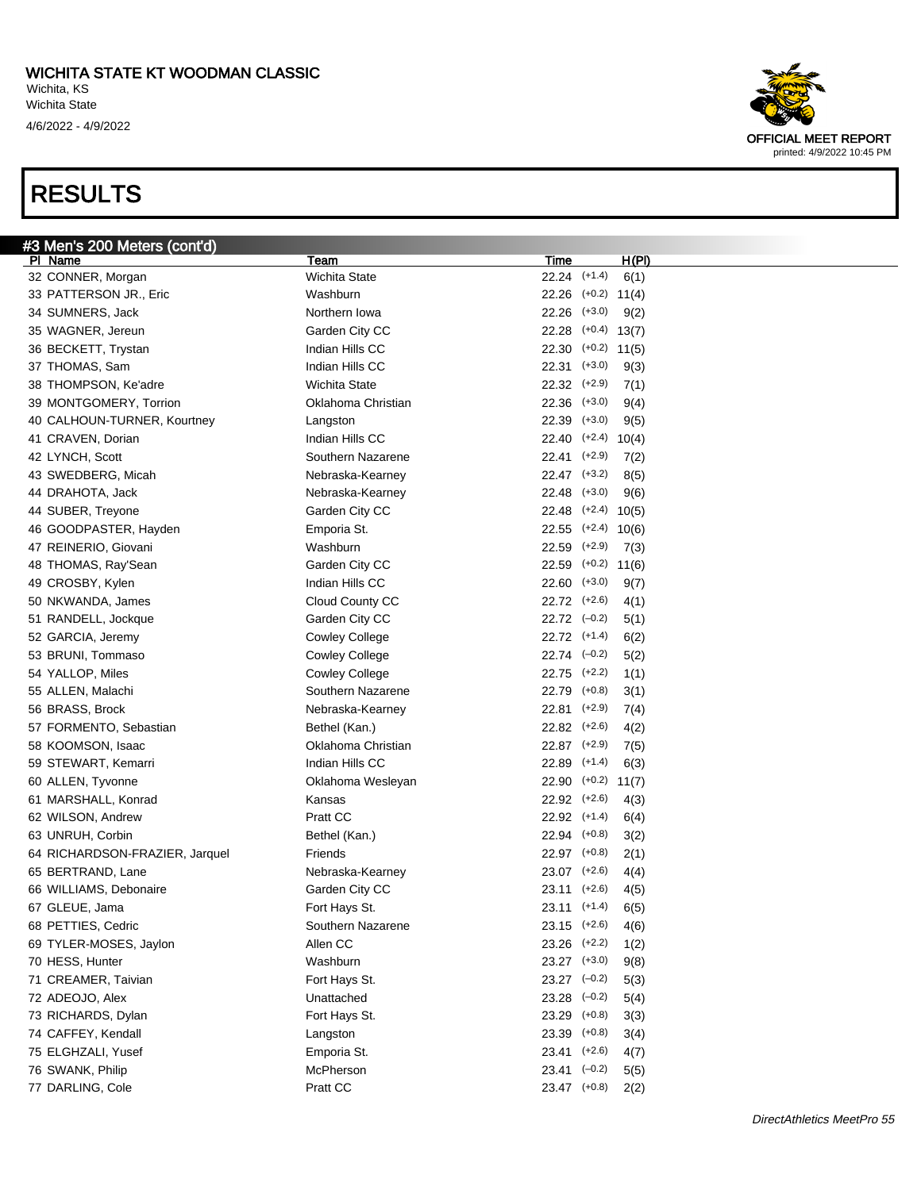# WICHITA STATE KT WOODMAN CLASSIC

Wichita, KS
Wichita State
4/6/2022 - 4/9/2022

OFFICIAL MEET REPORT
printed: 4/9/2022 10:45 PM

# RESULTS

## #3 Men's 200 Meters (cont'd)

| Pl | Name | Team | Time | Wind | H(Pl) |
|---|---|---|---|---|---|
| 32 | CONNER, Morgan | Wichita State | 22.24 | (+1.4) | 6(1) |
| 33 | PATTERSON JR., Eric | Washburn | 22.26 | (+0.2) | 11(4) |
| 34 | SUMNERS, Jack | Northern Iowa | 22.26 | (+3.0) | 9(2) |
| 35 | WAGNER, Jereun | Garden City CC | 22.28 | (+0.4) | 13(7) |
| 36 | BECKETT, Trystan | Indian Hills CC | 22.30 | (+0.2) | 11(5) |
| 37 | THOMAS, Sam | Indian Hills CC | 22.31 | (+3.0) | 9(3) |
| 38 | THOMPSON, Ke'adre | Wichita State | 22.32 | (+2.9) | 7(1) |
| 39 | MONTGOMERY, Torrion | Oklahoma Christian | 22.36 | (+3.0) | 9(4) |
| 40 | CALHOUN-TURNER, Kourtney | Langston | 22.39 | (+3.0) | 9(5) |
| 41 | CRAVEN, Dorian | Indian Hills CC | 22.40 | (+2.4) | 10(4) |
| 42 | LYNCH, Scott | Southern Nazarene | 22.41 | (+2.9) | 7(2) |
| 43 | SWEDBERG, Micah | Nebraska-Kearney | 22.47 | (+3.2) | 8(5) |
| 44 | DRAHOTA, Jack | Nebraska-Kearney | 22.48 | (+3.0) | 9(6) |
| 44 | SUBER, Treyone | Garden City CC | 22.48 | (+2.4) | 10(5) |
| 46 | GOODPASTER, Hayden | Emporia St. | 22.55 | (+2.4) | 10(6) |
| 47 | REINERIO, Giovani | Washburn | 22.59 | (+2.9) | 7(3) |
| 48 | THOMAS, Ray'Sean | Garden City CC | 22.59 | (+0.2) | 11(6) |
| 49 | CROSBY, Kylen | Indian Hills CC | 22.60 | (+3.0) | 9(7) |
| 50 | NKWANDA, James | Cloud County CC | 22.72 | (+2.6) | 4(1) |
| 51 | RANDELL, Jockque | Garden City CC | 22.72 | (−0.2) | 5(1) |
| 52 | GARCIA, Jeremy | Cowley College | 22.72 | (+1.4) | 6(2) |
| 53 | BRUNI, Tommaso | Cowley College | 22.74 | (−0.2) | 5(2) |
| 54 | YALLOP, Miles | Cowley College | 22.75 | (+2.2) | 1(1) |
| 55 | ALLEN, Malachi | Southern Nazarene | 22.79 | (+0.8) | 3(1) |
| 56 | BRASS, Brock | Nebraska-Kearney | 22.81 | (+2.9) | 7(4) |
| 57 | FORMENTO, Sebastian | Bethel (Kan.) | 22.82 | (+2.6) | 4(2) |
| 58 | KOOMSON, Isaac | Oklahoma Christian | 22.87 | (+2.9) | 7(5) |
| 59 | STEWART, Kemarri | Indian Hills CC | 22.89 | (+1.4) | 6(3) |
| 60 | ALLEN, Tyvonne | Oklahoma Wesleyan | 22.90 | (+0.2) | 11(7) |
| 61 | MARSHALL, Konrad | Kansas | 22.92 | (+2.6) | 4(3) |
| 62 | WILSON, Andrew | Pratt CC | 22.92 | (+1.4) | 6(4) |
| 63 | UNRUH, Corbin | Bethel (Kan.) | 22.94 | (+0.8) | 3(2) |
| 64 | RICHARDSON-FRAZIER, Jarquel | Friends | 22.97 | (+0.8) | 2(1) |
| 65 | BERTRAND, Lane | Nebraska-Kearney | 23.07 | (+2.6) | 4(4) |
| 66 | WILLIAMS, Debonaire | Garden City CC | 23.11 | (+2.6) | 4(5) |
| 67 | GLEUE, Jama | Fort Hays St. | 23.11 | (+1.4) | 6(5) |
| 68 | PETTIES, Cedric | Southern Nazarene | 23.15 | (+2.6) | 4(6) |
| 69 | TYLER-MOSES, Jaylon | Allen CC | 23.26 | (+2.2) | 1(2) |
| 70 | HESS, Hunter | Washburn | 23.27 | (+3.0) | 9(8) |
| 71 | CREAMER, Taivian | Fort Hays St. | 23.27 | (−0.2) | 5(3) |
| 72 | ADEOJO, Alex | Unattached | 23.28 | (−0.2) | 5(4) |
| 73 | RICHARDS, Dylan | Fort Hays St. | 23.29 | (+0.8) | 3(3) |
| 74 | CAFFEY, Kendall | Langston | 23.39 | (+0.8) | 3(4) |
| 75 | ELGHZALI, Yusef | Emporia St. | 23.41 | (+2.6) | 4(7) |
| 76 | SWANK, Philip | McPherson | 23.41 | (−0.2) | 5(5) |
| 77 | DARLING, Cole | Pratt CC | 23.47 | (+0.8) | 2(2) |

*DirectAthletics MeetPro 55*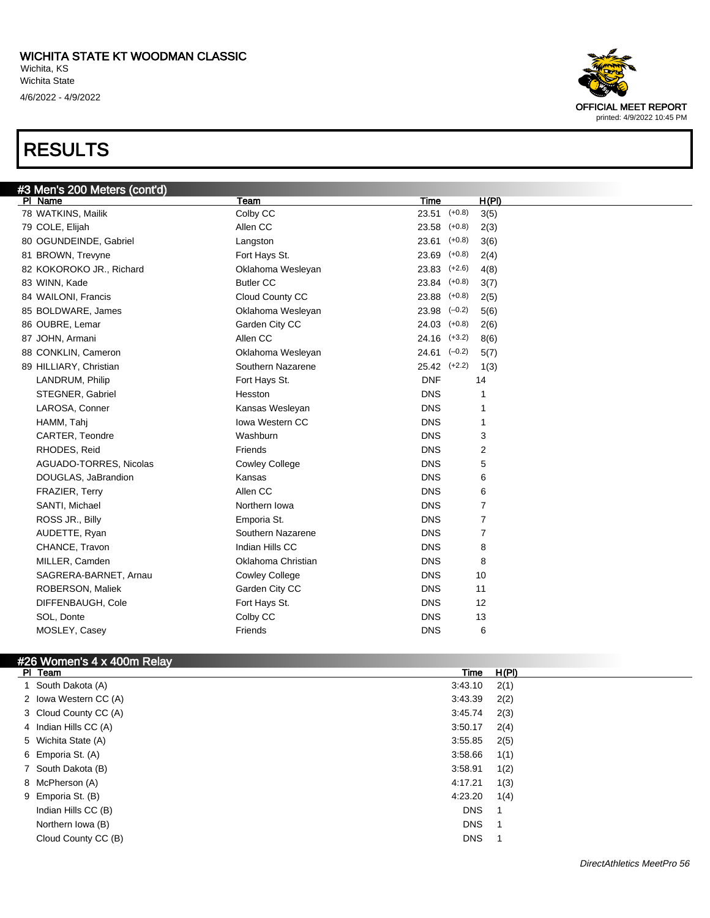# WICHITA STATE KT WOODMAN CLASSIC

Wichita, KS
Wichita State
4/6/2022 - 4/9/2022

OFFICIAL MEET REPORT
printed: 4/9/2022 10:45 PM

# RESULTS

## #3 Men's 200 Meters (cont'd)

| Pl | Name | Team | Time | Wind | H(Pl) |
|---|---|---|---|---|---|
| 78 | WATKINS, Mailik | Colby CC | 23.51 | (+0.8) | 3(5) |
| 79 | COLE, Elijah | Allen CC | 23.58 | (+0.8) | 2(3) |
| 80 | OGUNDEINDE, Gabriel | Langston | 23.61 | (+0.8) | 3(6) |
| 81 | BROWN, Trevyne | Fort Hays St. | 23.69 | (+0.8) | 2(4) |
| 82 | KOKOROKO JR., Richard | Oklahoma Wesleyan | 23.83 | (+2.6) | 4(8) |
| 83 | WINN, Kade | Butler CC | 23.84 | (+0.8) | 3(7) |
| 84 | WAILONI, Francis | Cloud County CC | 23.88 | (+0.8) | 2(5) |
| 85 | BOLDWARE, James | Oklahoma Wesleyan | 23.98 | (–0.2) | 5(6) |
| 86 | OUBRE, Lemar | Garden City CC | 24.03 | (+0.8) | 2(6) |
| 87 | JOHN, Armani | Allen CC | 24.16 | (+3.2) | 8(6) |
| 88 | CONKLIN, Cameron | Oklahoma Wesleyan | 24.61 | (–0.2) | 5(7) |
| 89 | HILLIARY, Christian | Southern Nazarene | 25.42 | (+2.2) | 1(3) |
| | LANDRUM, Philip | Fort Hays St. | DNF | | 14 |
| | STEGNER, Gabriel | Hesston | DNS | | 1 |
| | LAROSA, Conner | Kansas Wesleyan | DNS | | 1 |
| | HAMM, Tahj | Iowa Western CC | DNS | | 1 |
| | CARTER, Teondre | Washburn | DNS | | 3 |
| | RHODES, Reid | Friends | DNS | | 2 |
| | AGUADO-TORRES, Nicolas | Cowley College | DNS | | 5 |
| | DOUGLAS, JaBrandion | Kansas | DNS | | 6 |
| | FRAZIER, Terry | Allen CC | DNS | | 6 |
| | SANTI, Michael | Northern Iowa | DNS | | 7 |
| | ROSS JR., Billy | Emporia St. | DNS | | 7 |
| | AUDETTE, Ryan | Southern Nazarene | DNS | | 7 |
| | CHANCE, Travon | Indian Hills CC | DNS | | 8 |
| | MILLER, Camden | Oklahoma Christian | DNS | | 8 |
| | SAGRERA-BARNET, Arnau | Cowley College | DNS | | 10 |
| | ROBERSON, Maliek | Garden City CC | DNS | | 11 |
| | DIFFENBAUGH, Cole | Fort Hays St. | DNS | | 12 |
| | SOL, Donte | Colby CC | DNS | | 13 |
| | MOSLEY, Casey | Friends | DNS | | 6 |

## #26 Women's 4 x 400m Relay

| Pl | Team | Time | H(Pl) |
|---|---|---|---|
| 1 | South Dakota (A) | 3:43.10 | 2(1) |
| 2 | Iowa Western CC (A) | 3:43.39 | 2(2) |
| 3 | Cloud County CC (A) | 3:45.74 | 2(3) |
| 4 | Indian Hills CC (A) | 3:50.17 | 2(4) |
| 5 | Wichita State (A) | 3:55.85 | 2(5) |
| 6 | Emporia St. (A) | 3:58.66 | 1(1) |
| 7 | South Dakota (B) | 3:58.91 | 1(2) |
| 8 | McPherson (A) | 4:17.21 | 1(3) |
| 9 | Emporia St. (B) | 4:23.20 | 1(4) |
| | Indian Hills CC (B) | DNS | 1 |
| | Northern Iowa (B) | DNS | 1 |
| | Cloud County CC (B) | DNS | 1 |

DirectAthletics MeetPro 56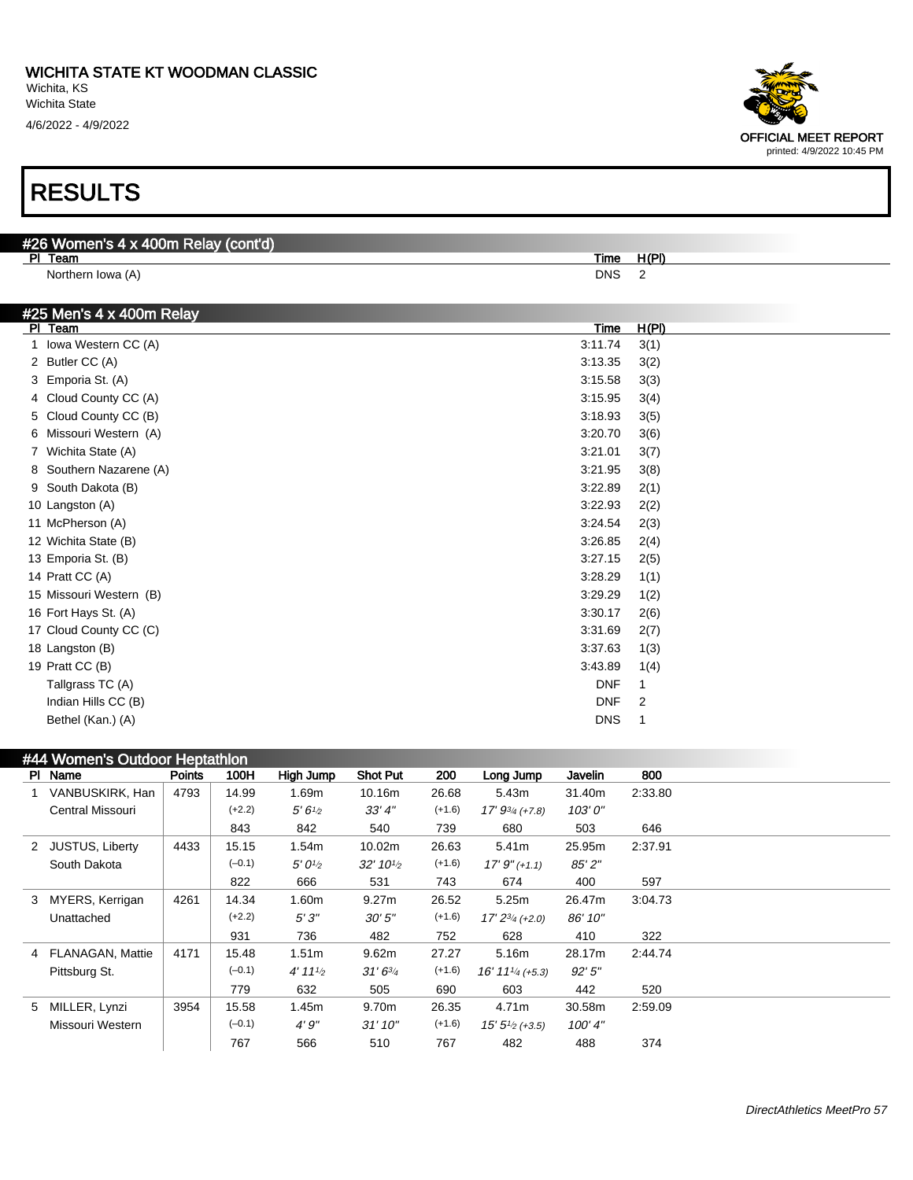# WICHITA STATE KT WOODMAN CLASSIC

Wichita, KS
Wichita State
4/6/2022 - 4/9/2022

OFFICIAL MEET REPORT
printed: 4/9/2022 10:45 PM

# RESULTS

## #26 Women's 4 x 400m Relay (cont'd)

| Pl | Team | Time | H(Pl) |
|---|---|---|---|
| | Northern Iowa (A) | DNS | 2 |

## #25 Men's 4 x 400m Relay

| Pl | Team | Time | H(Pl) |
|---|---|---|---|
| 1 | Iowa Western CC (A) | 3:11.74 | 3(1) |
| 2 | Butler CC (A) | 3:13.35 | 3(2) |
| 3 | Emporia St. (A) | 3:15.58 | 3(3) |
| 4 | Cloud County CC (A) | 3:15.95 | 3(4) |
| 5 | Cloud County CC (B) | 3:18.93 | 3(5) |
| 6 | Missouri Western (A) | 3:20.70 | 3(6) |
| 7 | Wichita State (A) | 3:21.01 | 3(7) |
| 8 | Southern Nazarene (A) | 3:21.95 | 3(8) |
| 9 | South Dakota (B) | 3:22.89 | 2(1) |
| 10 | Langston (A) | 3:22.93 | 2(2) |
| 11 | McPherson (A) | 3:24.54 | 2(3) |
| 12 | Wichita State (B) | 3:26.85 | 2(4) |
| 13 | Emporia St. (B) | 3:27.15 | 2(5) |
| 14 | Pratt CC (A) | 3:28.29 | 1(1) |
| 15 | Missouri Western (B) | 3:29.29 | 1(2) |
| 16 | Fort Hays St. (A) | 3:30.17 | 2(6) |
| 17 | Cloud County CC (C) | 3:31.69 | 2(7) |
| 18 | Langston (B) | 3:37.63 | 1(3) |
| 19 | Pratt CC (B) | 3:43.89 | 1(4) |
| | Tallgrass TC (A) | DNF | 1 |
| | Indian Hills CC (B) | DNF | 2 |
| | Bethel (Kan.) (A) | DNS | 1 |

## #44 Women's Outdoor Heptathlon

| Pl | Name | Points | 100H | High Jump | Shot Put | 200 | Long Jump | Javelin | 800 |
|---|---|---|---|---|---|---|---|---|---|
| 1 | VANBUSKIRK, Han | 4793 | 14.99 | 1.69m | 10.16m | 26.68 | 5.43m | 31.40m | 2:33.80 |
| | Central Missouri | | (+2.2) | 5' 6½ | 33' 4" | (+1.6) | 17' 9¾ (+7.8) | 103' 0" | |
| | | | 843 | 842 | 540 | 739 | 680 | 503 | 646 |
| 2 | JUSTUS, Liberty | 4433 | 15.15 | 1.54m | 10.02m | 26.63 | 5.41m | 25.95m | 2:37.91 |
| | South Dakota | | (–0.1) | 5' 0½ | 32' 10½ | (+1.6) | 17' 9" (+1.1) | 85' 2" | |
| | | | 822 | 666 | 531 | 743 | 674 | 400 | 597 |
| 3 | MYERS, Kerrigan | 4261 | 14.34 | 1.60m | 9.27m | 26.52 | 5.25m | 26.47m | 3:04.73 |
| | Unattached | | (+2.2) | 5' 3" | 30' 5" | (+1.6) | 17' 2¾ (+2.0) | 86' 10" | |
| | | | 931 | 736 | 482 | 752 | 628 | 410 | 322 |
| 4 | FLANAGAN, Mattie | 4171 | 15.48 | 1.51m | 9.62m | 27.27 | 5.16m | 28.17m | 2:44.74 |
| | Pittsburg St. | | (–0.1) | 4' 11½ | 31' 6¾ | (+1.6) | 16' 11¼ (+5.3) | 92' 5" | |
| | | | 779 | 632 | 505 | 690 | 603 | 442 | 520 |
| 5 | MILLER, Lynzi | 3954 | 15.58 | 1.45m | 9.70m | 26.35 | 4.71m | 30.58m | 2:59.09 |
| | Missouri Western | | (–0.1) | 4' 9" | 31' 10" | (+1.6) | 15' 5½ (+3.5) | 100' 4" | |
| | | | 767 | 566 | 510 | 767 | 482 | 488 | 374 |

DirectAthletics MeetPro 57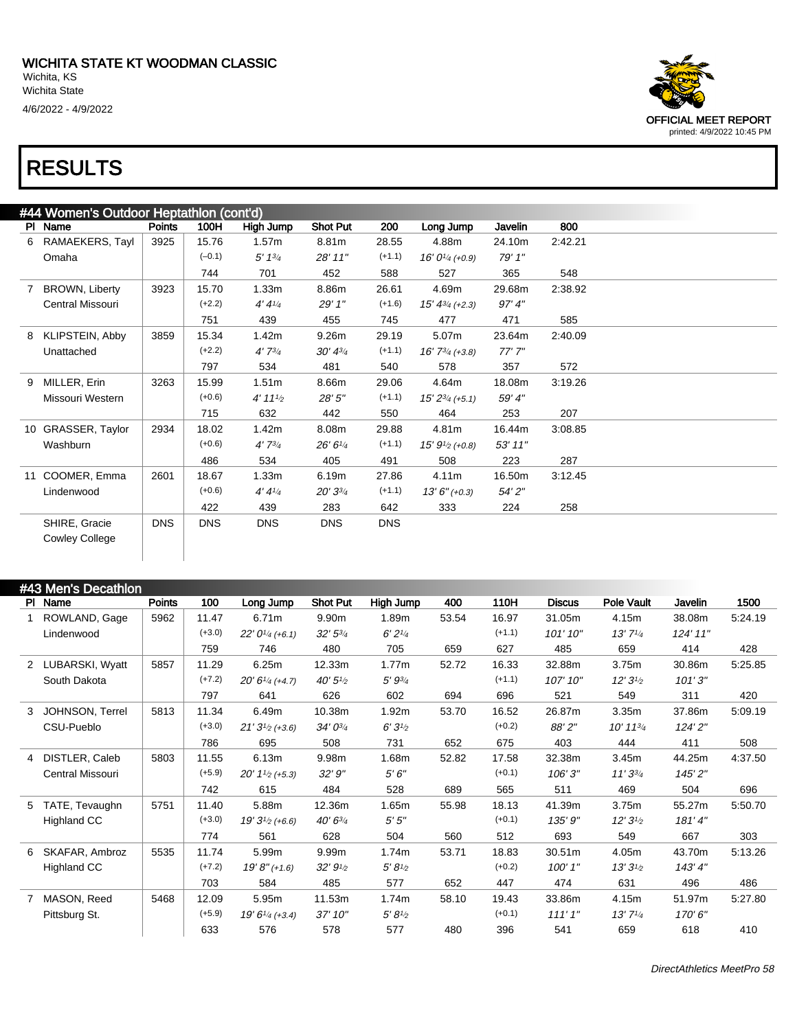# WICHITA STATE KT WOODMAN CLASSIC

Wichita, KS
Wichita State
4/6/2022 - 4/9/2022

OFFICIAL MEET REPORT
printed: 4/9/2022 10:45 PM

# RESULTS

## #44 Women's Outdoor Heptathlon (cont'd)

| Pl | Name | Points | 100H | High Jump | Shot Put | 200 | Long Jump | Javelin | 800 |
|---|---|---|---|---|---|---|---|---|---|
| 6 | RAMAEKERS, Tayl<br>Omaha | 3925 | 15.76<br>(–0.1)<br>744 | 1.57m<br>5' 1¾<br>701 | 8.81m<br>28' 11"<br>452 | 28.55<br>(+1.1)<br>588 | 4.88m<br>16' 0¼ (+0.9)<br>527 | 24.10m<br>79' 1"<br>365 | 2:42.21<br><br>548 |
| 7 | BROWN, Liberty<br>Central Missouri | 3923 | 15.70<br>(+2.2)<br>751 | 1.33m<br>4' 4¼<br>439 | 8.86m<br>29' 1"<br>455 | 26.61<br>(+1.6)<br>745 | 4.69m<br>15' 4¾ (+2.3)<br>477 | 29.68m<br>97' 4"<br>471 | 2:38.92<br><br>585 |
| 8 | KLIPSTEIN, Abby<br>Unattached | 3859 | 15.34<br>(+2.2)<br>797 | 1.42m<br>4' 7¾<br>534 | 9.26m<br>30' 4¾<br>481 | 29.19<br>(+1.1)<br>540 | 5.07m<br>16' 7¾ (+3.8)<br>578 | 23.64m<br>77' 7"<br>357 | 2:40.09<br><br>572 |
| 9 | MILLER, Erin<br>Missouri Western | 3263 | 15.99<br>(+0.6)<br>715 | 1.51m<br>4' 11½<br>632 | 8.66m<br>28' 5"<br>442 | 29.06<br>(+1.1)<br>550 | 4.64m<br>15' 2¾ (+5.1)<br>464 | 18.08m<br>59' 4"<br>253 | 3:19.26<br><br>207 |
| 10 | GRASSER, Taylor<br>Washburn | 2934 | 18.02<br>(+0.6)<br>486 | 1.42m<br>4' 7¾<br>534 | 8.08m<br>26' 6¼<br>405 | 29.88<br>(+1.1)<br>491 | 4.81m<br>15' 9½ (+0.8)<br>508 | 16.44m<br>53' 11"<br>223 | 3:08.85<br><br>287 |
| 11 | COOMER, Emma<br>Lindenwood | 2601 | 18.67<br>(+0.6)<br>422 | 1.33m<br>4' 4¼<br>439 | 6.19m<br>20' 3¾<br>283 | 27.86<br>(+1.1)<br>642 | 4.11m<br>13' 6" (+0.3)<br>333 | 16.50m<br>54' 2"<br>224 | 3:12.45<br><br>258 |
| | SHIRE, Gracie<br>Cowley College | DNS | DNS | DNS | DNS | DNS | | | |

## #43 Men's Decathlon

| Pl | Name | Points | 100 | Long Jump | Shot Put | High Jump | 400 | 110H | Discus | Pole Vault | Javelin | 1500 |
|---|---|---|---|---|---|---|---|---|---|---|---|---|
| 1 | ROWLAND, Gage<br>Lindenwood | 5962 | 11.47<br>(+3.0)<br>759 | 6.71m<br>22' 0¼ (+6.1)<br>746 | 9.90m<br>32' 5¾<br>480 | 1.89m<br>6' 2¼<br>705 | 53.54<br><br>659 | 16.97<br>(+1.1)<br>627 | 31.05m<br>101' 10"<br>485 | 4.15m<br>13' 7¼<br>659 | 38.08m<br>124' 11"<br>414 | 5:24.19<br><br>428 |
| 2 | LUBARSKI, Wyatt<br>South Dakota | 5857 | 11.29<br>(+7.2)<br>797 | 6.25m<br>20' 6¼ (+4.7)<br>641 | 12.33m<br>40' 5½<br>626 | 1.77m<br>5' 9¾<br>602 | 52.72<br><br>694 | 16.33<br>(+1.1)<br>696 | 32.88m<br>107' 10"<br>521 | 3.75m<br>12' 3½<br>549 | 30.86m<br>101' 3"<br>311 | 5:25.85<br><br>420 |
| 3 | JOHNSON, Terrel<br>CSU-Pueblo | 5813 | 11.34<br>(+3.0)<br>786 | 6.49m<br>21' 3½ (+3.6)<br>695 | 10.38m<br>34' 0¾<br>508 | 1.92m<br>6' 3½<br>731 | 53.70<br><br>652 | 16.52<br>(+0.2)<br>675 | 26.87m<br>88' 2"<br>403 | 3.35m<br>10' 11¾<br>444 | 37.86m<br>124' 2"<br>411 | 5:09.19<br><br>508 |
| 4 | DISTLER, Caleb<br>Central Missouri | 5803 | 11.55<br>(+5.9)<br>742 | 6.13m<br>20' 1½ (+5.3)<br>615 | 9.98m<br>32' 9"<br>484 | 1.68m<br>5' 6"<br>528 | 52.82<br><br>689 | 17.58<br>(+0.1)<br>565 | 32.38m<br>106' 3"<br>511 | 3.45m<br>11' 3¾<br>469 | 44.25m<br>145' 2"<br>504 | 4:37.50<br><br>696 |
| 5 | TATE, Tevaughn<br>Highland CC | 5751 | 11.40<br>(+3.0)<br>774 | 5.88m<br>19' 3½ (+6.6)<br>561 | 12.36m<br>40' 6¾<br>628 | 1.65m<br>5' 5"<br>504 | 55.98<br><br>560 | 18.13<br>(+0.1)<br>512 | 41.39m<br>135' 9"<br>693 | 3.75m<br>12' 3½<br>549 | 55.27m<br>181' 4"<br>667 | 5:50.70<br><br>303 |
| 6 | SKAFAR, Ambroz<br>Highland CC | 5535 | 11.74<br>(+7.2)<br>703 | 5.99m<br>19' 8" (+1.6)<br>584 | 9.99m<br>32' 9½<br>485 | 1.74m<br>5' 8½<br>577 | 53.71<br><br>652 | 18.83<br>(+0.2)<br>447 | 30.51m<br>100' 1"<br>474 | 4.05m<br>13' 3½<br>631 | 43.70m<br>143' 4"<br>496 | 5:13.26<br><br>486 |
| 7 | MASON, Reed<br>Pittsburg St. | 5468 | 12.09<br>(+5.9)<br>633 | 5.95m<br>19' 6¼ (+3.4)<br>576 | 11.53m<br>37' 10"<br>578 | 1.74m<br>5' 8½<br>577 | 58.10<br><br>480 | 19.43<br>(+0.1)<br>396 | 33.86m<br>111' 1"<br>541 | 4.15m<br>13' 7¼<br>659 | 51.97m<br>170' 6"<br>618 | 5:27.80<br><br>410 |

DirectAthletics MeetPro 58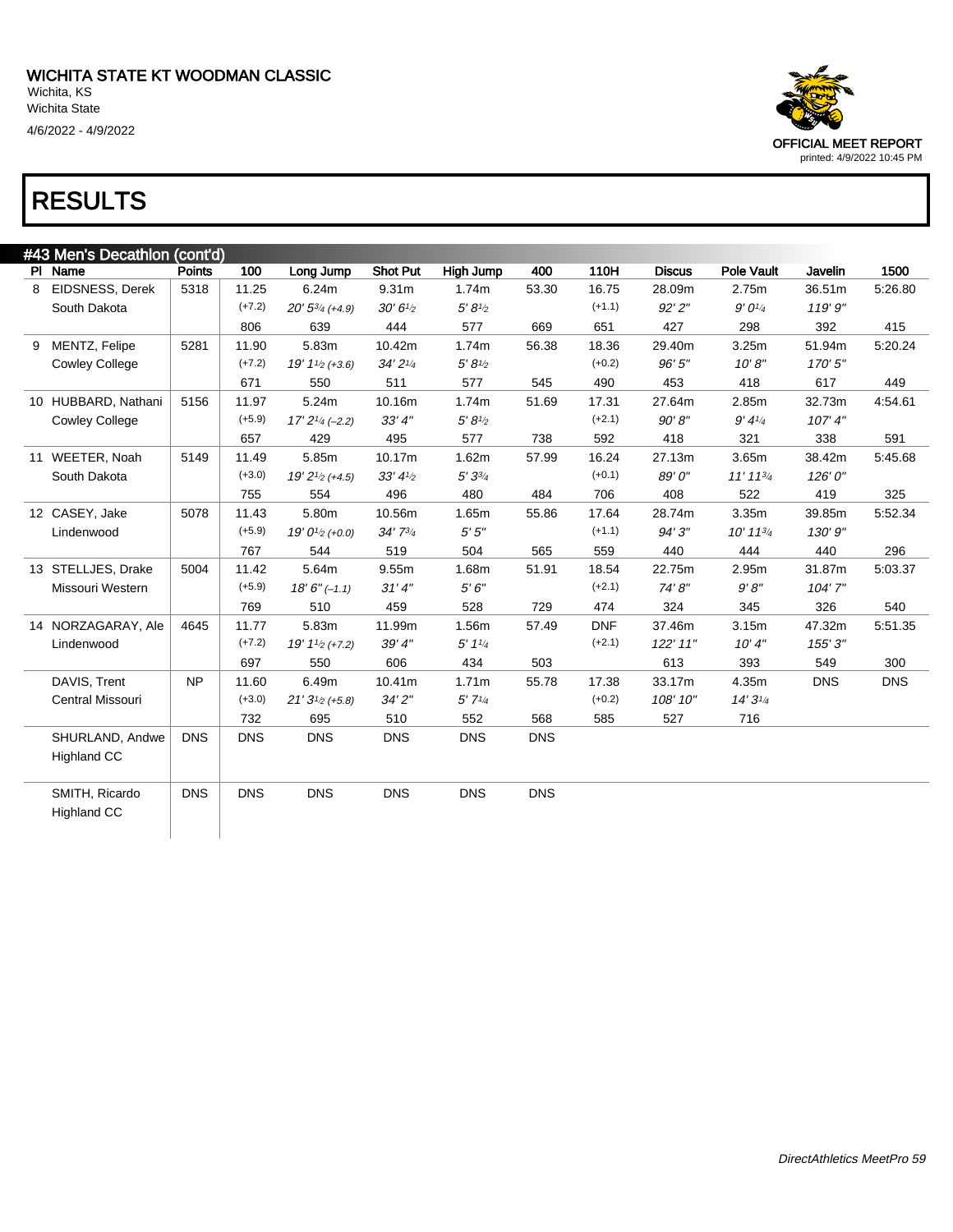WICHITA STATE KT WOODMAN CLASSIC
Wichita, KS
Wichita State
4/6/2022 - 4/9/2022

OFFICIAL MEET REPORT
printed: 4/9/2022 10:45 PM

# RESULTS

## #43 Men's Decathlon (cont'd)

| Pl | Name | Points | 100 | Long Jump | Shot Put | High Jump | 400 | 110H | Discus | Pole Vault | Javelin | 1500 |
|---|---|---|---|---|---|---|---|---|---|---|---|---|
| 8 | EIDSNESS, Derek | 5318 | 11.25 | 6.24m | 9.31m | 1.74m | 53.30 | 16.75 | 28.09m | 2.75m | 36.51m | 5:26.80 |
| | South Dakota | | (+7.2) | *20' 5¾ (+4.9)* | *30' 6½* | *5' 8½* | | (+1.1) | *92' 2"* | *9' 0¼* | *119' 9"* | |
| | | | 806 | 639 | 444 | 577 | 669 | 651 | 427 | 298 | 392 | 415 |
| 9 | MENTZ, Felipe | 5281 | 11.90 | 5.83m | 10.42m | 1.74m | 56.38 | 18.36 | 29.40m | 3.25m | 51.94m | 5:20.24 |
| | Cowley College | | (+7.2) | *19' 1½ (+3.6)* | *34' 2¼* | *5' 8½* | | (+0.2) | *96' 5"* | *10' 8"* | *170' 5"* | |
| | | | 671 | 550 | 511 | 577 | 545 | 490 | 453 | 418 | 617 | 449 |
| 10 | HUBBARD, Nathani | 5156 | 11.97 | 5.24m | 10.16m | 1.74m | 51.69 | 17.31 | 27.64m | 2.85m | 32.73m | 4:54.61 |
| | Cowley College | | (+5.9) | *17' 2¼ (–2.2)* | *33' 4"* | *5' 8½* | | (+2.1) | *90' 8"* | *9' 4¼* | *107' 4"* | |
| | | | 657 | 429 | 495 | 577 | 738 | 592 | 418 | 321 | 338 | 591 |
| 11 | WEETER, Noah | 5149 | 11.49 | 5.85m | 10.17m | 1.62m | 57.99 | 16.24 | 27.13m | 3.65m | 38.42m | 5:45.68 |
| | South Dakota | | (+3.0) | *19' 2½ (+4.5)* | *33' 4½* | *5' 3¾* | | (+0.1) | *89' 0"* | *11' 11¾* | *126' 0"* | |
| | | | 755 | 554 | 496 | 480 | 484 | 706 | 408 | 522 | 419 | 325 |
| 12 | CASEY, Jake | 5078 | 11.43 | 5.80m | 10.56m | 1.65m | 55.86 | 17.64 | 28.74m | 3.35m | 39.85m | 5:52.34 |
| | Lindenwood | | (+5.9) | *19' 0½ (+0.0)* | *34' 7¾* | *5' 5"* | | (+1.1) | *94' 3"* | *10' 11¾* | *130' 9"* | |
| | | | 767 | 544 | 519 | 504 | 565 | 559 | 440 | 444 | 440 | 296 |
| 13 | STELLJES, Drake | 5004 | 11.42 | 5.64m | 9.55m | 1.68m | 51.91 | 18.54 | 22.75m | 2.95m | 31.87m | 5:03.37 |
| | Missouri Western | | (+5.9) | *18' 6" (–1.1)* | *31' 4"* | *5' 6"* | | (+2.1) | *74' 8"* | *9' 8"* | *104' 7"* | |
| | | | 769 | 510 | 459 | 528 | 729 | 474 | 324 | 345 | 326 | 540 |
| 14 | NORZAGARAY, Ale | 4645 | 11.77 | 5.83m | 11.99m | 1.56m | 57.49 | DNF | 37.46m | 3.15m | 47.32m | 5:51.35 |
| | Lindenwood | | (+7.2) | *19' 1½ (+7.2)* | *39' 4"* | *5' 1¼* | | (+2.1) | *122' 11"* | *10' 4"* | *155' 3"* | |
| | | | 697 | 550 | 606 | 434 | 503 | | 613 | 393 | 549 | 300 |
| | DAVIS, Trent | NP | 11.60 | 6.49m | 10.41m | 1.71m | 55.78 | 17.38 | 33.17m | 4.35m | DNS | DNS |
| | Central Missouri | | (+3.0) | *21' 3½ (+5.8)* | *34' 2"* | *5' 7¼* | | (+0.2) | *108' 10"* | *14' 3¼* | | |
| | | | 732 | 695 | 510 | 552 | 568 | 585 | 527 | 716 | | |
| | SHURLAND, Andwe | DNS | DNS | DNS | DNS | DNS | DNS | | | | | |
| | Highland CC | | | | | | | | | | | |
| | SMITH, Ricardo | DNS | DNS | DNS | DNS | DNS | DNS | | | | | |
| | Highland CC | | | | | | | | | | | |

DirectAthletics MeetPro 59